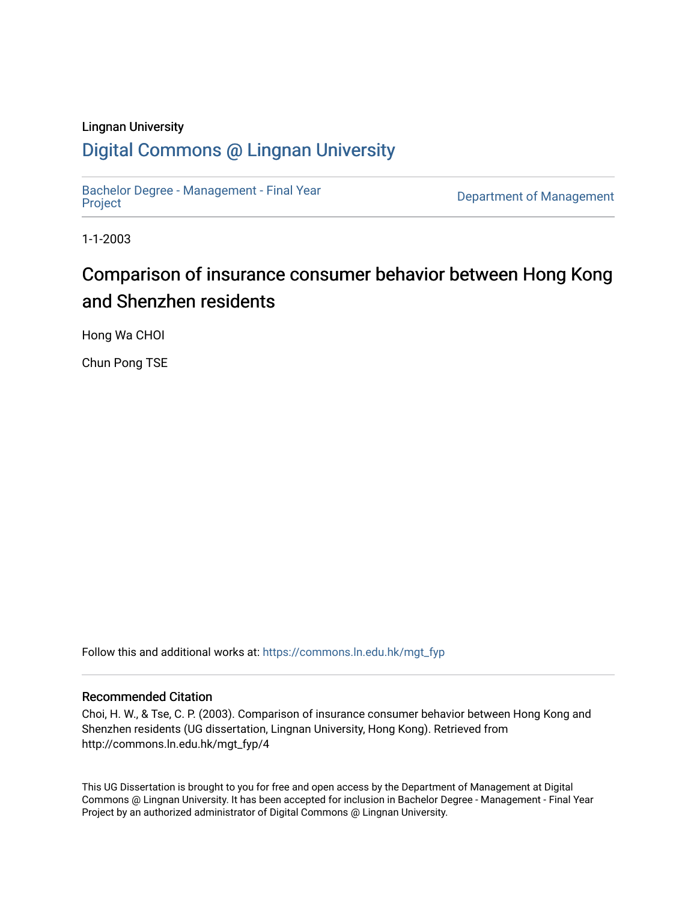Lingnan University

# Digital Commons @ Lingnan University

Bachelor Degree - Management - Final Year Project

Department of Management

1-1-2003

## Comparison of insurance consumer behavior between Hong Kong and Shenzhen residents

Hong Wa CHOI

Chun Pong TSE

Follow this and additional works at: https://commons.ln.edu.hk/mgt_fyp

### Recommended Citation

Choi, H. W., & Tse, C. P. (2003). Comparison of insurance consumer behavior between Hong Kong and Shenzhen residents (UG dissertation, Lingnan University, Hong Kong). Retrieved from http://commons.ln.edu.hk/mgt_fyp/4

This UG Dissertation is brought to you for free and open access by the Department of Management at Digital Commons @ Lingnan University. It has been accepted for inclusion in Bachelor Degree - Management - Final Year Project by an authorized administrator of Digital Commons @ Lingnan University.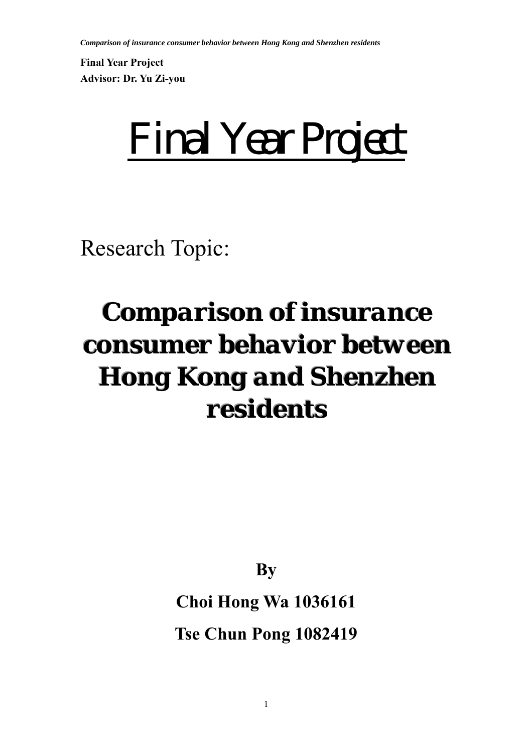**Final Year Project**
**Advisor: Dr. Yu Zi-you**

# Final Year Project

Research Topic:

## Comparison of insurance consumer behavior between Hong Kong and Shenzhen residents

**By**

**Choi Hong Wa 1036161**

**Tse Chun Pong 1082419**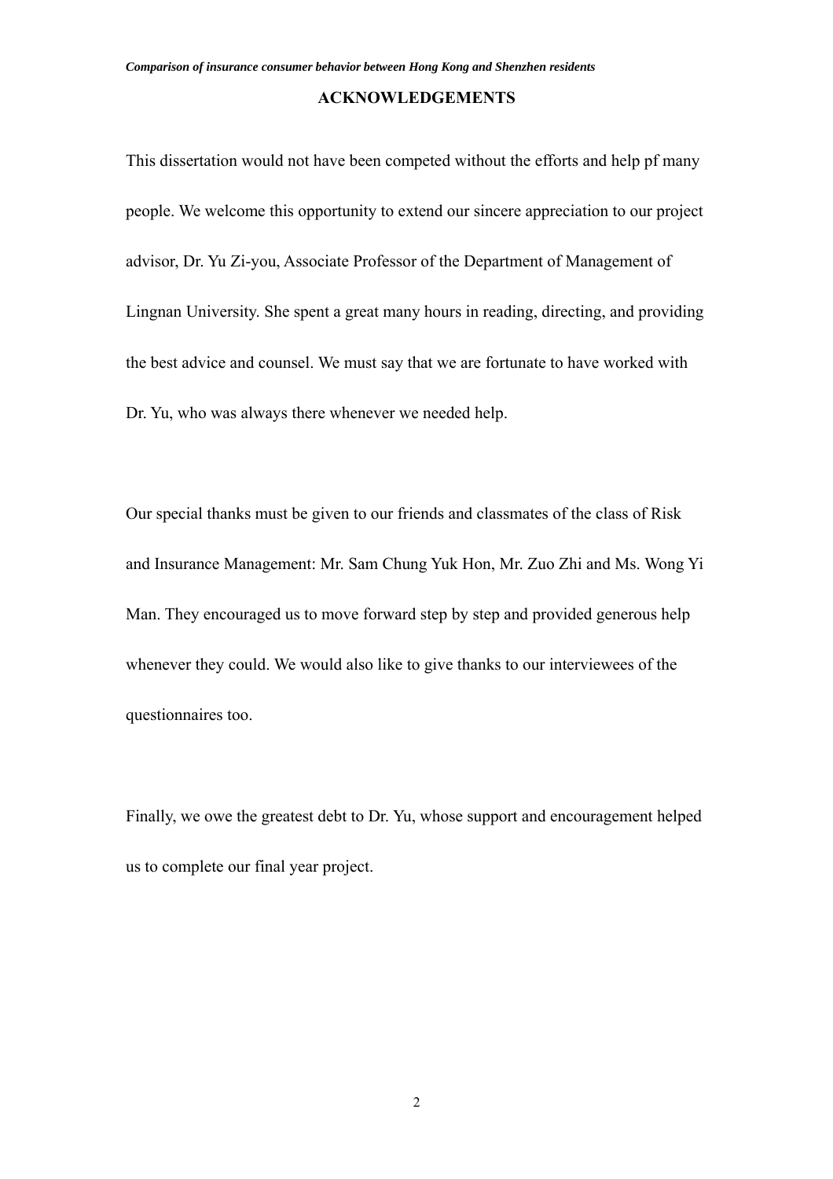## ACKNOWLEDGEMENTS

This dissertation would not have been competed without the efforts and help pf many people. We welcome this opportunity to extend our sincere appreciation to our project advisor, Dr. Yu Zi-you, Associate Professor of the Department of Management of Lingnan University. She spent a great many hours in reading, directing, and providing the best advice and counsel. We must say that we are fortunate to have worked with Dr. Yu, who was always there whenever we needed help.

Our special thanks must be given to our friends and classmates of the class of Risk and Insurance Management: Mr. Sam Chung Yuk Hon, Mr. Zuo Zhi and Ms. Wong Yi Man. They encouraged us to move forward step by step and provided generous help whenever they could. We would also like to give thanks to our interviewees of the questionnaires too.

Finally, we owe the greatest debt to Dr. Yu, whose support and encouragement helped us to complete our final year project.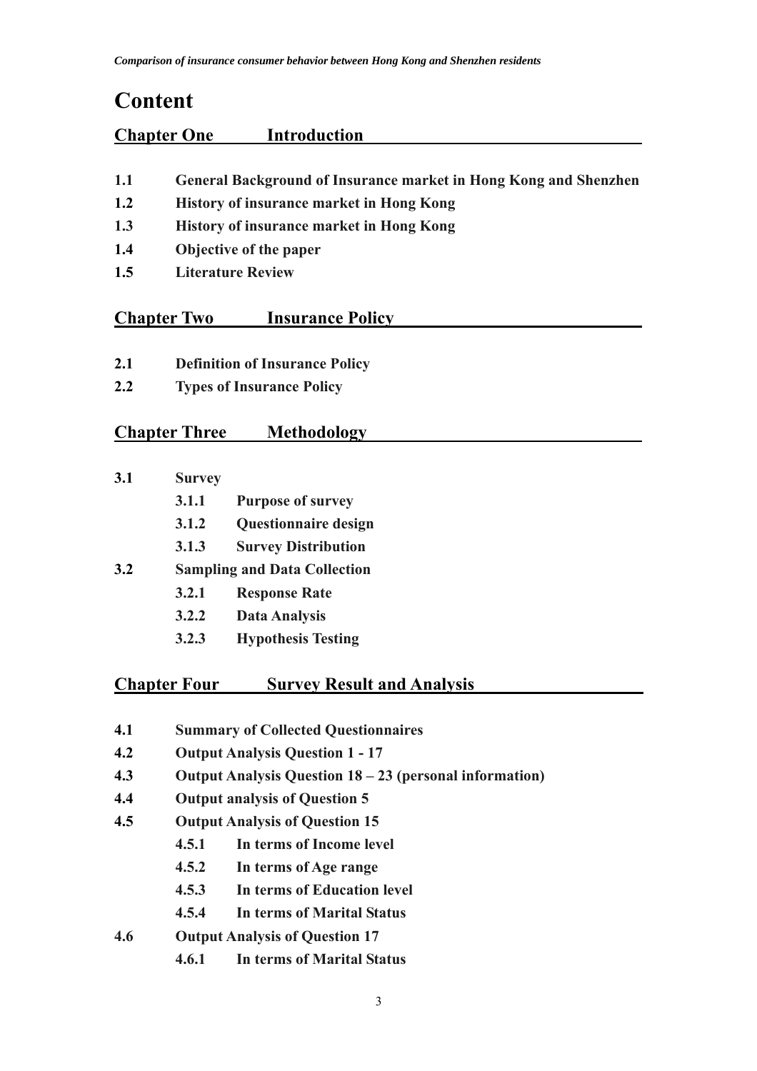# Content

## Chapter One Introduction

**1.1 General Background of Insurance market in Hong Kong and Shenzhen**

**1.2 History of insurance market in Hong Kong**

**1.3 History of insurance market in Hong Kong**

**1.4 Objective of the paper**

**1.5 Literature Review**

## Chapter Two Insurance Policy

**2.1 Definition of Insurance Policy**

**2.2 Types of Insurance Policy**

## Chapter Three Methodology

**3.1 Survey**

- **3.1.1 Purpose of survey**
- **3.1.2 Questionnaire design**
- **3.1.3 Survey Distribution**

**3.2 Sampling and Data Collection**

- **3.2.1 Response Rate**
- **3.2.2 Data Analysis**
- **3.2.3 Hypothesis Testing**

## Chapter Four Survey Result and Analysis

**4.1 Summary of Collected Questionnaires**

**4.2 Output Analysis Question 1 - 17**

**4.3 Output Analysis Question 18 – 23 (personal information)**

**4.4 Output analysis of Question 5**

**4.5 Output Analysis of Question 15**

- **4.5.1 In terms of Income level**
- **4.5.2 In terms of Age range**
- **4.5.3 In terms of Education level**
- **4.5.4 In terms of Marital Status**

**4.6 Output Analysis of Question 17**

- **4.6.1 In terms of Marital Status**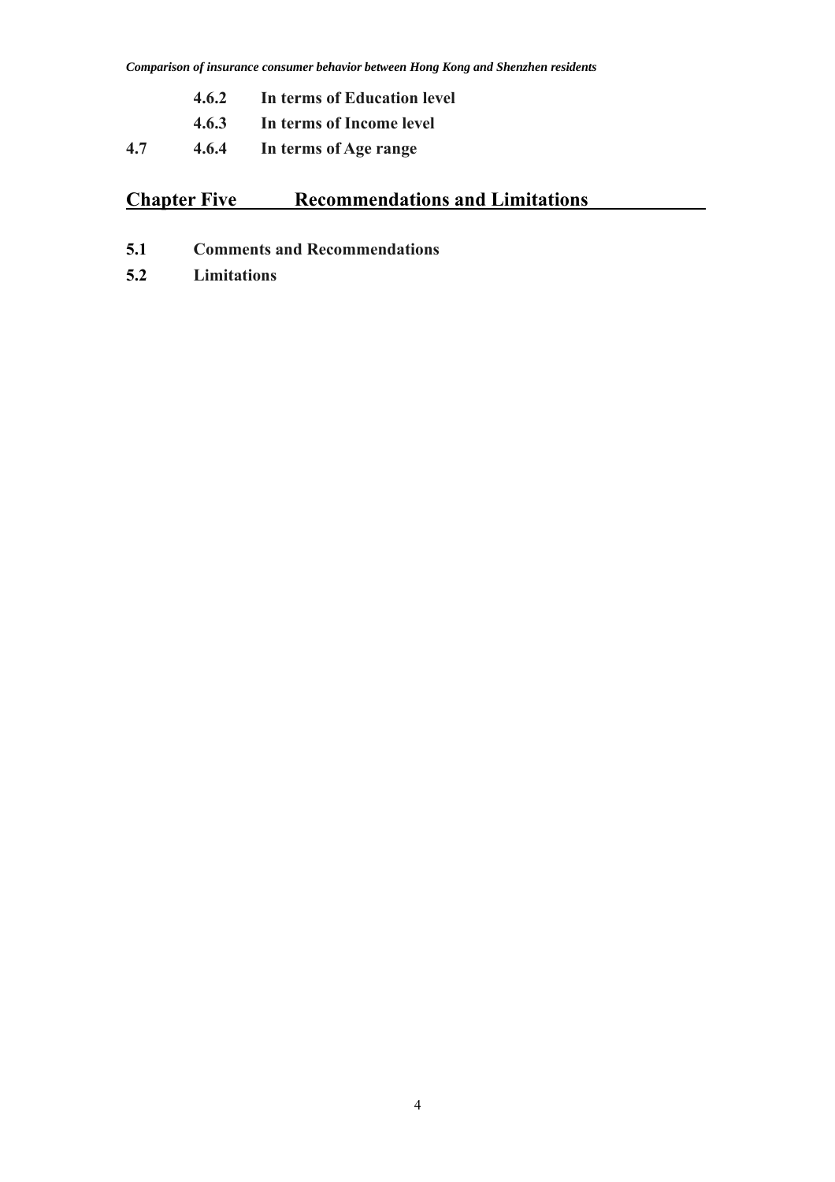4.6.2 **In terms of Education level**

4.6.3 **In terms of Income level**

**4.7** 4.6.4 **In terms of Age range**

## Chapter Five Recommendations and Limitations

**5.1 Comments and Recommendations**

**5.2 Limitations**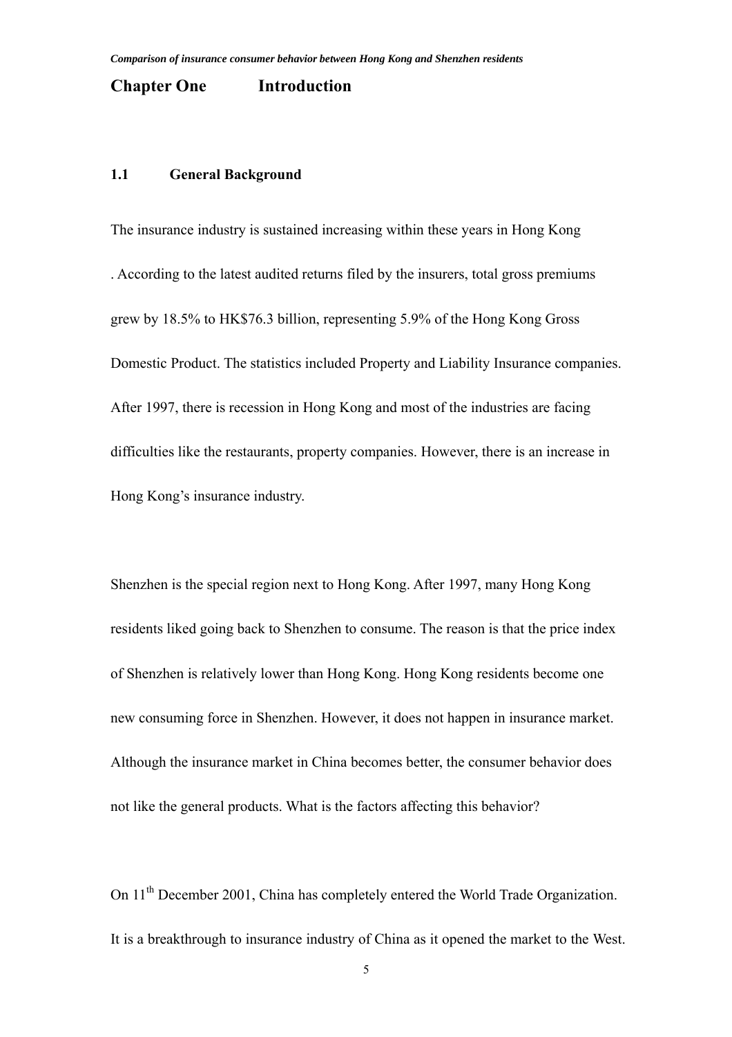# Chapter One Introduction

## 1.1 General Background

The insurance industry is sustained increasing within these years in Hong Kong . According to the latest audited returns filed by the insurers, total gross premiums grew by 18.5% to HK$76.3 billion, representing 5.9% of the Hong Kong Gross Domestic Product. The statistics included Property and Liability Insurance companies. After 1997, there is recession in Hong Kong and most of the industries are facing difficulties like the restaurants, property companies. However, there is an increase in Hong Kong's insurance industry.

Shenzhen is the special region next to Hong Kong. After 1997, many Hong Kong residents liked going back to Shenzhen to consume. The reason is that the price index of Shenzhen is relatively lower than Hong Kong. Hong Kong residents become one new consuming force in Shenzhen. However, it does not happen in insurance market. Although the insurance market in China becomes better, the consumer behavior does not like the general products. What is the factors affecting this behavior?

On 11th December 2001, China has completely entered the World Trade Organization. It is a breakthrough to insurance industry of China as it opened the market to the West.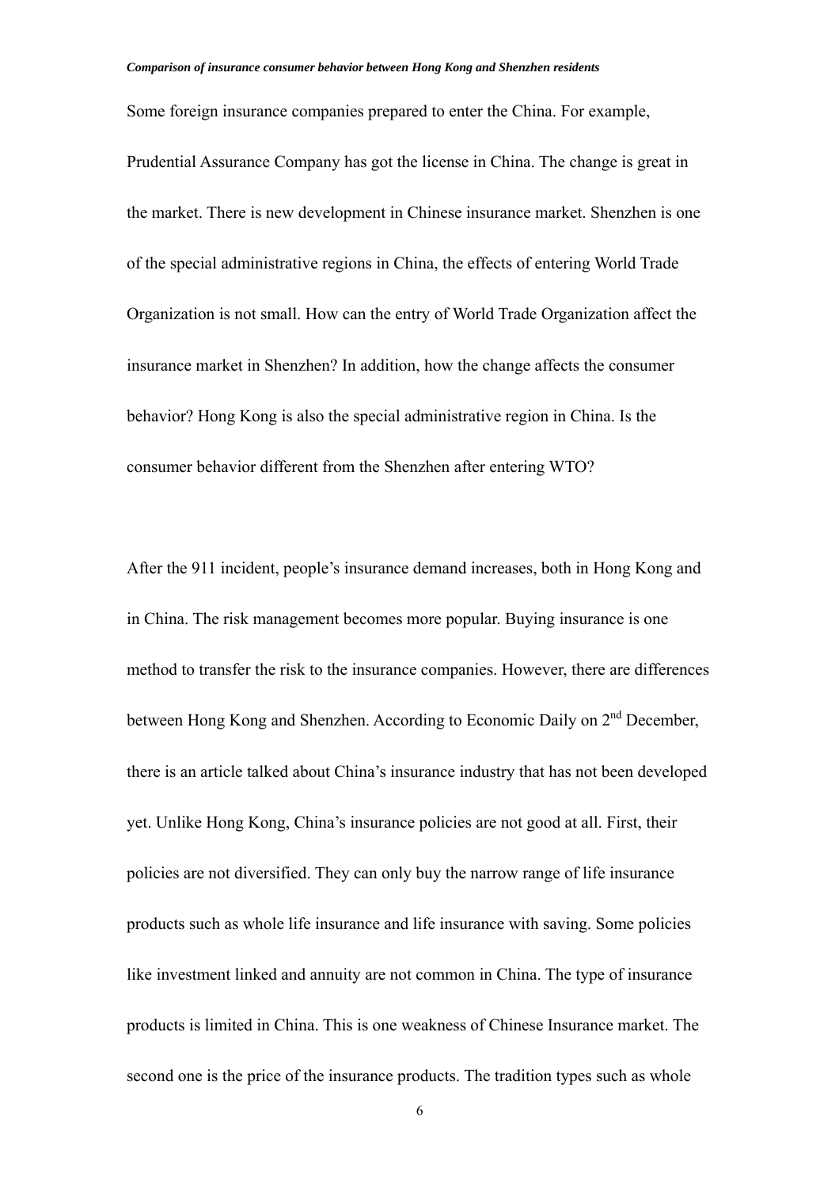Some foreign insurance companies prepared to enter the China. For example, Prudential Assurance Company has got the license in China. The change is great in the market. There is new development in Chinese insurance market. Shenzhen is one of the special administrative regions in China, the effects of entering World Trade Organization is not small. How can the entry of World Trade Organization affect the insurance market in Shenzhen? In addition, how the change affects the consumer behavior? Hong Kong is also the special administrative region in China. Is the consumer behavior different from the Shenzhen after entering WTO?

After the 911 incident, people's insurance demand increases, both in Hong Kong and in China. The risk management becomes more popular. Buying insurance is one method to transfer the risk to the insurance companies. However, there are differences between Hong Kong and Shenzhen. According to Economic Daily on 2nd December, there is an article talked about China's insurance industry that has not been developed yet. Unlike Hong Kong, China's insurance policies are not good at all. First, their policies are not diversified. They can only buy the narrow range of life insurance products such as whole life insurance and life insurance with saving. Some policies like investment linked and annuity are not common in China. The type of insurance products is limited in China. This is one weakness of Chinese Insurance market. The second one is the price of the insurance products. The tradition types such as whole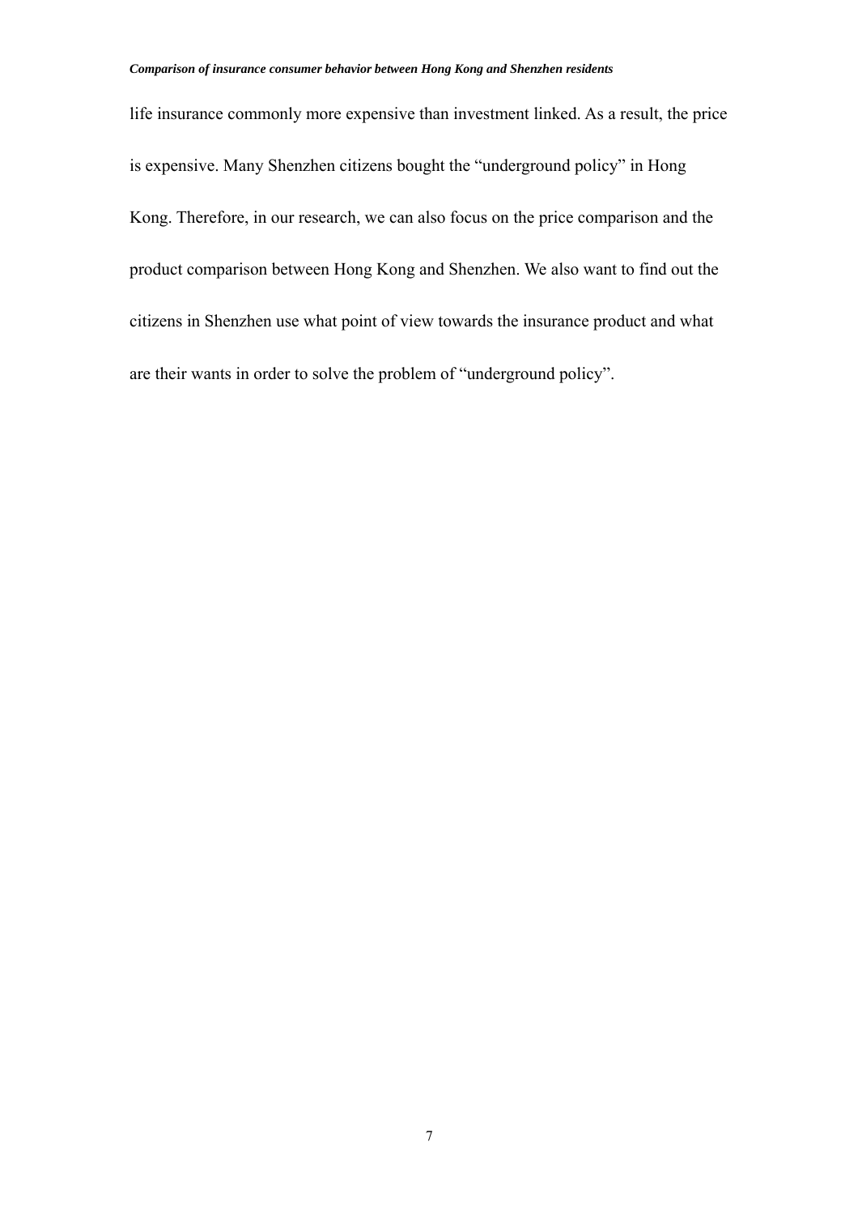life insurance commonly more expensive than investment linked. As a result, the price is expensive. Many Shenzhen citizens bought the “underground policy” in Hong Kong. Therefore, in our research, we can also focus on the price comparison and the product comparison between Hong Kong and Shenzhen. We also want to find out the citizens in Shenzhen use what point of view towards the insurance product and what are their wants in order to solve the problem of “underground policy”.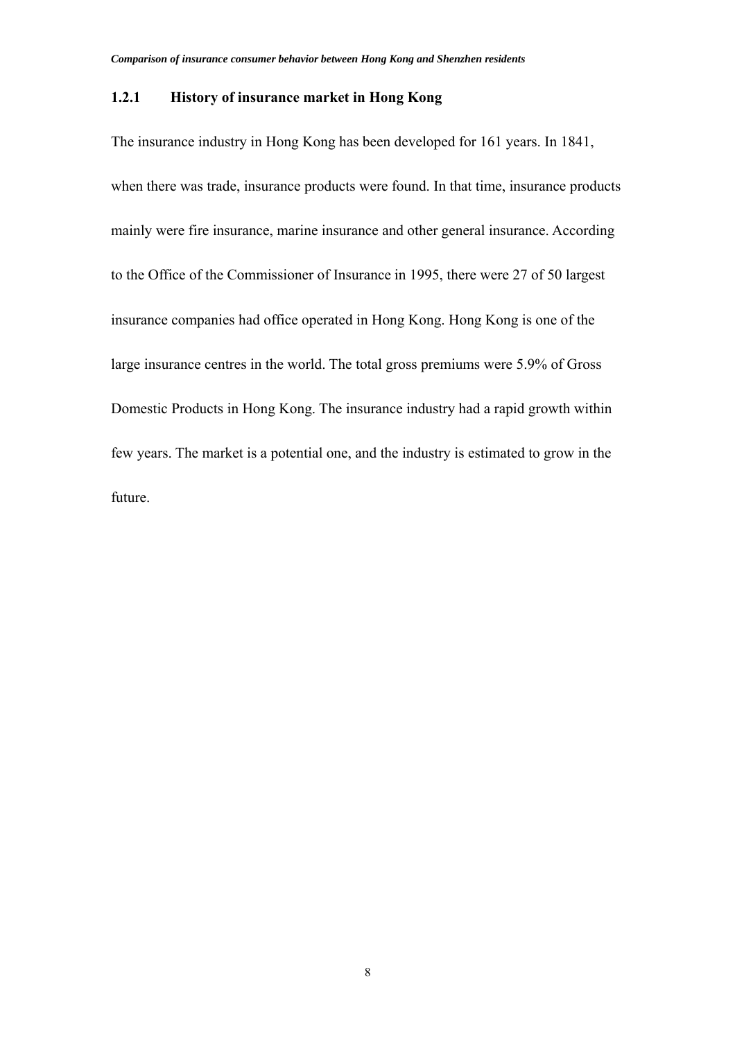### 1.2.1 History of insurance market in Hong Kong

The insurance industry in Hong Kong has been developed for 161 years. In 1841, when there was trade, insurance products were found. In that time, insurance products mainly were fire insurance, marine insurance and other general insurance. According to the Office of the Commissioner of Insurance in 1995, there were 27 of 50 largest insurance companies had office operated in Hong Kong. Hong Kong is one of the large insurance centres in the world. The total gross premiums were 5.9% of Gross Domestic Products in Hong Kong. The insurance industry had a rapid growth within few years. The market is a potential one, and the industry is estimated to grow in the future.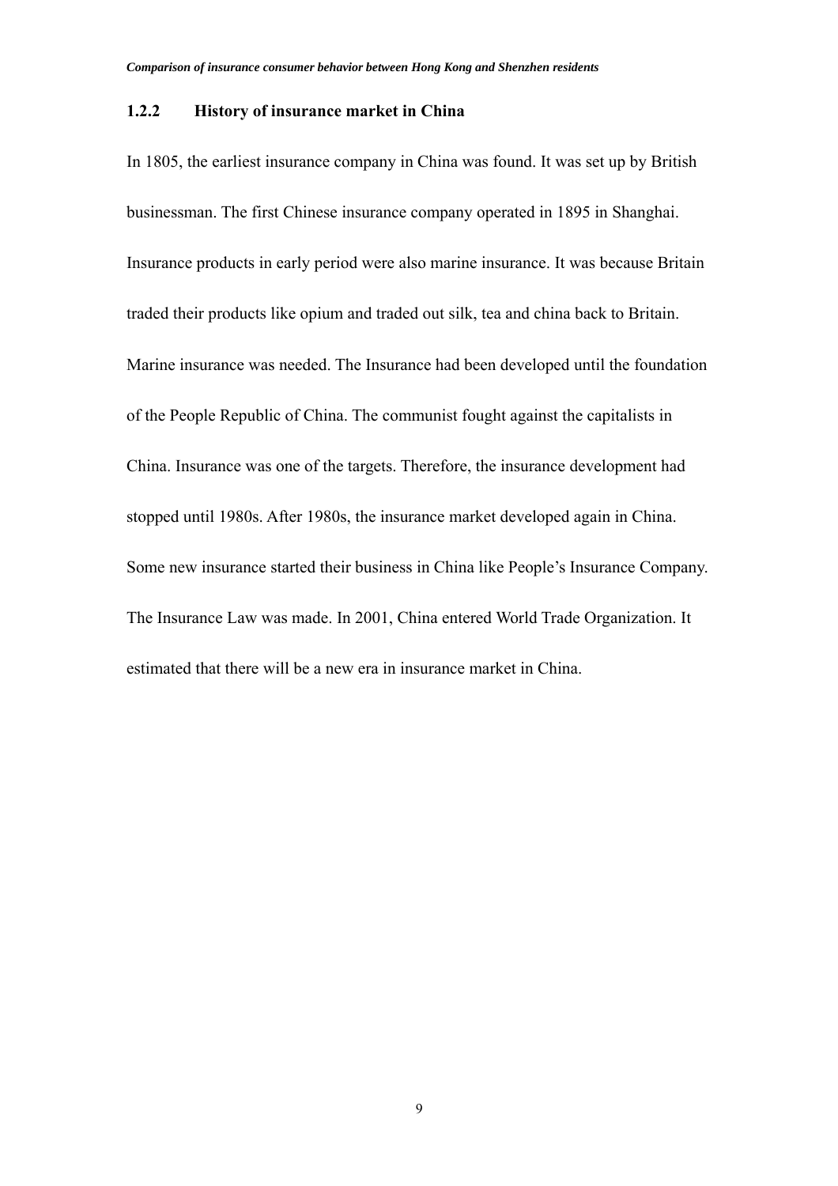### 1.2.2 History of insurance market in China

In 1805, the earliest insurance company in China was found. It was set up by British businessman. The first Chinese insurance company operated in 1895 in Shanghai. Insurance products in early period were also marine insurance. It was because Britain traded their products like opium and traded out silk, tea and china back to Britain. Marine insurance was needed. The Insurance had been developed until the foundation of the People Republic of China. The communist fought against the capitalists in China. Insurance was one of the targets. Therefore, the insurance development had stopped until 1980s. After 1980s, the insurance market developed again in China. Some new insurance started their business in China like People's Insurance Company. The Insurance Law was made. In 2001, China entered World Trade Organization. It estimated that there will be a new era in insurance market in China.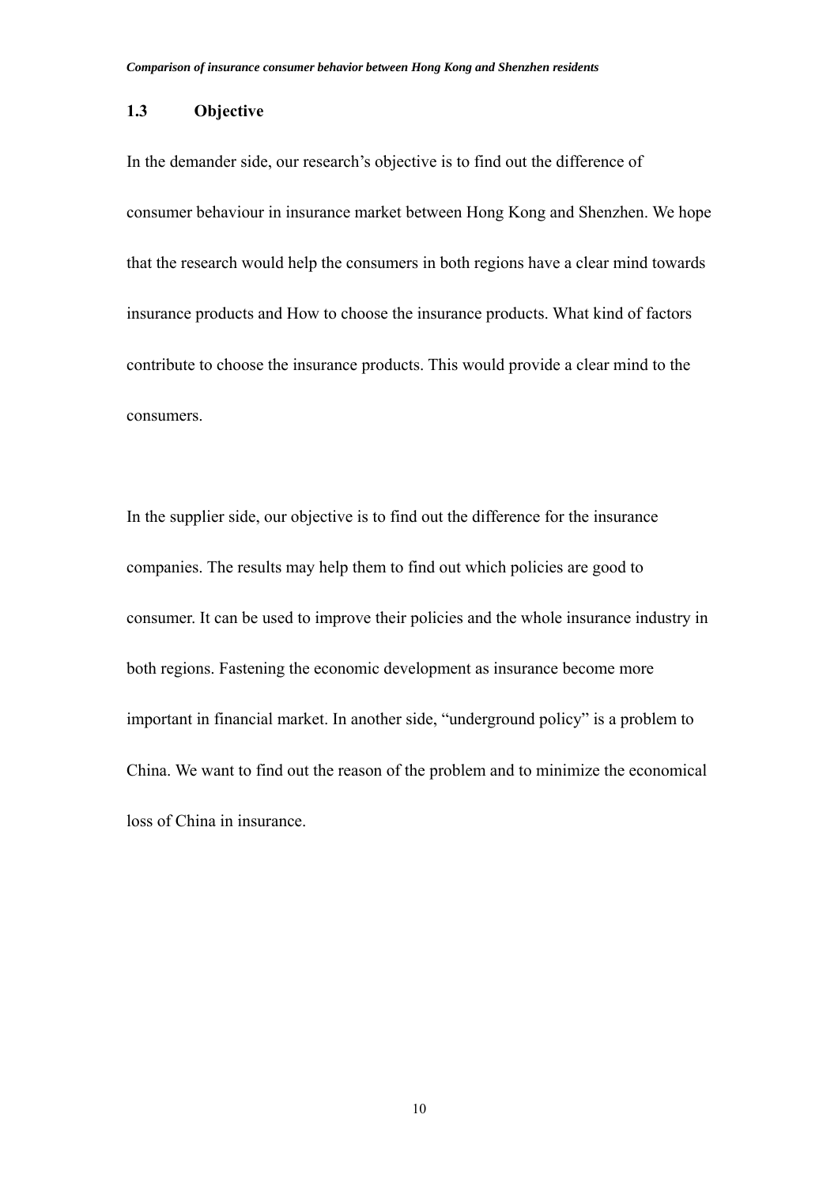## 1.3 Objective

In the demander side, our research's objective is to find out the difference of consumer behaviour in insurance market between Hong Kong and Shenzhen. We hope that the research would help the consumers in both regions have a clear mind towards insurance products and How to choose the insurance products. What kind of factors contribute to choose the insurance products. This would provide a clear mind to the consumers.

In the supplier side, our objective is to find out the difference for the insurance companies. The results may help them to find out which policies are good to consumer. It can be used to improve their policies and the whole insurance industry in both regions. Fastening the economic development as insurance become more important in financial market. In another side, "underground policy" is a problem to China. We want to find out the reason of the problem and to minimize the economical loss of China in insurance.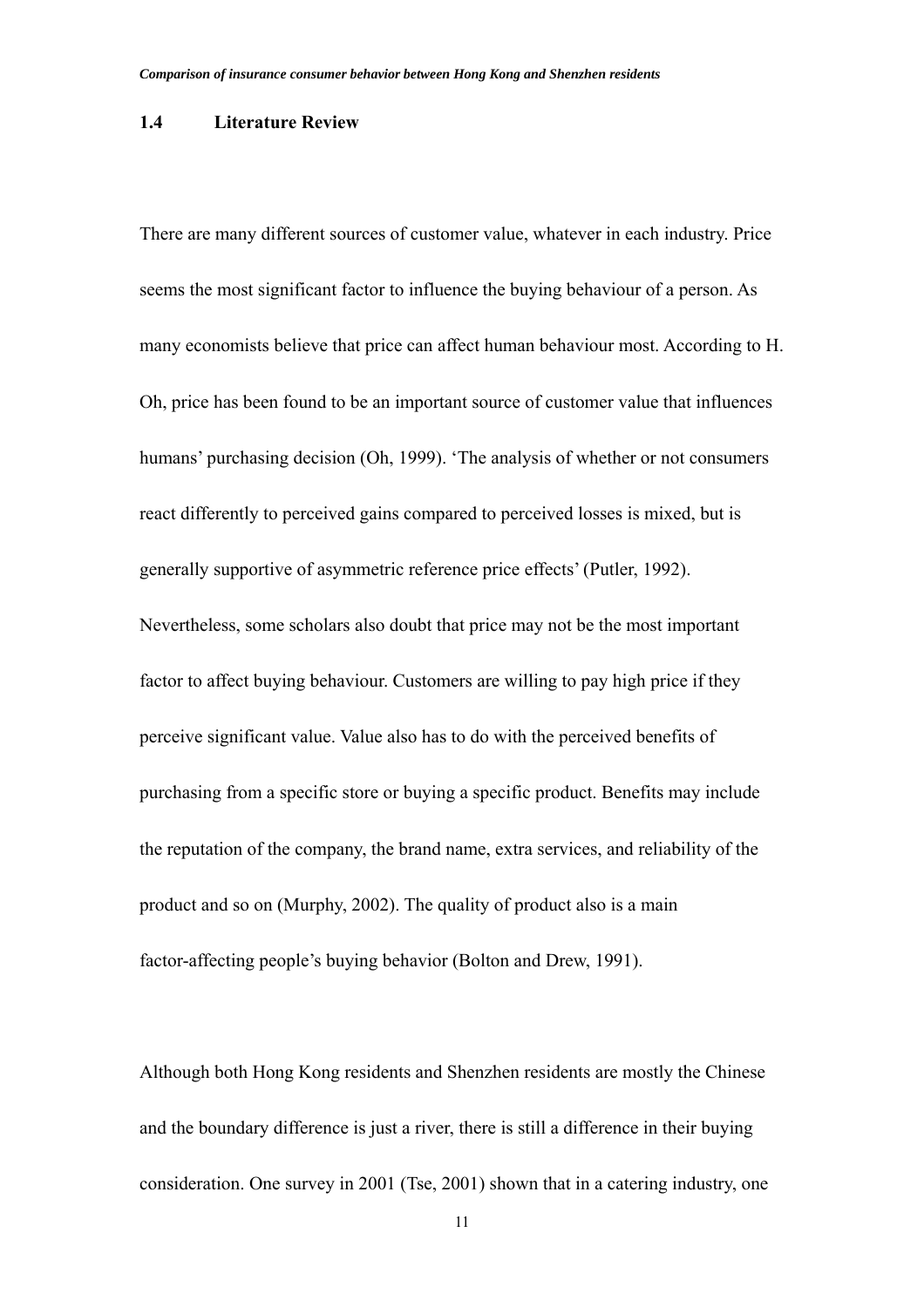## 1.4 Literature Review

There are many different sources of customer value, whatever in each industry. Price seems the most significant factor to influence the buying behaviour of a person. As many economists believe that price can affect human behaviour most. According to H. Oh, price has been found to be an important source of customer value that influences humans' purchasing decision (Oh, 1999). 'The analysis of whether or not consumers react differently to perceived gains compared to perceived losses is mixed, but is generally supportive of asymmetric reference price effects' (Putler, 1992). Nevertheless, some scholars also doubt that price may not be the most important factor to affect buying behaviour. Customers are willing to pay high price if they perceive significant value. Value also has to do with the perceived benefits of purchasing from a specific store or buying a specific product. Benefits may include the reputation of the company, the brand name, extra services, and reliability of the product and so on (Murphy, 2002). The quality of product also is a main factor-affecting people's buying behavior (Bolton and Drew, 1991).

Although both Hong Kong residents and Shenzhen residents are mostly the Chinese and the boundary difference is just a river, there is still a difference in their buying consideration. One survey in 2001 (Tse, 2001) shown that in a catering industry, one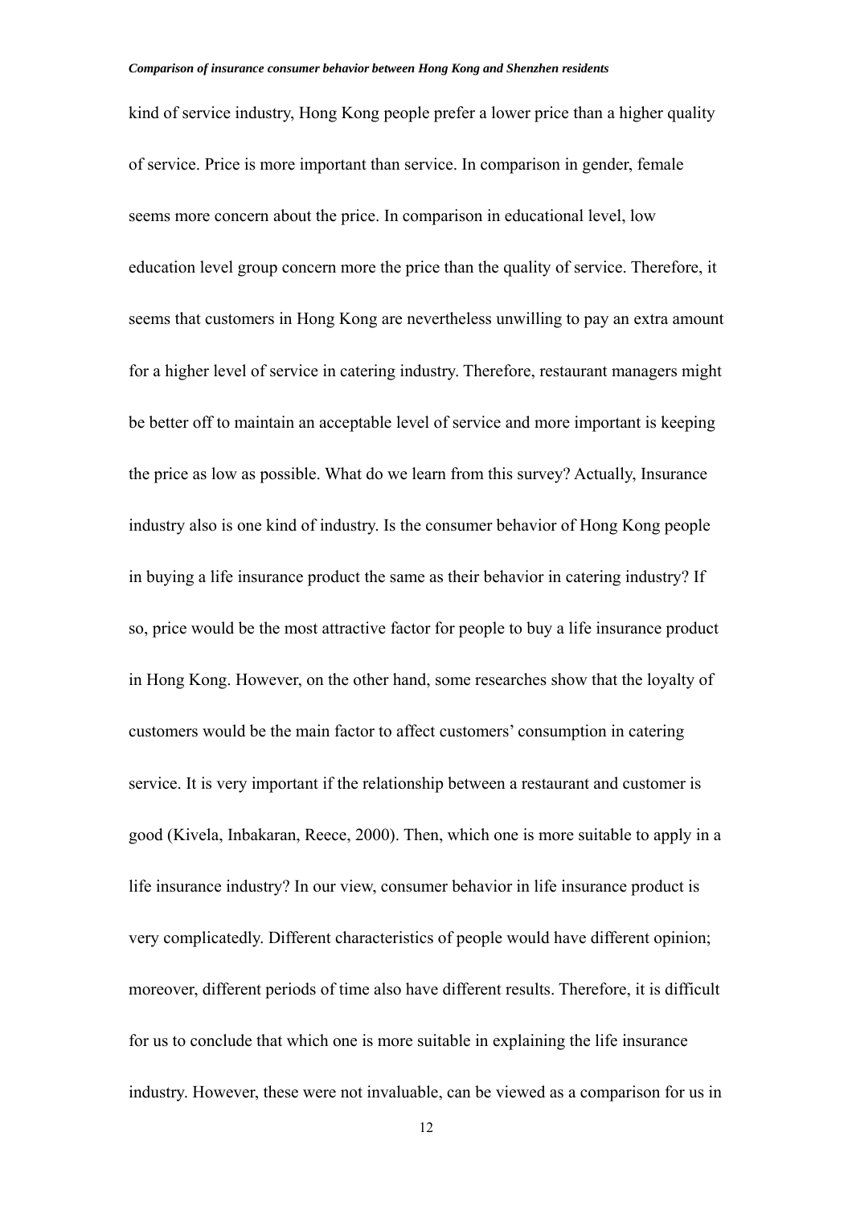kind of service industry, Hong Kong people prefer a lower price than a higher quality of service. Price is more important than service. In comparison in gender, female seems more concern about the price. In comparison in educational level, low education level group concern more the price than the quality of service. Therefore, it seems that customers in Hong Kong are nevertheless unwilling to pay an extra amount for a higher level of service in catering industry. Therefore, restaurant managers might be better off to maintain an acceptable level of service and more important is keeping the price as low as possible. What do we learn from this survey? Actually, Insurance industry also is one kind of industry. Is the consumer behavior of Hong Kong people in buying a life insurance product the same as their behavior in catering industry? If so, price would be the most attractive factor for people to buy a life insurance product in Hong Kong. However, on the other hand, some researches show that the loyalty of customers would be the main factor to affect customers' consumption in catering service. It is very important if the relationship between a restaurant and customer is good (Kivela, Inbakaran, Reece, 2000). Then, which one is more suitable to apply in a life insurance industry? In our view, consumer behavior in life insurance product is very complicatedly. Different characteristics of people would have different opinion; moreover, different periods of time also have different results. Therefore, it is difficult for us to conclude that which one is more suitable in explaining the life insurance industry. However, these were not invaluable, can be viewed as a comparison for us in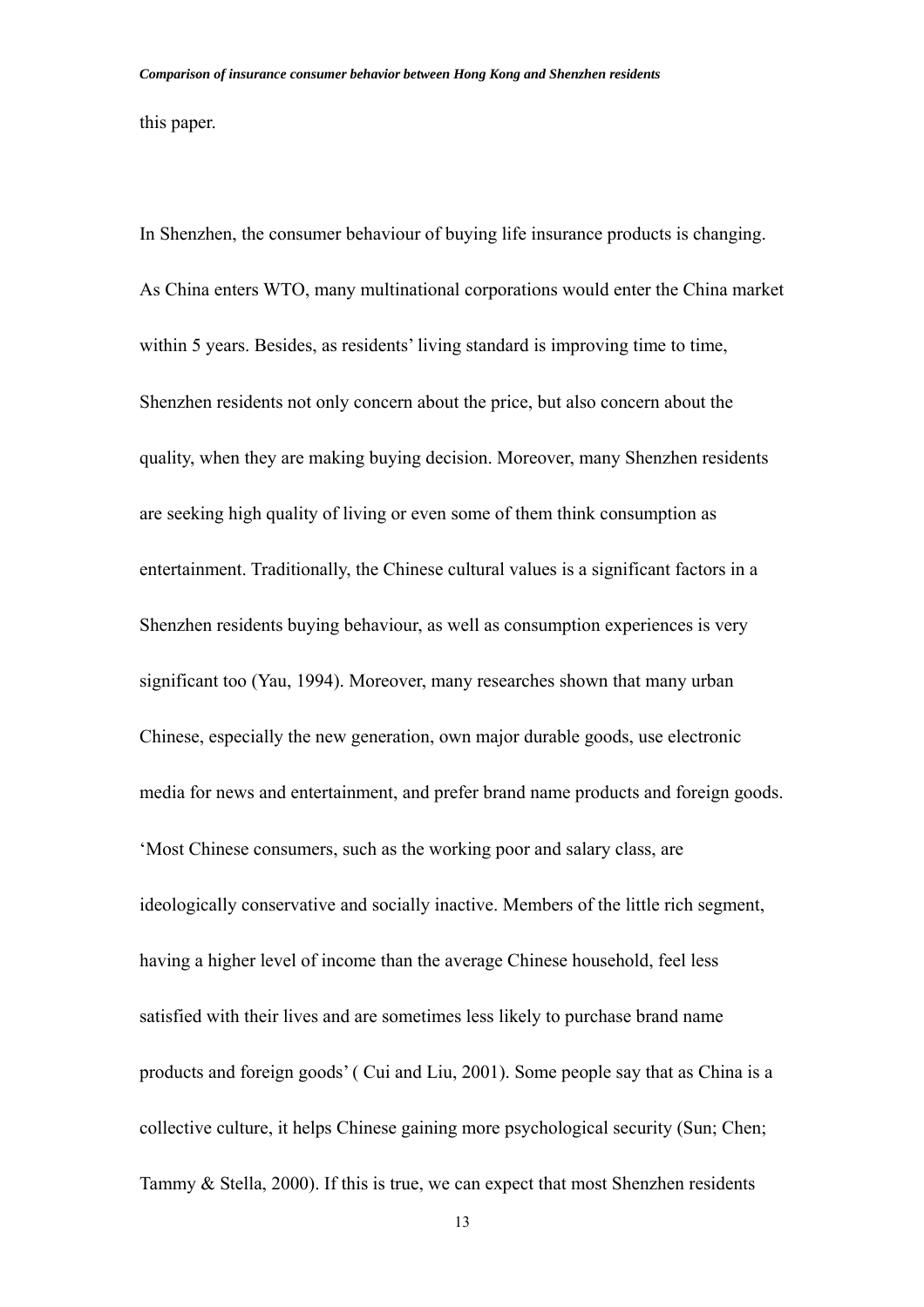this paper.

In Shenzhen, the consumer behaviour of buying life insurance products is changing. As China enters WTO, many multinational corporations would enter the China market within 5 years. Besides, as residents' living standard is improving time to time, Shenzhen residents not only concern about the price, but also concern about the quality, when they are making buying decision. Moreover, many Shenzhen residents are seeking high quality of living or even some of them think consumption as entertainment. Traditionally, the Chinese cultural values is a significant factors in a Shenzhen residents buying behaviour, as well as consumption experiences is very significant too (Yau, 1994). Moreover, many researches shown that many urban Chinese, especially the new generation, own major durable goods, use electronic media for news and entertainment, and prefer brand name products and foreign goods. 'Most Chinese consumers, such as the working poor and salary class, are ideologically conservative and socially inactive. Members of the little rich segment, having a higher level of income than the average Chinese household, feel less satisfied with their lives and are sometimes less likely to purchase brand name products and foreign goods' ( Cui and Liu, 2001). Some people say that as China is a collective culture, it helps Chinese gaining more psychological security (Sun; Chen; Tammy & Stella, 2000). If this is true, we can expect that most Shenzhen residents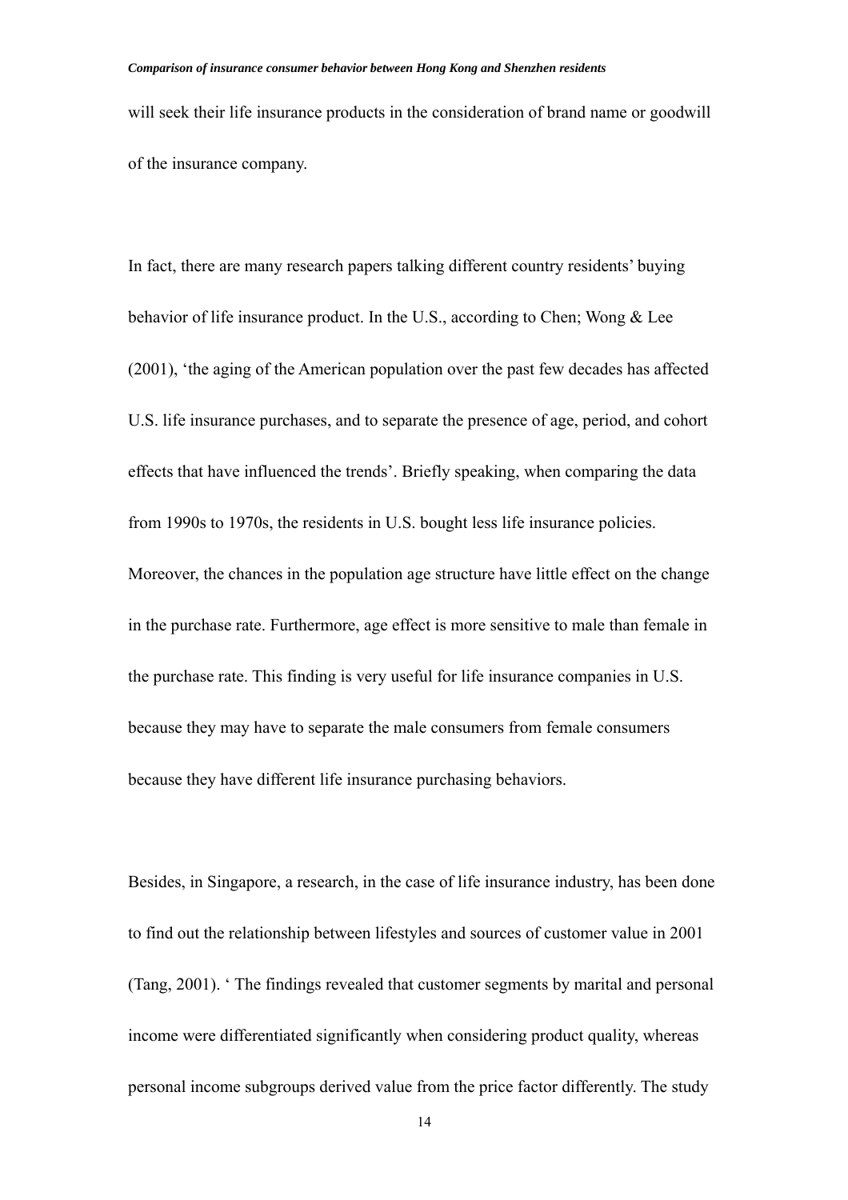will seek their life insurance products in the consideration of brand name or goodwill of the insurance company.

In fact, there are many research papers talking different country residents' buying behavior of life insurance product. In the U.S., according to Chen; Wong & Lee (2001), 'the aging of the American population over the past few decades has affected U.S. life insurance purchases, and to separate the presence of age, period, and cohort effects that have influenced the trends'. Briefly speaking, when comparing the data from 1990s to 1970s, the residents in U.S. bought less life insurance policies. Moreover, the chances in the population age structure have little effect on the change in the purchase rate. Furthermore, age effect is more sensitive to male than female in the purchase rate. This finding is very useful for life insurance companies in U.S. because they may have to separate the male consumers from female consumers because they have different life insurance purchasing behaviors.

Besides, in Singapore, a research, in the case of life insurance industry, has been done to find out the relationship between lifestyles and sources of customer value in 2001 (Tang, 2001). ' The findings revealed that customer segments by marital and personal income were differentiated significantly when considering product quality, whereas personal income subgroups derived value from the price factor differently. The study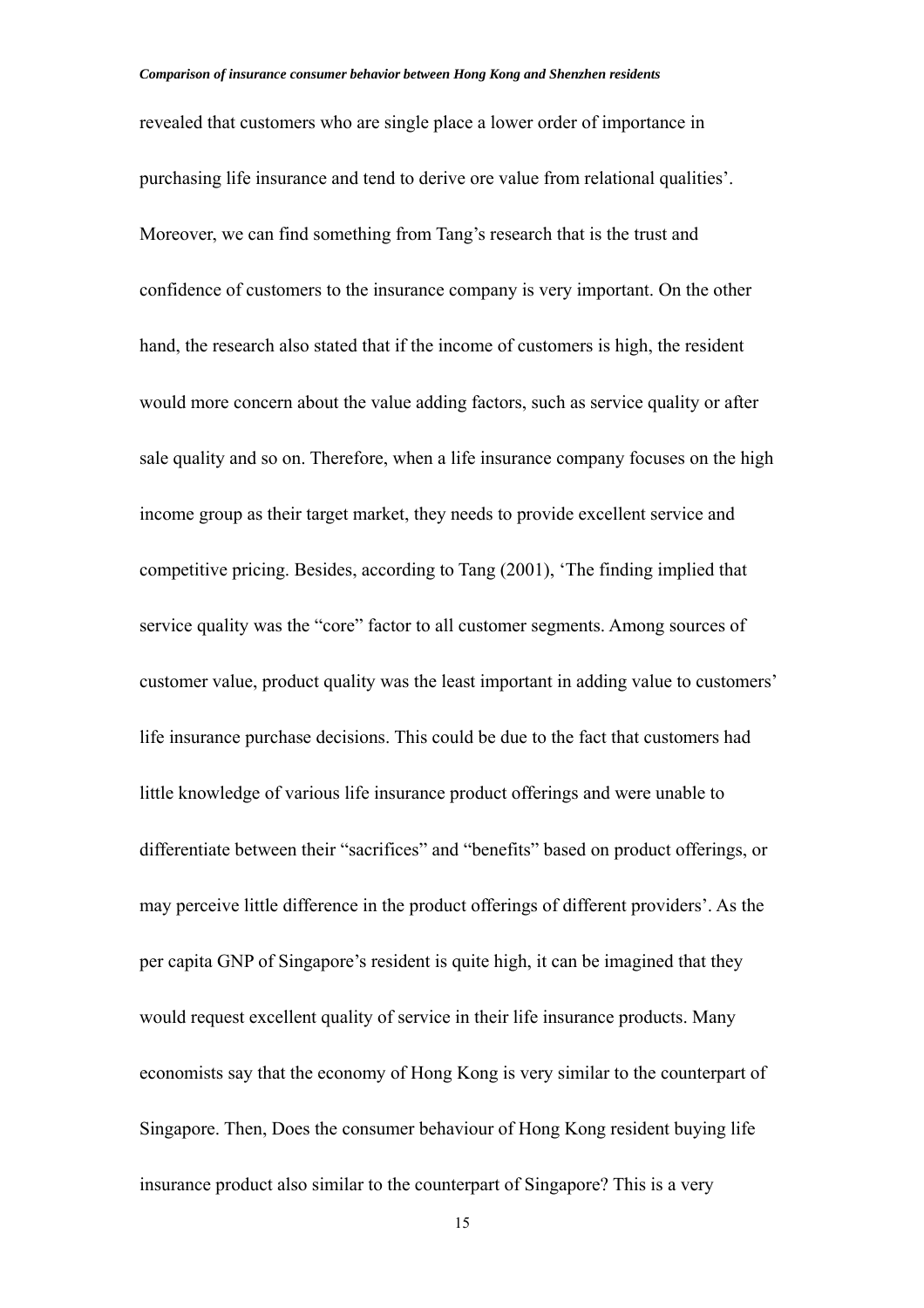revealed that customers who are single place a lower order of importance in purchasing life insurance and tend to derive ore value from relational qualities'. Moreover, we can find something from Tang's research that is the trust and confidence of customers to the insurance company is very important. On the other hand, the research also stated that if the income of customers is high, the resident would more concern about the value adding factors, such as service quality or after sale quality and so on. Therefore, when a life insurance company focuses on the high income group as their target market, they needs to provide excellent service and competitive pricing. Besides, according to Tang (2001), 'The finding implied that service quality was the "core" factor to all customer segments. Among sources of customer value, product quality was the least important in adding value to customers' life insurance purchase decisions. This could be due to the fact that customers had little knowledge of various life insurance product offerings and were unable to differentiate between their "sacrifices" and "benefits" based on product offerings, or may perceive little difference in the product offerings of different providers'. As the per capita GNP of Singapore's resident is quite high, it can be imagined that they would request excellent quality of service in their life insurance products. Many economists say that the economy of Hong Kong is very similar to the counterpart of Singapore. Then, Does the consumer behaviour of Hong Kong resident buying life insurance product also similar to the counterpart of Singapore? This is a very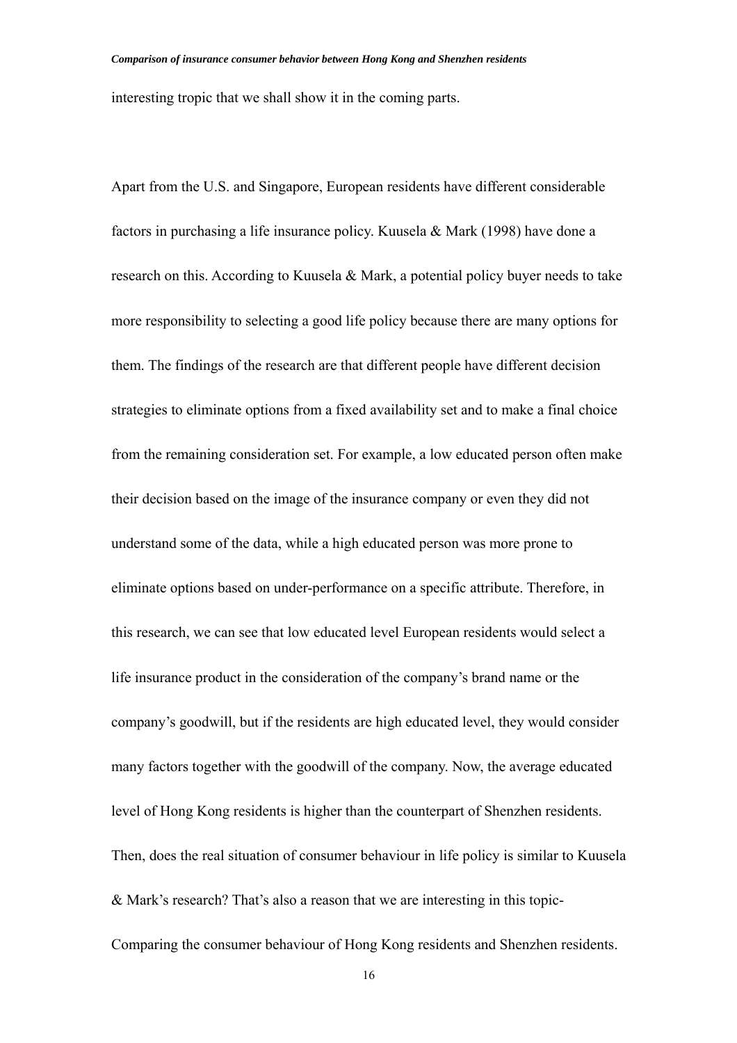interesting tropic that we shall show it in the coming parts.

Apart from the U.S. and Singapore, European residents have different considerable factors in purchasing a life insurance policy. Kuusela & Mark (1998) have done a research on this. According to Kuusela & Mark, a potential policy buyer needs to take more responsibility to selecting a good life policy because there are many options for them. The findings of the research are that different people have different decision strategies to eliminate options from a fixed availability set and to make a final choice from the remaining consideration set. For example, a low educated person often make their decision based on the image of the insurance company or even they did not understand some of the data, while a high educated person was more prone to eliminate options based on under-performance on a specific attribute. Therefore, in this research, we can see that low educated level European residents would select a life insurance product in the consideration of the company's brand name or the company's goodwill, but if the residents are high educated level, they would consider many factors together with the goodwill of the company. Now, the average educated level of Hong Kong residents is higher than the counterpart of Shenzhen residents. Then, does the real situation of consumer behaviour in life policy is similar to Kuusela & Mark's research? That's also a reason that we are interesting in this topic-Comparing the consumer behaviour of Hong Kong residents and Shenzhen residents.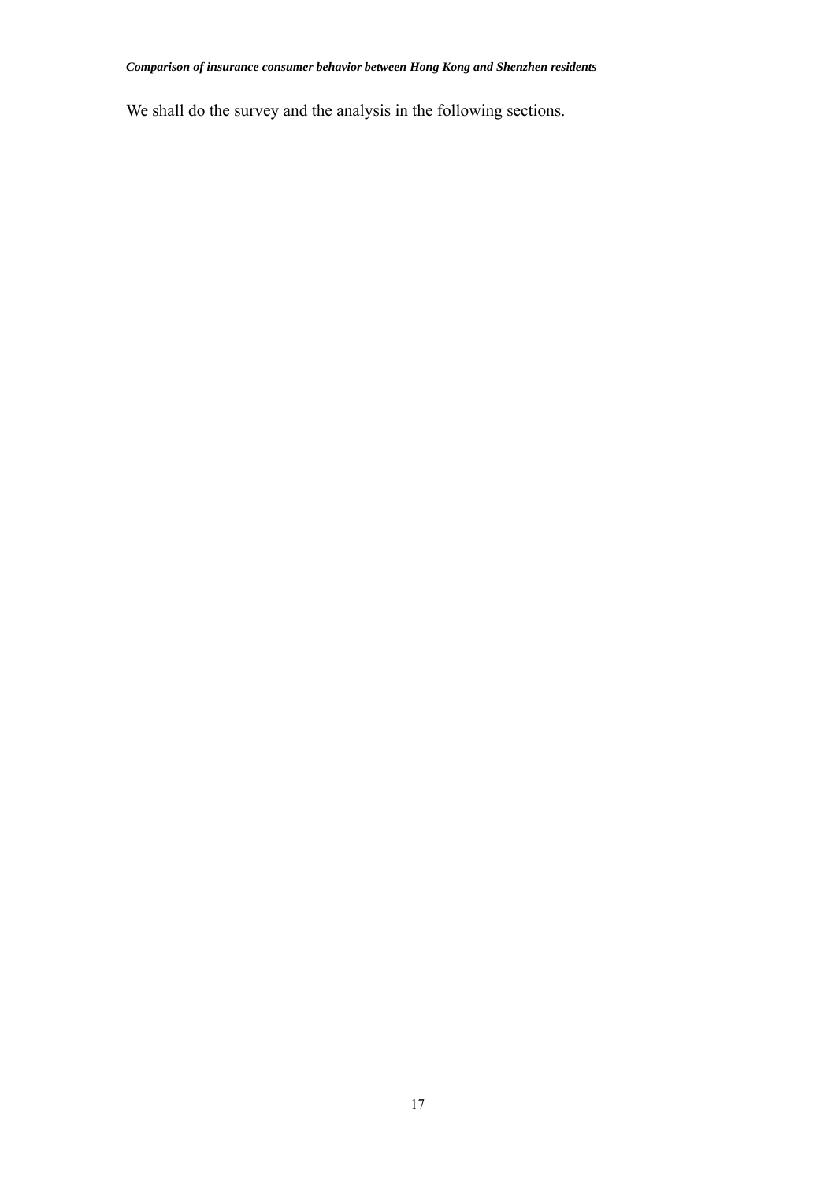We shall do the survey and the analysis in the following sections.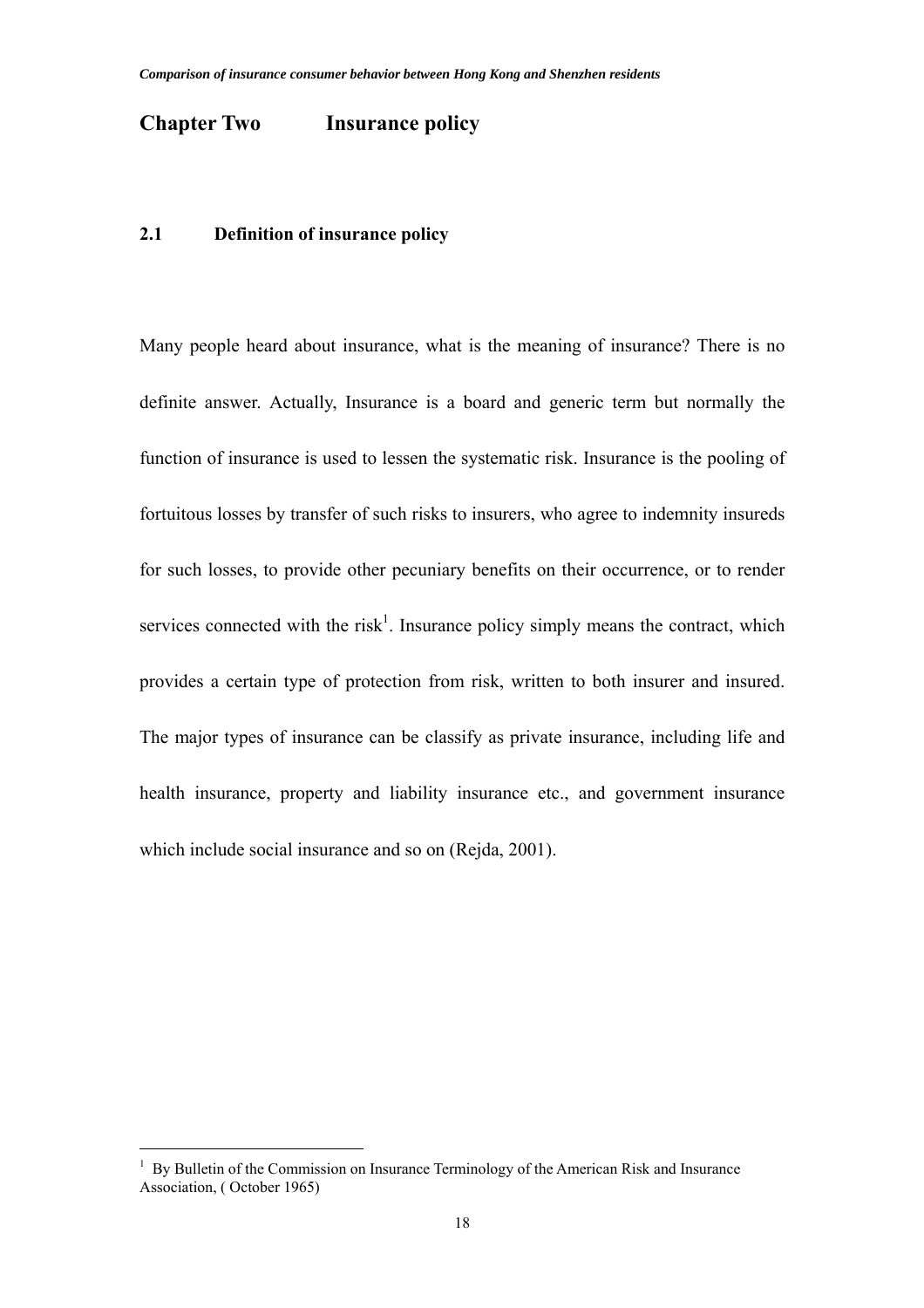# Chapter Two Insurance policy

## 2.1 Definition of insurance policy

Many people heard about insurance, what is the meaning of insurance? There is no definite answer. Actually, Insurance is a board and generic term but normally the function of insurance is used to lessen the systematic risk. Insurance is the pooling of fortuitous losses by transfer of such risks to insurers, who agree to indemnity insureds for such losses, to provide other pecuniary benefits on their occurrence, or to render services connected with the risk[1]. Insurance policy simply means the contract, which provides a certain type of protection from risk, written to both insurer and insured. The major types of insurance can be classify as private insurance, including life and health insurance, property and liability insurance etc., and government insurance which include social insurance and so on (Rejda, 2001).

---

[1] By Bulletin of the Commission on Insurance Terminology of the American Risk and Insurance Association, ( October 1965)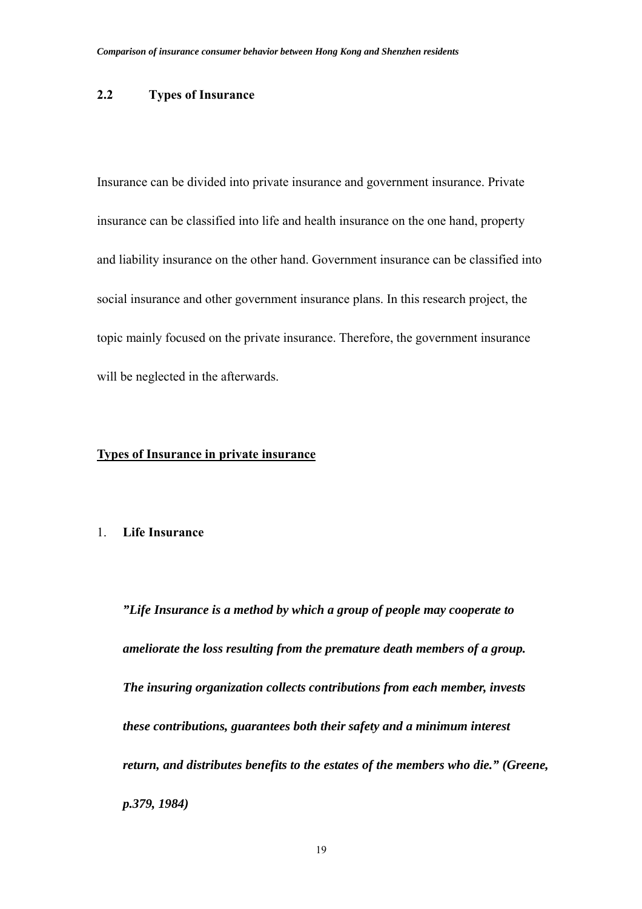## 2.2 Types of Insurance

Insurance can be divided into private insurance and government insurance. Private insurance can be classified into life and health insurance on the one hand, property and liability insurance on the other hand. Government insurance can be classified into social insurance and other government insurance plans. In this research project, the topic mainly focused on the private insurance. Therefore, the government insurance will be neglected in the afterwards.

<u>**Types of Insurance in private insurance**</u>

1. **Life Insurance**

   ***"Life Insurance is a method by which a group of people may cooperate to ameliorate the loss resulting from the premature death members of a group. The insuring organization collects contributions from each member, invests these contributions, guarantees both their safety and a minimum interest return, and distributes benefits to the estates of the members who die." (Greene, p.379, 1984)***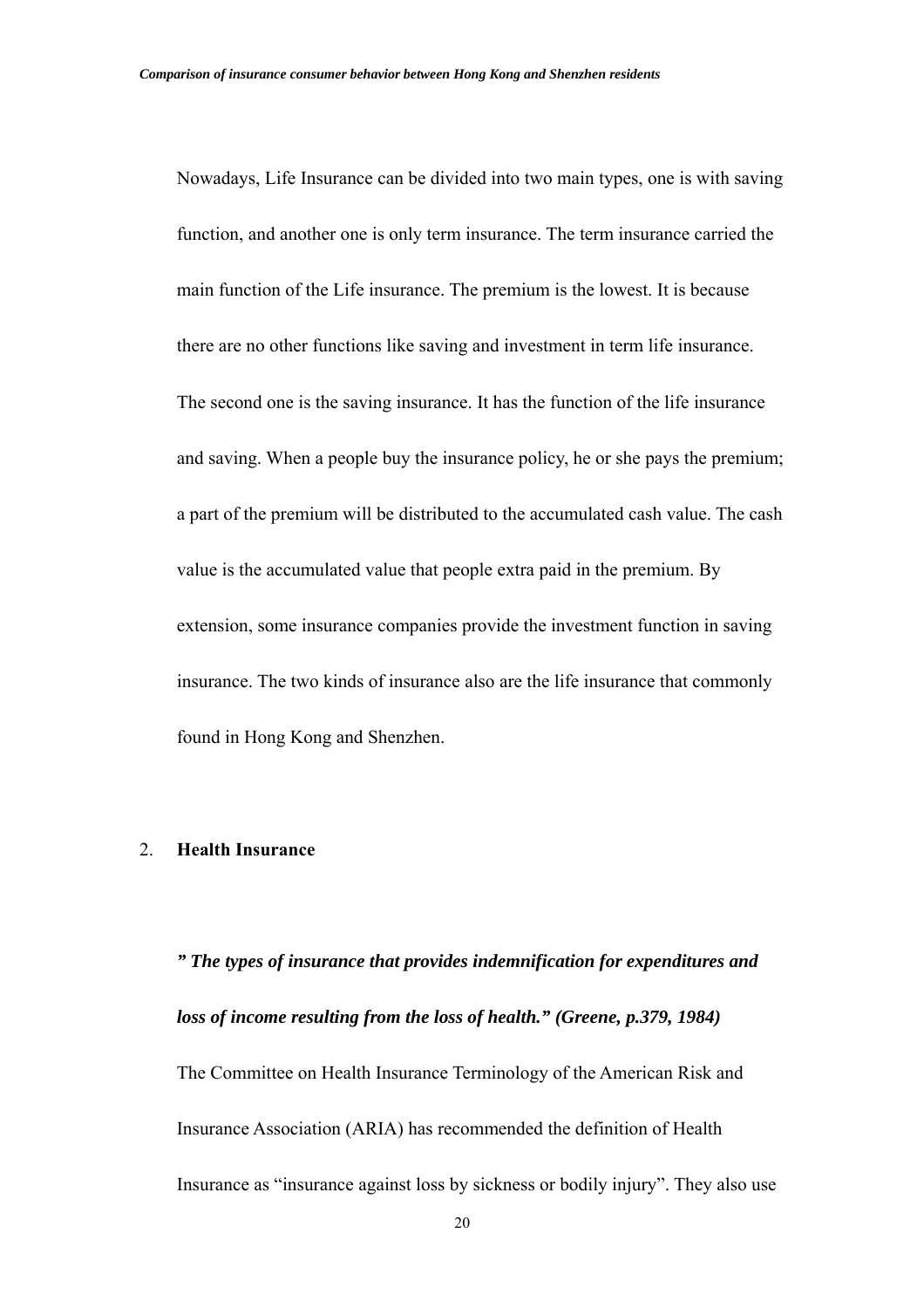Nowadays, Life Insurance can be divided into two main types, one is with saving function, and another one is only term insurance. The term insurance carried the main function of the Life insurance. The premium is the lowest. It is because there are no other functions like saving and investment in term life insurance. The second one is the saving insurance. It has the function of the life insurance and saving. When a people buy the insurance policy, he or she pays the premium; a part of the premium will be distributed to the accumulated cash value. The cash value is the accumulated value that people extra paid in the premium. By extension, some insurance companies provide the investment function in saving insurance. The two kinds of insurance also are the life insurance that commonly found in Hong Kong and Shenzhen.

2. **Health Insurance**

***" The types of insurance that provides indemnification for expenditures and loss of income resulting from the loss of health." (Greene, p.379, 1984)***

The Committee on Health Insurance Terminology of the American Risk and Insurance Association (ARIA) has recommended the definition of Health Insurance as "insurance against loss by sickness or bodily injury". They also use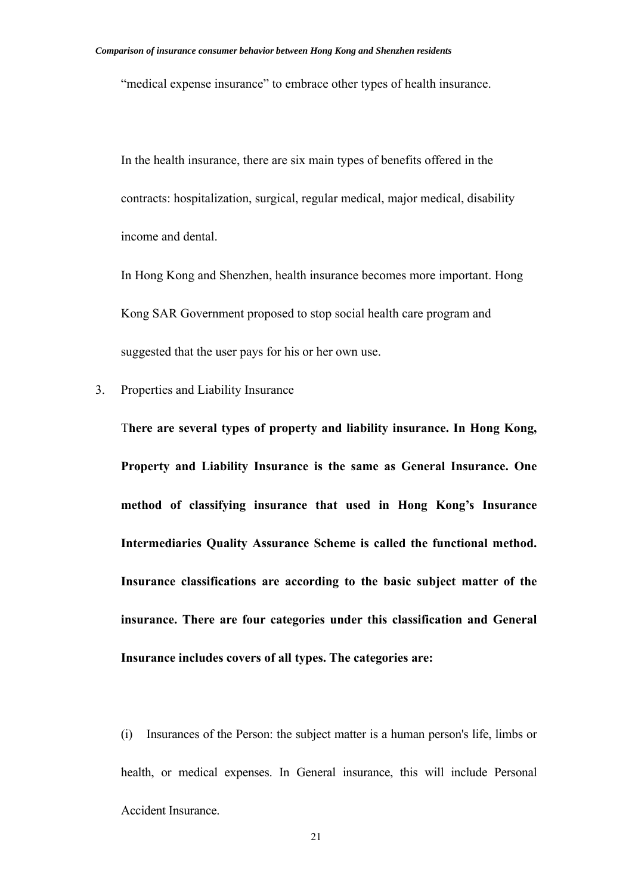"medical expense insurance" to embrace other types of health insurance.

In the health insurance, there are six main types of benefits offered in the contracts: hospitalization, surgical, regular medical, major medical, disability income and dental.

In Hong Kong and Shenzhen, health insurance becomes more important. Hong Kong SAR Government proposed to stop social health care program and suggested that the user pays for his or her own use.

3. Properties and Liability Insurance

**There are several types of property and liability insurance. In Hong Kong, Property and Liability Insurance is the same as General Insurance. One method of classifying insurance that used in Hong Kong's Insurance Intermediaries Quality Assurance Scheme is called the functional method. Insurance classifications are according to the basic subject matter of the insurance. There are four categories under this classification and General Insurance includes covers of all types. The categories are:**

(i) Insurances of the Person: the subject matter is a human person's life, limbs or health, or medical expenses. In General insurance, this will include Personal Accident Insurance.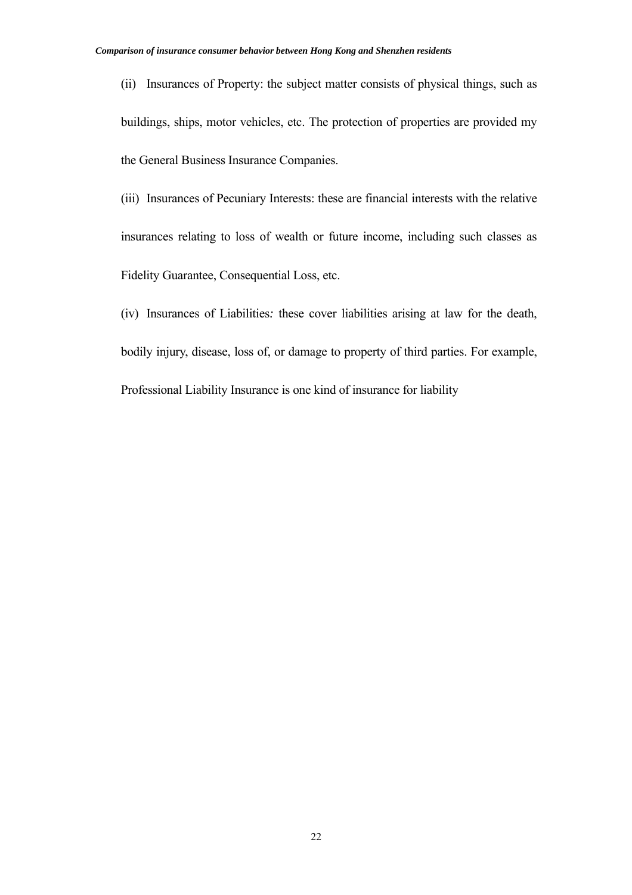(ii) Insurances of Property: the subject matter consists of physical things, such as buildings, ships, motor vehicles, etc. The protection of properties are provided my the General Business Insurance Companies.

(iii) Insurances of Pecuniary Interests: these are financial interests with the relative insurances relating to loss of wealth or future income, including such classes as Fidelity Guarantee, Consequential Loss, etc.

(iv) Insurances of Liabilities*:* these cover liabilities arising at law for the death, bodily injury, disease, loss of, or damage to property of third parties. For example, Professional Liability Insurance is one kind of insurance for liability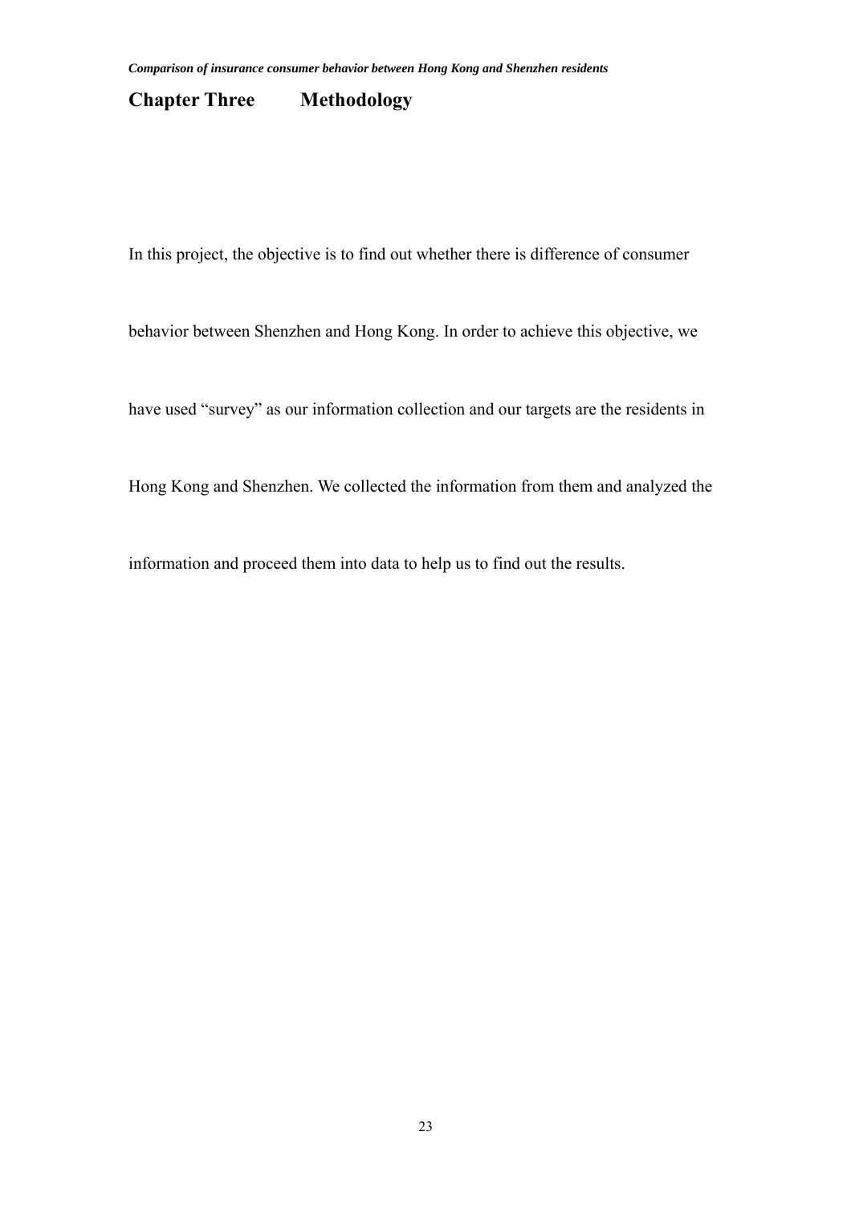# Chapter Three Methodology

In this project, the objective is to find out whether there is difference of consumer behavior between Shenzhen and Hong Kong. In order to achieve this objective, we have used “survey” as our information collection and our targets are the residents in Hong Kong and Shenzhen. We collected the information from them and analyzed the information and proceed them into data to help us to find out the results.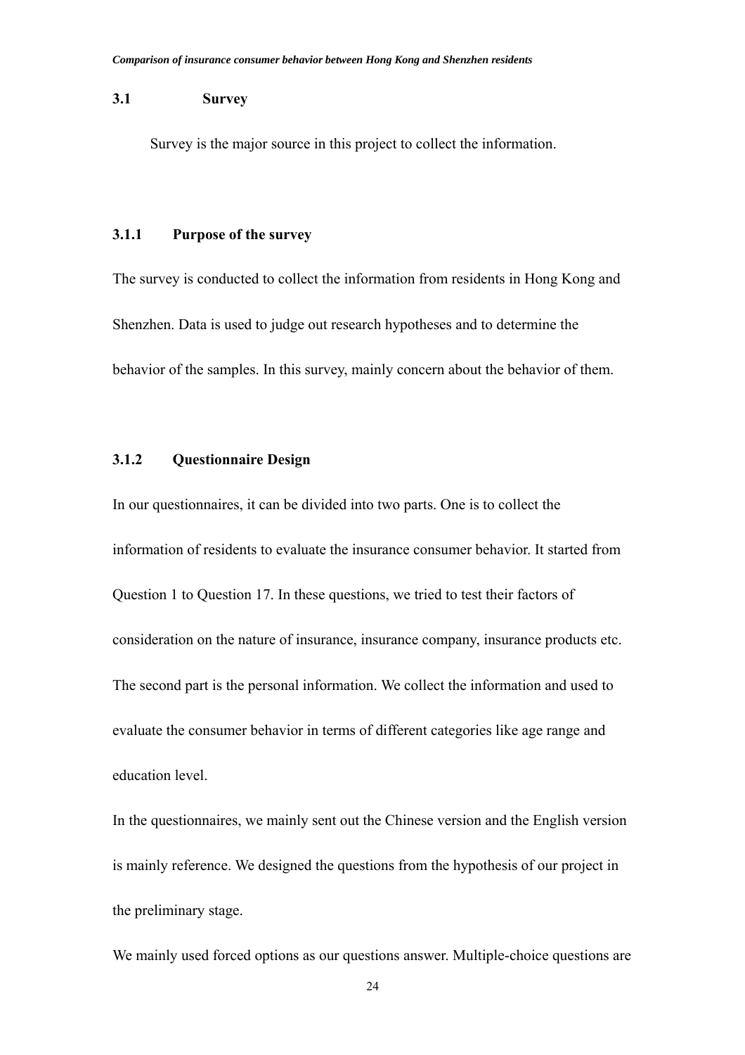### 3.1 Survey

Survey is the major source in this project to collect the information.

#### 3.1.1 Purpose of the survey

The survey is conducted to collect the information from residents in Hong Kong and Shenzhen. Data is used to judge out research hypotheses and to determine the behavior of the samples. In this survey, mainly concern about the behavior of them.

#### 3.1.2 Questionnaire Design

In our questionnaires, it can be divided into two parts. One is to collect the information of residents to evaluate the insurance consumer behavior. It started from Question 1 to Question 17. In these questions, we tried to test their factors of consideration on the nature of insurance, insurance company, insurance products etc. The second part is the personal information. We collect the information and used to evaluate the consumer behavior in terms of different categories like age range and education level.

In the questionnaires, we mainly sent out the Chinese version and the English version is mainly reference. We designed the questions from the hypothesis of our project in the preliminary stage.

We mainly used forced options as our questions answer. Multiple-choice questions are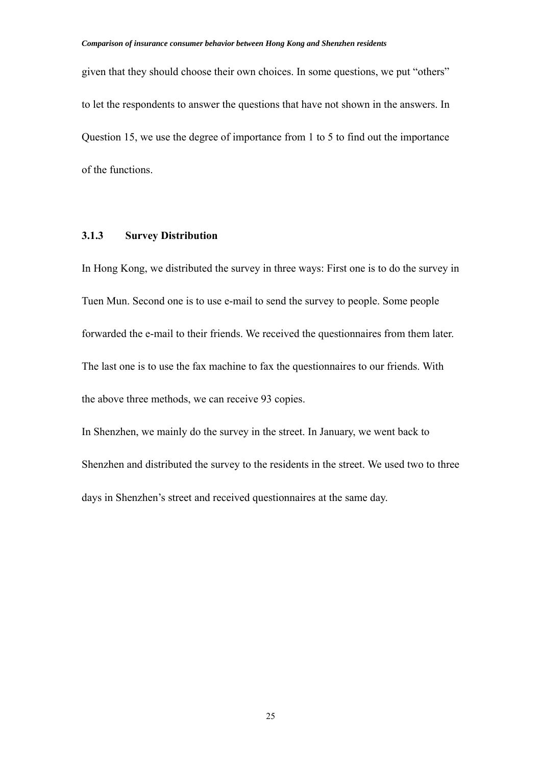given that they should choose their own choices. In some questions, we put "others" to let the respondents to answer the questions that have not shown in the answers. In Question 15, we use the degree of importance from 1 to 5 to find out the importance of the functions.

### 3.1.3 Survey Distribution

In Hong Kong, we distributed the survey in three ways: First one is to do the survey in Tuen Mun. Second one is to use e-mail to send the survey to people. Some people forwarded the e-mail to their friends. We received the questionnaires from them later. The last one is to use the fax machine to fax the questionnaires to our friends. With the above three methods, we can receive 93 copies.

In Shenzhen, we mainly do the survey in the street. In January, we went back to Shenzhen and distributed the survey to the residents in the street. We used two to three days in Shenzhen's street and received questionnaires at the same day.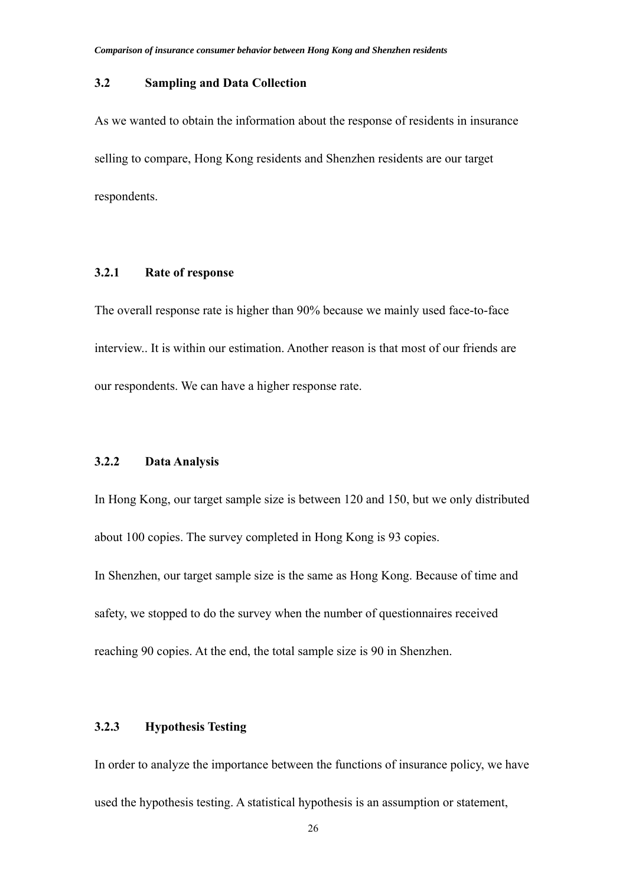### 3.2 Sampling and Data Collection

As we wanted to obtain the information about the response of residents in insurance selling to compare, Hong Kong residents and Shenzhen residents are our target respondents.

#### 3.2.1 Rate of response

The overall response rate is higher than 90% because we mainly used face-to-face interview.. It is within our estimation. Another reason is that most of our friends are our respondents. We can have a higher response rate.

#### 3.2.2 Data Analysis

In Hong Kong, our target sample size is between 120 and 150, but we only distributed about 100 copies. The survey completed in Hong Kong is 93 copies.

In Shenzhen, our target sample size is the same as Hong Kong. Because of time and safety, we stopped to do the survey when the number of questionnaires received reaching 90 copies. At the end, the total sample size is 90 in Shenzhen.

#### 3.2.3 Hypothesis Testing

In order to analyze the importance between the functions of insurance policy, we have used the hypothesis testing. A statistical hypothesis is an assumption or statement,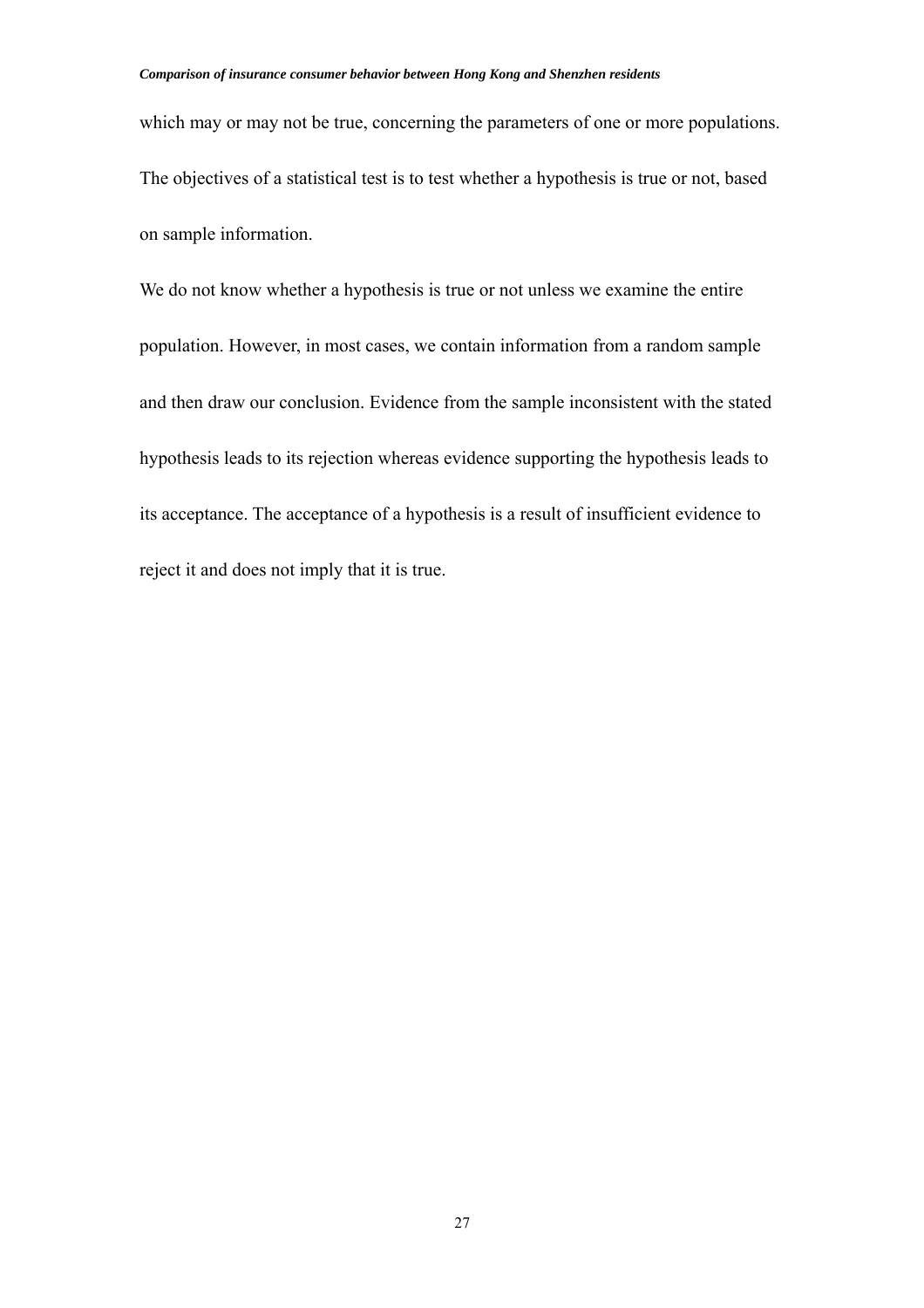which may or may not be true, concerning the parameters of one or more populations. The objectives of a statistical test is to test whether a hypothesis is true or not, based on sample information.

We do not know whether a hypothesis is true or not unless we examine the entire population. However, in most cases, we contain information from a random sample and then draw our conclusion. Evidence from the sample inconsistent with the stated hypothesis leads to its rejection whereas evidence supporting the hypothesis leads to its acceptance. The acceptance of a hypothesis is a result of insufficient evidence to reject it and does not imply that it is true.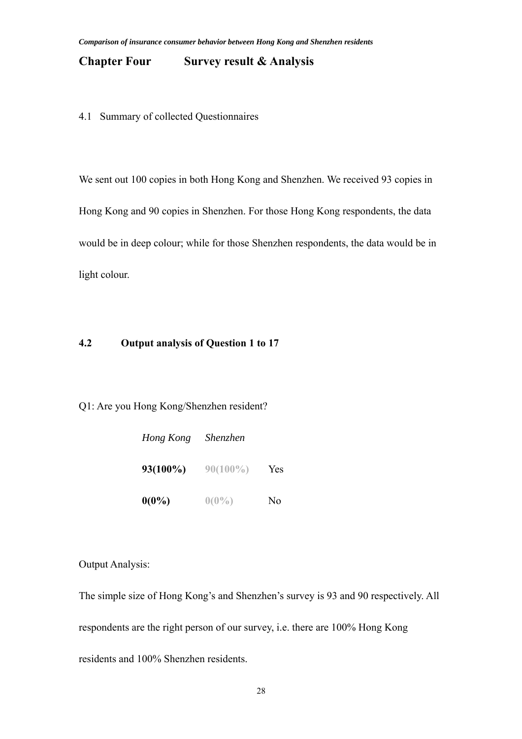## Chapter Four Survey result & Analysis

4.1 Summary of collected Questionnaires

We sent out 100 copies in both Hong Kong and Shenzhen. We received 93 copies in Hong Kong and 90 copies in Shenzhen. For those Hong Kong respondents, the data would be in deep colour; while for those Shenzhen respondents, the data would be in light colour.

### 4.2 Output analysis of Question 1 to 17

Q1: Are you Hong Kong/Shenzhen resident?

| *Hong Kong* | *Shenzhen* | |
|---|---|---|
| **93(100%)** | 90(100%) | Yes |
| **0(0%)** | 0(0%) | No |

Output Analysis:

The simple size of Hong Kong's and Shenzhen's survey is 93 and 90 respectively. All respondents are the right person of our survey, i.e. there are 100% Hong Kong residents and 100% Shenzhen residents.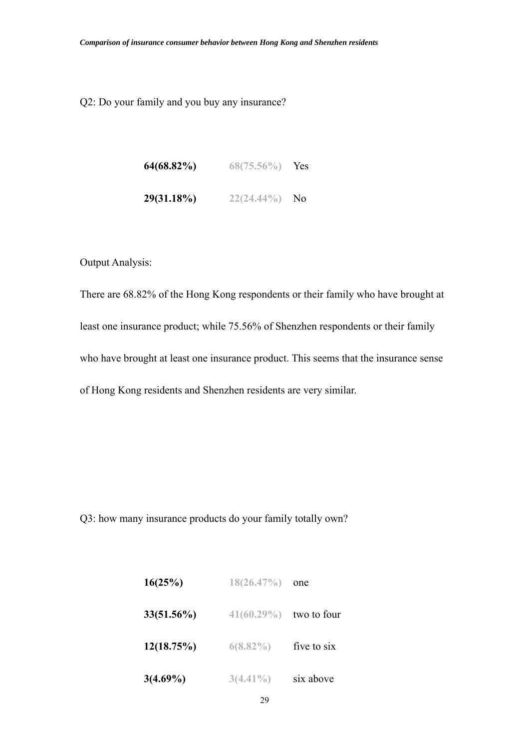Q2: Do your family and you buy any insurance?

| | | |
|---|---|---|
| **64(68.82%)** | 68(75.56%) | Yes |
| **29(31.18%)** | 22(24.44%) | No |

Output Analysis:

There are 68.82% of the Hong Kong respondents or their family who have brought at least one insurance product; while 75.56% of Shenzhen respondents or their family who have brought at least one insurance product. This seems that the insurance sense of Hong Kong residents and Shenzhen residents are very similar.

Q3: how many insurance products do your family totally own?

| | | |
|---|---|---|
| **16(25%)** | 18(26.47%) | one |
| **33(51.56%)** | 41(60.29%) | two to four |
| **12(18.75%)** | 6(8.82%) | five to six |
| **3(4.69%)** | 3(4.41%) | six above |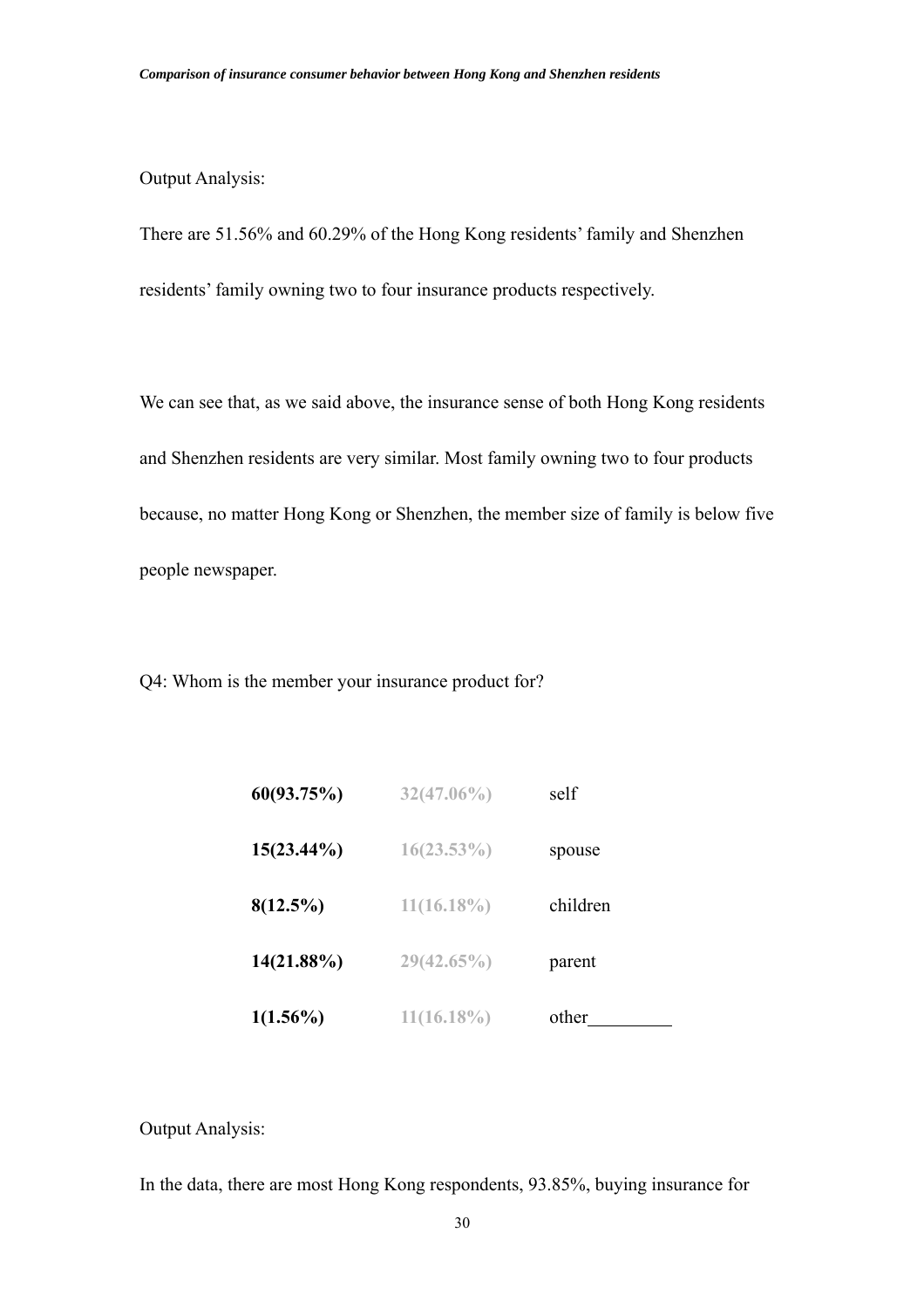Output Analysis:

There are 51.56% and 60.29% of the Hong Kong residents' family and Shenzhen residents' family owning two to four insurance products respectively.

We can see that, as we said above, the insurance sense of both Hong Kong residents and Shenzhen residents are very similar. Most family owning two to four products because, no matter Hong Kong or Shenzhen, the member size of family is below five people newspaper.

Q4: Whom is the member your insurance product for?

| | | |
|---|---|---|
| **60(93.75%)** | 32(47.06%) | self |
| **15(23.44%)** | 16(23.53%) | spouse |
| **8(12.5%)** | 11(16.18%) | children |
| **14(21.88%)** | 29(42.65%) | parent |
| **1(1.56%)** | 11(16.18%) | other_________ |

Output Analysis:

In the data, there are most Hong Kong respondents, 93.85%, buying insurance for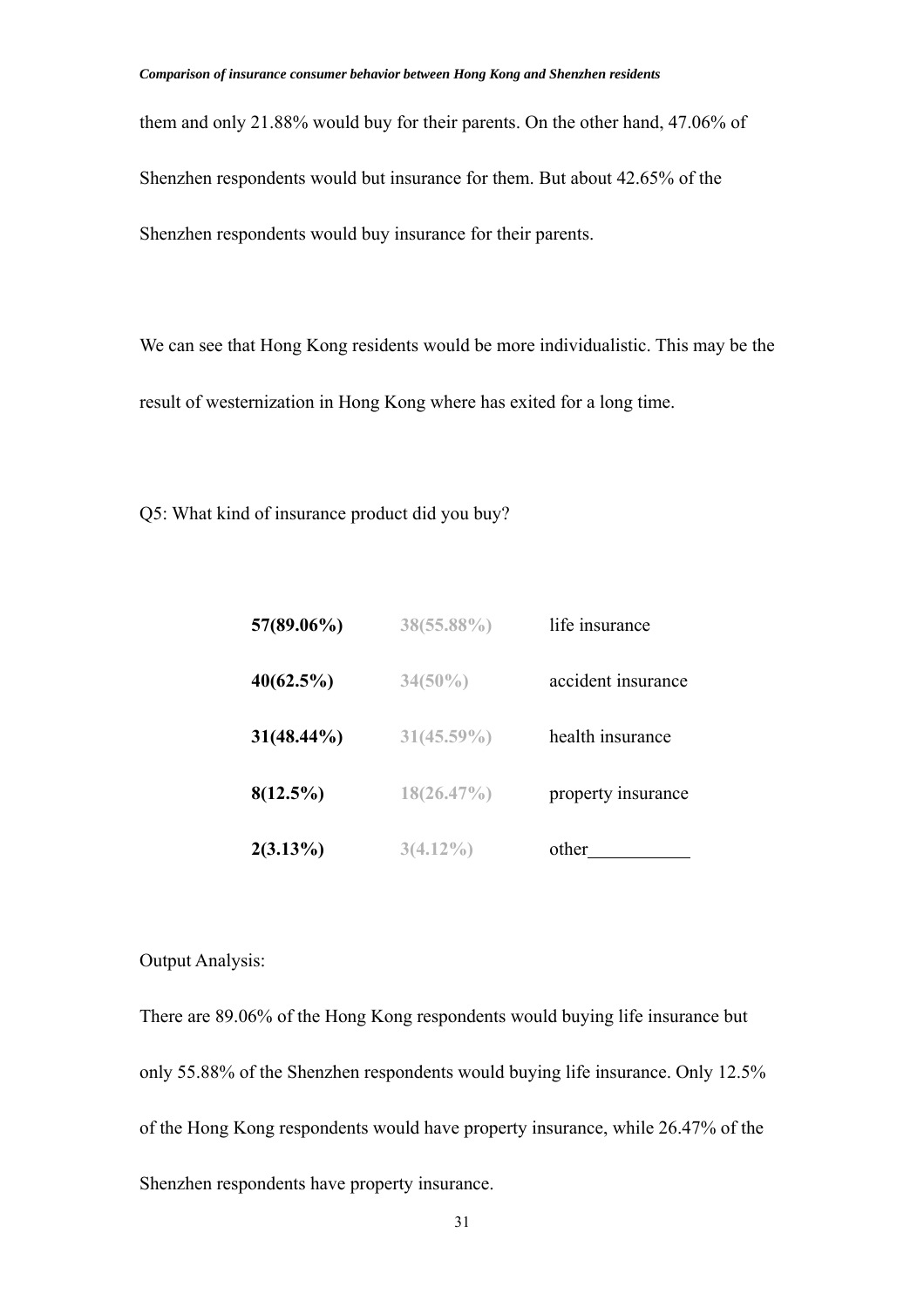them and only 21.88% would buy for their parents. On the other hand, 47.06% of Shenzhen respondents would but insurance for them. But about 42.65% of the Shenzhen respondents would buy insurance for their parents.

We can see that Hong Kong residents would be more individualistic. This may be the result of westernization in Hong Kong where has exited for a long time.

Q5: What kind of insurance product did you buy?

| | | |
|---|---|---|
| **57(89.06%)** | **38(55.88%)** | life insurance |
| **40(62.5%)** | **34(50%)** | accident insurance |
| **31(48.44%)** | **31(45.59%)** | health insurance |
| **8(12.5%)** | **18(26.47%)** | property insurance |
| **2(3.13%)** | **3(4.12%)** | other___________ |

Output Analysis:

There are 89.06% of the Hong Kong respondents would buying life insurance but only 55.88% of the Shenzhen respondents would buying life insurance. Only 12.5% of the Hong Kong respondents would have property insurance, while 26.47% of the Shenzhen respondents have property insurance.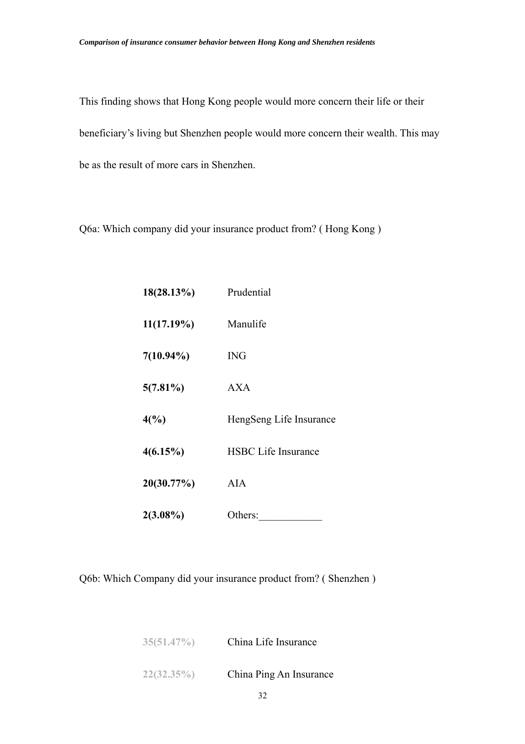This finding shows that Hong Kong people would more concern their life or their beneficiary's living but Shenzhen people would more concern their wealth. This may be as the result of more cars in Shenzhen.

Q6a: Which company did your insurance product from? ( Hong Kong )

| | |
|---|---|
| **18(28.13%)** | Prudential |
| **11(17.19%)** | Manulife |
| **7(10.94%)** | ING |
| **5(7.81%)** | AXA |
| **4(%)** | HengSeng Life Insurance |
| **4(6.15%)** | HSBC Life Insurance |
| **20(30.77%)** | AIA |
| **2(3.08%)** | Others:____________ |

Q6b: Which Company did your insurance product from? ( Shenzhen )

| | |
|---|---|
| **35(51.47%)** | China Life Insurance |
| **22(32.35%)** | China Ping An Insurance |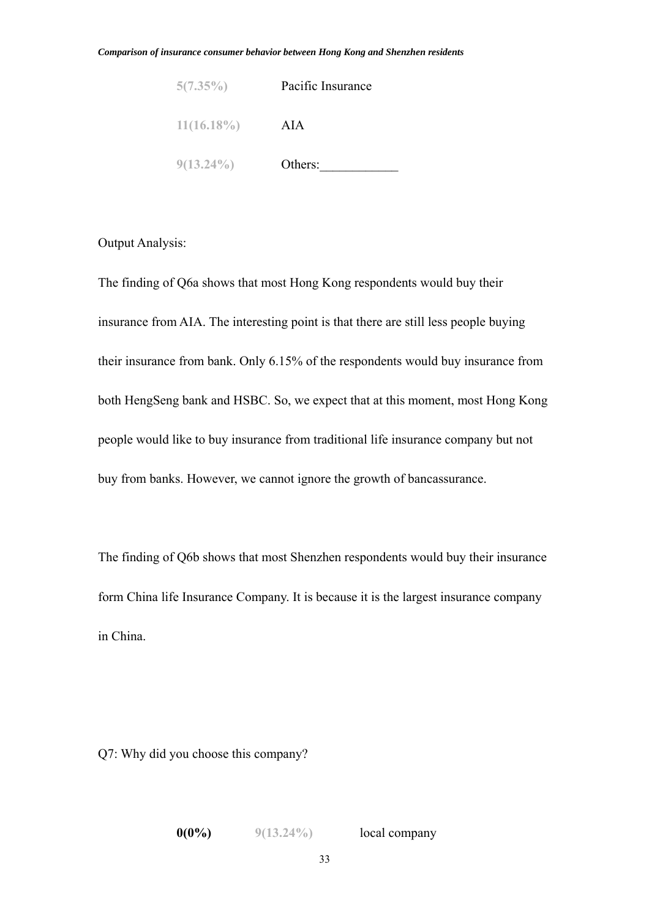| | |
|---|---|
| 5(7.35%) | Pacific Insurance |
| 11(16.18%) | AIA |
| 9(13.24%) | Others:____________ |

Output Analysis:

The finding of Q6a shows that most Hong Kong respondents would buy their insurance from AIA. The interesting point is that there are still less people buying their insurance from bank. Only 6.15% of the respondents would buy insurance from both HengSeng bank and HSBC. So, we expect that at this moment, most Hong Kong people would like to buy insurance from traditional life insurance company but not buy from banks. However, we cannot ignore the growth of bancassurance.

The finding of Q6b shows that most Shenzhen respondents would buy their insurance form China life Insurance Company. It is because it is the largest insurance company in China.

Q7: Why did you choose this company?

| | | |
|---|---|---|
| **0(0%)** | 9(13.24%) | local company |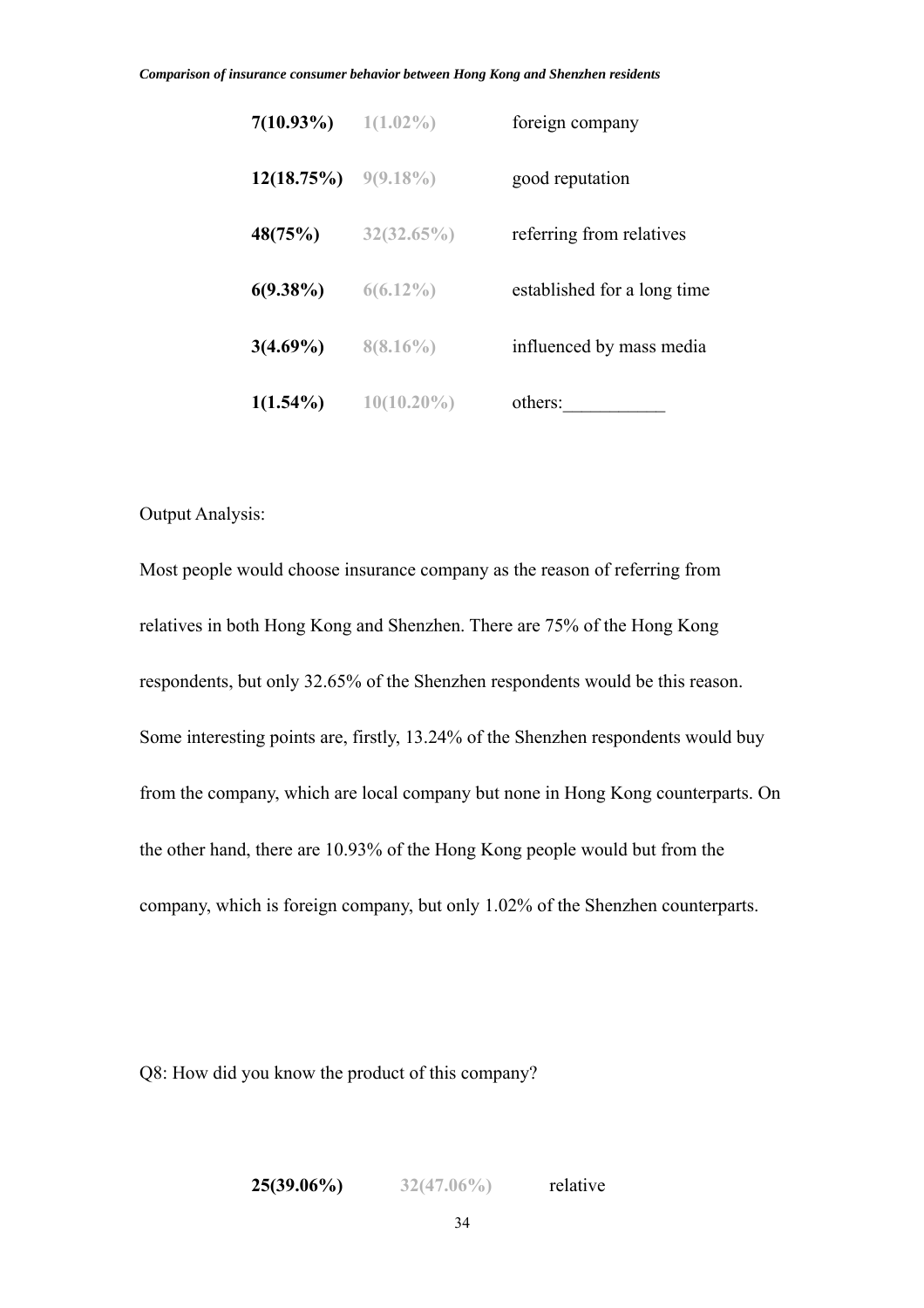| | | |
|---|---|---|
| **7(10.93%)** | 1(1.02%) | foreign company |
| **12(18.75%)** | 9(9.18%) | good reputation |
| **48(75%)** | 32(32.65%) | referring from relatives |
| **6(9.38%)** | 6(6.12%) | established for a long time |
| **3(4.69%)** | 8(8.16%) | influenced by mass media |
| **1(1.54%)** | 10(10.20%) | others:___________ |

Output Analysis:

Most people would choose insurance company as the reason of referring from relatives in both Hong Kong and Shenzhen. There are 75% of the Hong Kong respondents, but only 32.65% of the Shenzhen respondents would be this reason. Some interesting points are, firstly, 13.24% of the Shenzhen respondents would buy from the company, which are local company but none in Hong Kong counterparts. On the other hand, there are 10.93% of the Hong Kong people would but from the company, which is foreign company, but only 1.02% of the Shenzhen counterparts.

Q8: How did you know the product of this company?

| | | |
|---|---|---|
| **25(39.06%)** | 32(47.06%) | relative |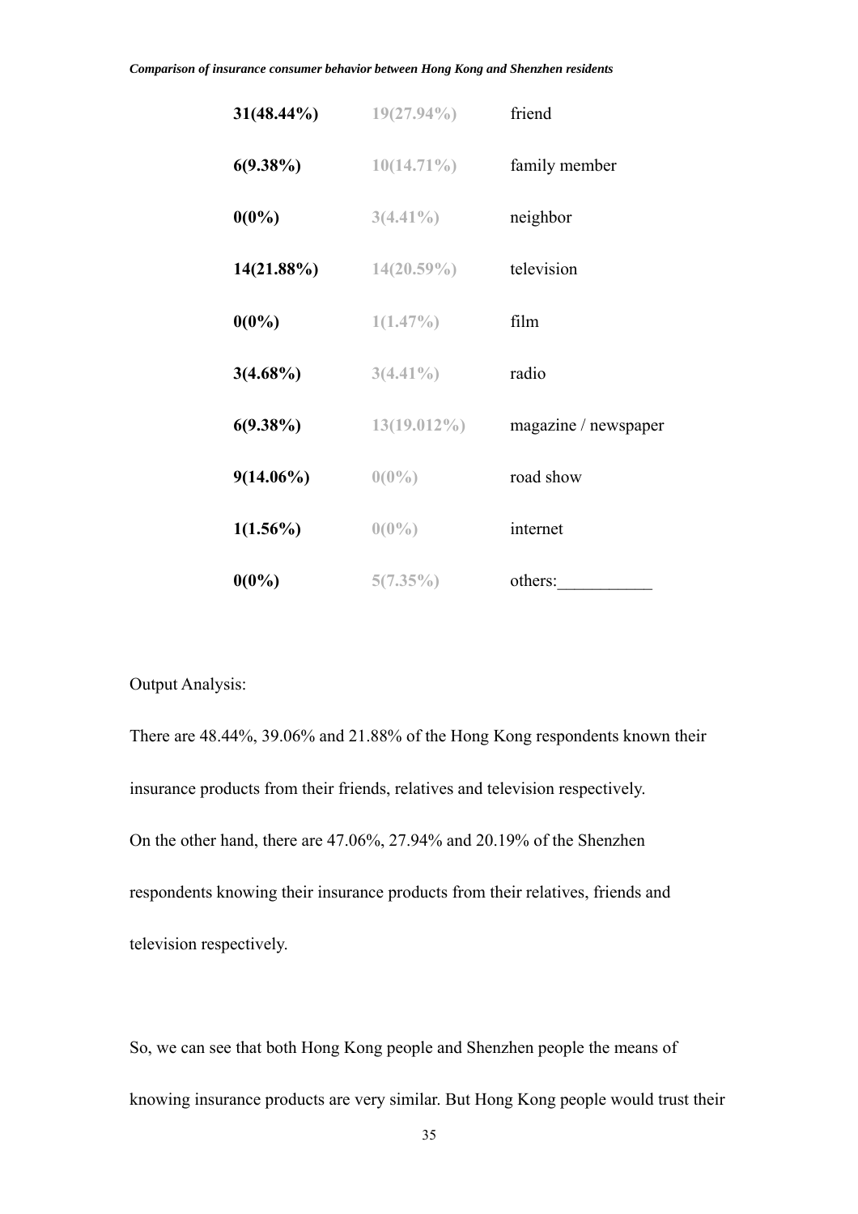| | | |
|---|---|---|
| **31(48.44%)** | 19(27.94%) | friend |
| **6(9.38%)** | 10(14.71%) | family member |
| **0(0%)** | 3(4.41%) | neighbor |
| **14(21.88%)** | 14(20.59%) | television |
| **0(0%)** | 1(1.47%) | film |
| **3(4.68%)** | 3(4.41%) | radio |
| **6(9.38%)** | 13(19.012%) | magazine / newspaper |
| **9(14.06%)** | 0(0%) | road show |
| **1(1.56%)** | 0(0%) | internet |
| **0(0%)** | 5(7.35%) | others:___________ |

Output Analysis:

There are 48.44%, 39.06% and 21.88% of the Hong Kong respondents known their insurance products from their friends, relatives and television respectively. On the other hand, there are 47.06%, 27.94% and 20.19% of the Shenzhen respondents knowing their insurance products from their relatives, friends and television respectively.

So, we can see that both Hong Kong people and Shenzhen people the means of knowing insurance products are very similar. But Hong Kong people would trust their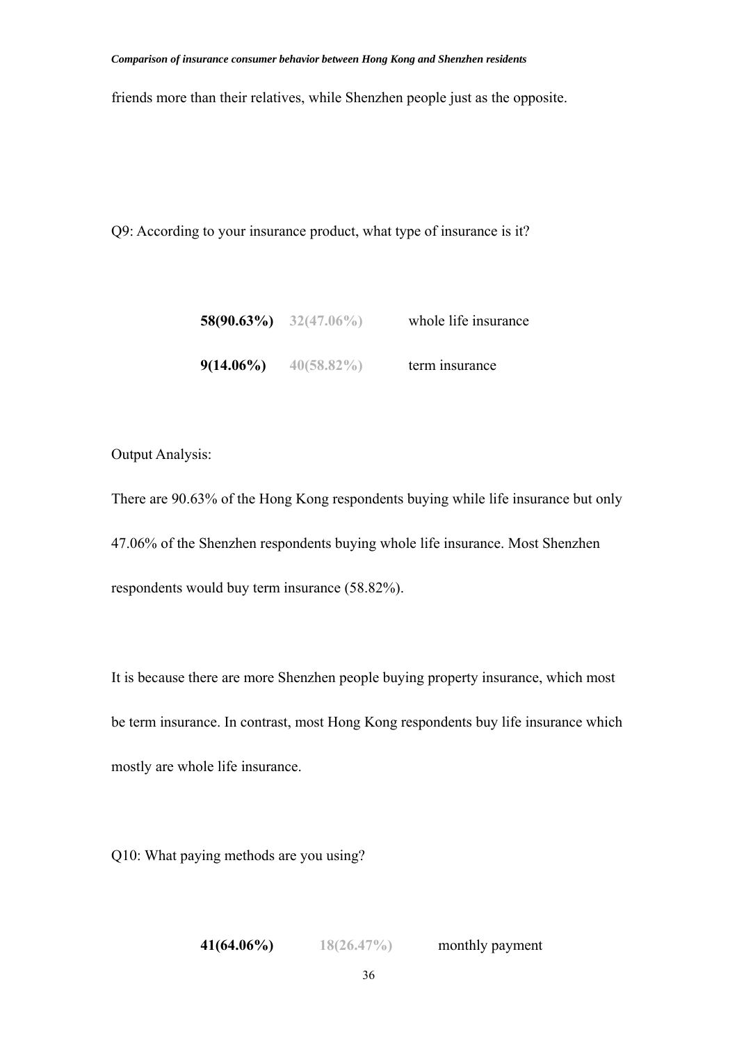friends more than their relatives, while Shenzhen people just as the opposite.

Q9: According to your insurance product, what type of insurance is it?

| | | |
|---|---|---|
| **58(90.63%)** | **32(47.06%)** | whole life insurance |
| **9(14.06%)** | **40(58.82%)** | term insurance |

Output Analysis:

There are 90.63% of the Hong Kong respondents buying while life insurance but only 47.06% of the Shenzhen respondents buying whole life insurance. Most Shenzhen respondents would buy term insurance (58.82%).

It is because there are more Shenzhen people buying property insurance, which most be term insurance. In contrast, most Hong Kong respondents buy life insurance which mostly are whole life insurance.

Q10: What paying methods are you using?

| | | |
|---|---|---|
| **41(64.06%)** | **18(26.47%)** | monthly payment |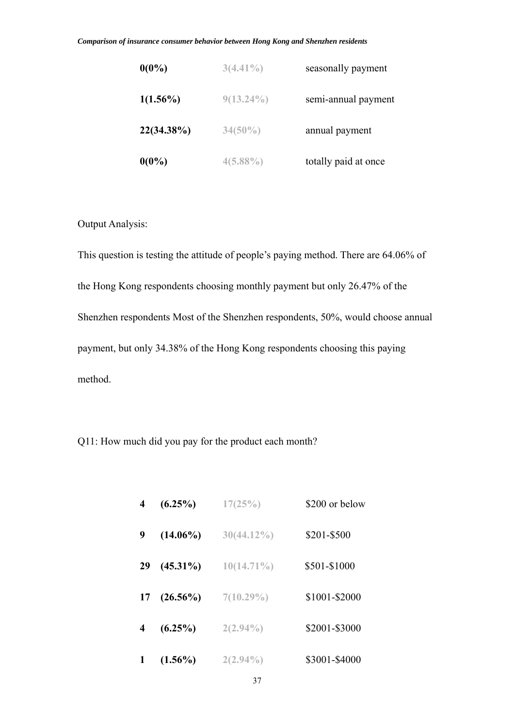| | | |
|---|---|---|
| **0(0%)** | 3(4.41%) | seasonally payment |
| **1(1.56%)** | 9(13.24%) | semi-annual payment |
| **22(34.38%)** | 34(50%) | annual payment |
| **0(0%)** | 4(5.88%) | totally paid at once |

Output Analysis:

This question is testing the attitude of people's paying method. There are 64.06% of the Hong Kong respondents choosing monthly payment but only 26.47% of the Shenzhen respondents Most of the Shenzhen respondents, 50%, would choose annual payment, but only 34.38% of the Hong Kong respondents choosing this paying method.

Q11: How much did you pay for the product each month?

| | | | |
|---|---|---|---|
| **4** | **(6.25%)** | 17(25%) | \$200 or below |
| **9** | **(14.06%)** | 30(44.12%) | \$201-\$500 |
| **29** | **(45.31%)** | 10(14.71%) | \$501-\$1000 |
| **17** | **(26.56%)** | 7(10.29%) | \$1001-\$2000 |
| **4** | **(6.25%)** | 2(2.94%) | \$2001-\$3000 |
| **1** | **(1.56%)** | 2(2.94%) | \$3001-\$4000 |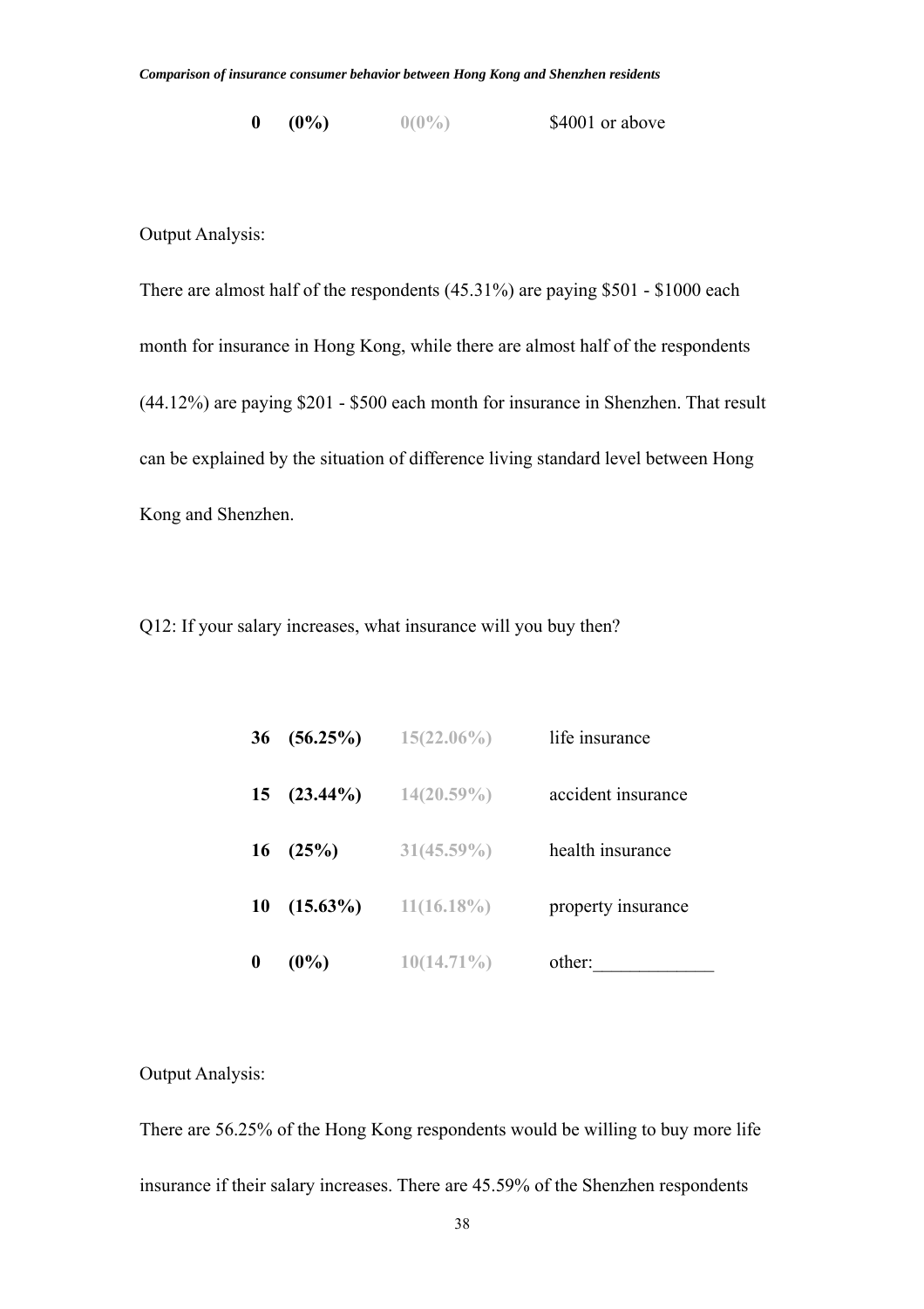| | | |
|---|---|---|
| **0 (0%)** | 0(0%) | $4001 or above |

Output Analysis:

There are almost half of the respondents (45.31%) are paying $501 - $1000 each month for insurance in Hong Kong, while there are almost half of the respondents (44.12%) are paying $201 - $500 each month for insurance in Shenzhen. That result can be explained by the situation of difference living standard level between Hong Kong and Shenzhen.

Q12: If your salary increases, what insurance will you buy then?

| | | |
|---|---|---|
| **36 (56.25%)** | 15(22.06%) | life insurance |
| **15 (23.44%)** | 14(20.59%) | accident insurance |
| **16 (25%)** | 31(45.59%) | health insurance |
| **10 (15.63%)** | 11(16.18%) | property insurance |
| **0 (0%)** | 10(14.71%) | other:_____________ |

Output Analysis:

There are 56.25% of the Hong Kong respondents would be willing to buy more life insurance if their salary increases. There are 45.59% of the Shenzhen respondents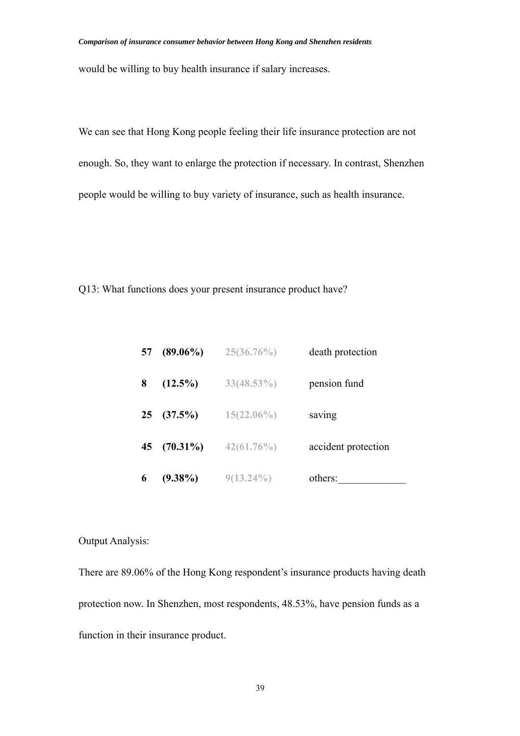would be willing to buy health insurance if salary increases.

We can see that Hong Kong people feeling their life insurance protection are not enough. So, they want to enlarge the protection if necessary. In contrast, Shenzhen people would be willing to buy variety of insurance, such as health insurance.

Q13: What functions does your present insurance product have?

| | | | |
|---|---|---|---|
| **57** | **(89.06%)** | **25(36.76%)** | death protection |
| **8** | **(12.5%)** | **33(48.53%)** | pension fund |
| **25** | **(37.5%)** | **15(22.06%)** | saving |
| **45** | **(70.31%)** | **42(61.76%)** | accident protection |
| **6** | **(9.38%)** | **9(13.24%)** | others:_____________ |

Output Analysis:

There are 89.06% of the Hong Kong respondent's insurance products having death protection now. In Shenzhen, most respondents, 48.53%, have pension funds as a function in their insurance product.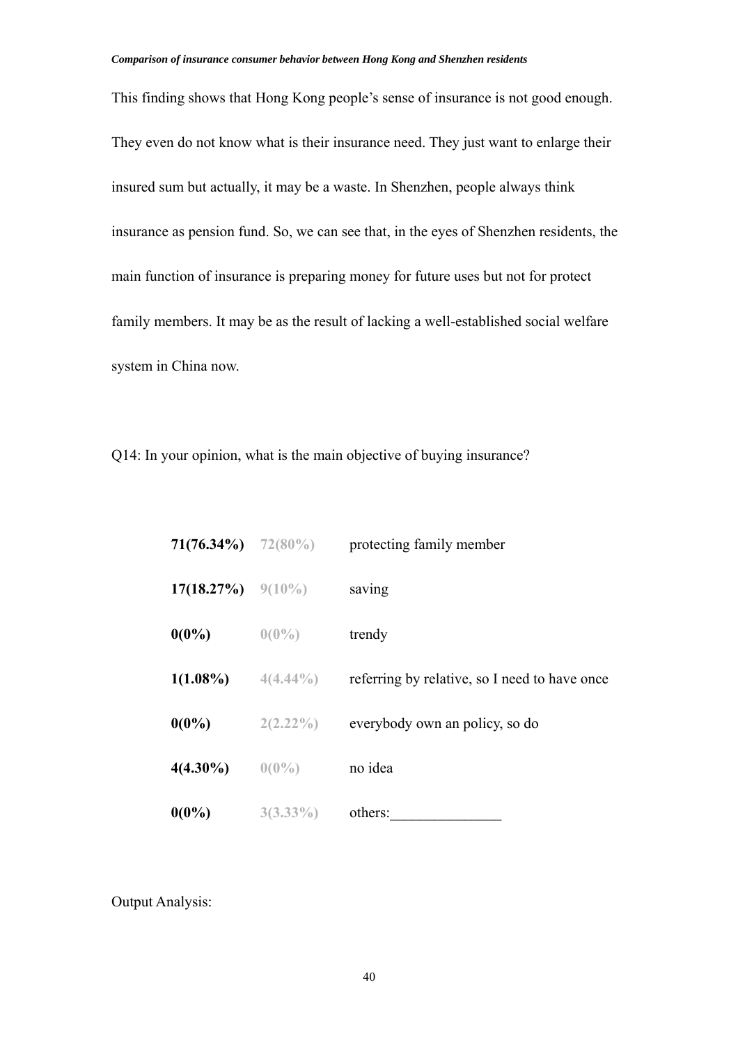This finding shows that Hong Kong people's sense of insurance is not good enough. They even do not know what is their insurance need. They just want to enlarge their insured sum but actually, it may be a waste. In Shenzhen, people always think insurance as pension fund. So, we can see that, in the eyes of Shenzhen residents, the main function of insurance is preparing money for future uses but not for protect family members. It may be as the result of lacking a well-established social welfare system in China now.

Q14: In your opinion, what is the main objective of buying insurance?

| | | |
|---|---|---|
| **71(76.34%)** | 72(80%) | protecting family member |
| **17(18.27%)** | 9(10%) | saving |
| **0(0%)** | 0(0%) | trendy |
| **1(1.08%)** | 4(4.44%) | referring by relative, so I need to have once |
| **0(0%)** | 2(2.22%) | everybody own an policy, so do |
| **4(4.30%)** | 0(0%) | no idea |
| **0(0%)** | 3(3.33%) | others:_______________ |

Output Analysis: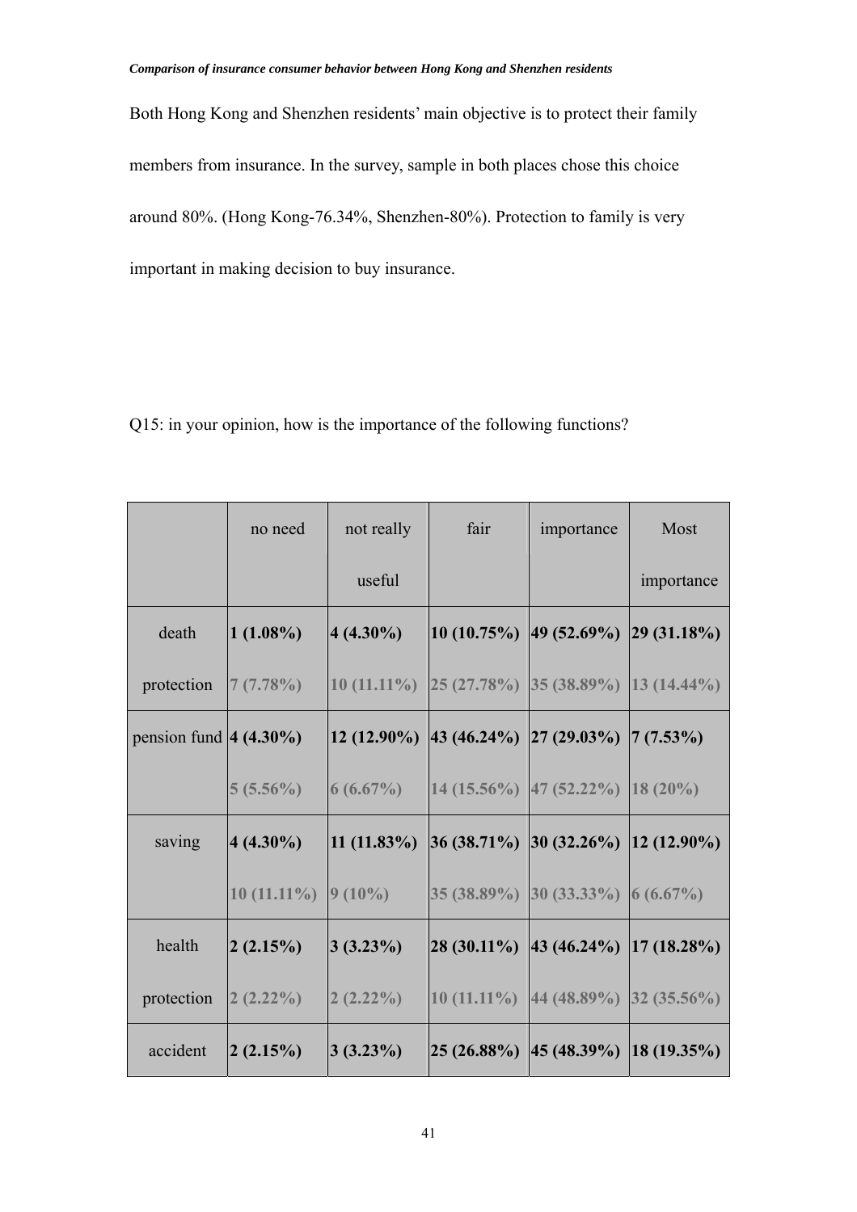Both Hong Kong and Shenzhen residents' main objective is to protect their family members from insurance. In the survey, sample in both places chose this choice around 80%. (Hong Kong-76.34%, Shenzhen-80%). Protection to family is very important in making decision to buy insurance.

Q15: in your opinion, how is the importance of the following functions?

| | no need | not really useful | fair | importance | Most importance |
|---|---|---|---|---|---|
| death | **1 (1.08%)** | **4 (4.30%)** | **10 (10.75%)** | **49 (52.69%)** | **29 (31.18%)** |
| protection | 7 (7.78%) | 10 (11.11%) | 25 (27.78%) | 35 (38.89%) | 13 (14.44%) |
| pension fund | **4 (4.30%)** | **12 (12.90%)** | **43 (46.24%)** | **27 (29.03%)** | **7 (7.53%)** |
| | 5 (5.56%) | 6 (6.67%) | 14 (15.56%) | 47 (52.22%) | 18 (20%) |
| saving | **4 (4.30%)** | **11 (11.83%)** | **36 (38.71%)** | **30 (32.26%)** | **12 (12.90%)** |
| | 10 (11.11%) | 9 (10%) | 35 (38.89%) | 30 (33.33%) | 6 (6.67%) |
| health | **2 (2.15%)** | **3 (3.23%)** | **28 (30.11%)** | **43 (46.24%)** | **17 (18.28%)** |
| protection | 2 (2.22%) | 2 (2.22%) | 10 (11.11%) | 44 (48.89%) | 32 (35.56%) |
| accident | **2 (2.15%)** | **3 (3.23%)** | **25 (26.88%)** | **45 (48.39%)** | **18 (19.35%)** |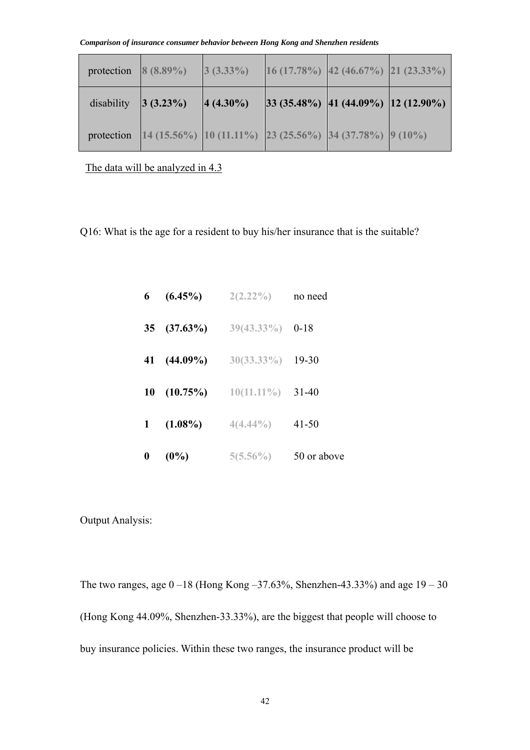| protection | 8 (8.89%) | 3 (3.33%) | 16 (17.78%) | 42 (46.67%) | 21 (23.33%) |
|---|---|---|---|---|---|
| disability | **3 (3.23%)** | **4 (4.30%)** | **33 (35.48%)** | **41 (44.09%)** | **12 (12.90%)** |
| protection | 14 (15.56%) | 10 (11.11%) | 23 (25.56%) | 34 (37.78%) | 9 (10%) |

The data will be analyzed in 4.3

Q16: What is the age for a resident to buy his/her insurance that is the suitable?

| | | | |
|---|---|---|---|
| **6** | **(6.45%)** | 2(2.22%) | no need |
| **35** | **(37.63%)** | 39(43.33%) | 0-18 |
| **41** | **(44.09%)** | 30(33.33%) | 19-30 |
| **10** | **(10.75%)** | 10(11.11%) | 31-40 |
| **1** | **(1.08%)** | 4(4.44%) | 41-50 |
| **0** | **(0%)** | 5(5.56%) | 50 or above |

Output Analysis:

The two ranges, age 0 –18 (Hong Kong –37.63%, Shenzhen-43.33%) and age 19 – 30 (Hong Kong 44.09%, Shenzhen-33.33%), are the biggest that people will choose to buy insurance policies. Within these two ranges, the insurance product will be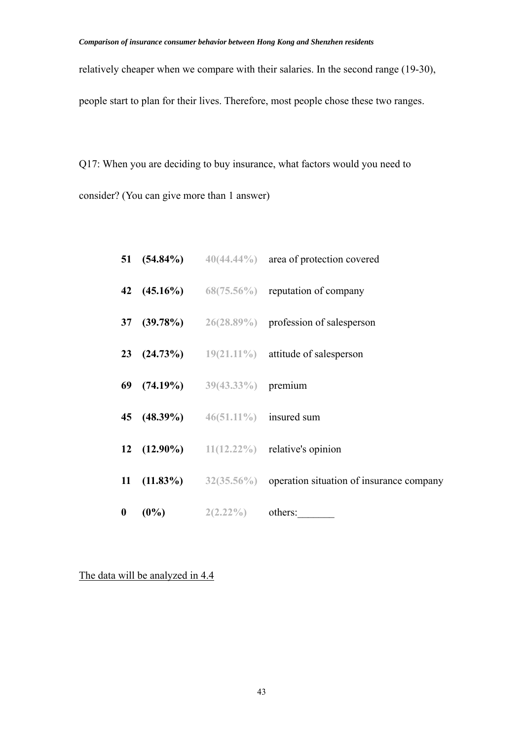relatively cheaper when we compare with their salaries. In the second range (19-30), people start to plan for their lives. Therefore, most people chose these two ranges.

Q17: When you are deciding to buy insurance, what factors would you need to consider? (You can give more than 1 answer)

| | | | |
|---|---|---|---|
| **51** | **(54.84%)** | 40(44.44%) | area of protection covered |
| **42** | **(45.16%)** | 68(75.56%) | reputation of company |
| **37** | **(39.78%)** | 26(28.89%) | profession of salesperson |
| **23** | **(24.73%)** | 19(21.11%) | attitude of salesperson |
| **69** | **(74.19%)** | 39(43.33%) | premium |
| **45** | **(48.39%)** | 46(51.11%) | insured sum |
| **12** | **(12.90%)** | 11(12.22%) | relative's opinion |
| **11** | **(11.83%)** | 32(35.56%) | operation situation of insurance company |
| **0** | **(0%)** | 2(2.22%) | others:_______ |

<u>The data will be analyzed in 4.4</u>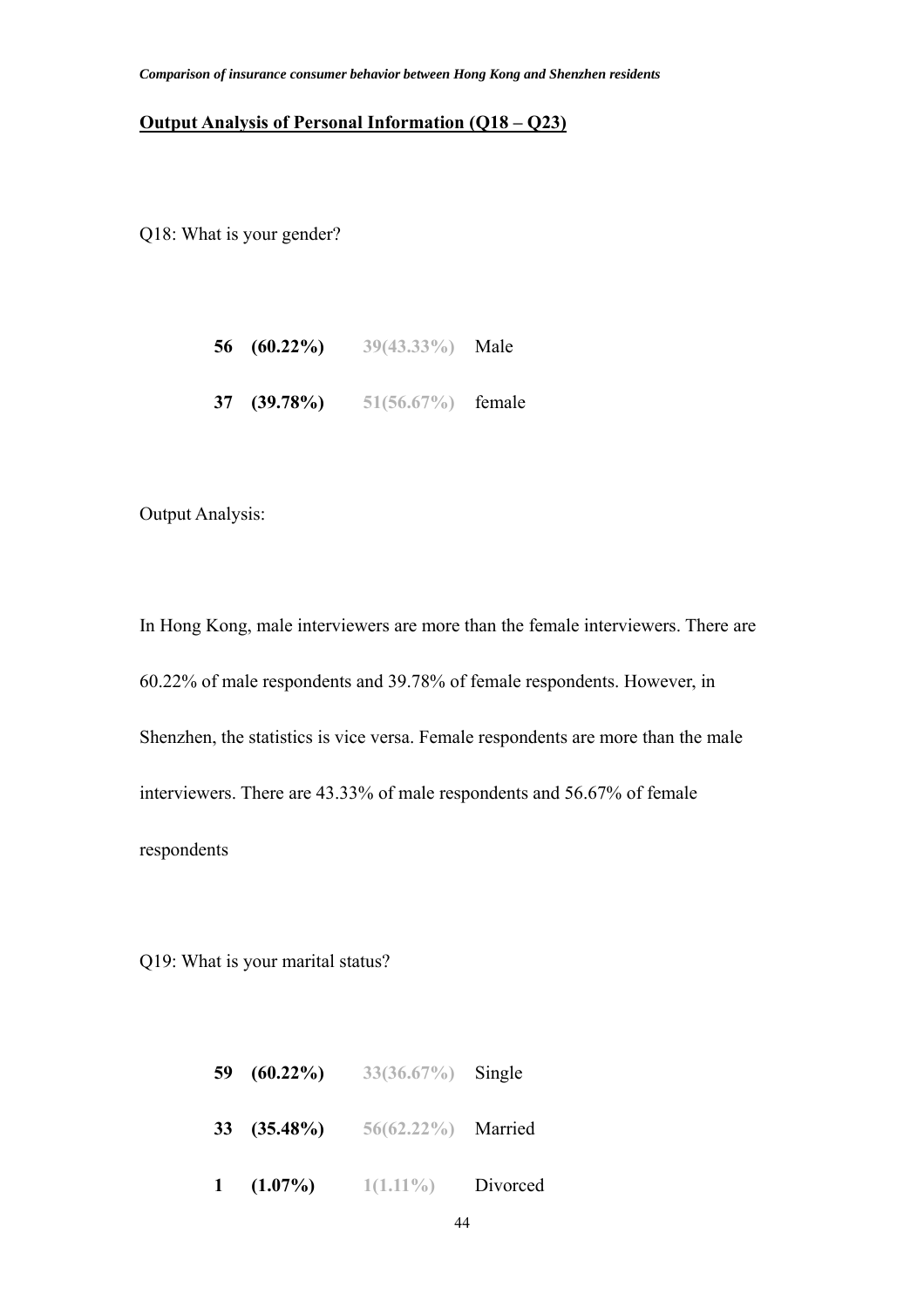**Output Analysis of Personal Information (Q18 – Q23)**

Q18: What is your gender?

| | | | |
|---|---|---|---|
| **56** | **(60.22%)** | 39(43.33%) | Male |
| **37** | **(39.78%)** | 51(56.67%) | female |

Output Analysis:

In Hong Kong, male interviewers are more than the female interviewers. There are 60.22% of male respondents and 39.78% of female respondents. However, in Shenzhen, the statistics is vice versa. Female respondents are more than the male interviewers. There are 43.33% of male respondents and 56.67% of female respondents

Q19: What is your marital status?

| | | | |
|---|---|---|---|
| **59** | **(60.22%)** | 33(36.67%) | Single |
| **33** | **(35.48%)** | 56(62.22%) | Married |
| **1** | **(1.07%)** | 1(1.11%) | Divorced |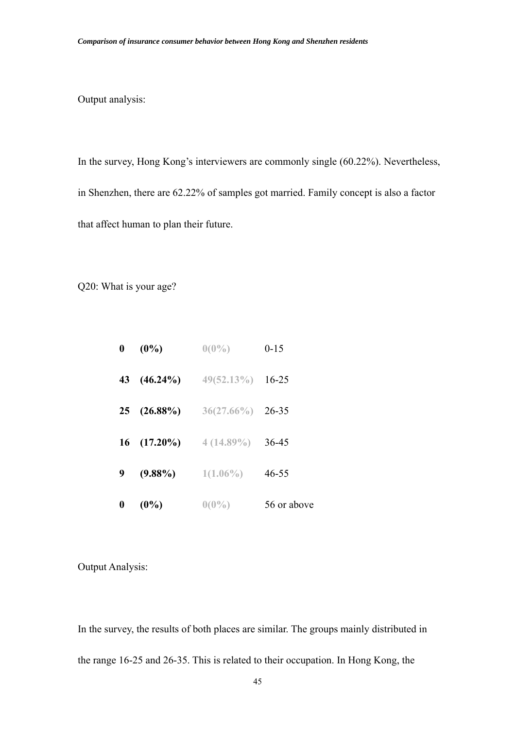Output analysis:

In the survey, Hong Kong's interviewers are commonly single (60.22%). Nevertheless, in Shenzhen, there are 62.22% of samples got married. Family concept is also a factor that affect human to plan their future.

Q20: What is your age?

| | | | |
|---|---|---|---|
| **0** | **(0%)** | 0(0%) | 0-15 |
| **43** | **(46.24%)** | 49(52.13%) | 16-25 |
| **25** | **(26.88%)** | 36(27.66%) | 26-35 |
| **16** | **(17.20%)** | 4 (14.89%) | 36-45 |
| **9** | **(9.88%)** | 1(1.06%) | 46-55 |
| **0** | **(0%)** | 0(0%) | 56 or above |

Output Analysis:

In the survey, the results of both places are similar. The groups mainly distributed in the range 16-25 and 26-35. This is related to their occupation. In Hong Kong, the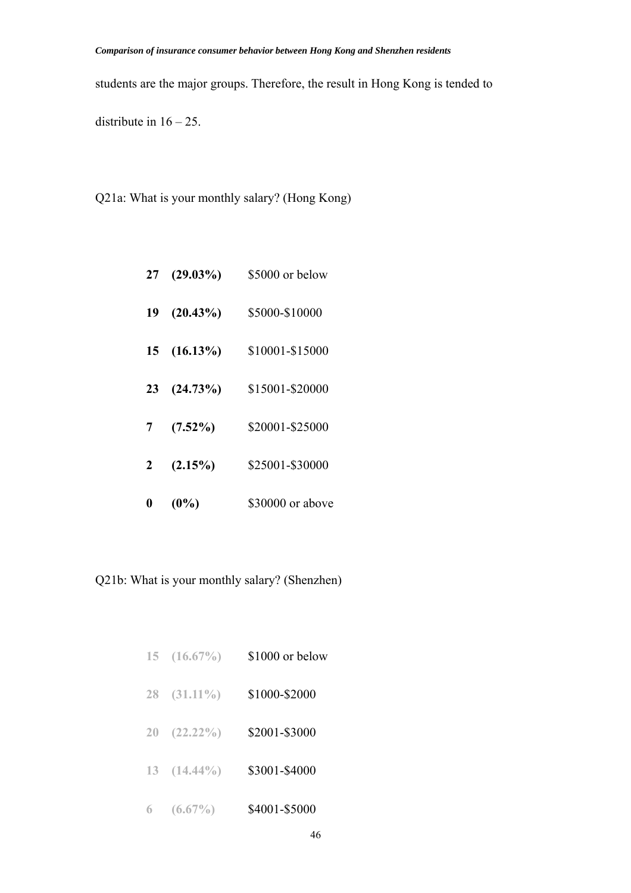students are the major groups. Therefore, the result in Hong Kong is tended to distribute in 16 – 25.

Q21a: What is your monthly salary? (Hong Kong)

| | | |
|---|---|---|
| **27** | **(29.03%)** | $5000 or below |
| **19** | **(20.43%)** | $5000-$10000 |
| **15** | **(16.13%)** | $10001-$15000 |
| **23** | **(24.73%)** | $15001-$20000 |
| **7** | **(7.52%)** | $20001-$25000 |
| **2** | **(2.15%)** | $25001-$30000 |
| **0** | **(0%)** | $30000 or above |

Q21b: What is your monthly salary? (Shenzhen)

| | | |
|---|---|---|
| **15** | **(16.67%)** | $1000 or below |
| **28** | **(31.11%)** | $1000-$2000 |
| **20** | **(22.22%)** | $2001-$3000 |
| **13** | **(14.44%)** | $3001-$4000 |
| **6** | **(6.67%)** | $4001-$5000 |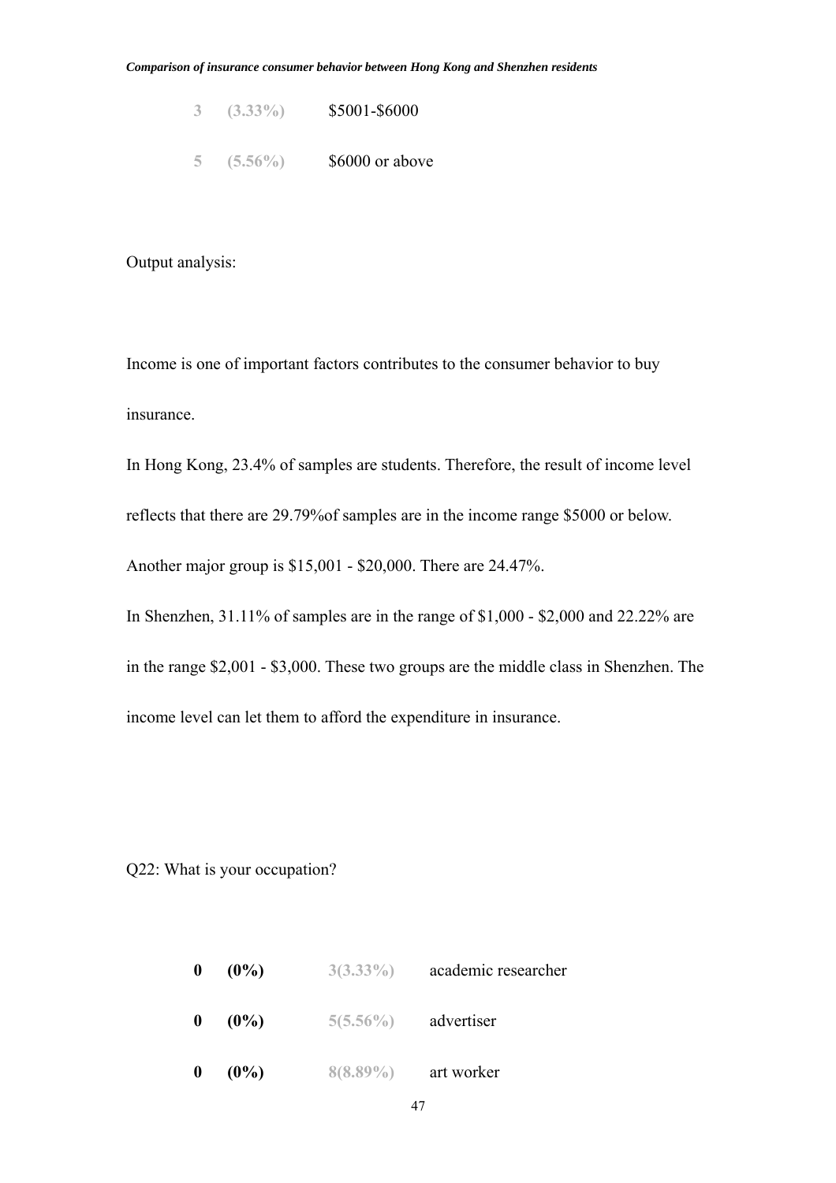| | | |
|---|---|---|
| **3** | **(3.33%)** | $5001-$6000 |
| **5** | **(5.56%)** | $6000 or above |

Output analysis:

Income is one of important factors contributes to the consumer behavior to buy insurance.

In Hong Kong, 23.4% of samples are students. Therefore, the result of income level reflects that there are 29.79%of samples are in the income range $5000 or below. Another major group is $15,001 - $20,000. There are 24.47%.

In Shenzhen, 31.11% of samples are in the range of $1,000 - $2,000 and 22.22% are in the range $2,001 - $3,000. These two groups are the middle class in Shenzhen. The income level can let them to afford the expenditure in insurance.

Q22: What is your occupation?

| | | | |
|---|---|---|---|
| **0** | **(0%)** | **3(3.33%)** | academic researcher |
| **0** | **(0%)** | **5(5.56%)** | advertiser |
| **0** | **(0%)** | **8(8.89%)** | art worker |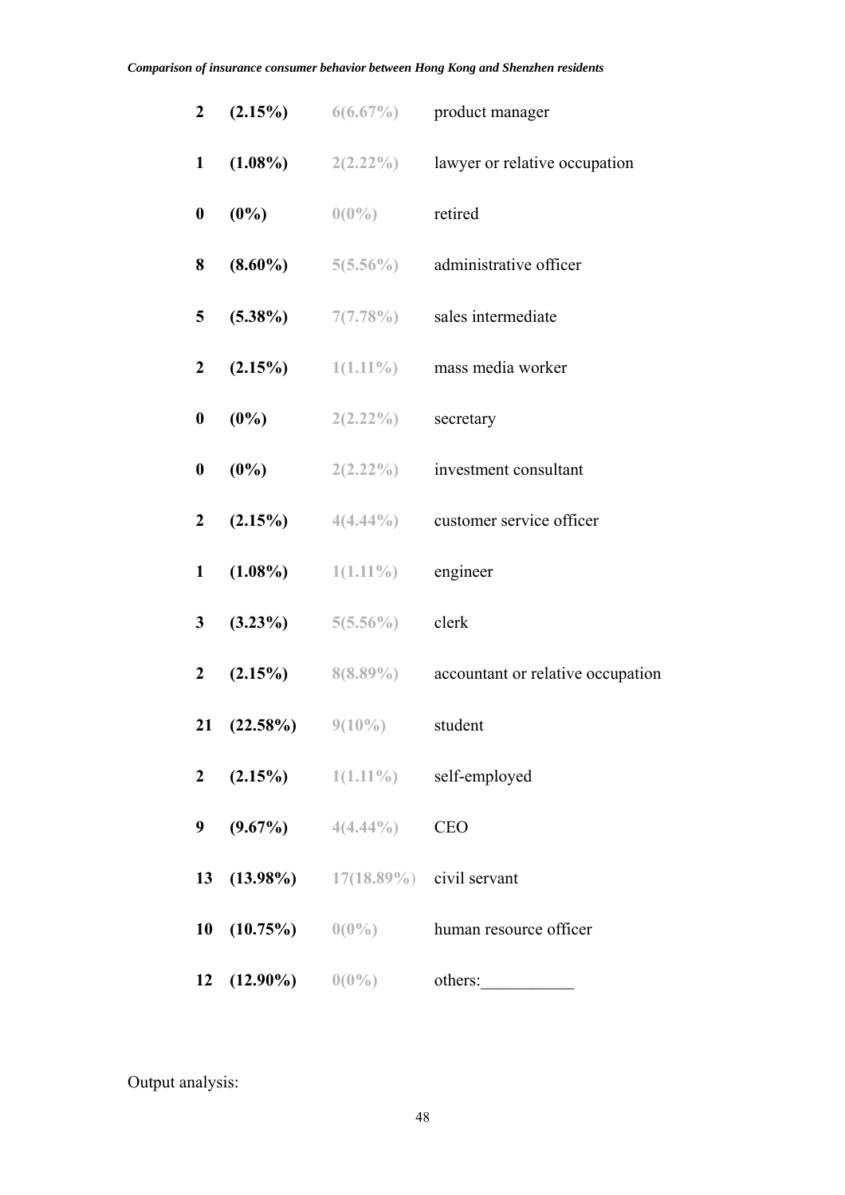| | | | |
|---|---|---|---|
| **2** | **(2.15%)** | 6(6.67%) | product manager |
| **1** | **(1.08%)** | 2(2.22%) | lawyer or relative occupation |
| **0** | **(0%)** | 0(0%) | retired |
| **8** | **(8.60%)** | 5(5.56%) | administrative officer |
| **5** | **(5.38%)** | 7(7.78%) | sales intermediate |
| **2** | **(2.15%)** | 1(1.11%) | mass media worker |
| **0** | **(0%)** | 2(2.22%) | secretary |
| **0** | **(0%)** | 2(2.22%) | investment consultant |
| **2** | **(2.15%)** | 4(4.44%) | customer service officer |
| **1** | **(1.08%)** | 1(1.11%) | engineer |
| **3** | **(3.23%)** | 5(5.56%) | clerk |
| **2** | **(2.15%)** | 8(8.89%) | accountant or relative occupation |
| **21** | **(22.58%)** | 9(10%) | student |
| **2** | **(2.15%)** | 1(1.11%) | self-employed |
| **9** | **(9.67%)** | 4(4.44%) | CEO |
| **13** | **(13.98%)** | 17(18.89%) | civil servant |
| **10** | **(10.75%)** | 0(0%) | human resource officer |
| **12** | **(12.90%)** | 0(0%) | others:___________ |

Output analysis: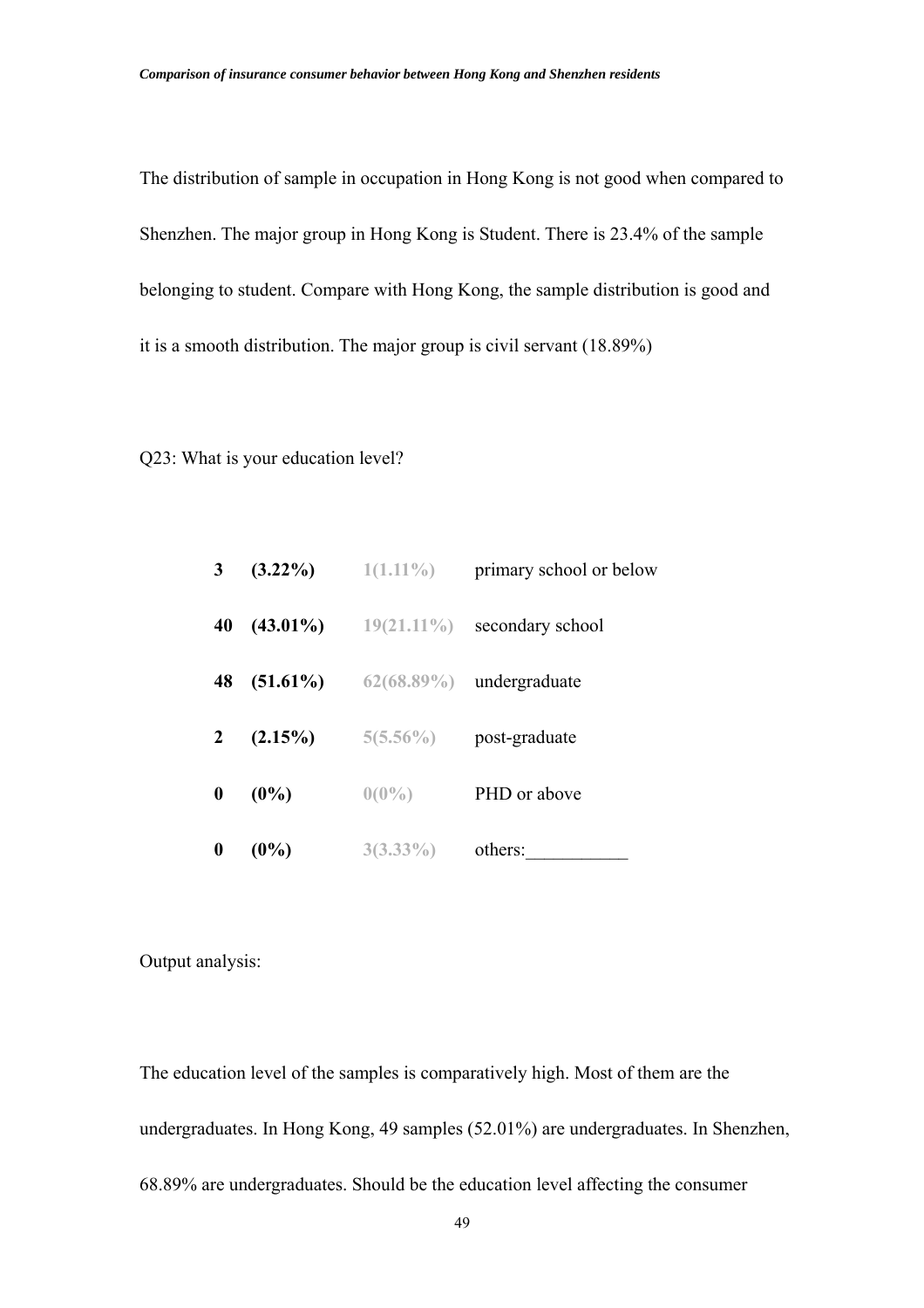The distribution of sample in occupation in Hong Kong is not good when compared to Shenzhen. The major group in Hong Kong is Student. There is 23.4% of the sample belonging to student. Compare with Hong Kong, the sample distribution is good and it is a smooth distribution. The major group is civil servant (18.89%)

Q23: What is your education level?

| | | | |
|---|---|---|---|
| **3** | **(3.22%)** | 1(1.11%) | primary school or below |
| **40** | **(43.01%)** | 19(21.11%) | secondary school |
| **48** | **(51.61%)** | 62(68.89%) | undergraduate |
| **2** | **(2.15%)** | 5(5.56%) | post-graduate |
| **0** | **(0%)** | 0(0%) | PHD or above |
| **0** | **(0%)** | 3(3.33%) | others:___________ |

Output analysis:

The education level of the samples is comparatively high. Most of them are the undergraduates. In Hong Kong, 49 samples (52.01%) are undergraduates. In Shenzhen, 68.89% are undergraduates. Should be the education level affecting the consumer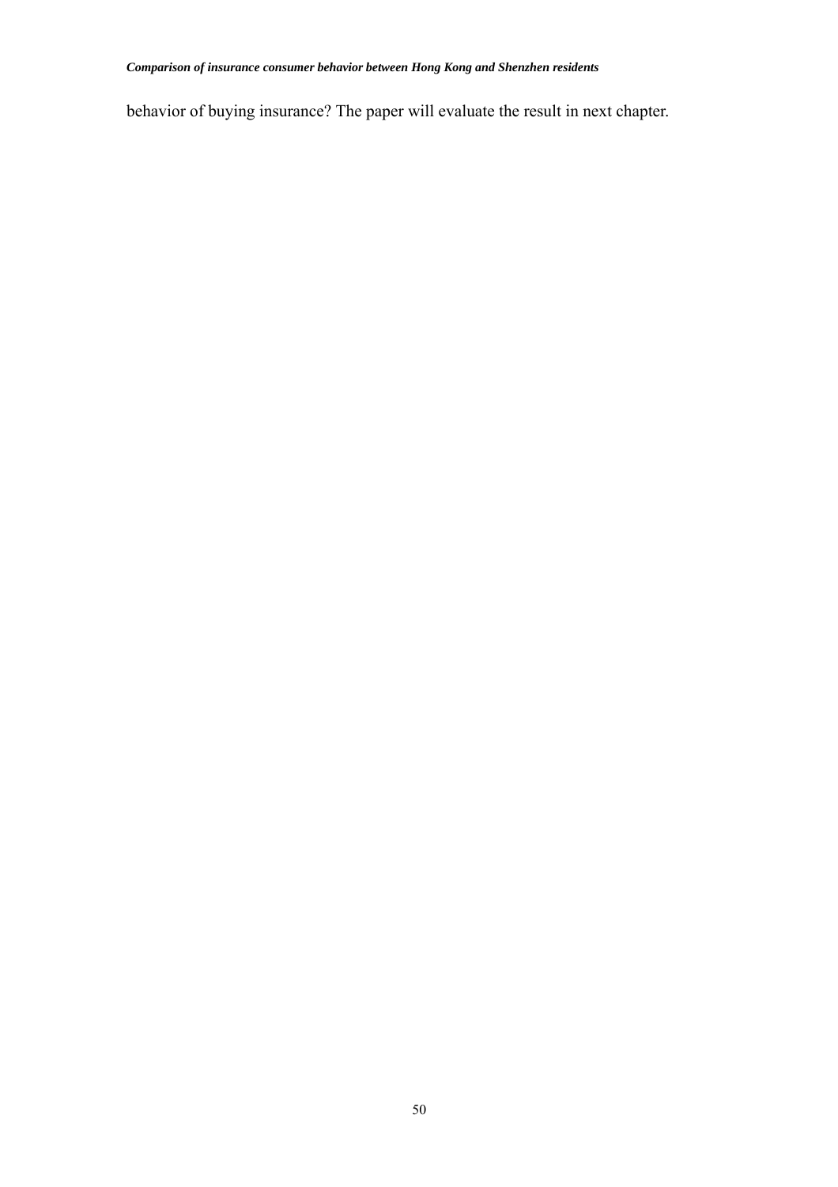behavior of buying insurance? The paper will evaluate the result in next chapter.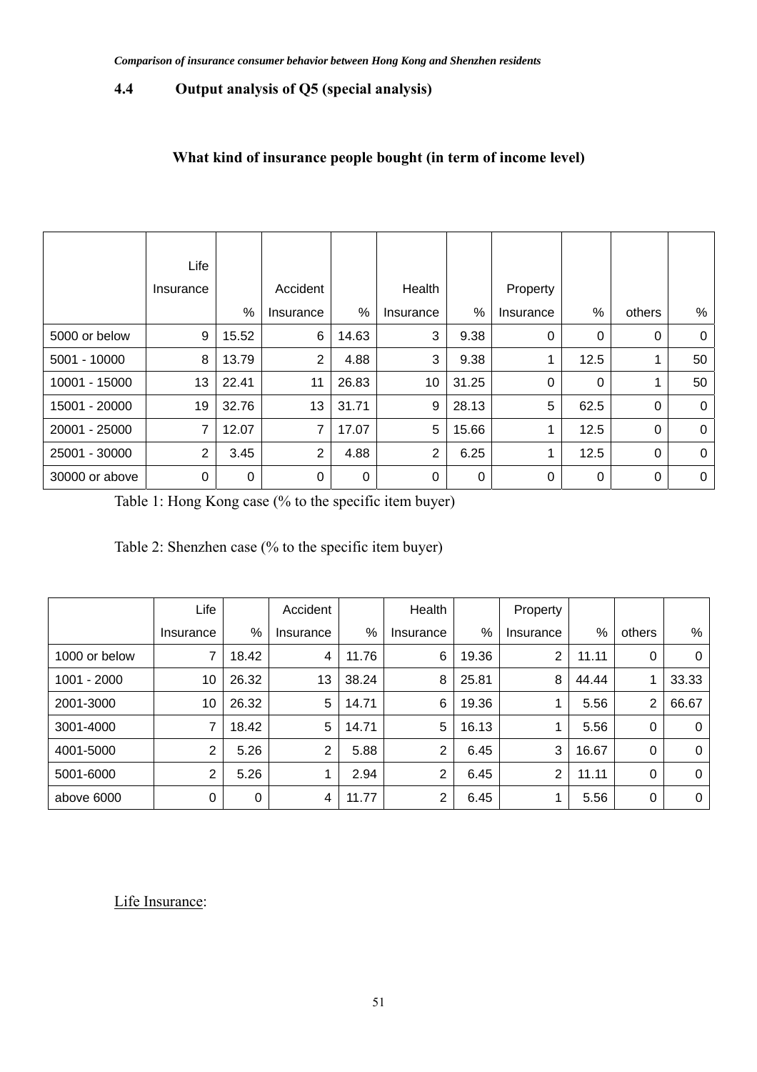## 4.4 Output analysis of Q5 (special analysis)

### What kind of insurance people bought (in term of income level)

| | Life Insurance | % | Accident Insurance | % | Health Insurance | % | Property Insurance | % | others | % |
|---|---|---|---|---|---|---|---|---|---|---|
| 5000 or below | 9 | 15.52 | 6 | 14.63 | 3 | 9.38 | 0 | 0 | 0 | 0 |
| 5001 - 10000 | 8 | 13.79 | 2 | 4.88 | 3 | 9.38 | 1 | 12.5 | 1 | 50 |
| 10001 - 15000 | 13 | 22.41 | 11 | 26.83 | 10 | 31.25 | 0 | 0 | 1 | 50 |
| 15001 - 20000 | 19 | 32.76 | 13 | 31.71 | 9 | 28.13 | 5 | 62.5 | 0 | 0 |
| 20001 - 25000 | 7 | 12.07 | 7 | 17.07 | 5 | 15.66 | 1 | 12.5 | 0 | 0 |
| 25001 - 30000 | 2 | 3.45 | 2 | 4.88 | 2 | 6.25 | 1 | 12.5 | 0 | 0 |
| 30000 or above | 0 | 0 | 0 | 0 | 0 | 0 | 0 | 0 | 0 | 0 |

Table 1: Hong Kong case (% to the specific item buyer)

Table 2: Shenzhen case (% to the specific item buyer)

| | Life Insurance | % | Accident Insurance | % | Health Insurance | % | Property Insurance | % | others | % |
|---|---|---|---|---|---|---|---|---|---|---|
| 1000 or below | 7 | 18.42 | 4 | 11.76 | 6 | 19.36 | 2 | 11.11 | 0 | 0 |
| 1001 - 2000 | 10 | 26.32 | 13 | 38.24 | 8 | 25.81 | 8 | 44.44 | 1 | 33.33 |
| 2001-3000 | 10 | 26.32 | 5 | 14.71 | 6 | 19.36 | 1 | 5.56 | 2 | 66.67 |
| 3001-4000 | 7 | 18.42 | 5 | 14.71 | 5 | 16.13 | 1 | 5.56 | 0 | 0 |
| 4001-5000 | 2 | 5.26 | 2 | 5.88 | 2 | 6.45 | 3 | 16.67 | 0 | 0 |
| 5001-6000 | 2 | 5.26 | 1 | 2.94 | 2 | 6.45 | 2 | 11.11 | 0 | 0 |
| above 6000 | 0 | 0 | 4 | 11.77 | 2 | 6.45 | 1 | 5.56 | 0 | 0 |

<u>Life Insurance</u>: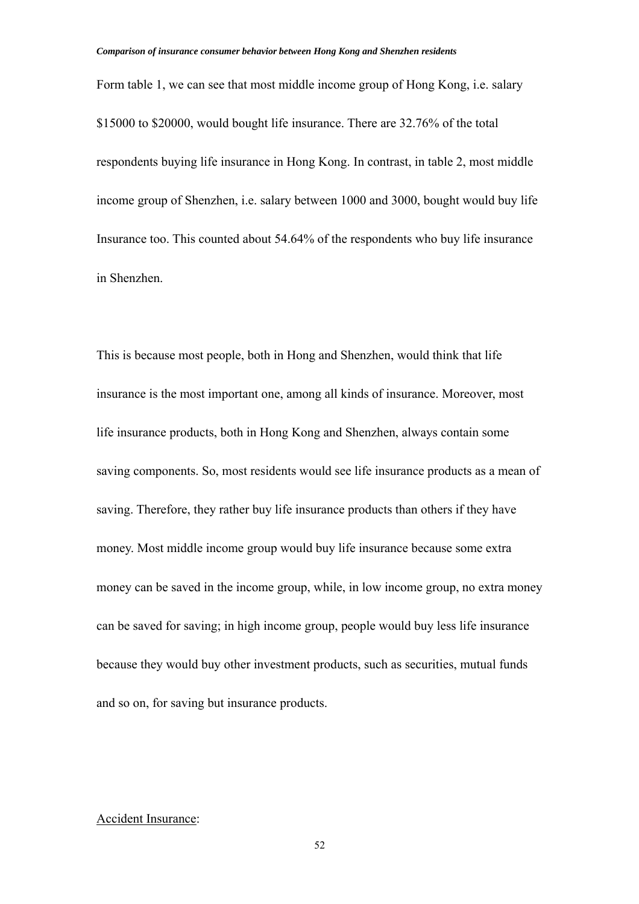Form table 1, we can see that most middle income group of Hong Kong, i.e. salary $15000 to $20000, would bought life insurance. There are 32.76% of the total respondents buying life insurance in Hong Kong. In contrast, in table 2, most middle income group of Shenzhen, i.e. salary between 1000 and 3000, bought would buy life Insurance too. This counted about 54.64% of the respondents who buy life insurance in Shenzhen.

This is because most people, both in Hong and Shenzhen, would think that life insurance is the most important one, among all kinds of insurance. Moreover, most life insurance products, both in Hong Kong and Shenzhen, always contain some saving components. So, most residents would see life insurance products as a mean of saving. Therefore, they rather buy life insurance products than others if they have money. Most middle income group would buy life insurance because some extra money can be saved in the income group, while, in low income group, no extra money can be saved for saving; in high income group, people would buy less life insurance because they would buy other investment products, such as securities, mutual funds and so on, for saving but insurance products.

Accident Insurance: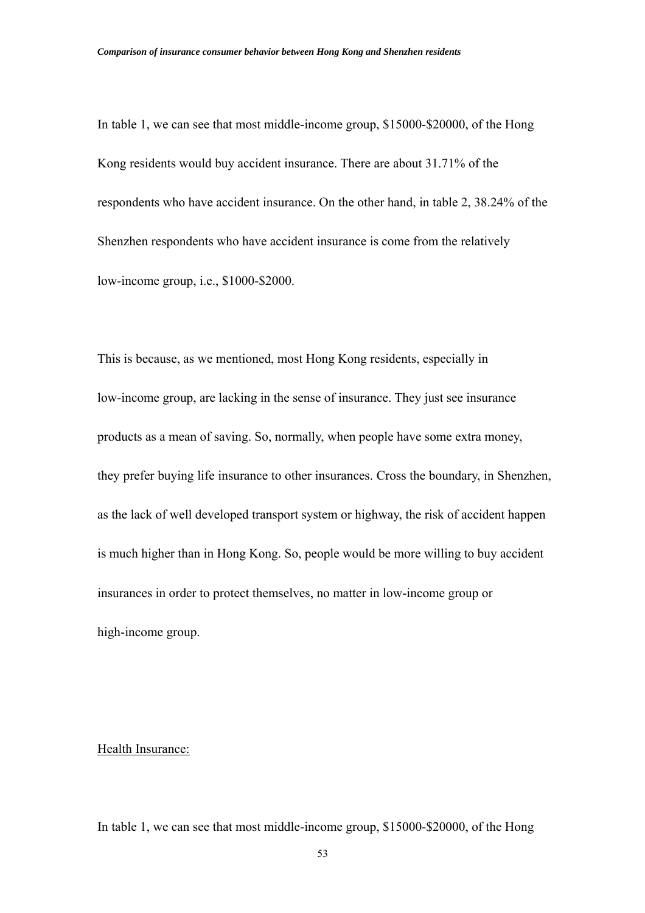In table 1, we can see that most middle-income group, $15000-$20000, of the Hong Kong residents would buy accident insurance. There are about 31.71% of the respondents who have accident insurance. On the other hand, in table 2, 38.24% of the Shenzhen respondents who have accident insurance is come from the relatively low-income group, i.e., $1000-$2000.

This is because, as we mentioned, most Hong Kong residents, especially in low-income group, are lacking in the sense of insurance. They just see insurance products as a mean of saving. So, normally, when people have some extra money, they prefer buying life insurance to other insurances. Cross the boundary, in Shenzhen, as the lack of well developed transport system or highway, the risk of accident happen is much higher than in Hong Kong. So, people would be more willing to buy accident insurances in order to protect themselves, no matter in low-income group or high-income group.

<u>Health Insurance:</u>

In table 1, we can see that most middle-income group, $15000-$20000, of the Hong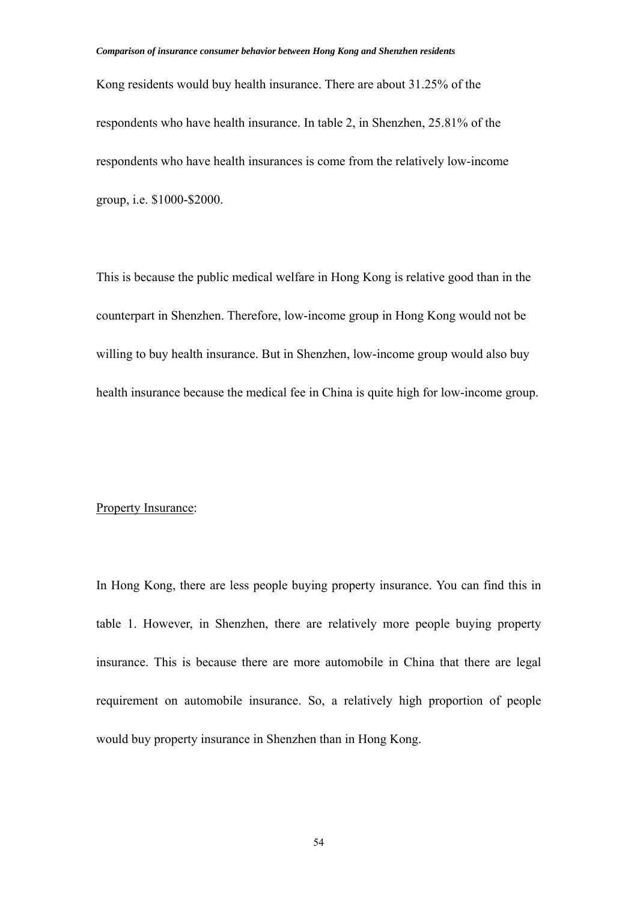Kong residents would buy health insurance. There are about 31.25% of the respondents who have health insurance. In table 2, in Shenzhen, 25.81% of the respondents who have health insurances is come from the relatively low-income group, i.e. $1000-$2000.

This is because the public medical welfare in Hong Kong is relative good than in the counterpart in Shenzhen. Therefore, low-income group in Hong Kong would not be willing to buy health insurance. But in Shenzhen, low-income group would also buy health insurance because the medical fee in China is quite high for low-income group.

<u>Property Insurance</u>:

In Hong Kong, there are less people buying property insurance. You can find this in table 1. However, in Shenzhen, there are relatively more people buying property insurance. This is because there are more automobile in China that there are legal requirement on automobile insurance. So, a relatively high proportion of people would buy property insurance in Shenzhen than in Hong Kong.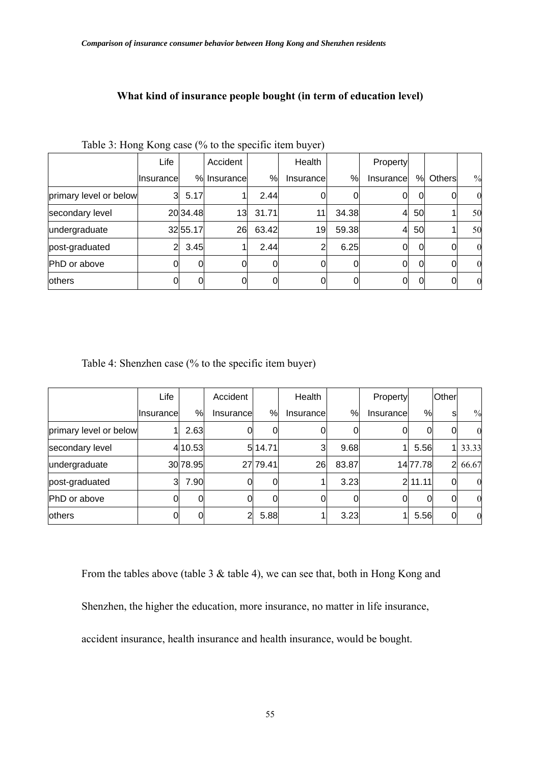## What kind of insurance people bought (in term of education level)

Table 3: Hong Kong case (% to the specific item buyer)

| | Life Insurance | % | Accident Insurance | % | Health Insurance | % | Property Insurance | % | Others | % |
|---|---|---|---|---|---|---|---|---|---|---|
| primary level or below | 3 | 5.17 | 1 | 2.44 | 0 | 0 | 0 | 0 | 0 | 0 |
| secondary level | 20 | 34.48 | 13 | 31.71 | 11 | 34.38 | 4 | 50 | 1 | 50 |
| undergraduate | 32 | 55.17 | 26 | 63.42 | 19 | 59.38 | 4 | 50 | 1 | 50 |
| post-graduated | 2 | 3.45 | 1 | 2.44 | 2 | 6.25 | 0 | 0 | 0 | 0 |
| PhD or above | 0 | 0 | 0 | 0 | 0 | 0 | 0 | 0 | 0 | 0 |
| others | 0 | 0 | 0 | 0 | 0 | 0 | 0 | 0 | 0 | 0 |

Table 4: Shenzhen case (% to the specific item buyer)

| | Life Insurance | % | Accident Insurance | % | Health Insurance | % | Property Insurance | % | Others | % |
|---|---|---|---|---|---|---|---|---|---|---|
| primary level or below | 1 | 2.63 | 0 | 0 | 0 | 0 | 0 | 0 | 0 | 0 |
| secondary level | 4 | 10.53 | 5 | 14.71 | 3 | 9.68 | 1 | 5.56 | 1 | 33.33 |
| undergraduate | 30 | 78.95 | 27 | 79.41 | 26 | 83.87 | 14 | 77.78 | 2 | 66.67 |
| post-graduated | 3 | 7.90 | 0 | 0 | 1 | 3.23 | 2 | 11.11 | 0 | 0 |
| PhD or above | 0 | 0 | 0 | 0 | 0 | 0 | 0 | 0 | 0 | 0 |
| others | 0 | 0 | 2 | 5.88 | 1 | 3.23 | 1 | 5.56 | 0 | 0 |

From the tables above (table 3 & table 4), we can see that, both in Hong Kong and Shenzhen, the higher the education, more insurance, no matter in life insurance, accident insurance, health insurance and health insurance, would be bought.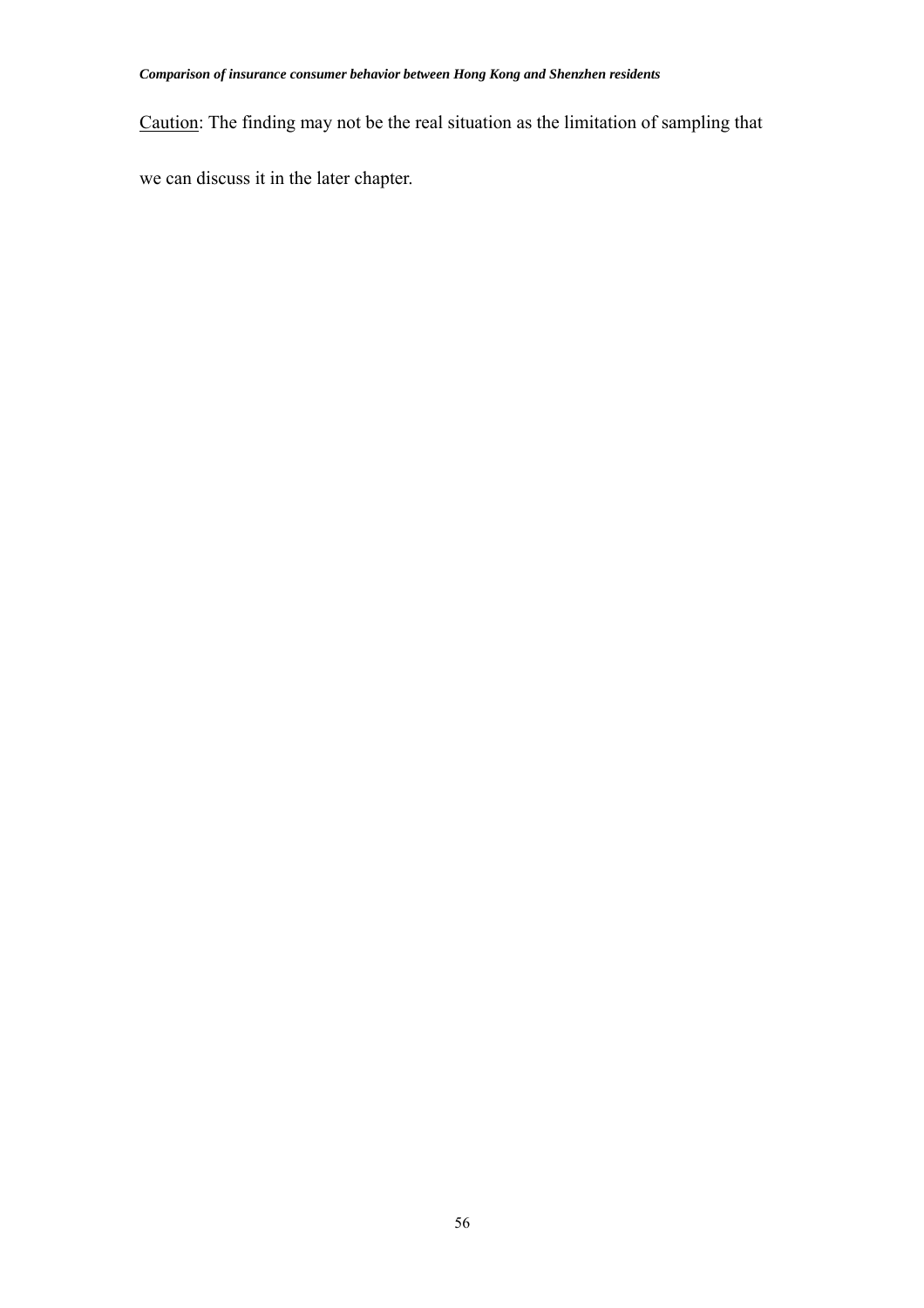<u>Caution</u>: The finding may not be the real situation as the limitation of sampling that we can discuss it in the later chapter.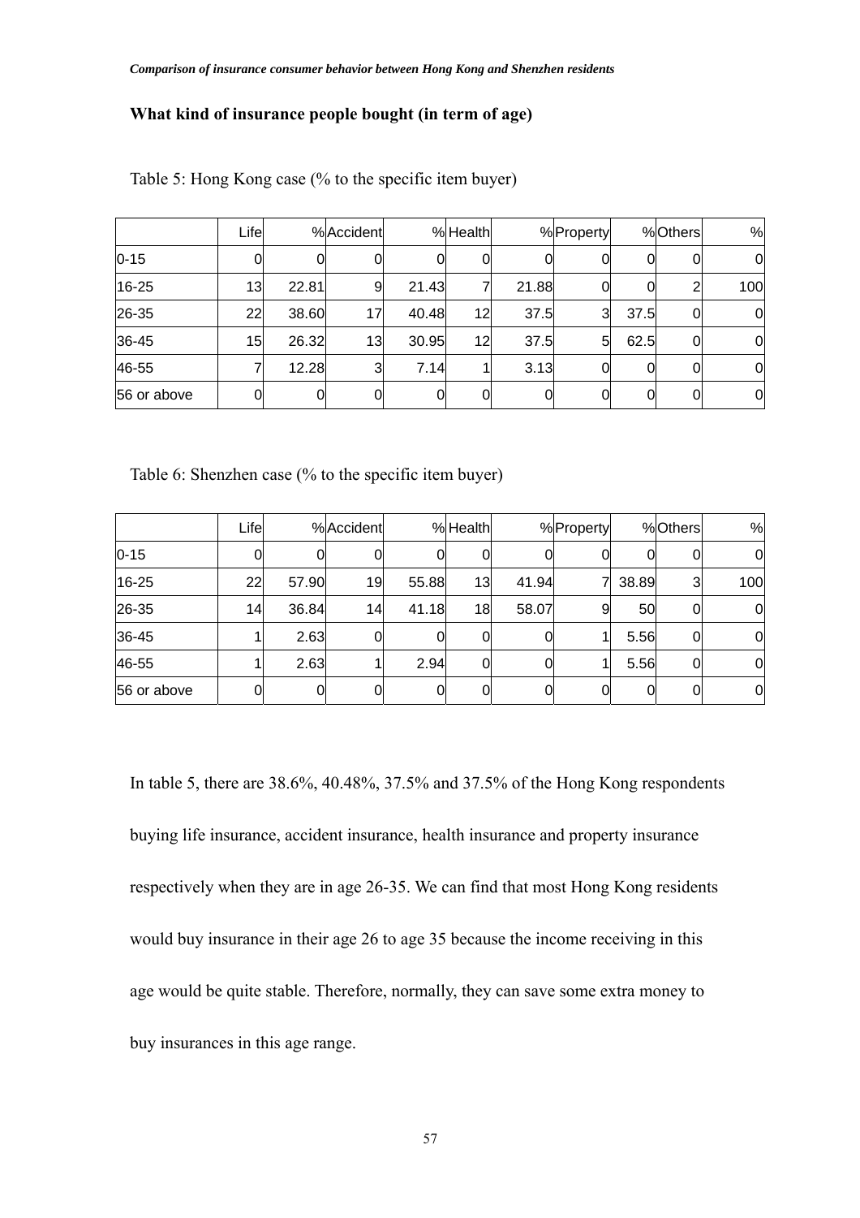## What kind of insurance people bought (in term of age)

Table 5: Hong Kong case (% to the specific item buyer)

| | Life | % | Accident | % | Health | % | Property | % | Others | % |
|---|---|---|---|---|---|---|---|---|---|---|
| 0-15 | 0 | 0 | 0 | 0 | 0 | 0 | 0 | 0 | 0 | 0 |
| 16-25 | 13 | 22.81 | 9 | 21.43 | 7 | 21.88 | 0 | 0 | 2 | 100 |
| 26-35 | 22 | 38.60 | 17 | 40.48 | 12 | 37.5 | 3 | 37.5 | 0 | 0 |
| 36-45 | 15 | 26.32 | 13 | 30.95 | 12 | 37.5 | 5 | 62.5 | 0 | 0 |
| 46-55 | 7 | 12.28 | 3 | 7.14 | 1 | 3.13 | 0 | 0 | 0 | 0 |
| 56 or above | 0 | 0 | 0 | 0 | 0 | 0 | 0 | 0 | 0 | 0 |

Table 6: Shenzhen case (% to the specific item buyer)

| | Life | % | Accident | % | Health | % | Property | % | Others | % |
|---|---|---|---|---|---|---|---|---|---|---|
| 0-15 | 0 | 0 | 0 | 0 | 0 | 0 | 0 | 0 | 0 | 0 |
| 16-25 | 22 | 57.90 | 19 | 55.88 | 13 | 41.94 | 7 | 38.89 | 3 | 100 |
| 26-35 | 14 | 36.84 | 14 | 41.18 | 18 | 58.07 | 9 | 50 | 0 | 0 |
| 36-45 | 1 | 2.63 | 0 | 0 | 0 | 0 | 1 | 5.56 | 0 | 0 |
| 46-55 | 1 | 2.63 | 1 | 2.94 | 0 | 0 | 1 | 5.56 | 0 | 0 |
| 56 or above | 0 | 0 | 0 | 0 | 0 | 0 | 0 | 0 | 0 | 0 |

In table 5, there are 38.6%, 40.48%, 37.5% and 37.5% of the Hong Kong respondents buying life insurance, accident insurance, health insurance and property insurance respectively when they are in age 26-35. We can find that most Hong Kong residents would buy insurance in their age 26 to age 35 because the income receiving in this age would be quite stable. Therefore, normally, they can save some extra money to buy insurances in this age range.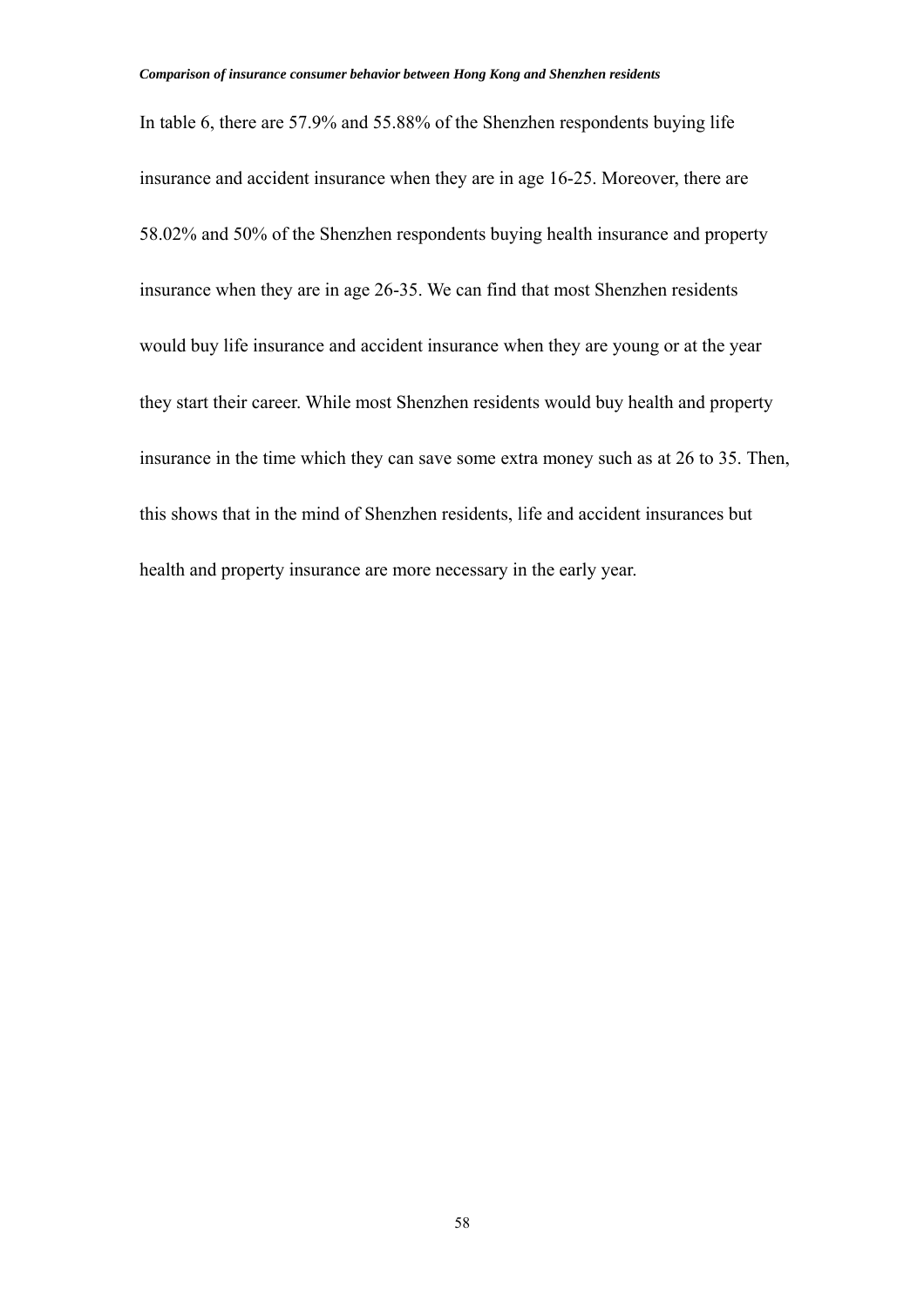In table 6, there are 57.9% and 55.88% of the Shenzhen respondents buying life insurance and accident insurance when they are in age 16-25. Moreover, there are 58.02% and 50% of the Shenzhen respondents buying health insurance and property insurance when they are in age 26-35. We can find that most Shenzhen residents would buy life insurance and accident insurance when they are young or at the year they start their career. While most Shenzhen residents would buy health and property insurance in the time which they can save some extra money such as at 26 to 35. Then, this shows that in the mind of Shenzhen residents, life and accident insurances but health and property insurance are more necessary in the early year.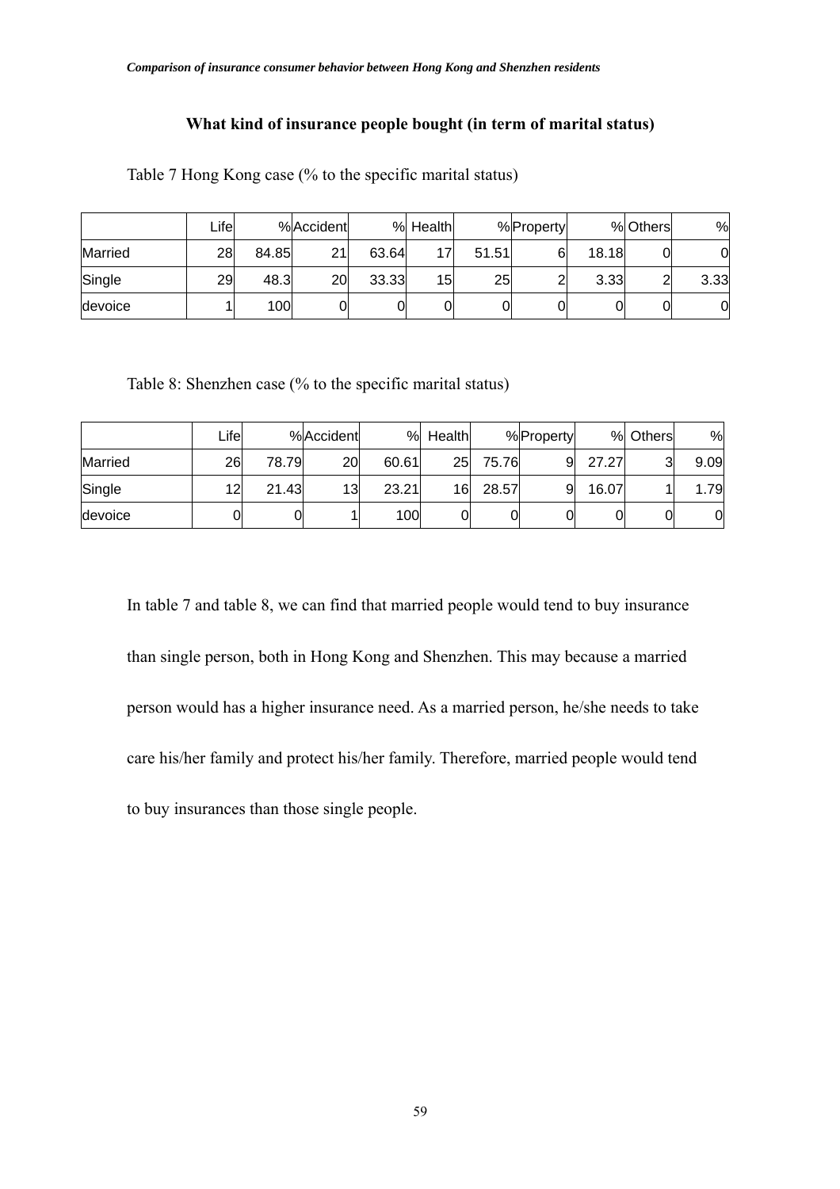### What kind of insurance people bought (in term of marital status)

Table 7 Hong Kong case (% to the specific marital status)

| | Life | % | Accident | % | Health | % | Property | % | Others | % |
|---|---|---|---|---|---|---|---|---|---|---|
| Married | 28 | 84.85 | 21 | 63.64 | 17 | 51.51 | 6 | 18.18 | 0 | 0 |
| Single | 29 | 48.3 | 20 | 33.33 | 15 | 25 | 2 | 3.33 | 2 | 3.33 |
| devoice | 1 | 100 | 0 | 0 | 0 | 0 | 0 | 0 | 0 | 0 |

Table 8: Shenzhen case (% to the specific marital status)

| | Life | % | Accident | % | Health | % | Property | % | Others | % |
|---|---|---|---|---|---|---|---|---|---|---|
| Married | 26 | 78.79 | 20 | 60.61 | 25 | 75.76 | 9 | 27.27 | 3 | 9.09 |
| Single | 12 | 21.43 | 13 | 23.21 | 16 | 28.57 | 9 | 16.07 | 1 | 1.79 |
| devoice | 0 | 0 | 1 | 100 | 0 | 0 | 0 | 0 | 0 | 0 |

In table 7 and table 8, we can find that married people would tend to buy insurance than single person, both in Hong Kong and Shenzhen. This may because a married person would has a higher insurance need. As a married person, he/she needs to take care his/her family and protect his/her family. Therefore, married people would tend to buy insurances than those single people.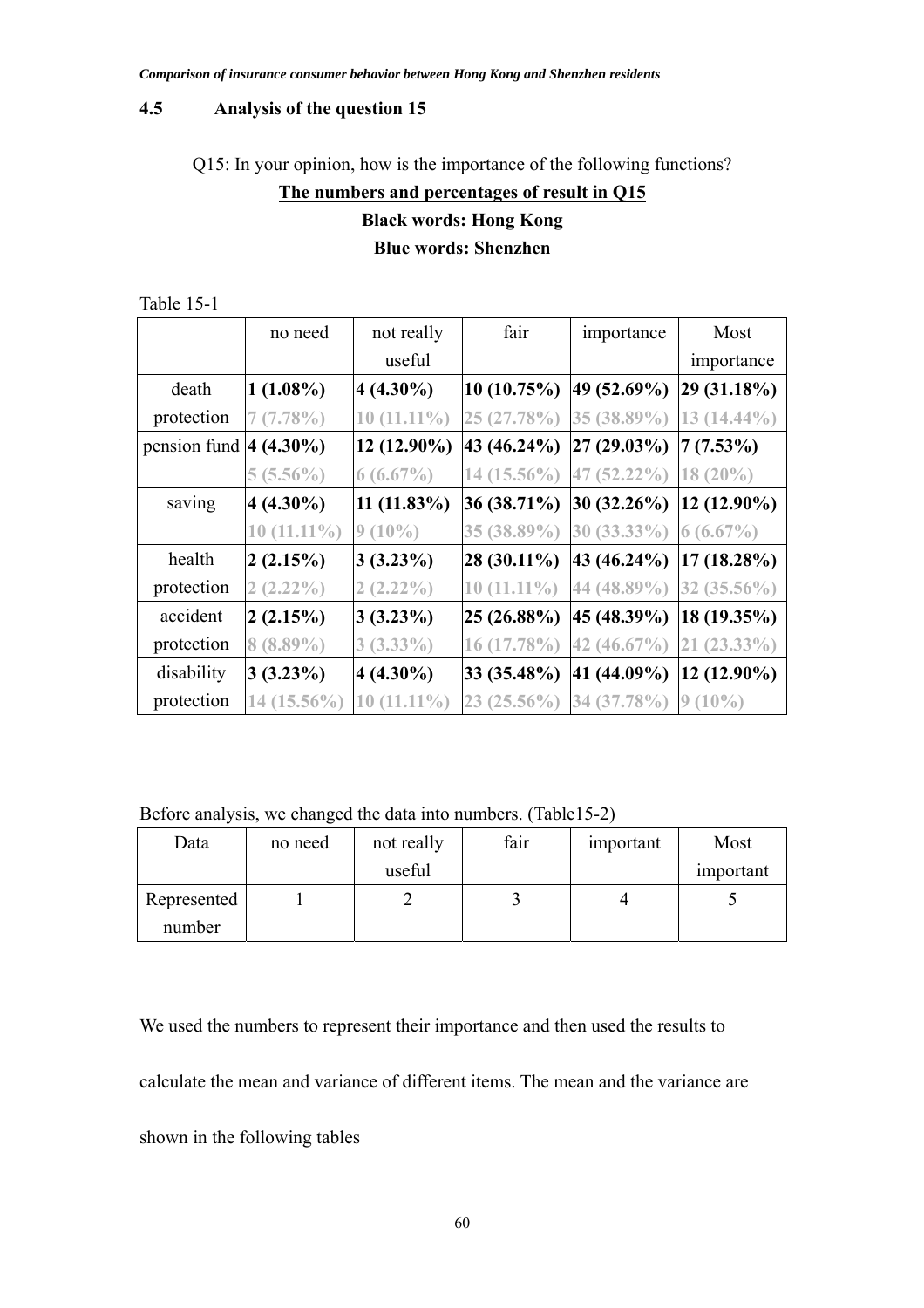## 4.5 Analysis of the question 15

Q15: In your opinion, how is the importance of the following functions?

**The numbers and percentages of result in Q15**

**Black words: Hong Kong**

**Blue words: Shenzhen**

Table 15-1

| | no need | not really useful | fair | importance | Most importance |
|---|---|---|---|---|---|
| death protection | **1 (1.08%)** | **4 (4.30%)** | **10 (10.75%)** | **49 (52.69%)** | **29 (31.18%)** |
| | 7 (7.78%) | 10 (11.11%) | 25 (27.78%) | 35 (38.89%) | 13 (14.44%) |
| pension fund | **4 (4.30%)** | **12 (12.90%)** | **43 (46.24%)** | **27 (29.03%)** | **7 (7.53%)** |
| | 5 (5.56%) | 6 (6.67%) | 14 (15.56%) | 47 (52.22%) | 18 (20%) |
| saving | **4 (4.30%)** | **11 (11.83%)** | **36 (38.71%)** | **30 (32.26%)** | **12 (12.90%)** |
| | 10 (11.11%) | 9 (10%) | 35 (38.89%) | 30 (33.33%) | 6 (6.67%) |
| health protection | **2 (2.15%)** | **3 (3.23%)** | **28 (30.11%)** | **43 (46.24%)** | **17 (18.28%)** |
| | 2 (2.22%) | 2 (2.22%) | 10 (11.11%) | 44 (48.89%) | 32 (35.56%) |
| accident protection | **2 (2.15%)** | **3 (3.23%)** | **25 (26.88%)** | **45 (48.39%)** | **18 (19.35%)** |
| | 8 (8.89%) | 3 (3.33%) | 16 (17.78%) | 42 (46.67%) | 21 (23.33%) |
| disability protection | **3 (3.23%)** | **4 (4.30%)** | **33 (35.48%)** | **41 (44.09%)** | **12 (12.90%)** |
| | 14 (15.56%) | 10 (11.11%) | 23 (25.56%) | 34 (37.78%) | 9 (10%) |

Before analysis, we changed the data into numbers. (Table15-2)

| Data | no need | not really useful | fair | important | Most important |
|---|---|---|---|---|---|
| Represented number | 1 | 2 | 3 | 4 | 5 |

We used the numbers to represent their importance and then used the results to calculate the mean and variance of different items. The mean and the variance are shown in the following tables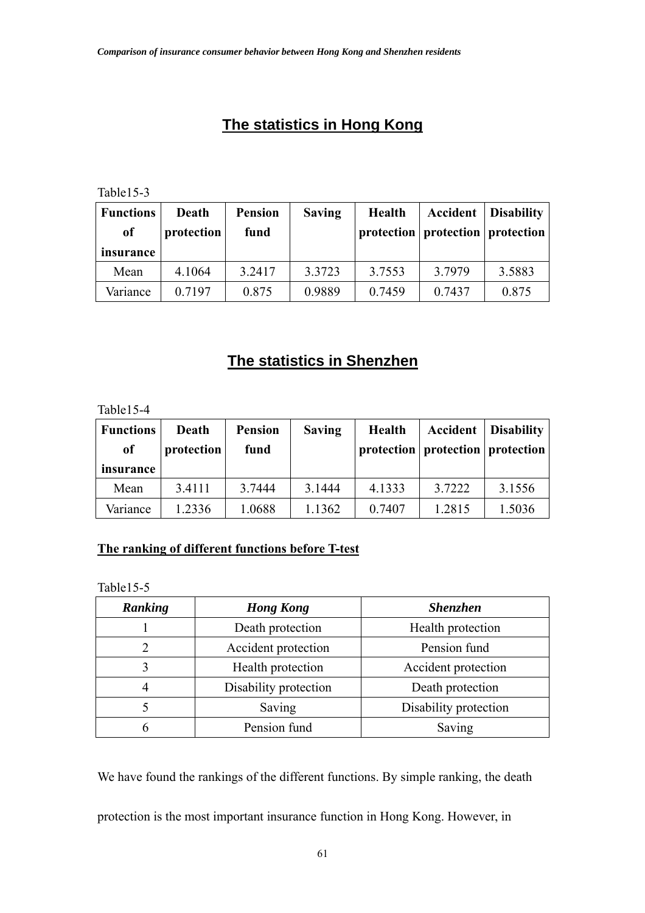## The statistics in Hong Kong

Table15-3

| Functions of insurance | Death protection | Pension fund | Saving | Health protection | Accident protection | Disability protection |
|---|---|---|---|---|---|---|
| Mean | 4.1064 | 3.2417 | 3.3723 | 3.7553 | 3.7979 | 3.5883 |
| Variance | 0.7197 | 0.875 | 0.9889 | 0.7459 | 0.7437 | 0.875 |

## The statistics in Shenzhen

Table15-4

| Functions of insurance | Death protection | Pension fund | Saving | Health protection | Accident protection | Disability protection |
|---|---|---|---|---|---|---|
| Mean | 3.4111 | 3.7444 | 3.1444 | 4.1333 | 3.7222 | 3.1556 |
| Variance | 1.2336 | 1.0688 | 1.1362 | 0.7407 | 1.2815 | 1.5036 |

**The ranking of different functions before T-test**

Table15-5

| *Ranking* | *Hong Kong* | *Shenzhen* |
|---|---|---|
| 1 | Death protection | Health protection |
| 2 | Accident protection | Pension fund |
| 3 | Health protection | Accident protection |
| 4 | Disability protection | Death protection |
| 5 | Saving | Disability protection |
| 6 | Pension fund | Saving |

We have found the rankings of the different functions. By simple ranking, the death protection is the most important insurance function in Hong Kong. However, in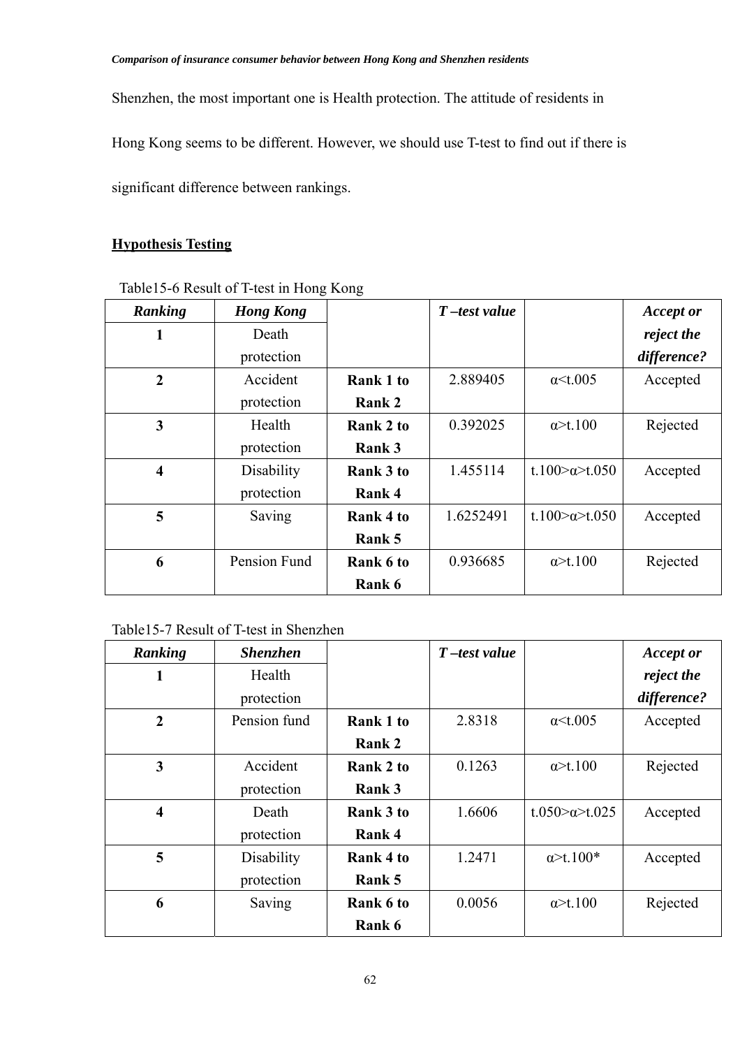Shenzhen, the most important one is Health protection. The attitude of residents in Hong Kong seems to be different. However, we should use T-test to find out if there is significant difference between rankings.

**Hypothesis Testing**

Table15-6 Result of T-test in Hong Kong

| ***Ranking*** | ***Hong Kong*** | | ***T –test value*** | | ***Accept or reject the difference?*** |
|---|---|---|---|---|---|
| **1** | Death protection | | | | |
| **2** | Accident protection | **Rank 1 to Rank 2** | 2.889405 | α<t.005 | Accepted |
| **3** | Health protection | **Rank 2 to Rank 3** | 0.392025 | α>t.100 | Rejected |
| **4** | Disability protection | **Rank 3 to Rank 4** | 1.455114 | t.100>α>t.050 | Accepted |
| **5** | Saving | **Rank 4 to Rank 5** | 1.6252491 | t.100>α>t.050 | Accepted |
| **6** | Pension Fund | **Rank 6 to Rank 6** | 0.936685 | α>t.100 | Rejected |

Table15-7 Result of T-test in Shenzhen

| ***Ranking*** | ***Shenzhen*** | | ***T –test value*** | | ***Accept or reject the difference?*** |
|---|---|---|---|---|---|
| **1** | Health protection | | | | |
| **2** | Pension fund | **Rank 1 to Rank 2** | 2.8318 | α<t.005 | Accepted |
| **3** | Accident protection | **Rank 2 to Rank 3** | 0.1263 | α>t.100 | Rejected |
| **4** | Death protection | **Rank 3 to Rank 4** | 1.6606 | t.050>α>t.025 | Accepted |
| **5** | Disability protection | **Rank 4 to Rank 5** | 1.2471 | α>t.100* | Accepted |
| **6** | Saving | **Rank 6 to Rank 6** | 0.0056 | α>t.100 | Rejected |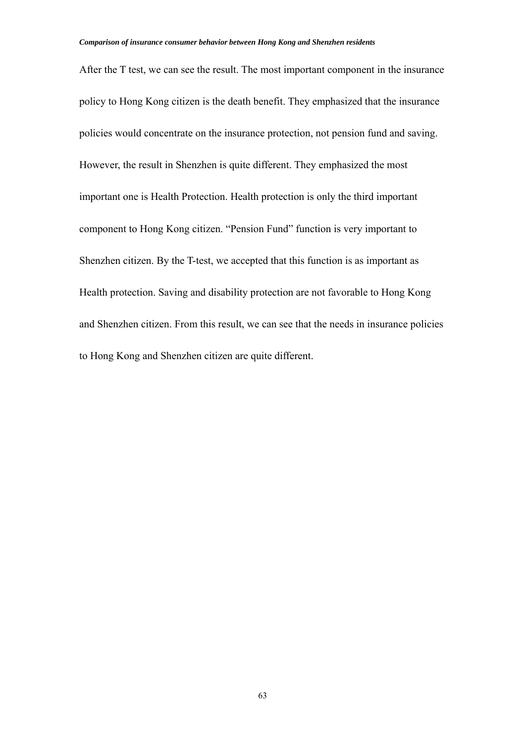After the T test, we can see the result. The most important component in the insurance policy to Hong Kong citizen is the death benefit. They emphasized that the insurance policies would concentrate on the insurance protection, not pension fund and saving. However, the result in Shenzhen is quite different. They emphasized the most important one is Health Protection. Health protection is only the third important component to Hong Kong citizen. "Pension Fund" function is very important to Shenzhen citizen. By the T-test, we accepted that this function is as important as Health protection. Saving and disability protection are not favorable to Hong Kong and Shenzhen citizen. From this result, we can see that the needs in insurance policies to Hong Kong and Shenzhen citizen are quite different.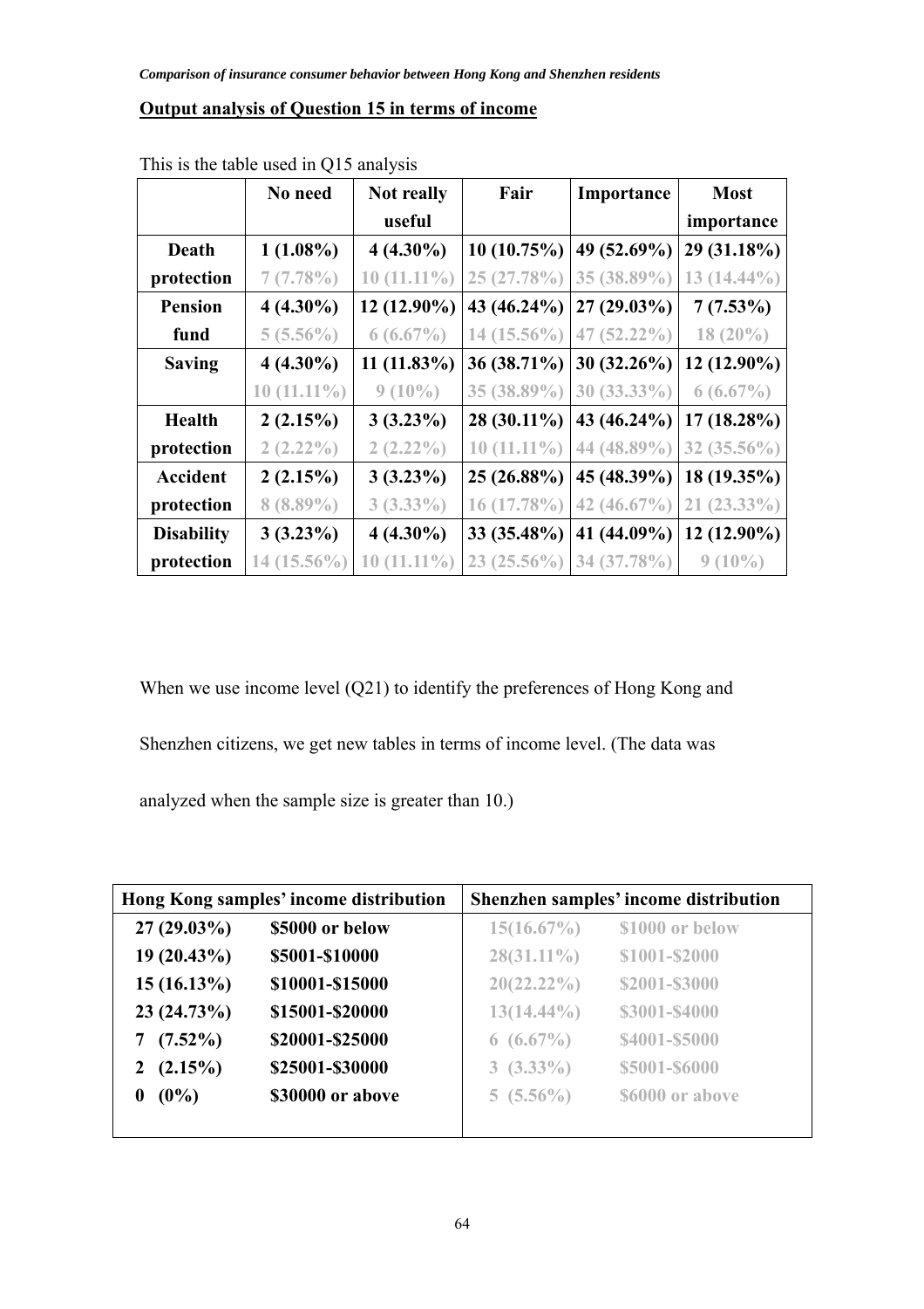## Output analysis of Question 15 in terms of income

This is the table used in Q15 analysis

| | No need | Not really useful | Fair | Importance | Most importance |
|---|---|---|---|---|---|
| **Death protection** | **1 (1.08%)** | **4 (4.30%)** | **10 (10.75%)** | **49 (52.69%)** | **29 (31.18%)** |
| | 7 (7.78%) | 10 (11.11%) | 25 (27.78%) | 35 (38.89%) | 13 (14.44%) |
| **Pension fund** | **4 (4.30%)** | **12 (12.90%)** | **43 (46.24%)** | **27 (29.03%)** | **7 (7.53%)** |
| | 5 (5.56%) | 6 (6.67%) | 14 (15.56%) | 47 (52.22%) | 18 (20%) |
| **Saving** | **4 (4.30%)** | **11 (11.83%)** | **36 (38.71%)** | **30 (32.26%)** | **12 (12.90%)** |
| | 10 (11.11%) | 9 (10%) | 35 (38.89%) | 30 (33.33%) | 6 (6.67%) |
| **Health protection** | **2 (2.15%)** | **3 (3.23%)** | **28 (30.11%)** | **43 (46.24%)** | **17 (18.28%)** |
| | 2 (2.22%) | 2 (2.22%) | 10 (11.11%) | 44 (48.89%) | 32 (35.56%) |
| **Accident protection** | **2 (2.15%)** | **3 (3.23%)** | **25 (26.88%)** | **45 (48.39%)** | **18 (19.35%)** |
| | 8 (8.89%) | 3 (3.33%) | 16 (17.78%) | 42 (46.67%) | 21 (23.33%) |
| **Disability protection** | **3 (3.23%)** | **4 (4.30%)** | **33 (35.48%)** | **41 (44.09%)** | **12 (12.90%)** |
| | 14 (15.56%) | 10 (11.11%) | 23 (25.56%) | 34 (37.78%) | 9 (10%) |

When we use income level (Q21) to identify the preferences of Hong Kong and Shenzhen citizens, we get new tables in terms of income level. (The data was analyzed when the sample size is greater than 10.)

| Hong Kong samples' income distribution | | Shenzhen samples' income distribution | |
|---|---|---|---|
| **27 (29.03%)** | **$5000 or below** | 15(16.67%) | $1000 or below |
| **19 (20.43%)** | **$5001-$10000** | 28(31.11%) | $1001-$2000 |
| **15 (16.13%)** | **$10001-$15000** | 20(22.22%) | $2001-$3000 |
| **23 (24.73%)** | **$15001-$20000** | 13(14.44%) | $3001-$4000 |
| **7 (7.52%)** | **$20001-$25000** | 6 (6.67%) | $4001-$5000 |
| **2 (2.15%)** | **$25001-$30000** | 3 (3.33%) | $5001-$6000 |
| **0 (0%)** | **$30000 or above** | 5 (5.56%) | $6000 or above |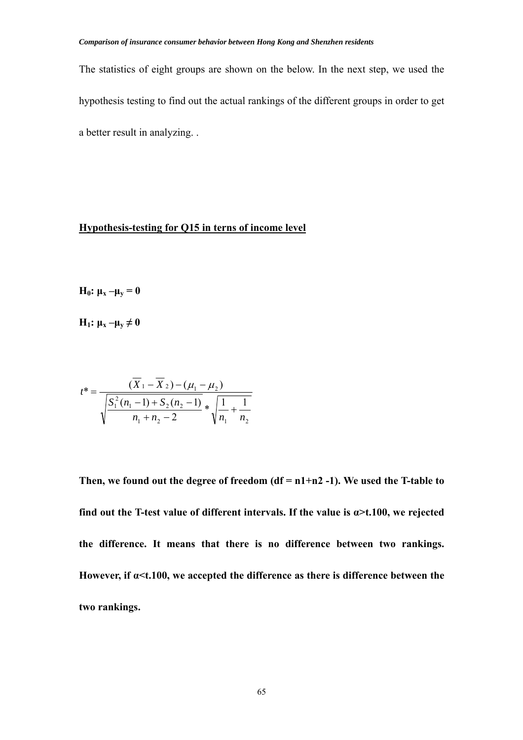The statistics of eight groups are shown on the below. In the next step, we used the hypothesis testing to find out the actual rankings of the different groups in order to get a better result in analyzing. .

**Hypothesis-testing for Q15 in terns of income level**

**$H_0$: $\mu_x - \mu_y = 0$**

**$H_1$: $\mu_x - \mu_y \neq 0$**

$$t^* = \frac{(\overline{X}_1 - \overline{X}_2) - (\mu_1 - \mu_2)}{\sqrt{\frac{S_1^2(n_1 - 1) + S_2(n_2 - 1)}{n_1 + n_2 - 2}} * \sqrt{\frac{1}{n_1} + \frac{1}{n_2}}}$$

**Then, we found out the degree of freedom (df = n1+n2 -1). We used the T-table to find out the T-test value of different intervals. If the value is α>t.100, we rejected the difference. It means that there is no difference between two rankings. However, if α<t.100, we accepted the difference as there is difference between the two rankings.**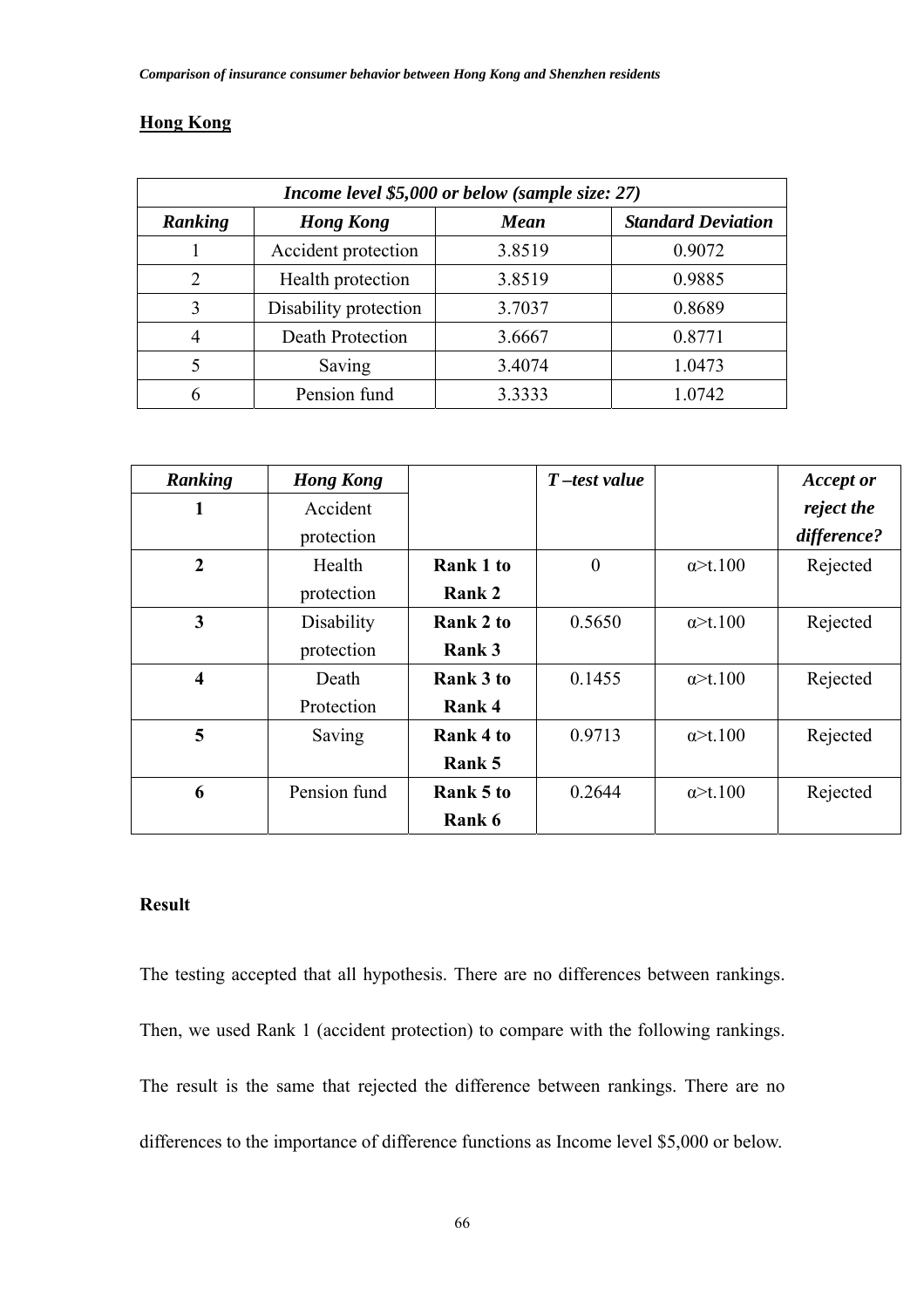## Hong Kong

| *Income level $5,000 or below (sample size: 27)* | | | |
|---|---|---|---|
| ***Ranking*** | ***Hong Kong*** | ***Mean*** | ***Standard Deviation*** |
| 1 | Accident protection | 3.8519 | 0.9072 |
| 2 | Health protection | 3.8519 | 0.9885 |
| 3 | Disability protection | 3.7037 | 0.8689 |
| 4 | Death Protection | 3.6667 | 0.8771 |
| 5 | Saving | 3.4074 | 1.0473 |
| 6 | Pension fund | 3.3333 | 1.0742 |

| ***Ranking*** | ***Hong Kong*** | | ***T –test value*** | | ***Accept or reject the difference?*** |
|---|---|---|---|---|---|
| **1** | Accident protection | | | | |
| **2** | Health protection | **Rank 1 to Rank 2** | 0 | α>t.100 | Rejected |
| **3** | Disability protection | **Rank 2 to Rank 3** | 0.5650 | α>t.100 | Rejected |
| **4** | Death Protection | **Rank 3 to Rank 4** | 0.1455 | α>t.100 | Rejected |
| **5** | Saving | **Rank 4 to Rank 5** | 0.9713 | α>t.100 | Rejected |
| **6** | Pension fund | **Rank 5 to Rank 6** | 0.2644 | α>t.100 | Rejected |

**Result**

The testing accepted that all hypothesis. There are no differences between rankings. Then, we used Rank 1 (accident protection) to compare with the following rankings. The result is the same that rejected the difference between rankings. There are no differences to the importance of difference functions as Income level $5,000 or below.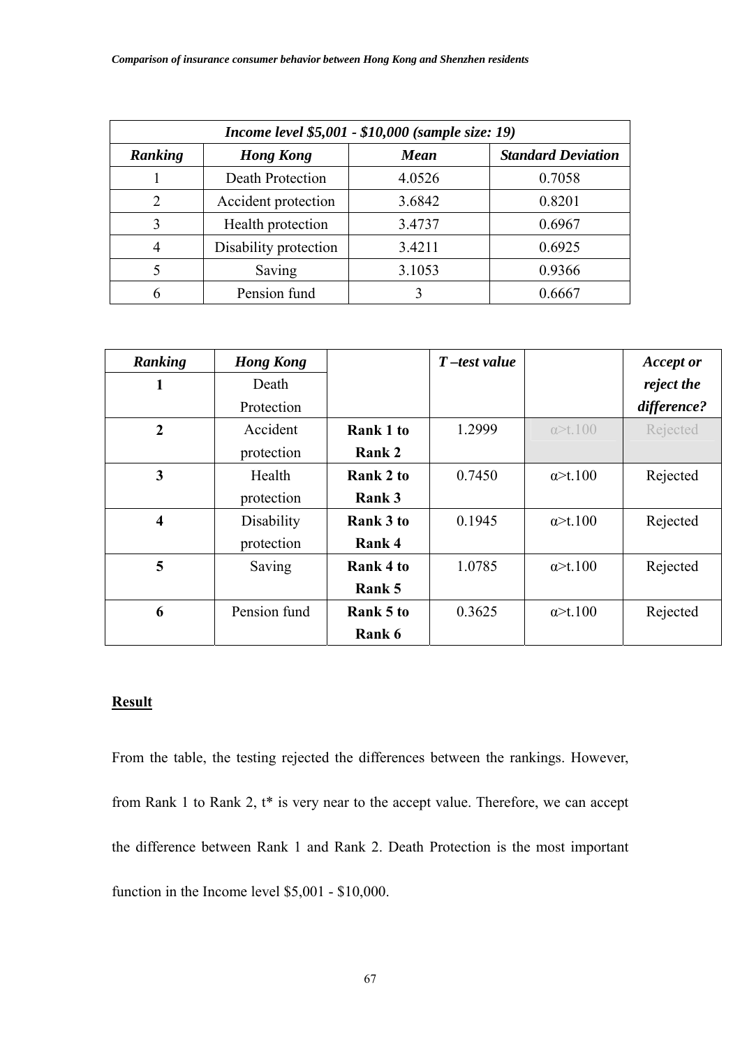| *Income level $5,001 - $10,000 (sample size: 19)* | | | |
|---|---|---|---|
| ***Ranking*** | ***Hong Kong*** | ***Mean*** | ***Standard Deviation*** |
| 1 | Death Protection | 4.0526 | 0.7058 |
| 2 | Accident protection | 3.6842 | 0.8201 |
| 3 | Health protection | 3.4737 | 0.6967 |
| 4 | Disability protection | 3.4211 | 0.6925 |
| 5 | Saving | 3.1053 | 0.9366 |
| 6 | Pension fund | 3 | 0.6667 |

| ***Ranking*** | ***Hong Kong*** | | ***T –test value*** | | ***Accept or reject the difference?*** |
|---|---|---|---|---|---|
| **1** | Death Protection | | | | |
| **2** | Accident protection | **Rank 1 to Rank 2** | 1.2999 | α>t.100 | Rejected |
| **3** | Health protection | **Rank 2 to Rank 3** | 0.7450 | α>t.100 | Rejected |
| **4** | Disability protection | **Rank 3 to Rank 4** | 0.1945 | α>t.100 | Rejected |
| **5** | Saving | **Rank 4 to Rank 5** | 1.0785 | α>t.100 | Rejected |
| **6** | Pension fund | **Rank 5 to Rank 6** | 0.3625 | α>t.100 | Rejected |

**Result**

From the table, the testing rejected the differences between the rankings. However, from Rank 1 to Rank 2, t* is very near to the accept value. Therefore, we can accept the difference between Rank 1 and Rank 2. Death Protection is the most important function in the Income level $5,001 - $10,000.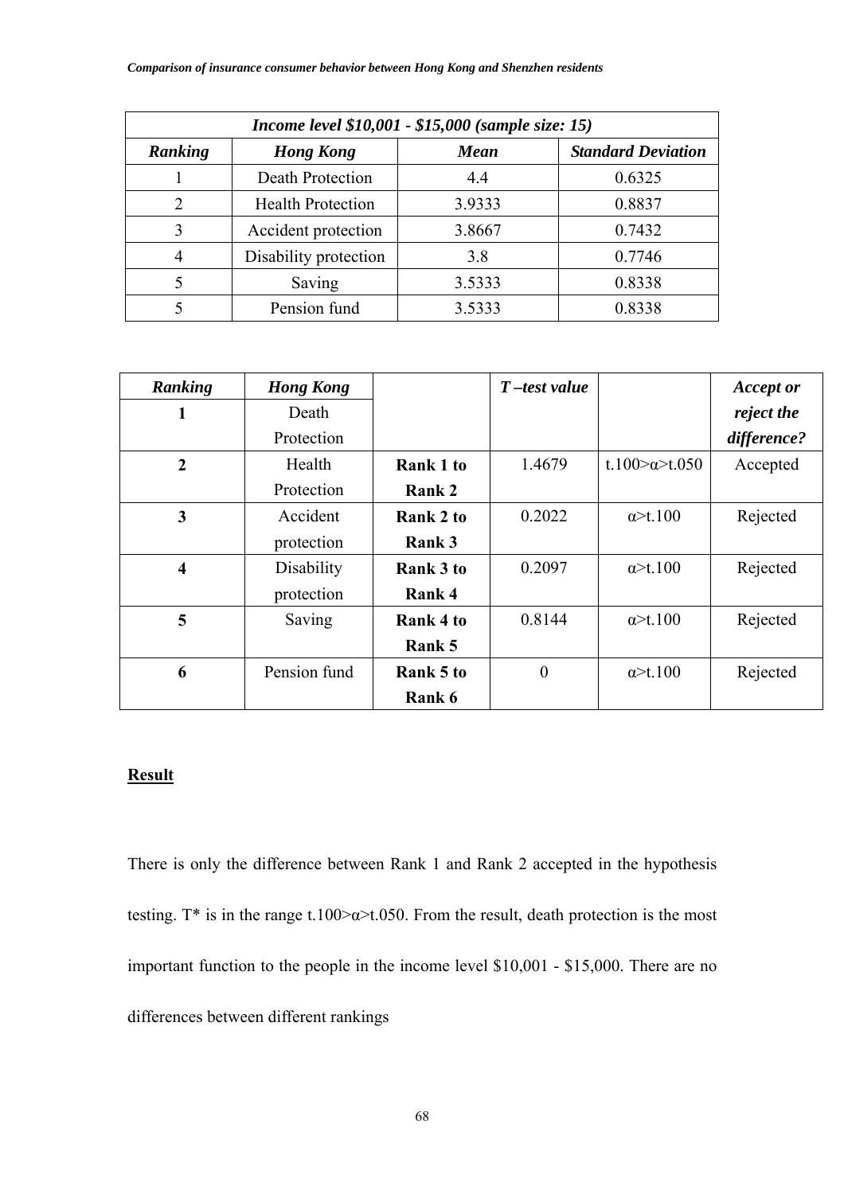| *Income level $10,001 - $15,000 (sample size: 15)* | | | |
|---|---|---|---|
| ***Ranking*** | ***Hong Kong*** | ***Mean*** | ***Standard Deviation*** |
| 1 | Death Protection | 4.4 | 0.6325 |
| 2 | Health Protection | 3.9333 | 0.8837 |
| 3 | Accident protection | 3.8667 | 0.7432 |
| 4 | Disability protection | 3.8 | 0.7746 |
| 5 | Saving | 3.5333 | 0.8338 |
| 5 | Pension fund | 3.5333 | 0.8338 |

| ***Ranking*** | ***Hong Kong*** | | ***T –test value*** | | ***Accept or reject the difference?*** |
|---|---|---|---|---|---|
| **1** | Death Protection | | | | |
| **2** | Health Protection | **Rank 1 to Rank 2** | 1.4679 | t.100>α>t.050 | Accepted |
| **3** | Accident protection | **Rank 2 to Rank 3** | 0.2022 | α>t.100 | Rejected |
| **4** | Disability protection | **Rank 3 to Rank 4** | 0.2097 | α>t.100 | Rejected |
| **5** | Saving | **Rank 4 to Rank 5** | 0.8144 | α>t.100 | Rejected |
| **6** | Pension fund | **Rank 5 to Rank 6** | 0 | α>t.100 | Rejected |

**Result**

There is only the difference between Rank 1 and Rank 2 accepted in the hypothesis testing. T* is in the range t.100>α>t.050. From the result, death protection is the most important function to the people in the income level $10,001 - $15,000. There are no differences between different rankings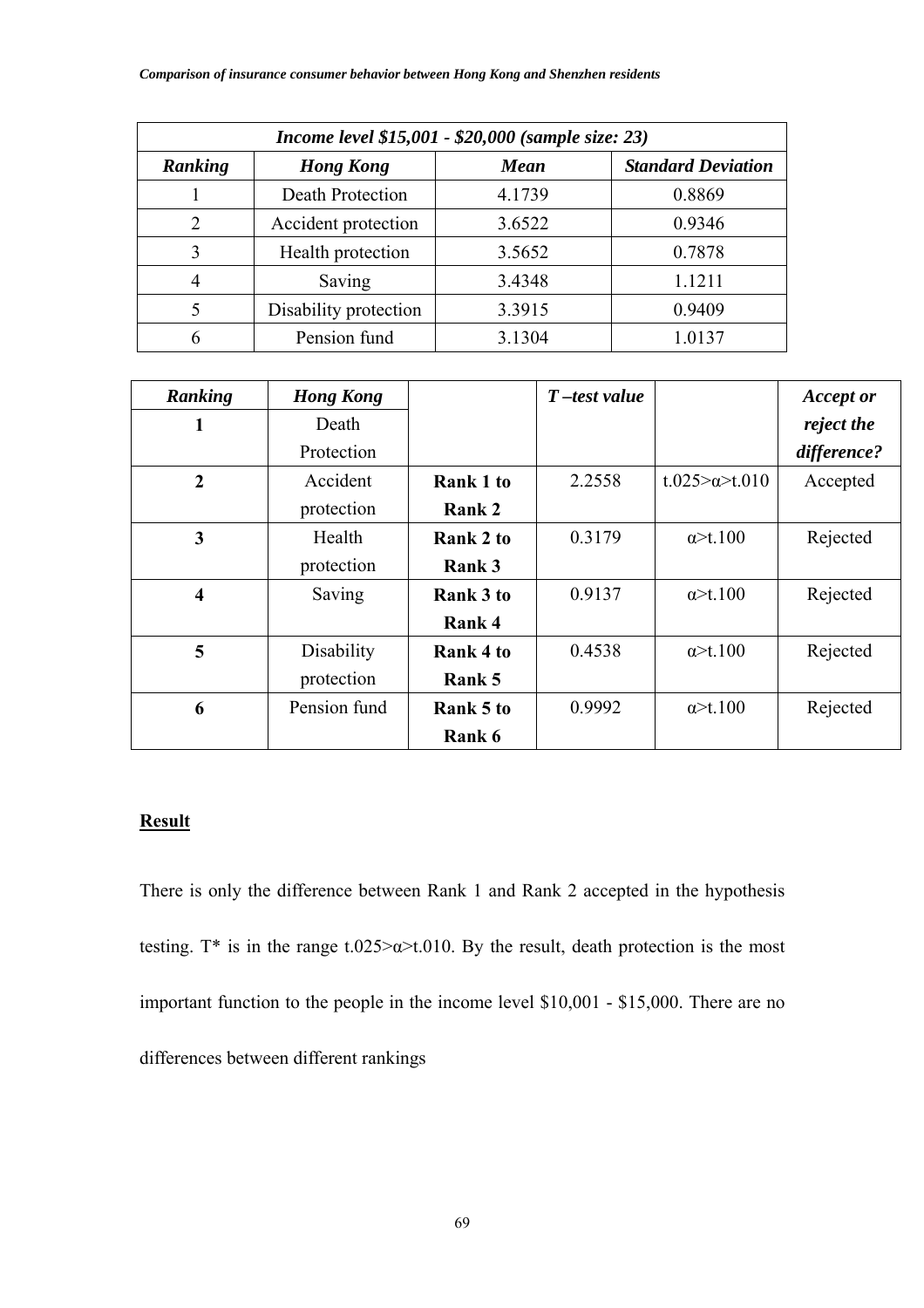| *Income level $15,001 - $20,000 (sample size: 23)* | | | |
|---|---|---|---|
| ***Ranking*** | ***Hong Kong*** | ***Mean*** | ***Standard Deviation*** |
| 1 | Death Protection | 4.1739 | 0.8869 |
| 2 | Accident protection | 3.6522 | 0.9346 |
| 3 | Health protection | 3.5652 | 0.7878 |
| 4 | Saving | 3.4348 | 1.1211 |
| 5 | Disability protection | 3.3915 | 0.9409 |
| 6 | Pension fund | 3.1304 | 1.0137 |

| ***Ranking*** | ***Hong Kong*** | | ***T –test value*** | | ***Accept or reject the difference?*** |
|---|---|---|---|---|---|
| **1** | Death Protection | | | | |
| **2** | Accident protection | **Rank 1 to Rank 2** | 2.2558 | t.025>α>t.010 | Accepted |
| **3** | Health protection | **Rank 2 to Rank 3** | 0.3179 | α>t.100 | Rejected |
| **4** | Saving | **Rank 3 to Rank 4** | 0.9137 | α>t.100 | Rejected |
| **5** | Disability protection | **Rank 4 to Rank 5** | 0.4538 | α>t.100 | Rejected |
| **6** | Pension fund | **Rank 5 to Rank 6** | 0.9992 | α>t.100 | Rejected |

**Result**

There is only the difference between Rank 1 and Rank 2 accepted in the hypothesis testing. T* is in the range t.025>α>t.010. By the result, death protection is the most important function to the people in the income level $10,001 - $15,000. There are no differences between different rankings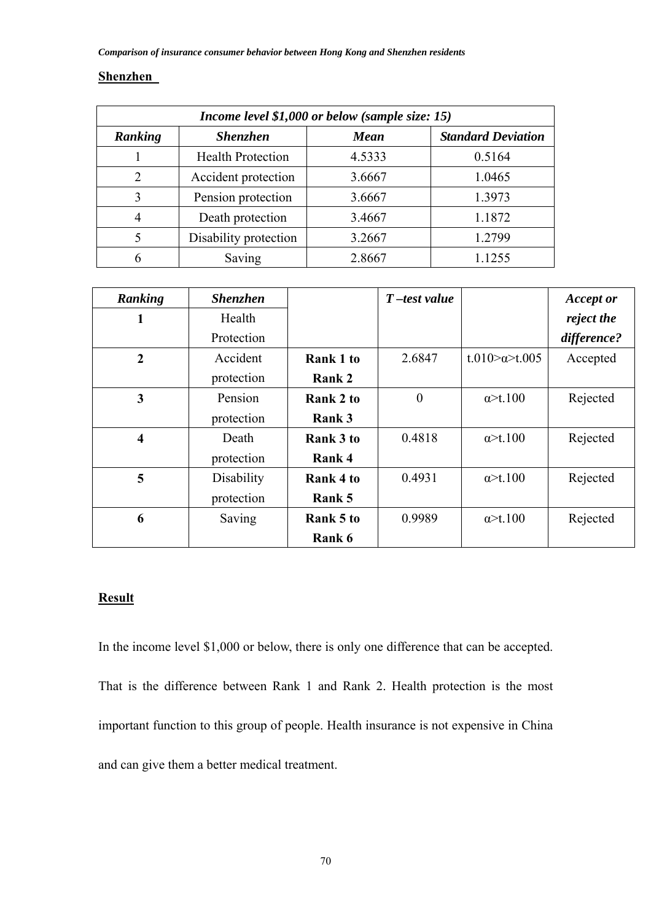**Shenzhen**

| *Income level $1,000 or below (sample size: 15)* | | | |
|---|---|---|---|
| ***Ranking*** | ***Shenzhen*** | ***Mean*** | ***Standard Deviation*** |
| 1 | Health Protection | 4.5333 | 0.5164 |
| 2 | Accident protection | 3.6667 | 1.0465 |
| 3 | Pension protection | 3.6667 | 1.3973 |
| 4 | Death protection | 3.4667 | 1.1872 |
| 5 | Disability protection | 3.2667 | 1.2799 |
| 6 | Saving | 2.8667 | 1.1255 |

| ***Ranking*** | ***Shenzhen*** | | ***T –test value*** | | ***Accept or reject the difference?*** |
|---|---|---|---|---|---|
| **1** | Health Protection | | | | |
| **2** | Accident protection | **Rank 1 to Rank 2** | 2.6847 | t.010>α>t.005 | Accepted |
| **3** | Pension protection | **Rank 2 to Rank 3** | 0 | α>t.100 | Rejected |
| **4** | Death protection | **Rank 3 to Rank 4** | 0.4818 | α>t.100 | Rejected |
| **5** | Disability protection | **Rank 4 to Rank 5** | 0.4931 | α>t.100 | Rejected |
| **6** | Saving | **Rank 5 to Rank 6** | 0.9989 | α>t.100 | Rejected |

**Result**

In the income level $1,000 or below, there is only one difference that can be accepted. That is the difference between Rank 1 and Rank 2. Health protection is the most important function to this group of people. Health insurance is not expensive in China and can give them a better medical treatment.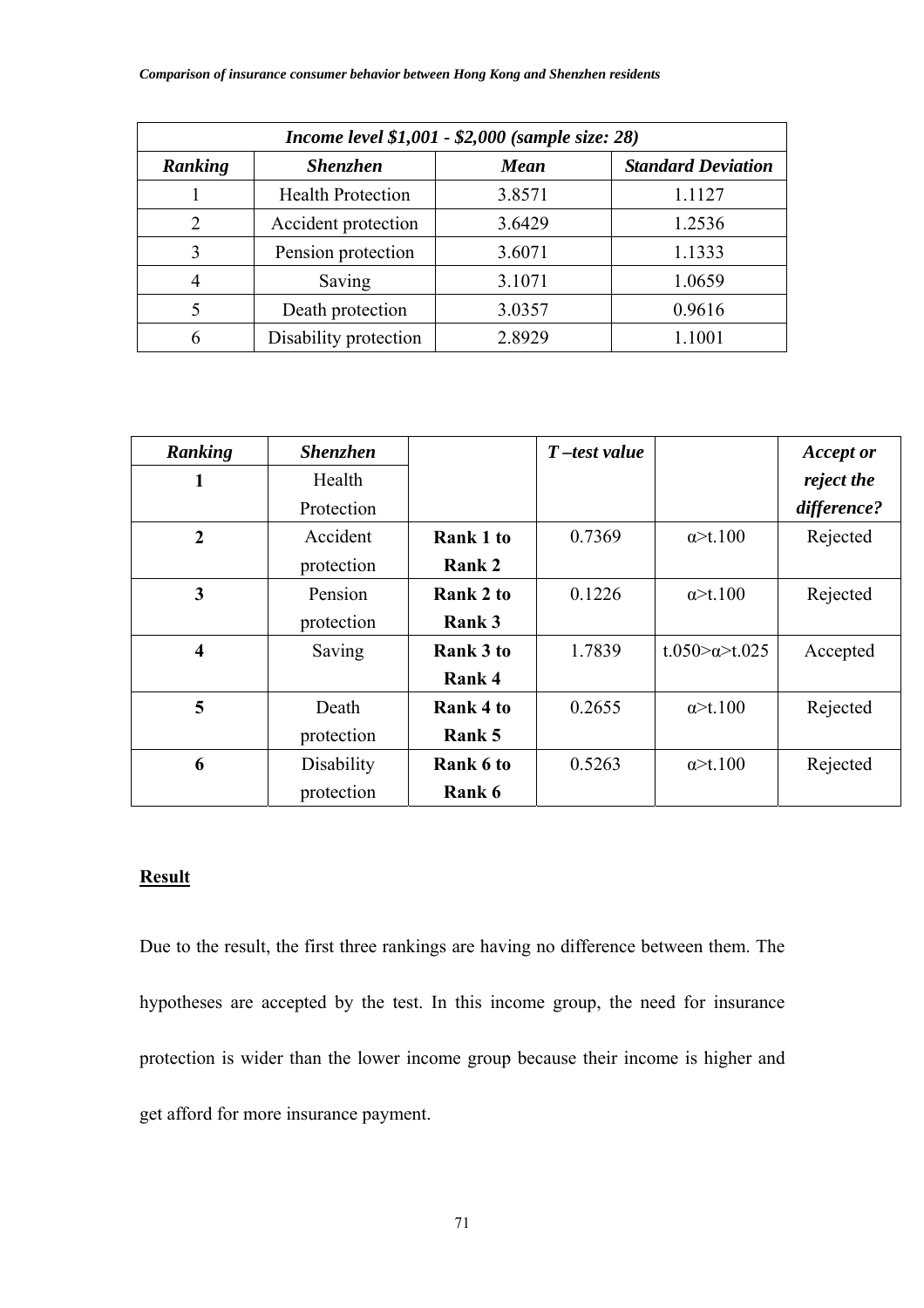| *Income level $1,001 - $2,000 (sample size: 28)* | | | |
|---|---|---|---|
| ***Ranking*** | ***Shenzhen*** | ***Mean*** | ***Standard Deviation*** |
| 1 | Health Protection | 3.8571 | 1.1127 |
| 2 | Accident protection | 3.6429 | 1.2536 |
| 3 | Pension protection | 3.6071 | 1.1333 |
| 4 | Saving | 3.1071 | 1.0659 |
| 5 | Death protection | 3.0357 | 0.9616 |
| 6 | Disability protection | 2.8929 | 1.1001 |

| ***Ranking*** | ***Shenzhen*** | | ***T –test value*** | | ***Accept or reject the difference?*** |
|---|---|---|---|---|---|
| **1** | Health Protection | | | | |
| **2** | Accident protection | **Rank 1 to Rank 2** | 0.7369 | $\alpha > t.100$ | Rejected |
| **3** | Pension protection | **Rank 2 to Rank 3** | 0.1226 | $\alpha > t.100$ | Rejected |
| **4** | Saving | **Rank 3 to Rank 4** | 1.7839 | $t.050 > \alpha > t.025$ | Accepted |
| **5** | Death protection | **Rank 4 to Rank 5** | 0.2655 | $\alpha > t.100$ | Rejected |
| **6** | Disability protection | **Rank 6 to Rank 6** | 0.5263 | $\alpha > t.100$ | Rejected |

**<u>Result</u>**

Due to the result, the first three rankings are having no difference between them. The hypotheses are accepted by the test. In this income group, the need for insurance protection is wider than the lower income group because their income is higher and get afford for more insurance payment.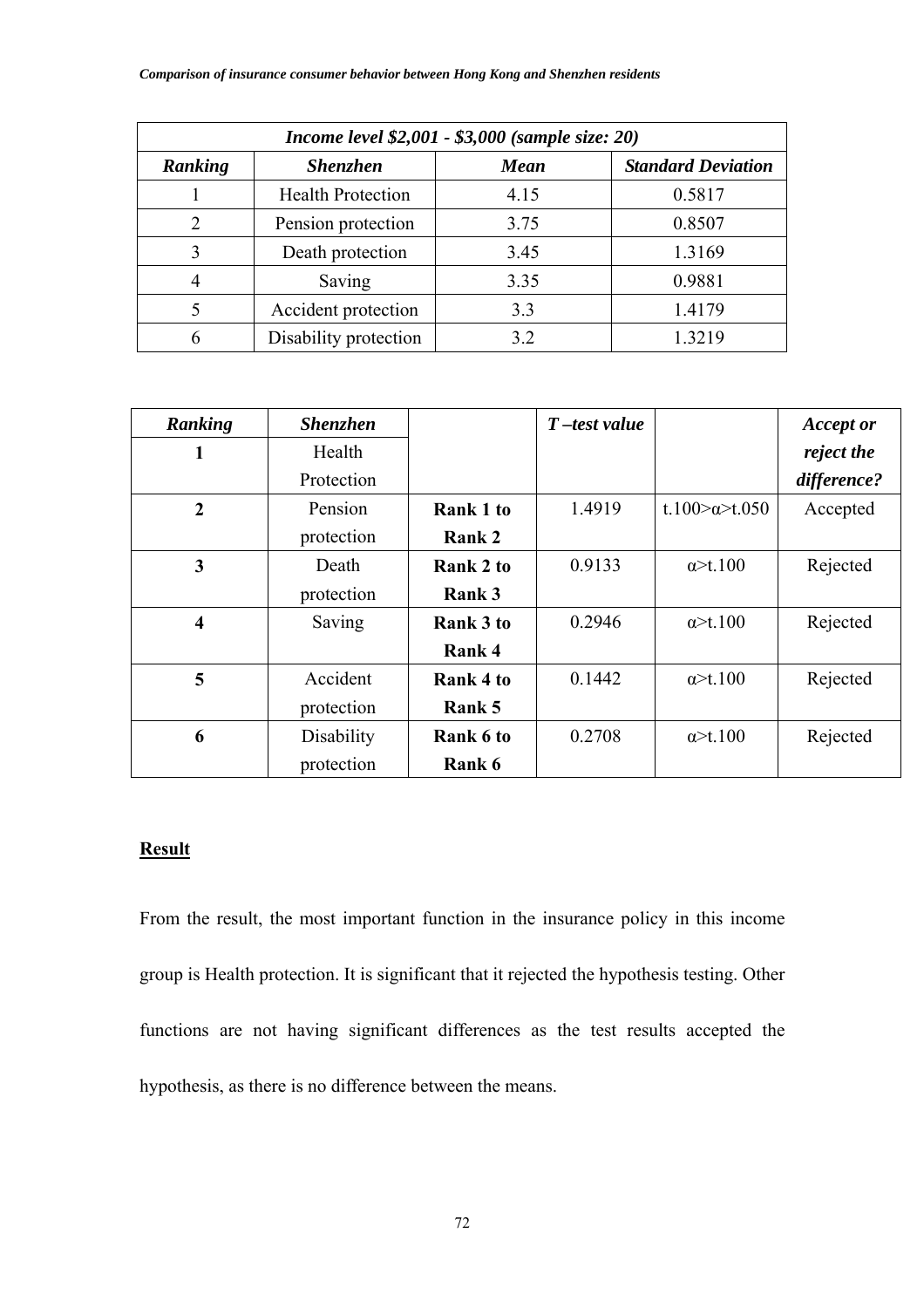| *Income level $2,001 - $3,000 (sample size: 20)* | | | |
|---|---|---|---|
| ***Ranking*** | ***Shenzhen*** | ***Mean*** | ***Standard Deviation*** |
| 1 | Health Protection | 4.15 | 0.5817 |
| 2 | Pension protection | 3.75 | 0.8507 |
| 3 | Death protection | 3.45 | 1.3169 |
| 4 | Saving | 3.35 | 0.9881 |
| 5 | Accident protection | 3.3 | 1.4179 |
| 6 | Disability protection | 3.2 | 1.3219 |

| ***Ranking*** | ***Shenzhen*** | | ***T –test value*** | | ***Accept or reject the difference?*** |
|---|---|---|---|---|---|
| **1** | Health Protection | | | | |
| **2** | Pension protection | **Rank 1 to Rank 2** | 1.4919 | t.100>α>t.050 | Accepted |
| **3** | Death protection | **Rank 2 to Rank 3** | 0.9133 | α>t.100 | Rejected |
| **4** | Saving | **Rank 3 to Rank 4** | 0.2946 | α>t.100 | Rejected |
| **5** | Accident protection | **Rank 4 to Rank 5** | 0.1442 | α>t.100 | Rejected |
| **6** | Disability protection | **Rank 6 to Rank 6** | 0.2708 | α>t.100 | Rejected |

**Result**

From the result, the most important function in the insurance policy in this income group is Health protection. It is significant that it rejected the hypothesis testing. Other functions are not having significant differences as the test results accepted the hypothesis, as there is no difference between the means.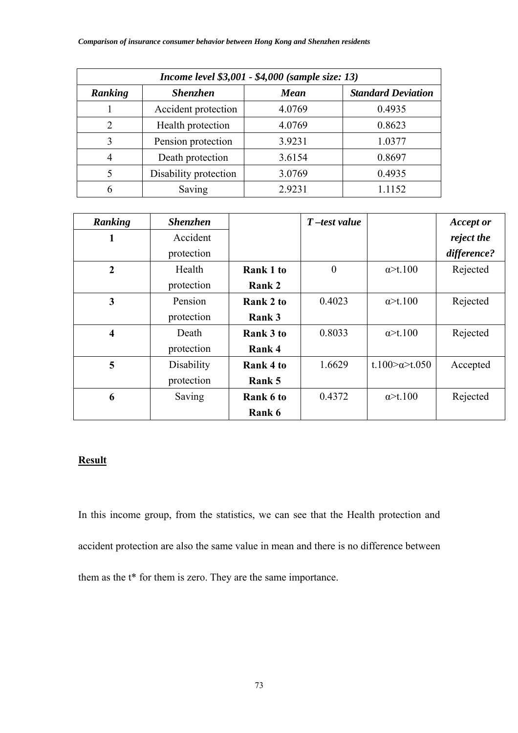| *Income level $3,001 - $4,000 (sample size: 13)* | | | |
|---|---|---|---|
| ***Ranking*** | ***Shenzhen*** | ***Mean*** | ***Standard Deviation*** |
| 1 | Accident protection | 4.0769 | 0.4935 |
| 2 | Health protection | 4.0769 | 0.8623 |
| 3 | Pension protection | 3.9231 | 1.0377 |
| 4 | Death protection | 3.6154 | 0.8697 |
| 5 | Disability protection | 3.0769 | 0.4935 |
| 6 | Saving | 2.9231 | 1.1152 |

| ***Ranking*** | ***Shenzhen*** | | ***T –test value*** | | ***Accept or reject the difference?*** |
|---|---|---|---|---|---|
| **1** | Accident protection | | | | |
| **2** | Health protection | **Rank 1 to Rank 2** | 0 | α>t.100 | Rejected |
| **3** | Pension protection | **Rank 2 to Rank 3** | 0.4023 | α>t.100 | Rejected |
| **4** | Death protection | **Rank 3 to Rank 4** | 0.8033 | α>t.100 | Rejected |
| **5** | Disability protection | **Rank 4 to Rank 5** | 1.6629 | t.100>α>t.050 | Accepted |
| **6** | Saving | **Rank 6 to Rank 6** | 0.4372 | α>t.100 | Rejected |

**<u>Result</u>**

In this income group, from the statistics, we can see that the Health protection and accident protection are also the same value in mean and there is no difference between them as the t* for them is zero. They are the same importance.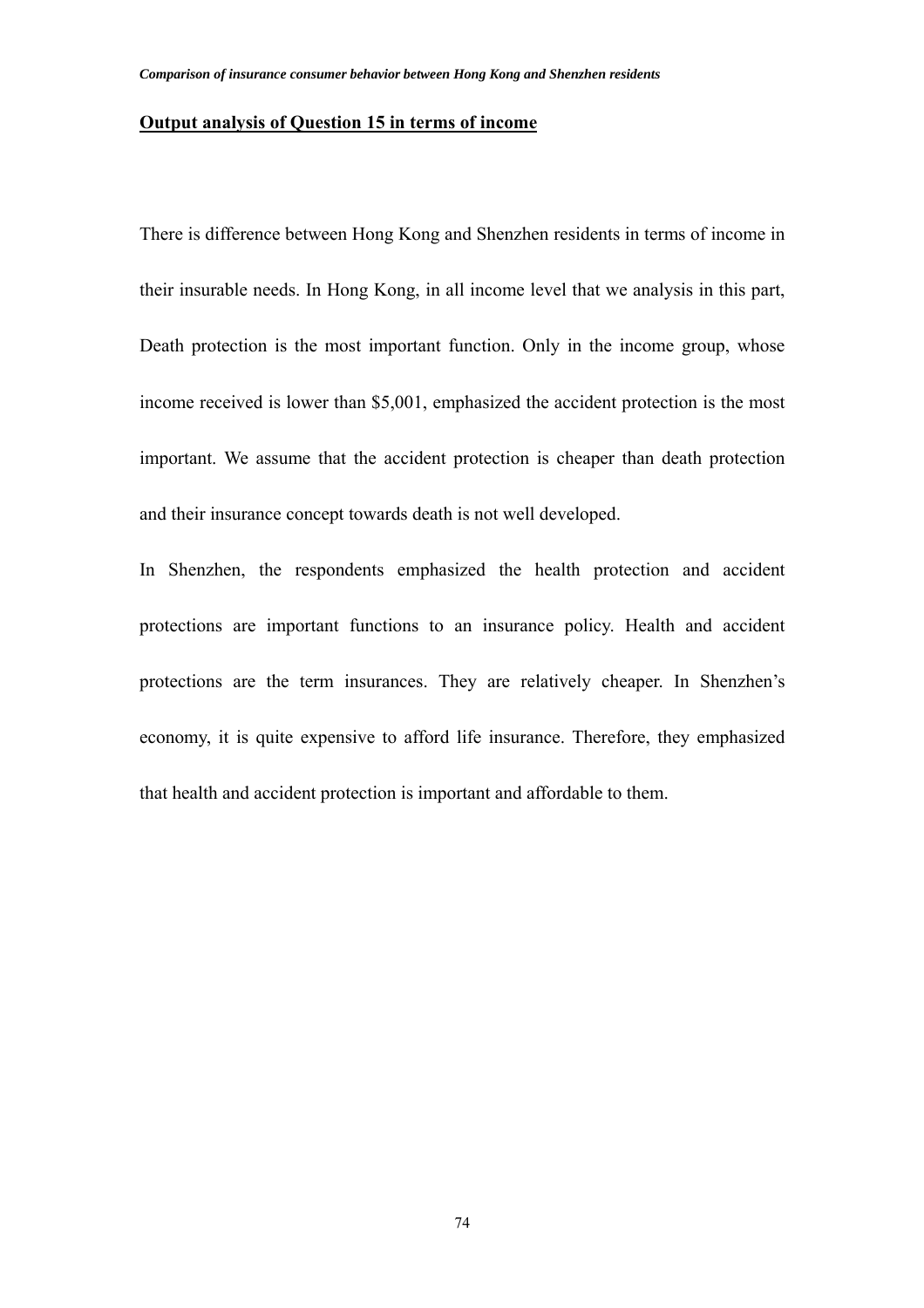**Output analysis of Question 15 in terms of income**

There is difference between Hong Kong and Shenzhen residents in terms of income in their insurable needs. In Hong Kong, in all income level that we analysis in this part, Death protection is the most important function. Only in the income group, whose income received is lower than $5,001, emphasized the accident protection is the most important. We assume that the accident protection is cheaper than death protection and their insurance concept towards death is not well developed.

In Shenzhen, the respondents emphasized the health protection and accident protections are important functions to an insurance policy. Health and accident protections are the term insurances. They are relatively cheaper. In Shenzhen's economy, it is quite expensive to afford life insurance. Therefore, they emphasized that health and accident protection is important and affordable to them.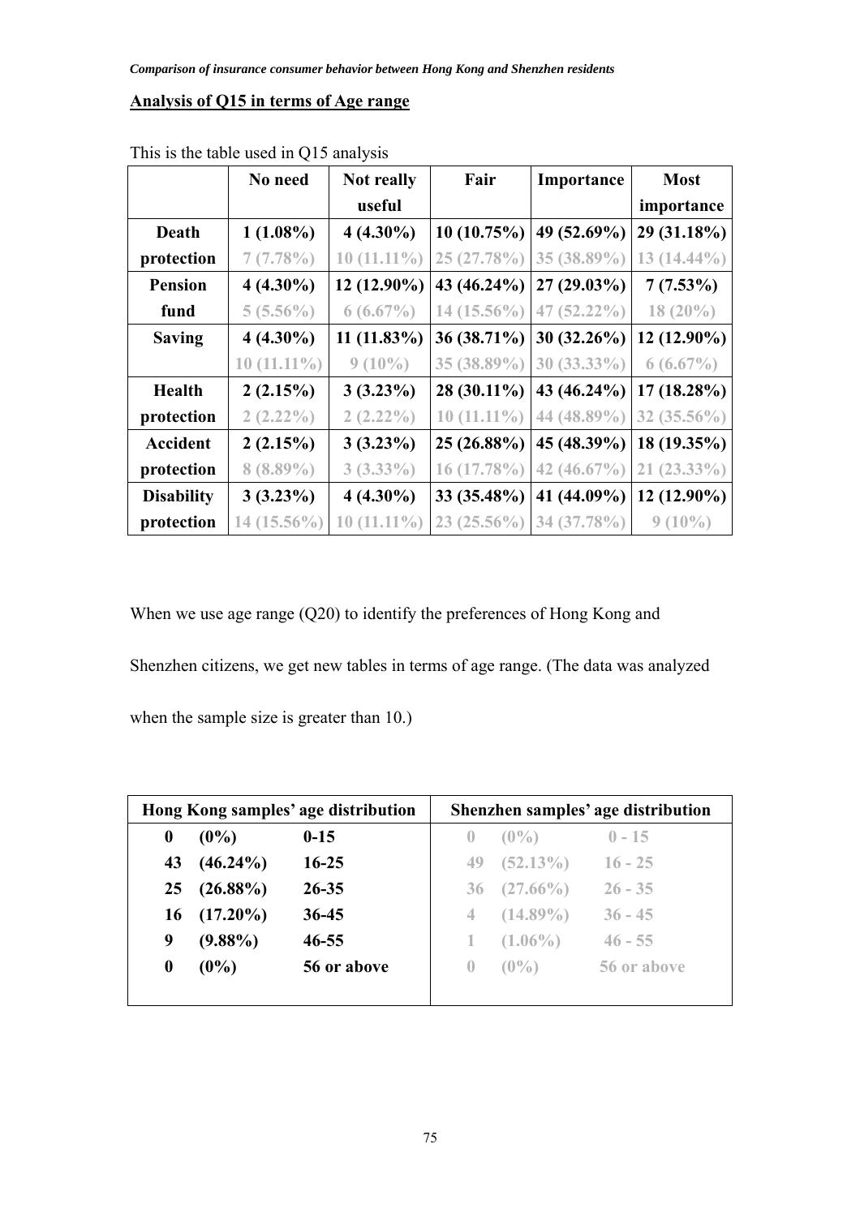## Analysis of Q15 in terms of Age range

This is the table used in Q15 analysis

| | No need | Not really useful | Fair | Importance | Most importance |
|---|---|---|---|---|---|
| **Death protection** | **1 (1.08%)** | **4 (4.30%)** | **10 (10.75%)** | **49 (52.69%)** | **29 (31.18%)** |
| | 7 (7.78%) | 10 (11.11%) | 25 (27.78%) | 35 (38.89%) | 13 (14.44%) |
| **Pension fund** | **4 (4.30%)** | **12 (12.90%)** | **43 (46.24%)** | **27 (29.03%)** | **7 (7.53%)** |
| | 5 (5.56%) | 6 (6.67%) | 14 (15.56%) | 47 (52.22%) | 18 (20%) |
| **Saving** | **4 (4.30%)** | **11 (11.83%)** | **36 (38.71%)** | **30 (32.26%)** | **12 (12.90%)** |
| | 10 (11.11%) | 9 (10%) | 35 (38.89%) | 30 (33.33%) | 6 (6.67%) |
| **Health protection** | **2 (2.15%)** | **3 (3.23%)** | **28 (30.11%)** | **43 (46.24%)** | **17 (18.28%)** |
| | 2 (2.22%) | 2 (2.22%) | 10 (11.11%) | 44 (48.89%) | 32 (35.56%) |
| **Accident protection** | **2 (2.15%)** | **3 (3.23%)** | **25 (26.88%)** | **45 (48.39%)** | **18 (19.35%)** |
| | 8 (8.89%) | 3 (3.33%) | 16 (17.78%) | 42 (46.67%) | 21 (23.33%) |
| **Disability protection** | **3 (3.23%)** | **4 (4.30%)** | **33 (35.48%)** | **41 (44.09%)** | **12 (12.90%)** |
| | 14 (15.56%) | 10 (11.11%) | 23 (25.56%) | 34 (37.78%) | 9 (10%) |

When we use age range (Q20) to identify the preferences of Hong Kong and Shenzhen citizens, we get new tables in terms of age range. (The data was analyzed when the sample size is greater than 10.)

| Hong Kong samples' age distribution | | | Shenzhen samples' age distribution | | |
|---|---|---|---|---|---|
| **0** | **(0%)** | **0-15** | 0 | (0%) | 0 - 15 |
| **43** | **(46.24%)** | **16-25** | 49 | (52.13%) | 16 - 25 |
| **25** | **(26.88%)** | **26-35** | 36 | (27.66%) | 26 - 35 |
| **16** | **(17.20%)** | **36-45** | 4 | (14.89%) | 36 - 45 |
| **9** | **(9.88%)** | **46-55** | 1 | (1.06%) | 46 - 55 |
| **0** | **(0%)** | **56 or above** | 0 | (0%) | 56 or above |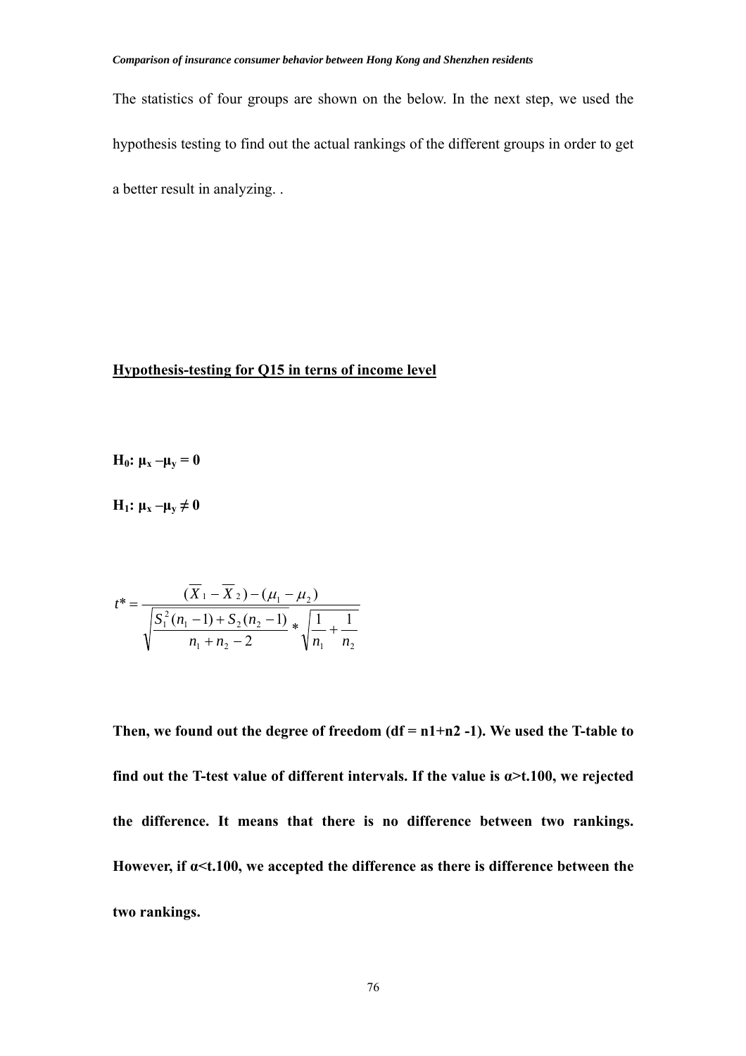The statistics of four groups are shown on the below. In the next step, we used the hypothesis testing to find out the actual rankings of the different groups in order to get a better result in analyzing. .

**<u>Hypothesis-testing for Q15 in terns of income level</u>**

**$H_0$: $\mu_x - \mu_y = 0$**

**$H_1$: $\mu_x - \mu_y \neq 0$**

$$t^* = \frac{(\overline{X}_1 - \overline{X}_2) - (\mu_1 - \mu_2)}{\sqrt{\frac{S_1^2(n_1 - 1) + S_2(n_2 - 1)}{n_1 + n_2 - 2}} * \sqrt{\frac{1}{n_1} + \frac{1}{n_2}}}$$

**Then, we found out the degree of freedom (df = n1+n2 -1). We used the T-table to find out the T-test value of different intervals. If the value is α>t.100, we rejected the difference. It means that there is no difference between two rankings. However, if α<t.100, we accepted the difference as there is difference between the two rankings.**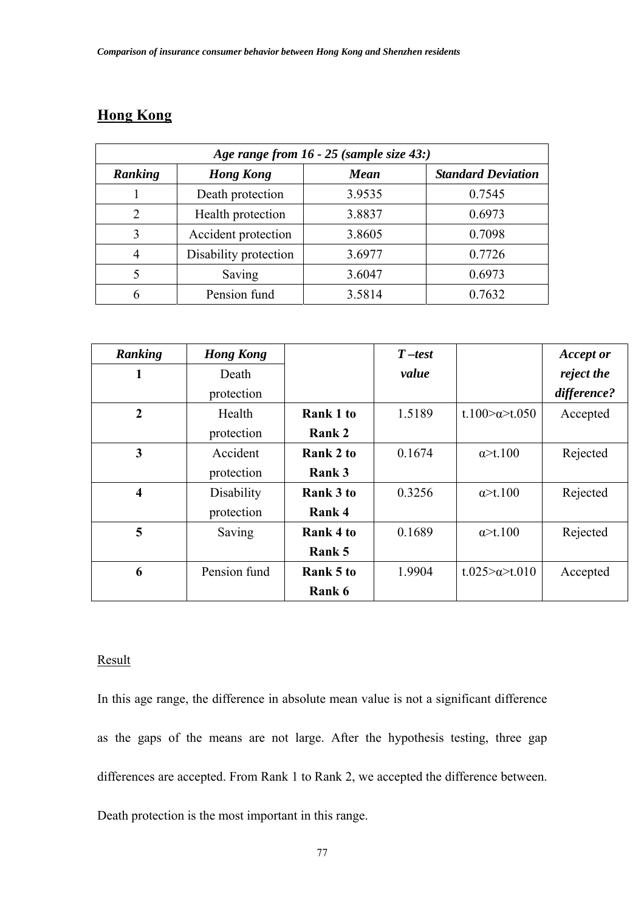## Hong Kong

| *Age range from 16 - 25 (sample size 43:)* | | | |
|---|---|---|---|
| ***Ranking*** | ***Hong Kong*** | ***Mean*** | ***Standard Deviation*** |
| 1 | Death protection | 3.9535 | 0.7545 |
| 2 | Health protection | 3.8837 | 0.6973 |
| 3 | Accident protection | 3.8605 | 0.7098 |
| 4 | Disability protection | 3.6977 | 0.7726 |
| 5 | Saving | 3.6047 | 0.6973 |
| 6 | Pension fund | 3.5814 | 0.7632 |

| ***Ranking*** | ***Hong Kong*** | | ***T –test value*** | | ***Accept or reject the difference?*** |
|---|---|---|---|---|---|
| **1** | Death protection | | | | |
| **2** | Health protection | **Rank 1 to Rank 2** | 1.5189 | t.100>α>t.050 | Accepted |
| **3** | Accident protection | **Rank 2 to Rank 3** | 0.1674 | α>t.100 | Rejected |
| **4** | Disability protection | **Rank 3 to Rank 4** | 0.3256 | α>t.100 | Rejected |
| **5** | Saving | **Rank 4 to Rank 5** | 0.1689 | α>t.100 | Rejected |
| **6** | Pension fund | **Rank 5 to Rank 6** | 1.9904 | t.025>α>t.010 | Accepted |

Result

In this age range, the difference in absolute mean value is not a significant difference as the gaps of the means are not large. After the hypothesis testing, three gap differences are accepted. From Rank 1 to Rank 2, we accepted the difference between. Death protection is the most important in this range.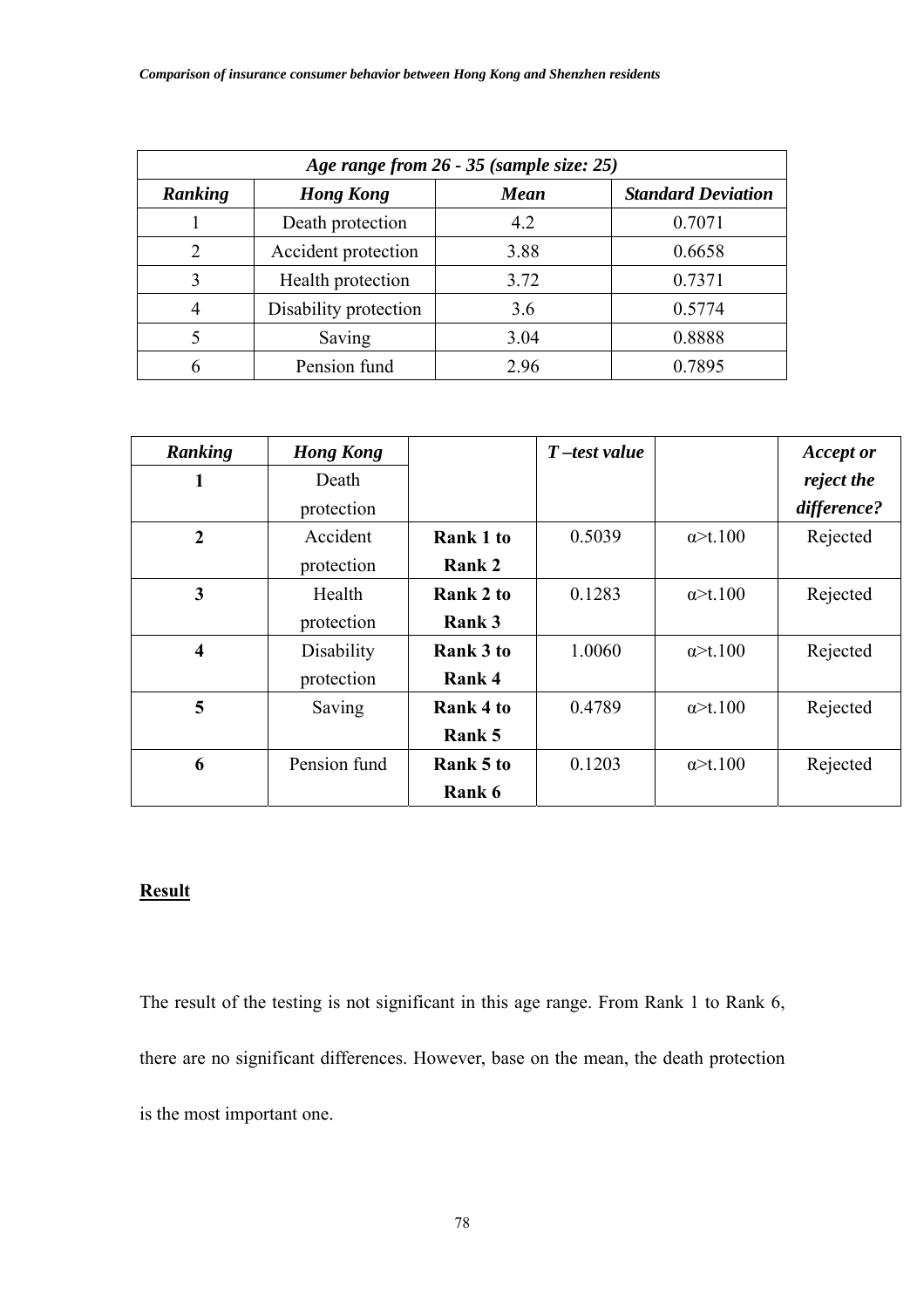| *Age range from 26 - 35 (sample size: 25)* | | | |
|---|---|---|---|
| ***Ranking*** | ***Hong Kong*** | ***Mean*** | ***Standard Deviation*** |
| 1 | Death protection | 4.2 | 0.7071 |
| 2 | Accident protection | 3.88 | 0.6658 |
| 3 | Health protection | 3.72 | 0.7371 |
| 4 | Disability protection | 3.6 | 0.5774 |
| 5 | Saving | 3.04 | 0.8888 |
| 6 | Pension fund | 2.96 | 0.7895 |

| ***Ranking*** | ***Hong Kong*** | | ***T –test value*** | | ***Accept or reject the difference?*** |
|---|---|---|---|---|---|
| **1** | Death protection | | | | |
| **2** | Accident protection | **Rank 1 to Rank 2** | 0.5039 | α>t.100 | Rejected |
| **3** | Health protection | **Rank 2 to Rank 3** | 0.1283 | α>t.100 | Rejected |
| **4** | Disability protection | **Rank 3 to Rank 4** | 1.0060 | α>t.100 | Rejected |
| **5** | Saving | **Rank 4 to Rank 5** | 0.4789 | α>t.100 | Rejected |
| **6** | Pension fund | **Rank 5 to Rank 6** | 0.1203 | α>t.100 | Rejected |

**<u>Result</u>**

The result of the testing is not significant in this age range. From Rank 1 to Rank 6, there are no significant differences. However, base on the mean, the death protection is the most important one.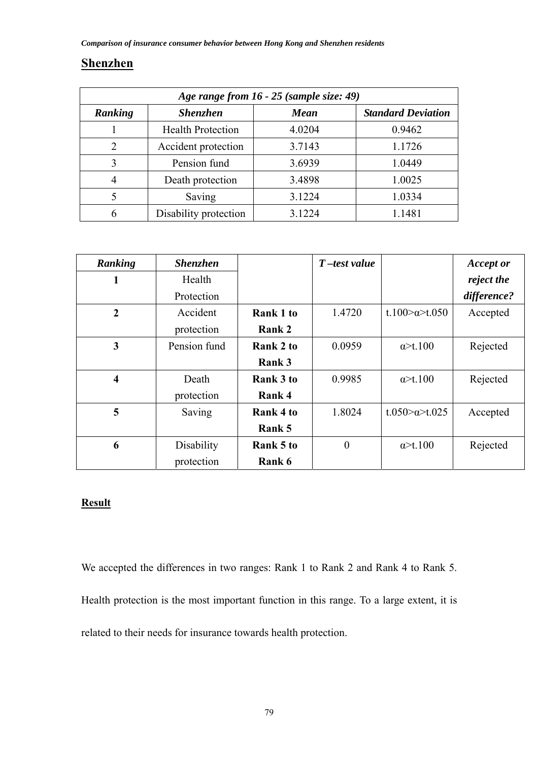## Shenzhen

| *Age range from 16 - 25 (sample size: 49)* | | | |
|---|---|---|---|
| ***Ranking*** | ***Shenzhen*** | ***Mean*** | ***Standard Deviation*** |
| 1 | Health Protection | 4.0204 | 0.9462 |
| 2 | Accident protection | 3.7143 | 1.1726 |
| 3 | Pension fund | 3.6939 | 1.0449 |
| 4 | Death protection | 3.4898 | 1.0025 |
| 5 | Saving | 3.1224 | 1.0334 |
| 6 | Disability protection | 3.1224 | 1.1481 |

| ***Ranking*** | ***Shenzhen*** | | ***T –test value*** | | ***Accept or reject the difference?*** |
|---|---|---|---|---|---|
| **1** | Health Protection | | | | |
| **2** | Accident protection | **Rank 1 to Rank 2** | 1.4720 | t.100>α>t.050 | Accepted |
| **3** | Pension fund | **Rank 2 to Rank 3** | 0.0959 | α>t.100 | Rejected |
| **4** | Death protection | **Rank 3 to Rank 4** | 0.9985 | α>t.100 | Rejected |
| **5** | Saving | **Rank 4 to Rank 5** | 1.8024 | t.050>α>t.025 | Accepted |
| **6** | Disability protection | **Rank 5 to Rank 6** | 0 | α>t.100 | Rejected |

**Result**

We accepted the differences in two ranges: Rank 1 to Rank 2 and Rank 4 to Rank 5. Health protection is the most important function in this range. To a large extent, it is related to their needs for insurance towards health protection.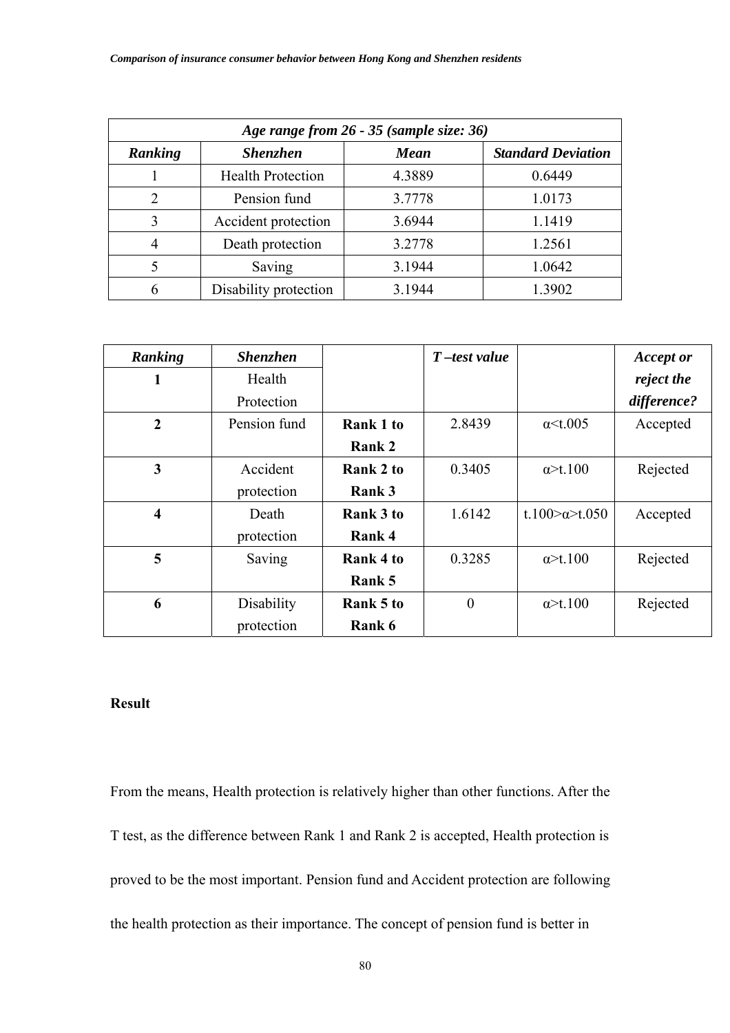| *Age range from 26 - 35 (sample size: 36)* | | | |
|---|---|---|---|
| ***Ranking*** | ***Shenzhen*** | ***Mean*** | ***Standard Deviation*** |
| 1 | Health Protection | 4.3889 | 0.6449 |
| 2 | Pension fund | 3.7778 | 1.0173 |
| 3 | Accident protection | 3.6944 | 1.1419 |
| 4 | Death protection | 3.2778 | 1.2561 |
| 5 | Saving | 3.1944 | 1.0642 |
| 6 | Disability protection | 3.1944 | 1.3902 |

| ***Ranking*** | ***Shenzhen*** | | ***T –test value*** | | ***Accept or reject the difference?*** |
|---|---|---|---|---|---|
| **1** | Health Protection | | | | |
| **2** | Pension fund | **Rank 1 to Rank 2** | 2.8439 | α<t.005 | Accepted |
| **3** | Accident protection | **Rank 2 to Rank 3** | 0.3405 | α>t.100 | Rejected |
| **4** | Death protection | **Rank 3 to Rank 4** | 1.6142 | t.100>α>t.050 | Accepted |
| **5** | Saving | **Rank 4 to Rank 5** | 0.3285 | α>t.100 | Rejected |
| **6** | Disability protection | **Rank 5 to Rank 6** | 0 | α>t.100 | Rejected |

**Result**

From the means, Health protection is relatively higher than other functions. After the T test, as the difference between Rank 1 and Rank 2 is accepted, Health protection is proved to be the most important. Pension fund and Accident protection are following the health protection as their importance. The concept of pension fund is better in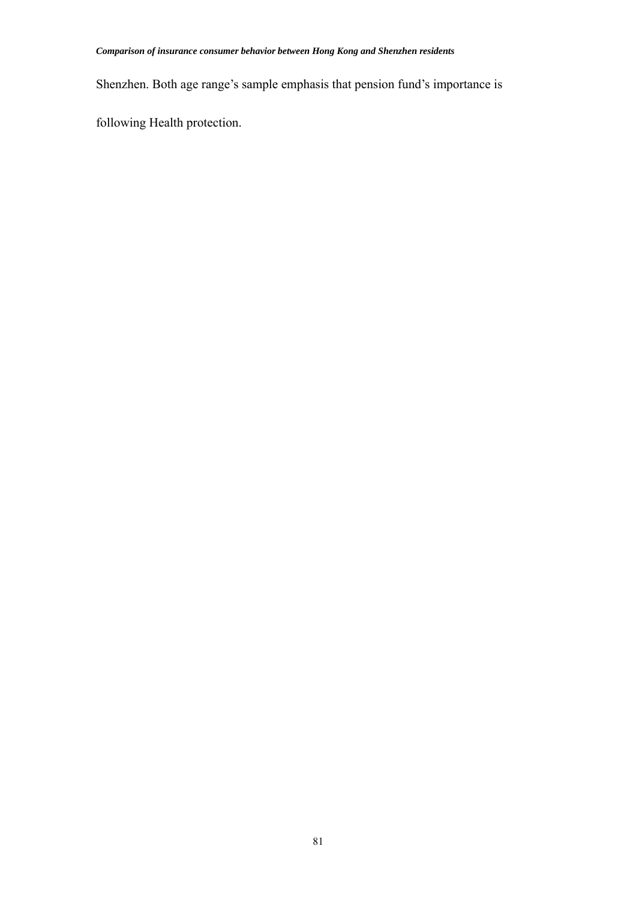Shenzhen. Both age range's sample emphasis that pension fund's importance is following Health protection.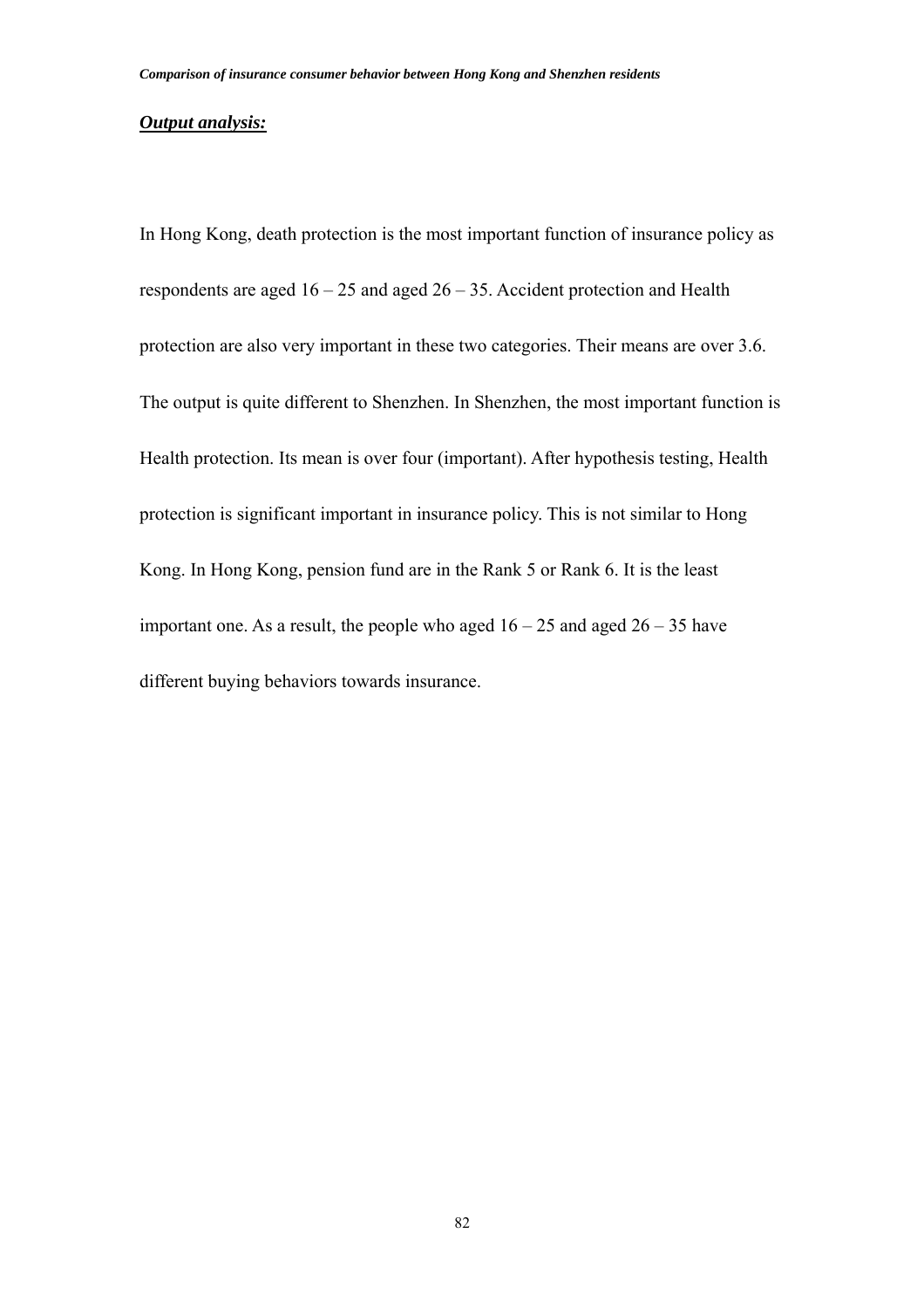***Output analysis:***

In Hong Kong, death protection is the most important function of insurance policy as respondents are aged 16 – 25 and aged 26 – 35. Accident protection and Health protection are also very important in these two categories. Their means are over 3.6. The output is quite different to Shenzhen. In Shenzhen, the most important function is Health protection. Its mean is over four (important). After hypothesis testing, Health protection is significant important in insurance policy. This is not similar to Hong Kong. In Hong Kong, pension fund are in the Rank 5 or Rank 6. It is the least important one. As a result, the people who aged 16 – 25 and aged 26 – 35 have different buying behaviors towards insurance.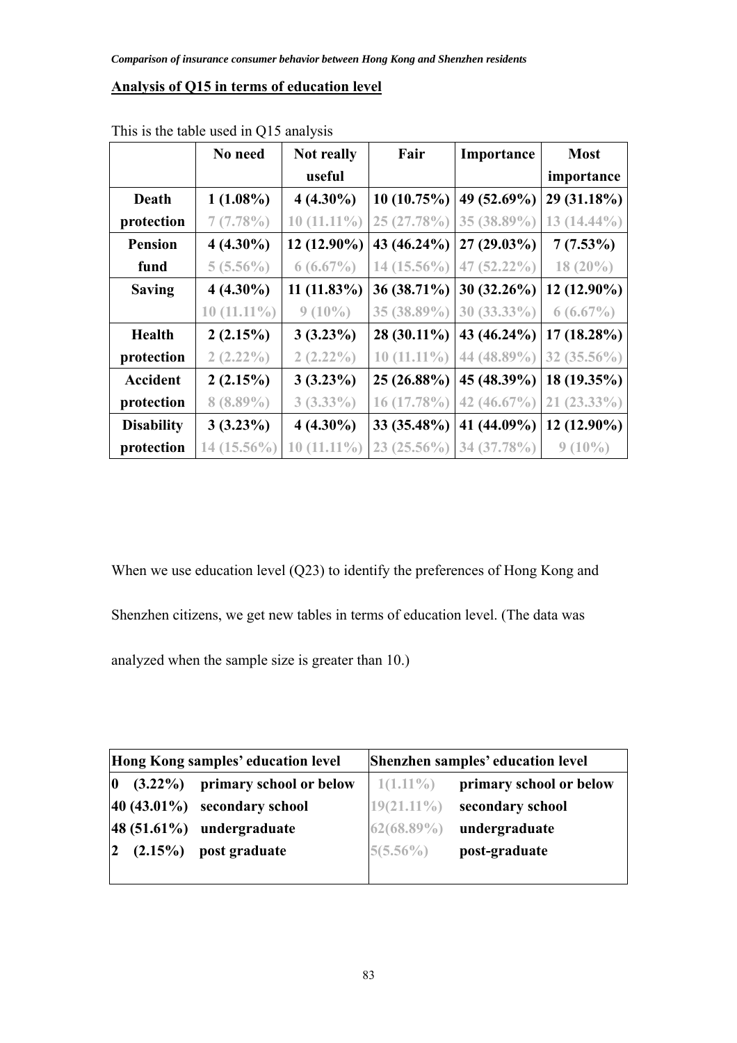**Analysis of Q15 in terms of education level**

This is the table used in Q15 analysis

| | No need | Not really useful | Fair | Importance | Most importance |
|---|---|---|---|---|---|
| Death protection | 1 (1.08%) | 4 (4.30%) | 10 (10.75%) | 49 (52.69%) | 29 (31.18%) |
| | 7 (7.78%) | 10 (11.11%) | 25 (27.78%) | 35 (38.89%) | 13 (14.44%) |
| Pension fund | 4 (4.30%) | 12 (12.90%) | 43 (46.24%) | 27 (29.03%) | 7 (7.53%) |
| | 5 (5.56%) | 6 (6.67%) | 14 (15.56%) | 47 (52.22%) | 18 (20%) |
| Saving | 4 (4.30%) | 11 (11.83%) | 36 (38.71%) | 30 (32.26%) | 12 (12.90%) |
| | 10 (11.11%) | 9 (10%) | 35 (38.89%) | 30 (33.33%) | 6 (6.67%) |
| Health protection | 2 (2.15%) | 3 (3.23%) | 28 (30.11%) | 43 (46.24%) | 17 (18.28%) |
| | 2 (2.22%) | 2 (2.22%) | 10 (11.11%) | 44 (48.89%) | 32 (35.56%) |
| Accident protection | 2 (2.15%) | 3 (3.23%) | 25 (26.88%) | 45 (48.39%) | 18 (19.35%) |
| | 8 (8.89%) | 3 (3.33%) | 16 (17.78%) | 42 (46.67%) | 21 (23.33%) |
| Disability protection | 3 (3.23%) | 4 (4.30%) | 33 (35.48%) | 41 (44.09%) | 12 (12.90%) |
| | 14 (15.56%) | 10 (11.11%) | 23 (25.56%) | 34 (37.78%) | 9 (10%) |

When we use education level (Q23) to identify the preferences of Hong Kong and Shenzhen citizens, we get new tables in terms of education level. (The data was analyzed when the sample size is greater than 10.)

| Hong Kong samples' education level | | Shenzhen samples' education level | |
|---|---|---|---|
| 0 (3.22%) | primary school or below | 1(1.11%) | primary school or below |
| 40 (43.01%) | secondary school | 19(21.11%) | secondary school |
| 48 (51.61%) | undergraduate | 62(68.89%) | undergraduate |
| 2 (2.15%) | post graduate | 5(5.56%) | post-graduate |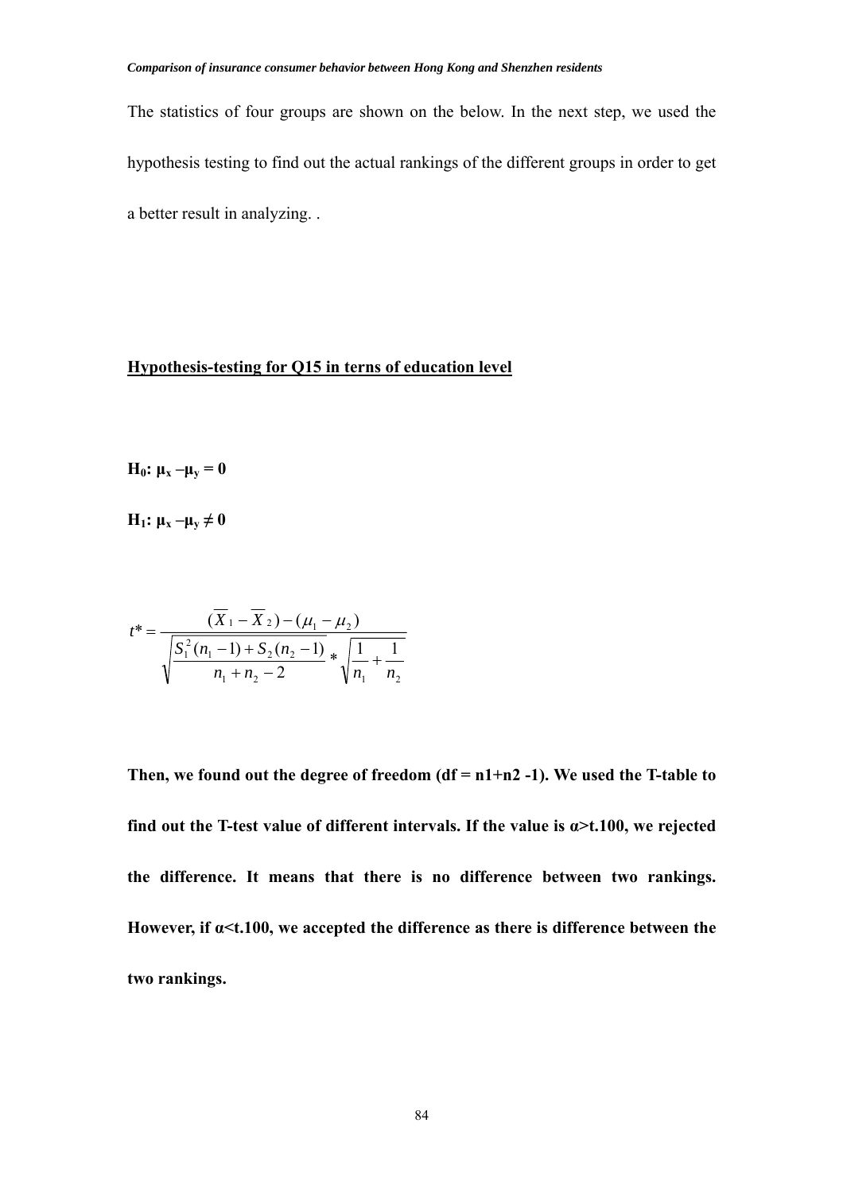The statistics of four groups are shown on the below. In the next step, we used the hypothesis testing to find out the actual rankings of the different groups in order to get a better result in analyzing. .

**Hypothesis-testing for Q15 in terns of education level**

**$H_0$: $\mu_x - \mu_y = 0$**

**$H_1$: $\mu_x - \mu_y \neq 0$**

$$t^* = \frac{(\overline{X}_1 - \overline{X}_2) - (\mu_1 - \mu_2)}{\sqrt{\frac{S_1^2(n_1 - 1) + S_2(n_2 - 1)}{n_1 + n_2 - 2}} * \sqrt{\frac{1}{n_1} + \frac{1}{n_2}}}$$

**Then, we found out the degree of freedom (df = n1+n2 -1). We used the T-table to find out the T-test value of different intervals. If the value is α>t.100, we rejected the difference. It means that there is no difference between two rankings. However, if α<t.100, we accepted the difference as there is difference between the two rankings.**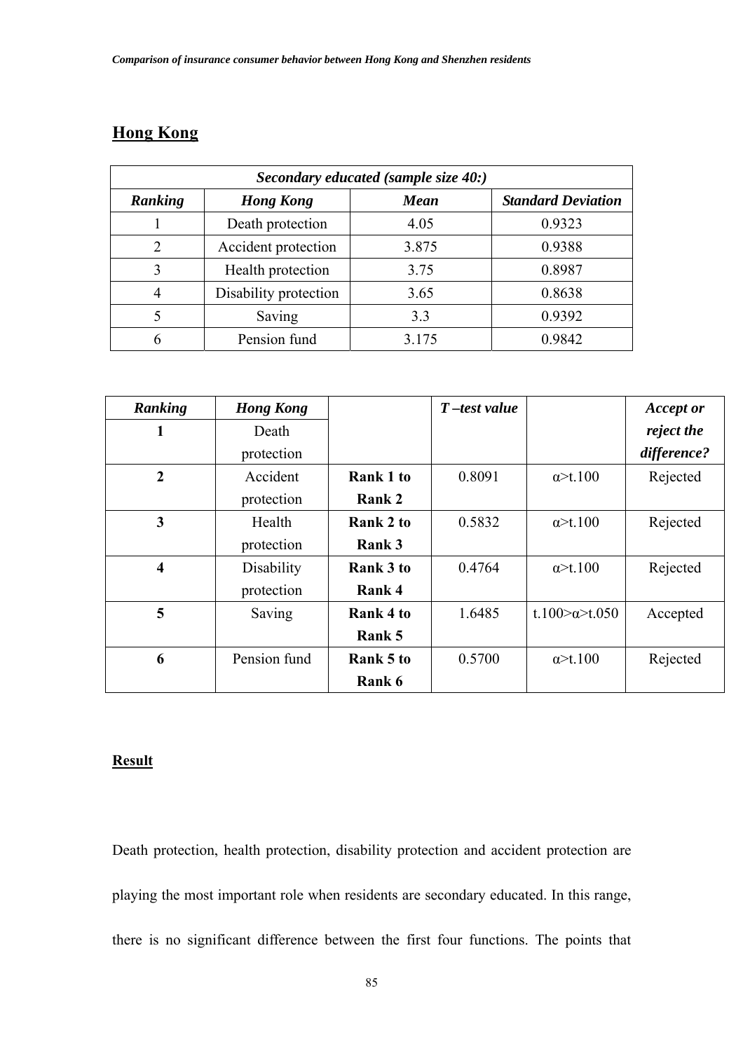## Hong Kong

| Secondary educated (sample size 40:) | | | |
|---|---|---|---|
| ***Ranking*** | ***Hong Kong*** | ***Mean*** | ***Standard Deviation*** |
| 1 | Death protection | 4.05 | 0.9323 |
| 2 | Accident protection | 3.875 | 0.9388 |
| 3 | Health protection | 3.75 | 0.8987 |
| 4 | Disability protection | 3.65 | 0.8638 |
| 5 | Saving | 3.3 | 0.9392 |
| 6 | Pension fund | 3.175 | 0.9842 |

| ***Ranking*** | ***Hong Kong*** | | ***T –test value*** | | ***Accept or reject the difference?*** |
|---|---|---|---|---|---|
| **1** | Death protection | | | | |
| **2** | Accident protection | **Rank 1 to Rank 2** | 0.8091 | α>t.100 | Rejected |
| **3** | Health protection | **Rank 2 to Rank 3** | 0.5832 | α>t.100 | Rejected |
| **4** | Disability protection | **Rank 3 to Rank 4** | 0.4764 | α>t.100 | Rejected |
| **5** | Saving | **Rank 4 to Rank 5** | 1.6485 | t.100>α>t.050 | Accepted |
| **6** | Pension fund | **Rank 5 to Rank 6** | 0.5700 | α>t.100 | Rejected |

**Result**

Death protection, health protection, disability protection and accident protection are playing the most important role when residents are secondary educated. In this range, there is no significant difference between the first four functions. The points that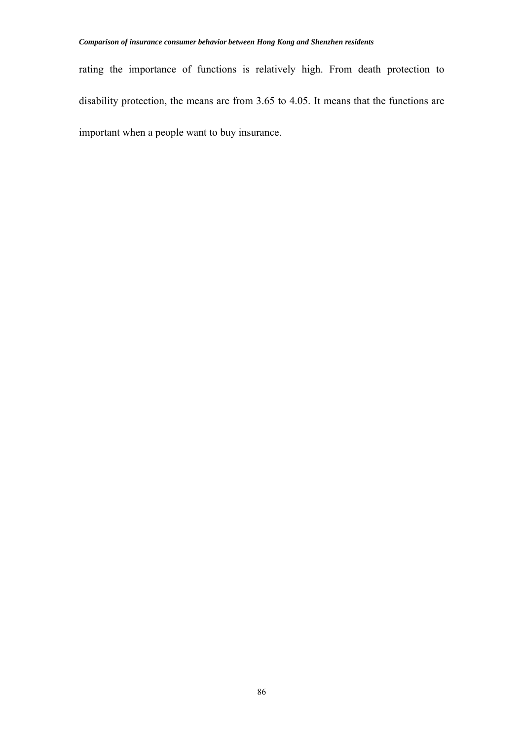rating the importance of functions is relatively high. From death protection to disability protection, the means are from 3.65 to 4.05. It means that the functions are important when a people want to buy insurance.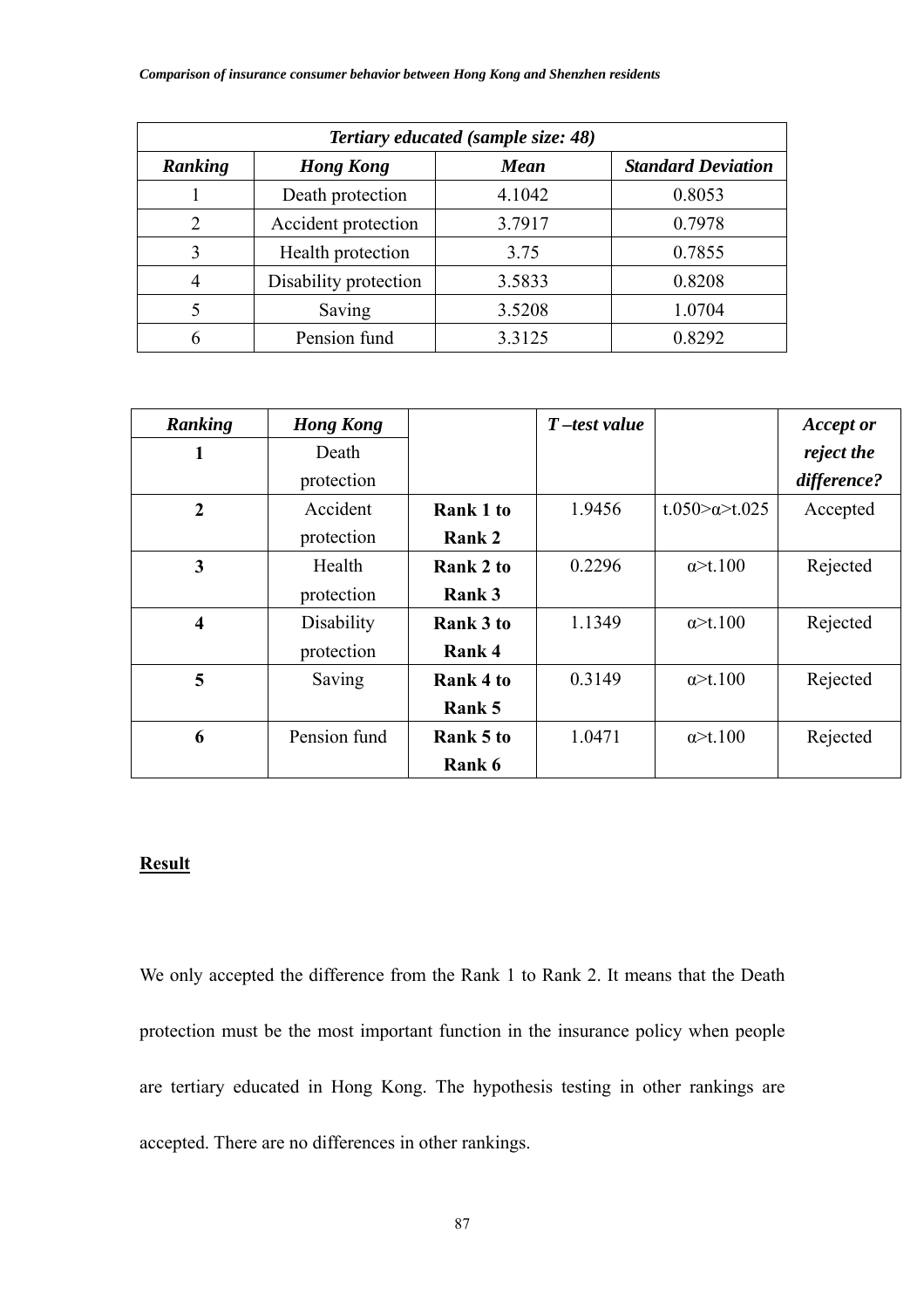| *Tertiary educated (sample size: 48)* | | | |
|---|---|---|---|
| ***Ranking*** | ***Hong Kong*** | ***Mean*** | ***Standard Deviation*** |
| 1 | Death protection | 4.1042 | 0.8053 |
| 2 | Accident protection | 3.7917 | 0.7978 |
| 3 | Health protection | 3.75 | 0.7855 |
| 4 | Disability protection | 3.5833 | 0.8208 |
| 5 | Saving | 3.5208 | 1.0704 |
| 6 | Pension fund | 3.3125 | 0.8292 |

| ***Ranking*** | ***Hong Kong*** | | ***T –test value*** | | ***Accept or reject the difference?*** |
|---|---|---|---|---|---|
| **1** | Death protection | | | | |
| **2** | Accident protection | **Rank 1 to Rank 2** | 1.9456 | $t.050>\alpha>t.025$ | Accepted |
| **3** | Health protection | **Rank 2 to Rank 3** | 0.2296 | $\alpha>t.100$ | Rejected |
| **4** | Disability protection | **Rank 3 to Rank 4** | 1.1349 | $\alpha>t.100$ | Rejected |
| **5** | Saving | **Rank 4 to Rank 5** | 0.3149 | $\alpha>t.100$ | Rejected |
| **6** | Pension fund | **Rank 5 to Rank 6** | 1.0471 | $\alpha>t.100$ | Rejected |

**Result**

We only accepted the difference from the Rank 1 to Rank 2. It means that the Death protection must be the most important function in the insurance policy when people are tertiary educated in Hong Kong. The hypothesis testing in other rankings are accepted. There are no differences in other rankings.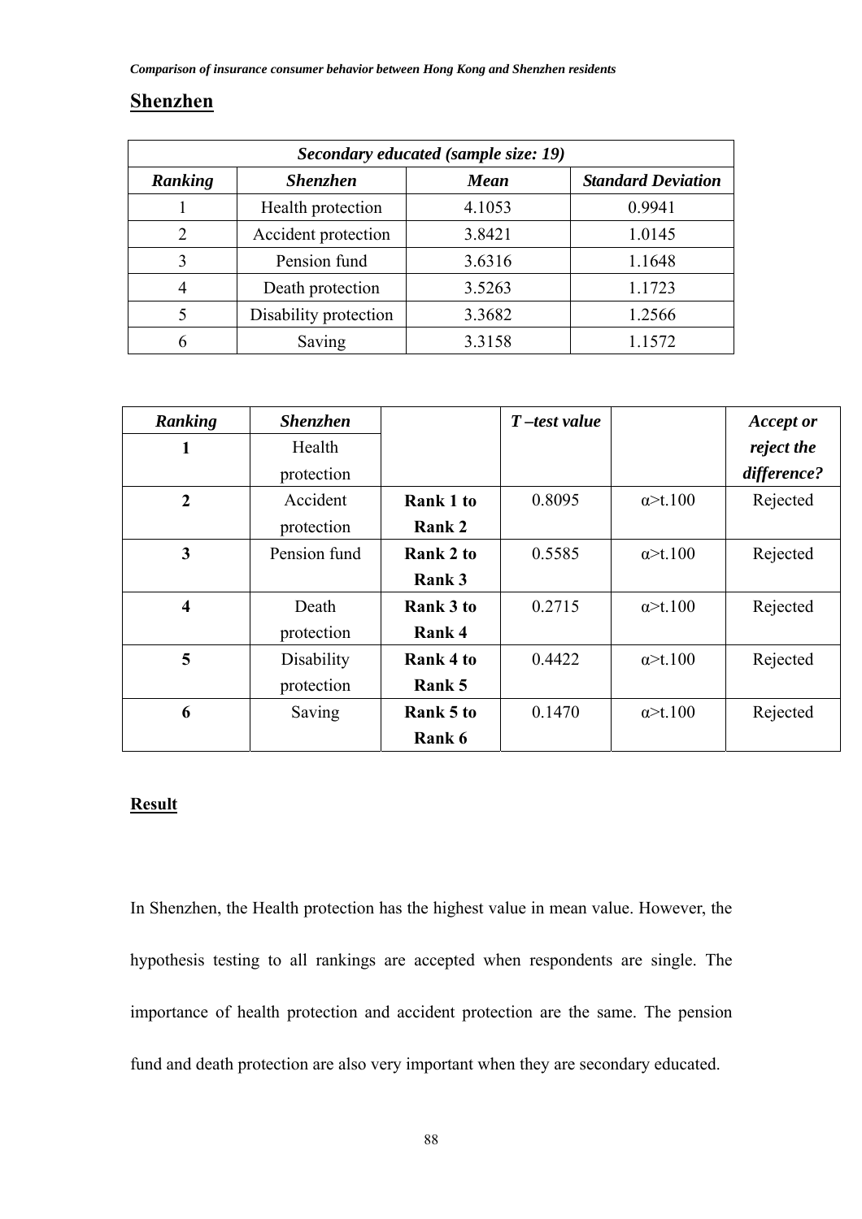## Shenzhen

| *Secondary educated (sample size: 19)* | | | |
|---|---|---|---|
| ***Ranking*** | ***Shenzhen*** | ***Mean*** | ***Standard Deviation*** |
| 1 | Health protection | 4.1053 | 0.9941 |
| 2 | Accident protection | 3.8421 | 1.0145 |
| 3 | Pension fund | 3.6316 | 1.1648 |
| 4 | Death protection | 3.5263 | 1.1723 |
| 5 | Disability protection | 3.3682 | 1.2566 |
| 6 | Saving | 3.3158 | 1.1572 |

| ***Ranking*** | ***Shenzhen*** | | ***T –test value*** | | ***Accept or reject the difference?*** |
|---|---|---|---|---|---|
| **1** | Health protection | | | | |
| **2** | Accident protection | **Rank 1 to Rank 2** | 0.8095 | α>t.100 | Rejected |
| **3** | Pension fund | **Rank 2 to Rank 3** | 0.5585 | α>t.100 | Rejected |
| **4** | Death protection | **Rank 3 to Rank 4** | 0.2715 | α>t.100 | Rejected |
| **5** | Disability protection | **Rank 4 to Rank 5** | 0.4422 | α>t.100 | Rejected |
| **6** | Saving | **Rank 5 to Rank 6** | 0.1470 | α>t.100 | Rejected |

**Result**

In Shenzhen, the Health protection has the highest value in mean value. However, the hypothesis testing to all rankings are accepted when respondents are single. The importance of health protection and accident protection are the same. The pension fund and death protection are also very important when they are secondary educated.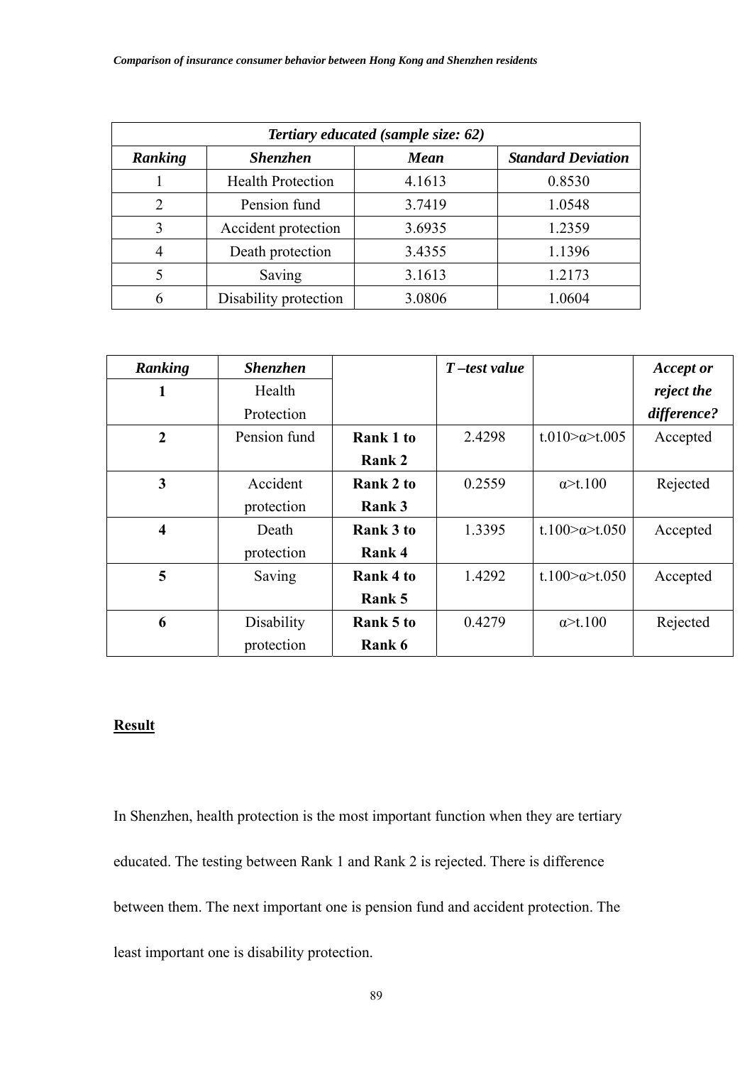| *Tertiary educated (sample size: 62)* | | | |
|---|---|---|---|
| ***Ranking*** | ***Shenzhen*** | ***Mean*** | ***Standard Deviation*** |
| 1 | Health Protection | 4.1613 | 0.8530 |
| 2 | Pension fund | 3.7419 | 1.0548 |
| 3 | Accident protection | 3.6935 | 1.2359 |
| 4 | Death protection | 3.4355 | 1.1396 |
| 5 | Saving | 3.1613 | 1.2173 |
| 6 | Disability protection | 3.0806 | 1.0604 |

| ***Ranking*** | ***Shenzhen*** | | ***T –test value*** | | ***Accept or reject the difference?*** |
|---|---|---|---|---|---|
| **1** | Health Protection | | | | |
| **2** | Pension fund | **Rank 1 to Rank 2** | 2.4298 | t.010>α>t.005 | Accepted |
| **3** | Accident protection | **Rank 2 to Rank 3** | 0.2559 | α>t.100 | Rejected |
| **4** | Death protection | **Rank 3 to Rank 4** | 1.3395 | t.100>α>t.050 | Accepted |
| **5** | Saving | **Rank 4 to Rank 5** | 1.4292 | t.100>α>t.050 | Accepted |
| **6** | Disability protection | **Rank 5 to Rank 6** | 0.4279 | α>t.100 | Rejected |

**<u>Result</u>**

In Shenzhen, health protection is the most important function when they are tertiary educated. The testing between Rank 1 and Rank 2 is rejected. There is difference between them. The next important one is pension fund and accident protection. The least important one is disability protection.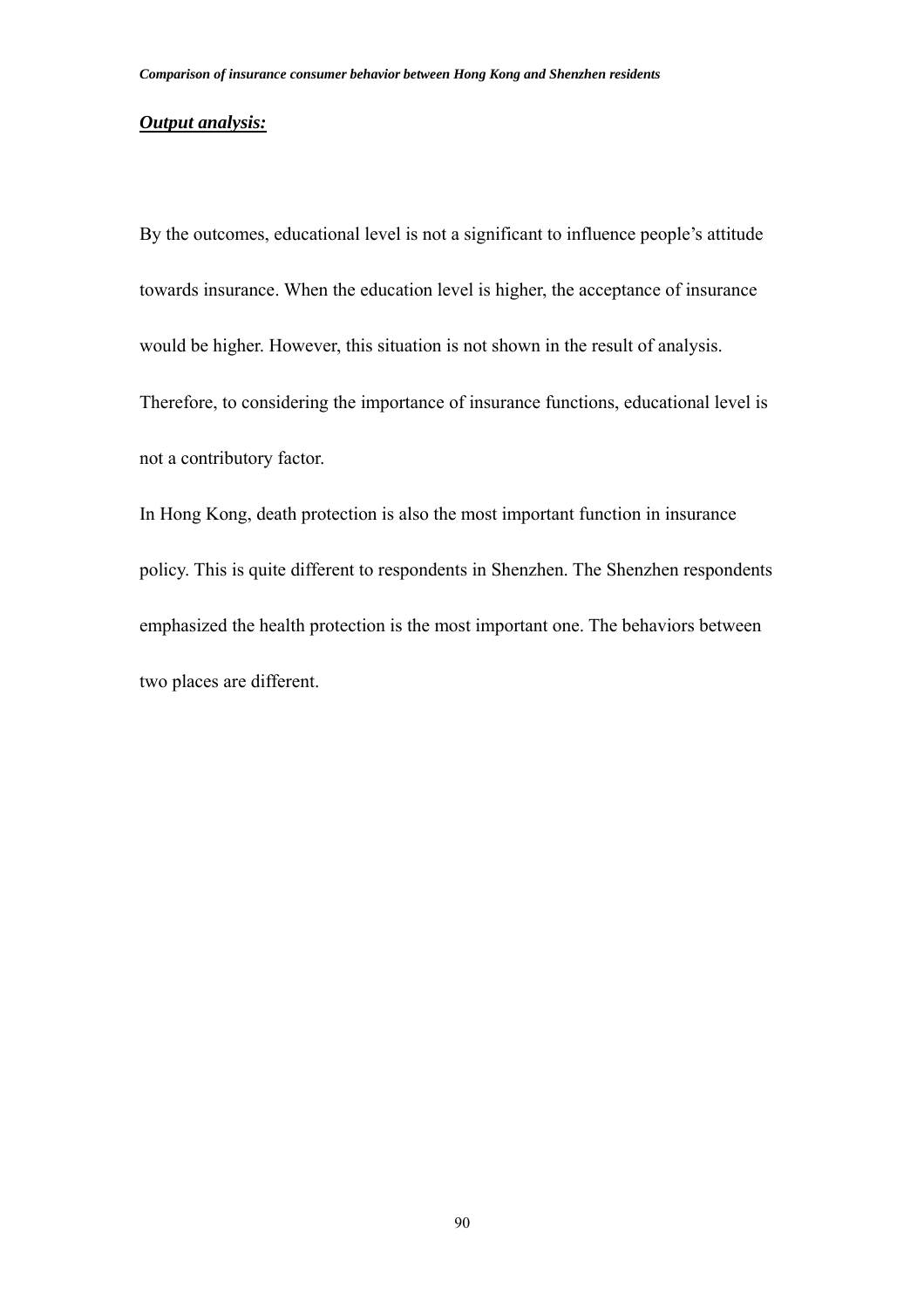***Output analysis:***

By the outcomes, educational level is not a significant to influence people's attitude towards insurance. When the education level is higher, the acceptance of insurance would be higher. However, this situation is not shown in the result of analysis. Therefore, to considering the importance of insurance functions, educational level is not a contributory factor.

In Hong Kong, death protection is also the most important function in insurance policy. This is quite different to respondents in Shenzhen. The Shenzhen respondents emphasized the health protection is the most important one. The behaviors between two places are different.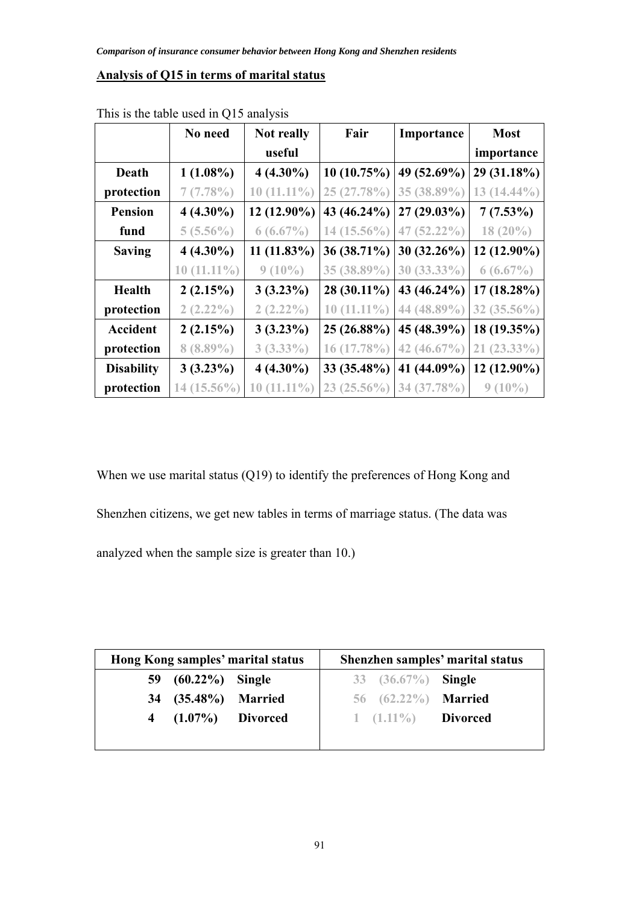## Analysis of Q15 in terms of marital status

This is the table used in Q15 analysis

| | No need | Not really useful | Fair | Importance | Most importance |
|---|---|---|---|---|---|
| **Death protection** | **1 (1.08%)** | **4 (4.30%)** | **10 (10.75%)** | **49 (52.69%)** | **29 (31.18%)** |
| | 7 (7.78%) | 10 (11.11%) | 25 (27.78%) | 35 (38.89%) | 13 (14.44%) |
| **Pension fund** | **4 (4.30%)** | **12 (12.90%)** | **43 (46.24%)** | **27 (29.03%)** | **7 (7.53%)** |
| | 5 (5.56%) | 6 (6.67%) | 14 (15.56%) | 47 (52.22%) | 18 (20%) |
| **Saving** | **4 (4.30%)** | **11 (11.83%)** | **36 (38.71%)** | **30 (32.26%)** | **12 (12.90%)** |
| | 10 (11.11%) | 9 (10%) | 35 (38.89%) | 30 (33.33%) | 6 (6.67%) |
| **Health protection** | **2 (2.15%)** | **3 (3.23%)** | **28 (30.11%)** | **43 (46.24%)** | **17 (18.28%)** |
| | 2 (2.22%) | 2 (2.22%) | 10 (11.11%) | 44 (48.89%) | 32 (35.56%) |
| **Accident protection** | **2 (2.15%)** | **3 (3.23%)** | **25 (26.88%)** | **45 (48.39%)** | **18 (19.35%)** |
| | 8 (8.89%) | 3 (3.33%) | 16 (17.78%) | 42 (46.67%) | 21 (23.33%) |
| **Disability protection** | **3 (3.23%)** | **4 (4.30%)** | **33 (35.48%)** | **41 (44.09%)** | **12 (12.90%)** |
| | 14 (15.56%) | 10 (11.11%) | 23 (25.56%) | 34 (37.78%) | 9 (10%) |

When we use marital status (Q19) to identify the preferences of Hong Kong and Shenzhen citizens, we get new tables in terms of marriage status. (The data was analyzed when the sample size is greater than 10.)

| Hong Kong samples' marital status | Shenzhen samples' marital status |
|---|---|
| **59 (60.22%) Single** | 33 (36.67%) **Single** |
| **34 (35.48%) Married** | 56 (62.22%) **Married** |
| **4 (1.07%) Divorced** | 1 (1.11%) **Divorced** |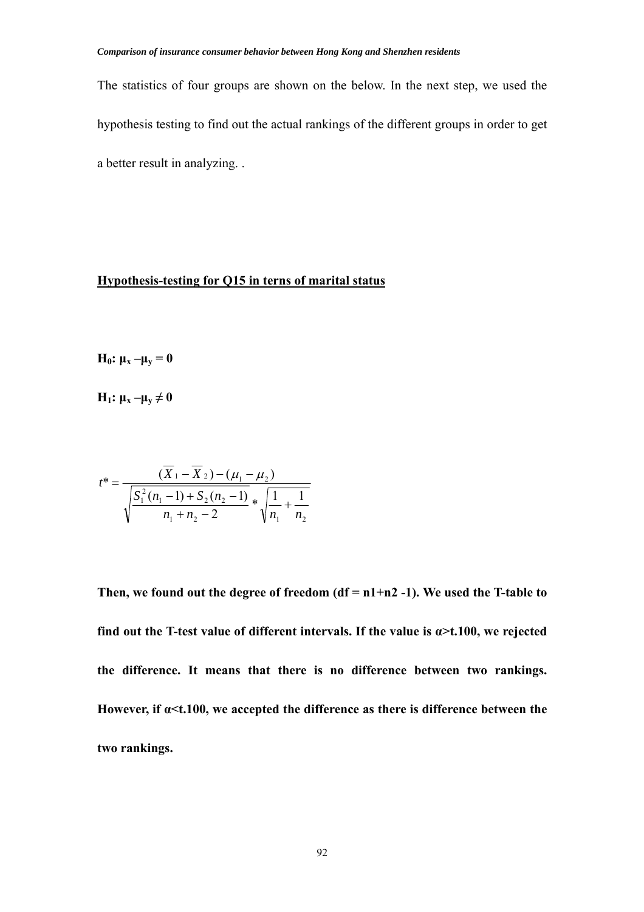The statistics of four groups are shown on the below. In the next step, we used the hypothesis testing to find out the actual rankings of the different groups in order to get a better result in analyzing. .

**Hypothesis-testing for Q15 in terns of marital status**

**$H_0$: $\mu_x - \mu_y = 0$**

**$H_1$: $\mu_x - \mu_y \neq 0$**

$$t^* = \frac{(\overline{X}_1 - \overline{X}_2) - (\mu_1 - \mu_2)}{\sqrt{\frac{S_1^2(n_1 - 1) + S_2(n_2 - 1)}{n_1 + n_2 - 2}} * \sqrt{\frac{1}{n_1} + \frac{1}{n_2}}}$$

**Then, we found out the degree of freedom (df = n1+n2 -1). We used the T-table to find out the T-test value of different intervals. If the value is α>t.100, we rejected the difference. It means that there is no difference between two rankings. However, if α<t.100, we accepted the difference as there is difference between the two rankings.**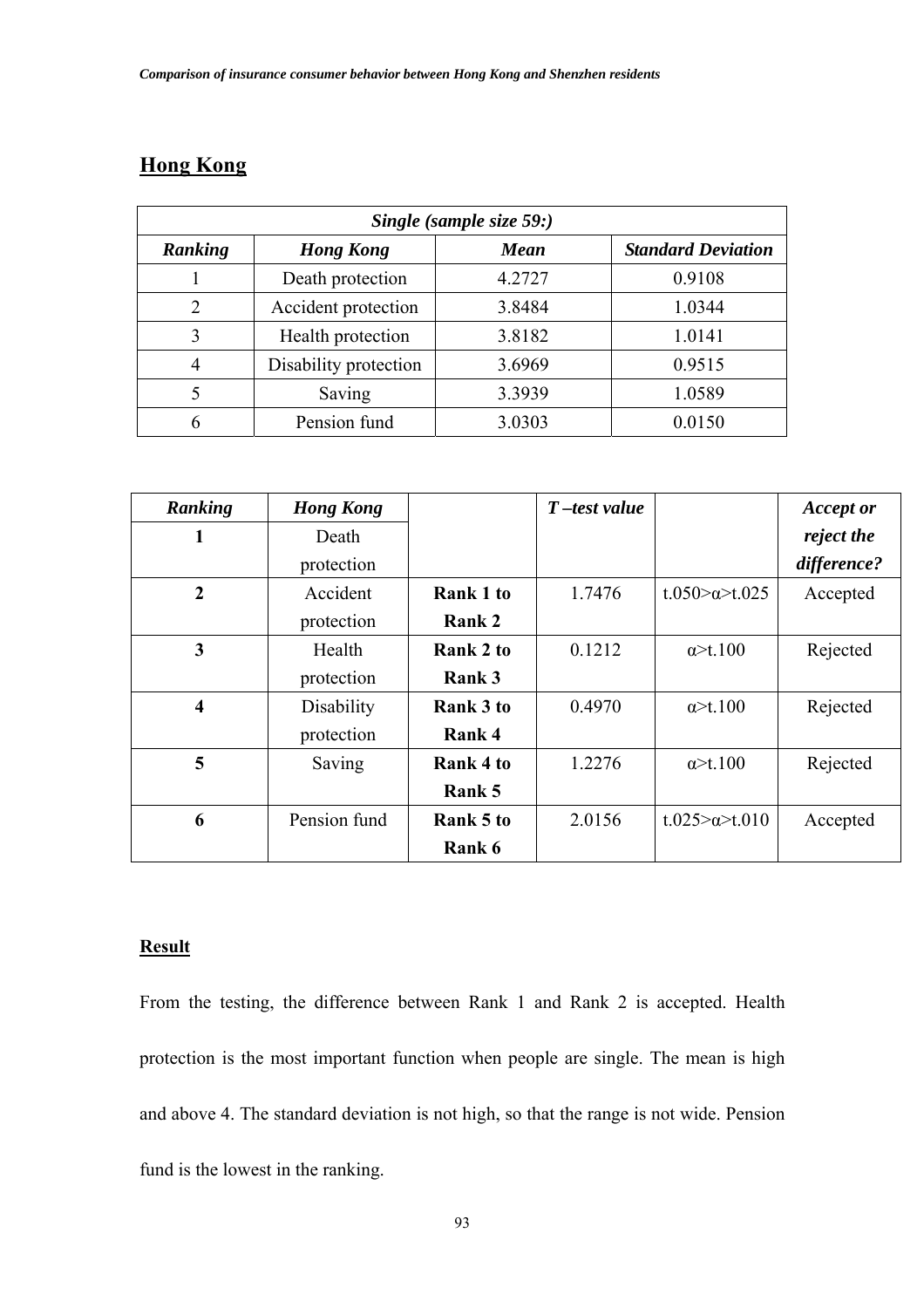## Hong Kong

| *Single (sample size 59:)* | | | |
|---|---|---|---|
| ***Ranking*** | ***Hong Kong*** | ***Mean*** | ***Standard Deviation*** |
| 1 | Death protection | 4.2727 | 0.9108 |
| 2 | Accident protection | 3.8484 | 1.0344 |
| 3 | Health protection | 3.8182 | 1.0141 |
| 4 | Disability protection | 3.6969 | 0.9515 |
| 5 | Saving | 3.3939 | 1.0589 |
| 6 | Pension fund | 3.0303 | 0.0150 |

| ***Ranking*** | ***Hong Kong*** | | ***T –test value*** | | ***Accept or reject the difference?*** |
|---|---|---|---|---|---|
| **1** | Death protection | | | | |
| **2** | Accident protection | **Rank 1 to Rank 2** | 1.7476 | t.050>α>t.025 | Accepted |
| **3** | Health protection | **Rank 2 to Rank 3** | 0.1212 | α>t.100 | Rejected |
| **4** | Disability protection | **Rank 3 to Rank 4** | 0.4970 | α>t.100 | Rejected |
| **5** | Saving | **Rank 4 to Rank 5** | 1.2276 | α>t.100 | Rejected |
| **6** | Pension fund | **Rank 5 to Rank 6** | 2.0156 | t.025>α>t.010 | Accepted |

**Result**

From the testing, the difference between Rank 1 and Rank 2 is accepted. Health protection is the most important function when people are single. The mean is high and above 4. The standard deviation is not high, so that the range is not wide. Pension fund is the lowest in the ranking.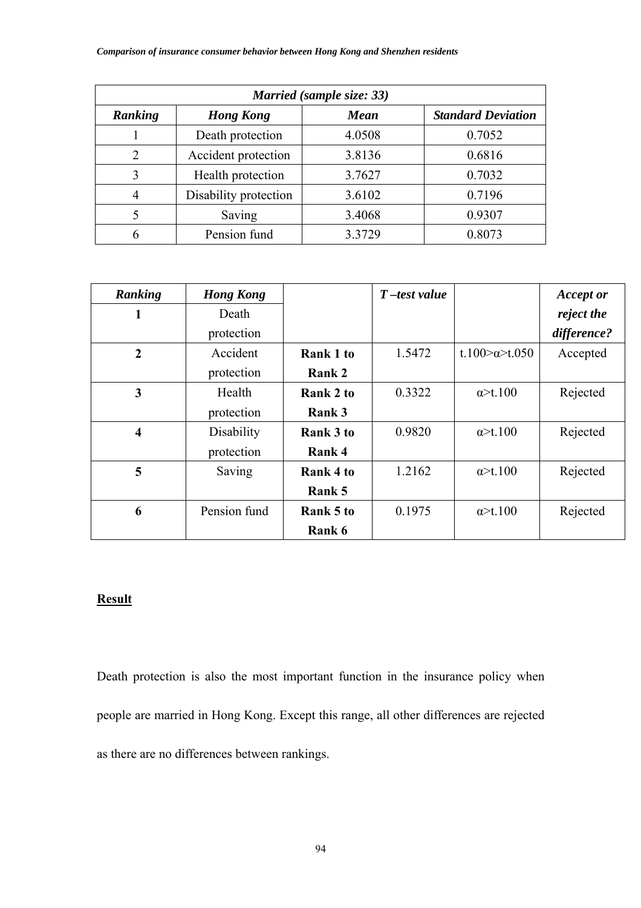| *Married (sample size: 33)* | | | |
|---|---|---|---|
| ***Ranking*** | ***Hong Kong*** | ***Mean*** | ***Standard Deviation*** |
| 1 | Death protection | 4.0508 | 0.7052 |
| 2 | Accident protection | 3.8136 | 0.6816 |
| 3 | Health protection | 3.7627 | 0.7032 |
| 4 | Disability protection | 3.6102 | 0.7196 |
| 5 | Saving | 3.4068 | 0.9307 |
| 6 | Pension fund | 3.3729 | 0.8073 |

| ***Ranking*** | ***Hong Kong*** | | ***T –test value*** | | ***Accept or reject the difference?*** |
|---|---|---|---|---|---|
| **1** | Death protection | | | | |
| **2** | Accident protection | **Rank 1 to Rank 2** | 1.5472 | t.100>α>t.050 | Accepted |
| **3** | Health protection | **Rank 2 to Rank 3** | 0.3322 | α>t.100 | Rejected |
| **4** | Disability protection | **Rank 3 to Rank 4** | 0.9820 | α>t.100 | Rejected |
| **5** | Saving | **Rank 4 to Rank 5** | 1.2162 | α>t.100 | Rejected |
| **6** | Pension fund | **Rank 5 to Rank 6** | 0.1975 | α>t.100 | Rejected |

**Result**

Death protection is also the most important function in the insurance policy when people are married in Hong Kong. Except this range, all other differences are rejected as there are no differences between rankings.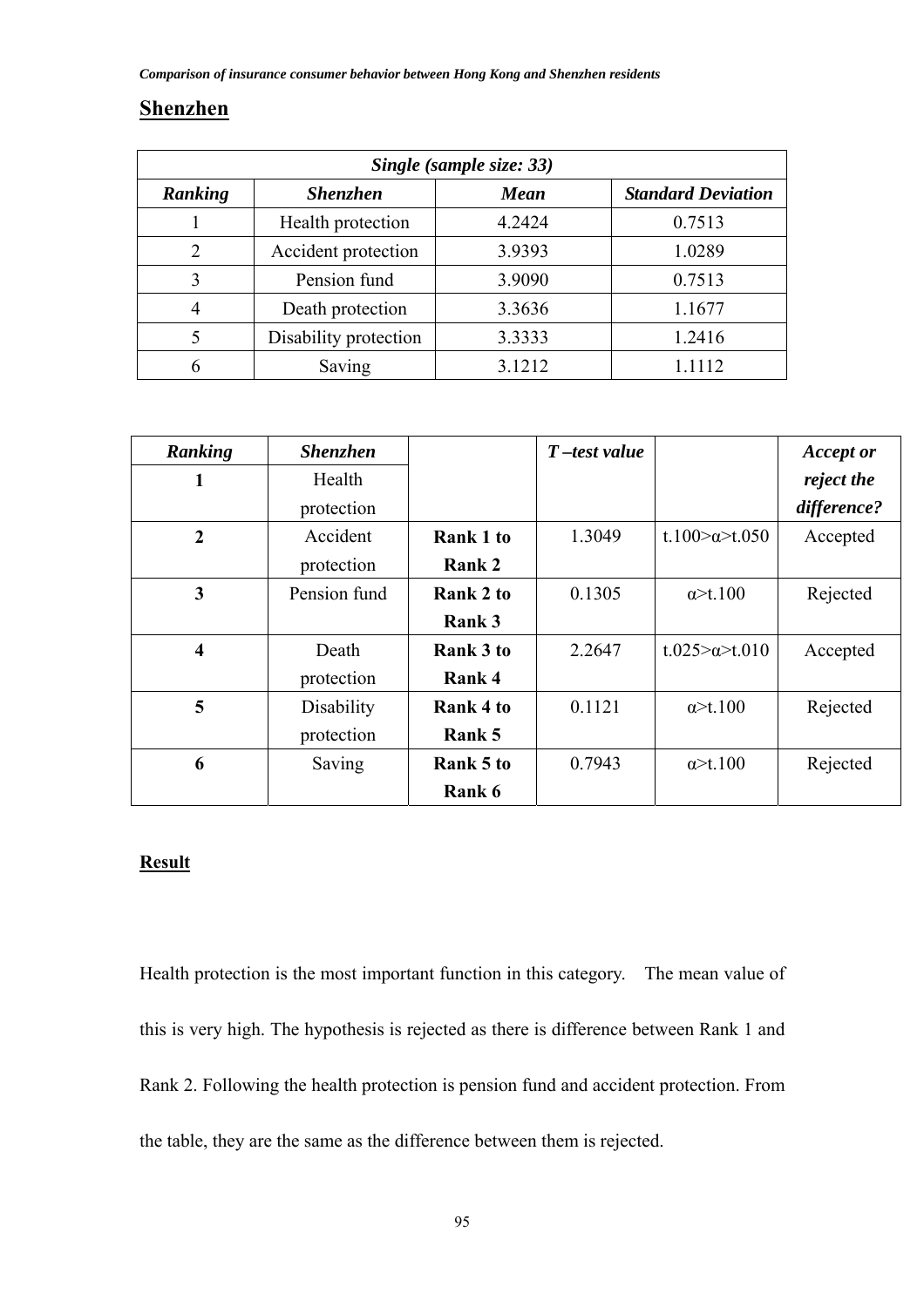## Shenzhen

| Single (sample size: 33) | | | |
|---|---|---|---|
| ***Ranking*** | ***Shenzhen*** | ***Mean*** | ***Standard Deviation*** |
| 1 | Health protection | 4.2424 | 0.7513 |
| 2 | Accident protection | 3.9393 | 1.0289 |
| 3 | Pension fund | 3.9090 | 0.7513 |
| 4 | Death protection | 3.3636 | 1.1677 |
| 5 | Disability protection | 3.3333 | 1.2416 |
| 6 | Saving | 3.1212 | 1.1112 |

| ***Ranking*** | ***Shenzhen*** | | ***T –test value*** | | ***Accept or reject the difference?*** |
|---|---|---|---|---|---|
| **1** | Health protection | | | | |
| **2** | Accident protection | **Rank 1 to Rank 2** | 1.3049 | t.100>α>t.050 | Accepted |
| **3** | Pension fund | **Rank 2 to Rank 3** | 0.1305 | α>t.100 | Rejected |
| **4** | Death protection | **Rank 3 to Rank 4** | 2.2647 | t.025>α>t.010 | Accepted |
| **5** | Disability protection | **Rank 4 to Rank 5** | 0.1121 | α>t.100 | Rejected |
| **6** | Saving | **Rank 5 to Rank 6** | 0.7943 | α>t.100 | Rejected |

**Result**

Health protection is the most important function in this category. The mean value of this is very high. The hypothesis is rejected as there is difference between Rank 1 and Rank 2. Following the health protection is pension fund and accident protection. From the table, they are the same as the difference between them is rejected.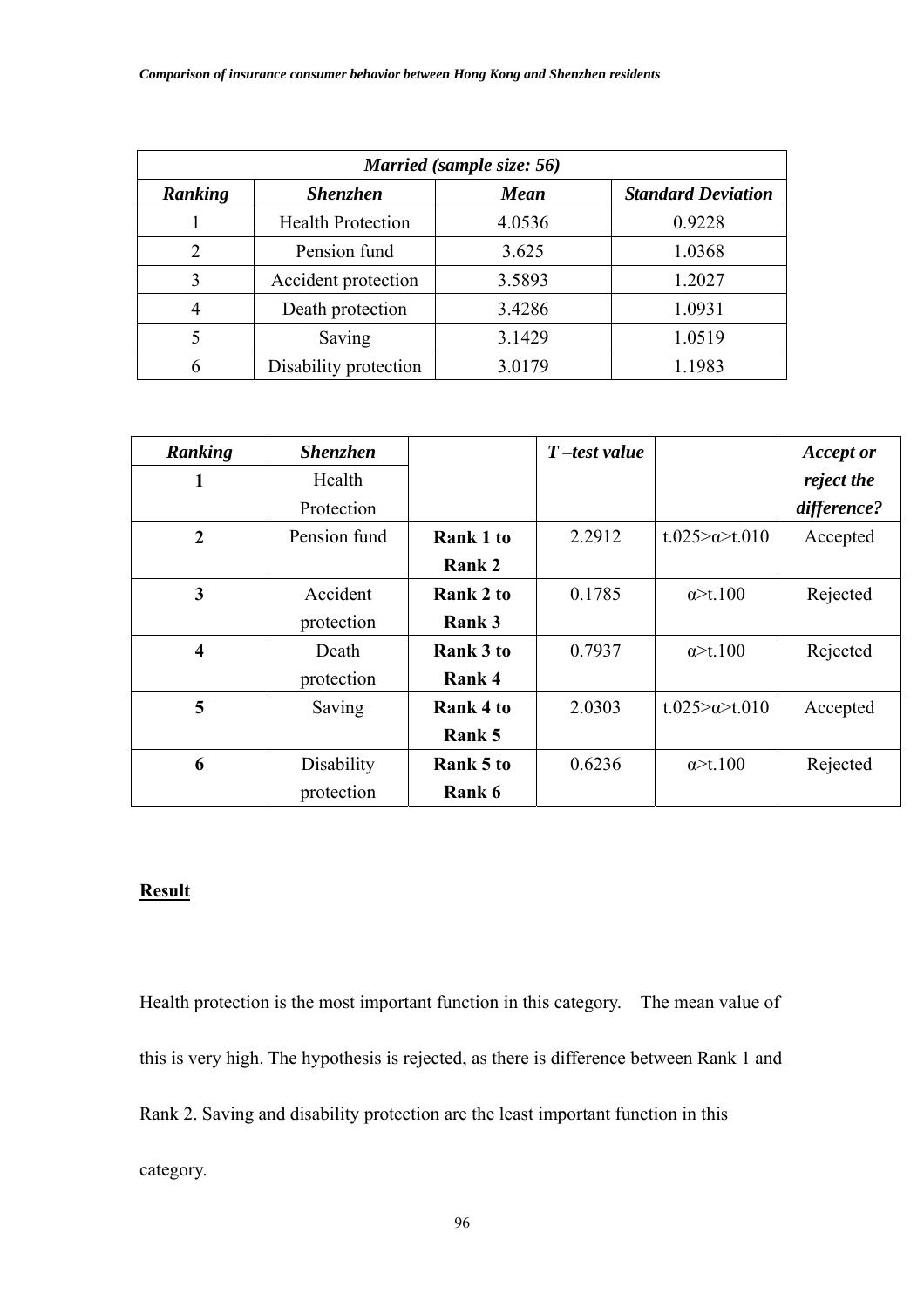| *Married (sample size: 56)* | | | |
|---|---|---|---|
| ***Ranking*** | ***Shenzhen*** | ***Mean*** | ***Standard Deviation*** |
| 1 | Health Protection | 4.0536 | 0.9228 |
| 2 | Pension fund | 3.625 | 1.0368 |
| 3 | Accident protection | 3.5893 | 1.2027 |
| 4 | Death protection | 3.4286 | 1.0931 |
| 5 | Saving | 3.1429 | 1.0519 |
| 6 | Disability protection | 3.0179 | 1.1983 |

| ***Ranking*** | ***Shenzhen*** | | ***T –test value*** | | ***Accept or reject the difference?*** |
|---|---|---|---|---|---|
| **1** | Health Protection | | | | |
| **2** | Pension fund | **Rank 1 to Rank 2** | 2.2912 | t.025>α>t.010 | Accepted |
| **3** | Accident protection | **Rank 2 to Rank 3** | 0.1785 | α>t.100 | Rejected |
| **4** | Death protection | **Rank 3 to Rank 4** | 0.7937 | α>t.100 | Rejected |
| **5** | Saving | **Rank 4 to Rank 5** | 2.0303 | t.025>α>t.010 | Accepted |
| **6** | Disability protection | **Rank 5 to Rank 6** | 0.6236 | α>t.100 | Rejected |

**Result**

Health protection is the most important function in this category. The mean value of this is very high. The hypothesis is rejected, as there is difference between Rank 1 and Rank 2. Saving and disability protection are the least important function in this category.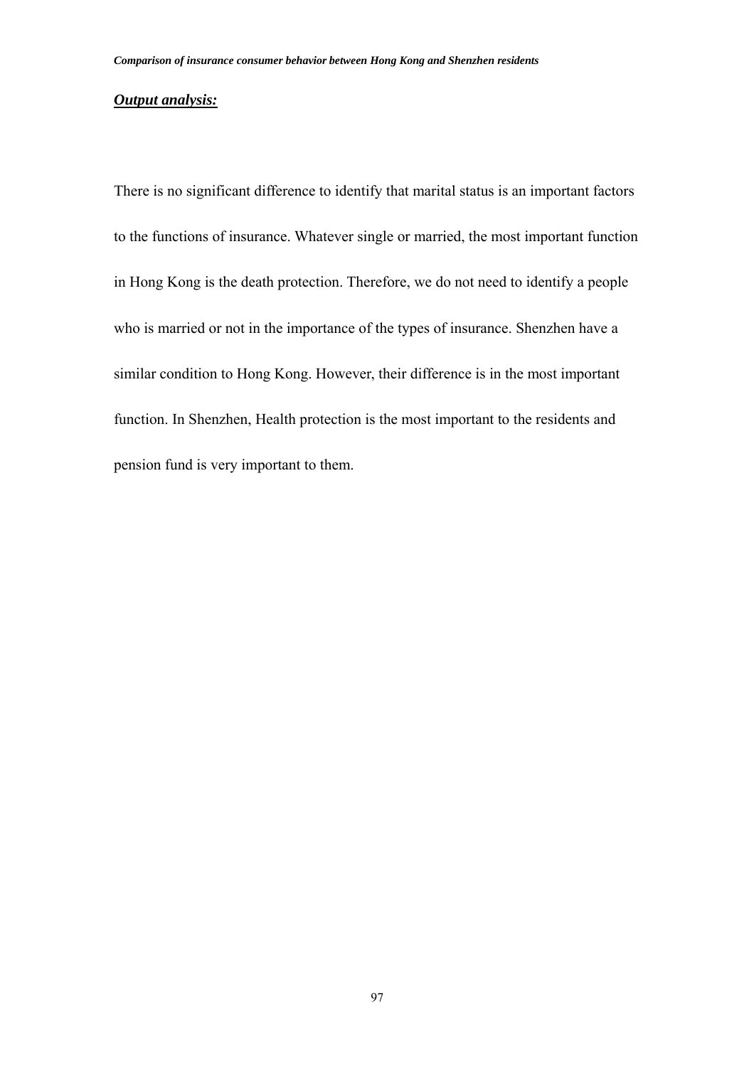***Output analysis:***

There is no significant difference to identify that marital status is an important factors to the functions of insurance. Whatever single or married, the most important function in Hong Kong is the death protection. Therefore, we do not need to identify a people who is married or not in the importance of the types of insurance. Shenzhen have a similar condition to Hong Kong. However, their difference is in the most important function. In Shenzhen, Health protection is the most important to the residents and pension fund is very important to them.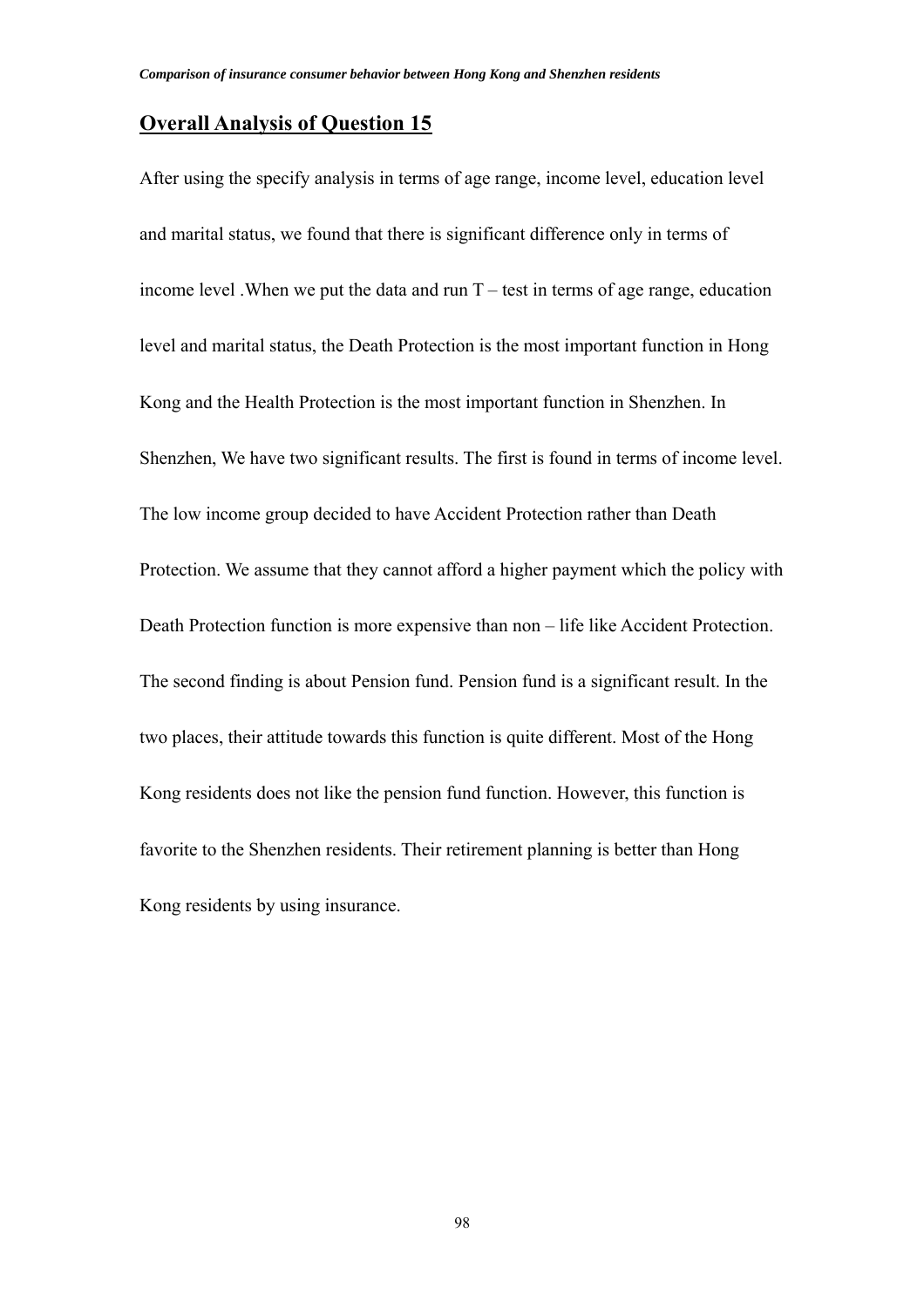## Overall Analysis of Question 15

After using the specify analysis in terms of age range, income level, education level and marital status, we found that there is significant difference only in terms of income level .When we put the data and run T – test in terms of age range, education level and marital status, the Death Protection is the most important function in Hong Kong and the Health Protection is the most important function in Shenzhen. In Shenzhen, We have two significant results. The first is found in terms of income level. The low income group decided to have Accident Protection rather than Death Protection. We assume that they cannot afford a higher payment which the policy with Death Protection function is more expensive than non – life like Accident Protection. The second finding is about Pension fund. Pension fund is a significant result. In the two places, their attitude towards this function is quite different. Most of the Hong Kong residents does not like the pension fund function. However, this function is favorite to the Shenzhen residents. Their retirement planning is better than Hong Kong residents by using insurance.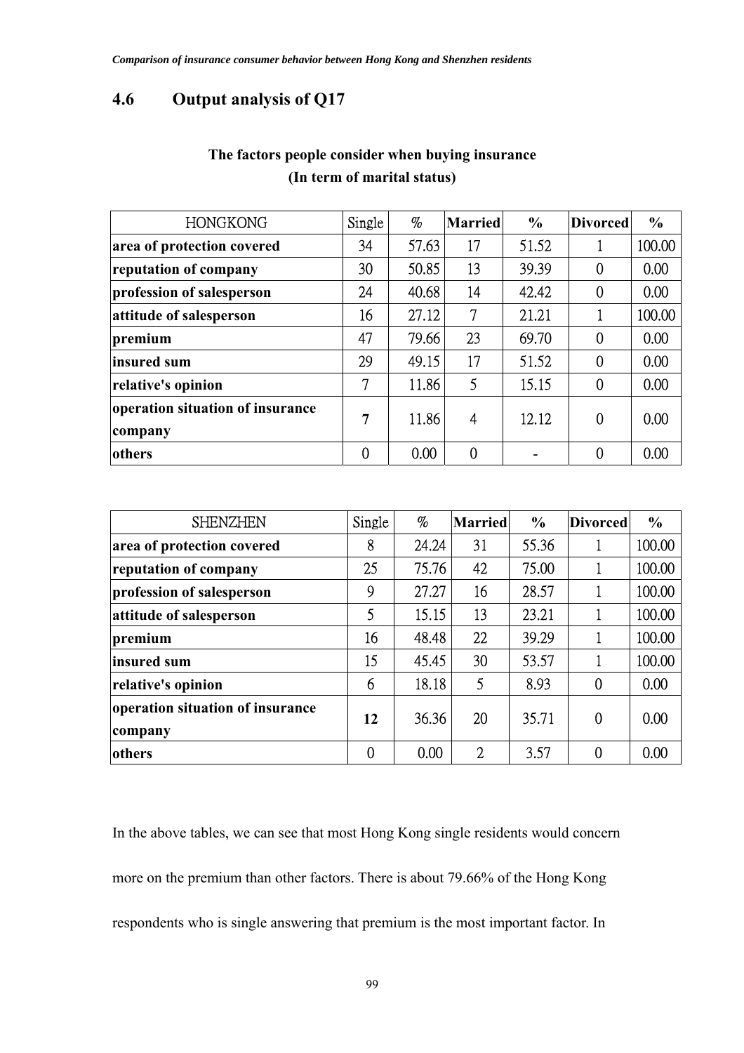## 4.6 Output analysis of Q17

**The factors people consider when buying insurance**
**(In term of marital status)**

| HONGKONG | Single | % | Married | % | Divorced | % |
|---|---|---|---|---|---|---|
| **area of protection covered** | 34 | 57.63 | 17 | 51.52 | 1 | 100.00 |
| **reputation of company** | 30 | 50.85 | 13 | 39.39 | 0 | 0.00 |
| **profession of salesperson** | 24 | 40.68 | 14 | 42.42 | 0 | 0.00 |
| **attitude of salesperson** | 16 | 27.12 | 7 | 21.21 | 1 | 100.00 |
| **premium** | 47 | 79.66 | 23 | 69.70 | 0 | 0.00 |
| **insured sum** | 29 | 49.15 | 17 | 51.52 | 0 | 0.00 |
| **relative's opinion** | 7 | 11.86 | 5 | 15.15 | 0 | 0.00 |
| **operation situation of insurance company** | **7** | 11.86 | 4 | 12.12 | 0 | 0.00 |
| **others** | 0 | 0.00 | 0 | - | 0 | 0.00 |

| SHENZHEN | Single | % | Married | % | Divorced | % |
|---|---|---|---|---|---|---|
| **area of protection covered** | 8 | 24.24 | 31 | 55.36 | 1 | 100.00 |
| **reputation of company** | 25 | 75.76 | 42 | 75.00 | 1 | 100.00 |
| **profession of salesperson** | 9 | 27.27 | 16 | 28.57 | 1 | 100.00 |
| **attitude of salesperson** | 5 | 15.15 | 13 | 23.21 | 1 | 100.00 |
| **premium** | 16 | 48.48 | 22 | 39.29 | 1 | 100.00 |
| **insured sum** | 15 | 45.45 | 30 | 53.57 | 1 | 100.00 |
| **relative's opinion** | 6 | 18.18 | 5 | 8.93 | 0 | 0.00 |
| **operation situation of insurance company** | **12** | 36.36 | 20 | 35.71 | 0 | 0.00 |
| **others** | 0 | 0.00 | 2 | 3.57 | 0 | 0.00 |

In the above tables, we can see that most Hong Kong single residents would concern more on the premium than other factors. There is about 79.66% of the Hong Kong respondents who is single answering that premium is the most important factor. In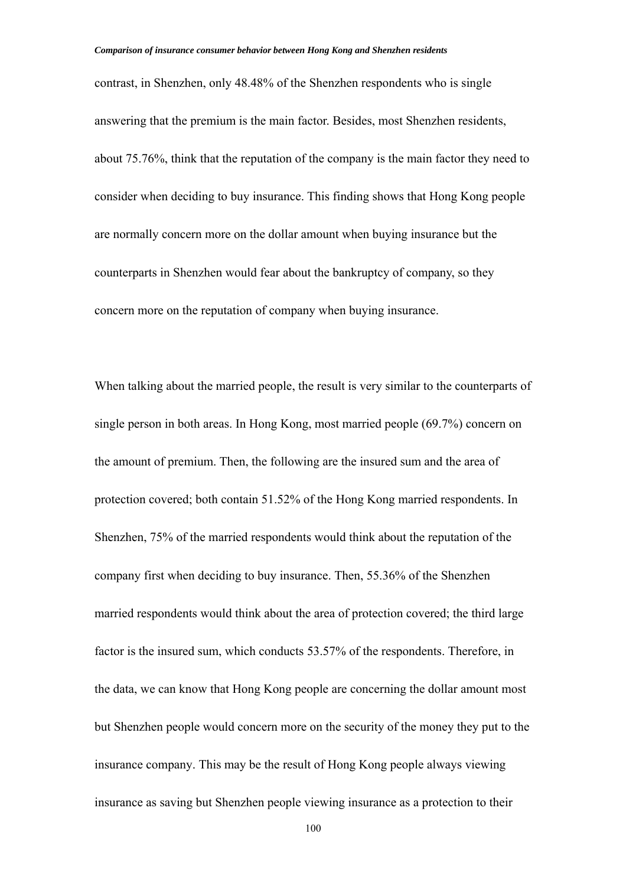contrast, in Shenzhen, only 48.48% of the Shenzhen respondents who is single answering that the premium is the main factor. Besides, most Shenzhen residents, about 75.76%, think that the reputation of the company is the main factor they need to consider when deciding to buy insurance. This finding shows that Hong Kong people are normally concern more on the dollar amount when buying insurance but the counterparts in Shenzhen would fear about the bankruptcy of company, so they concern more on the reputation of company when buying insurance.

When talking about the married people, the result is very similar to the counterparts of single person in both areas. In Hong Kong, most married people (69.7%) concern on the amount of premium. Then, the following are the insured sum and the area of protection covered; both contain 51.52% of the Hong Kong married respondents. In Shenzhen, 75% of the married respondents would think about the reputation of the company first when deciding to buy insurance. Then, 55.36% of the Shenzhen married respondents would think about the area of protection covered; the third large factor is the insured sum, which conducts 53.57% of the respondents. Therefore, in the data, we can know that Hong Kong people are concerning the dollar amount most but Shenzhen people would concern more on the security of the money they put to the insurance company. This may be the result of Hong Kong people always viewing insurance as saving but Shenzhen people viewing insurance as a protection to their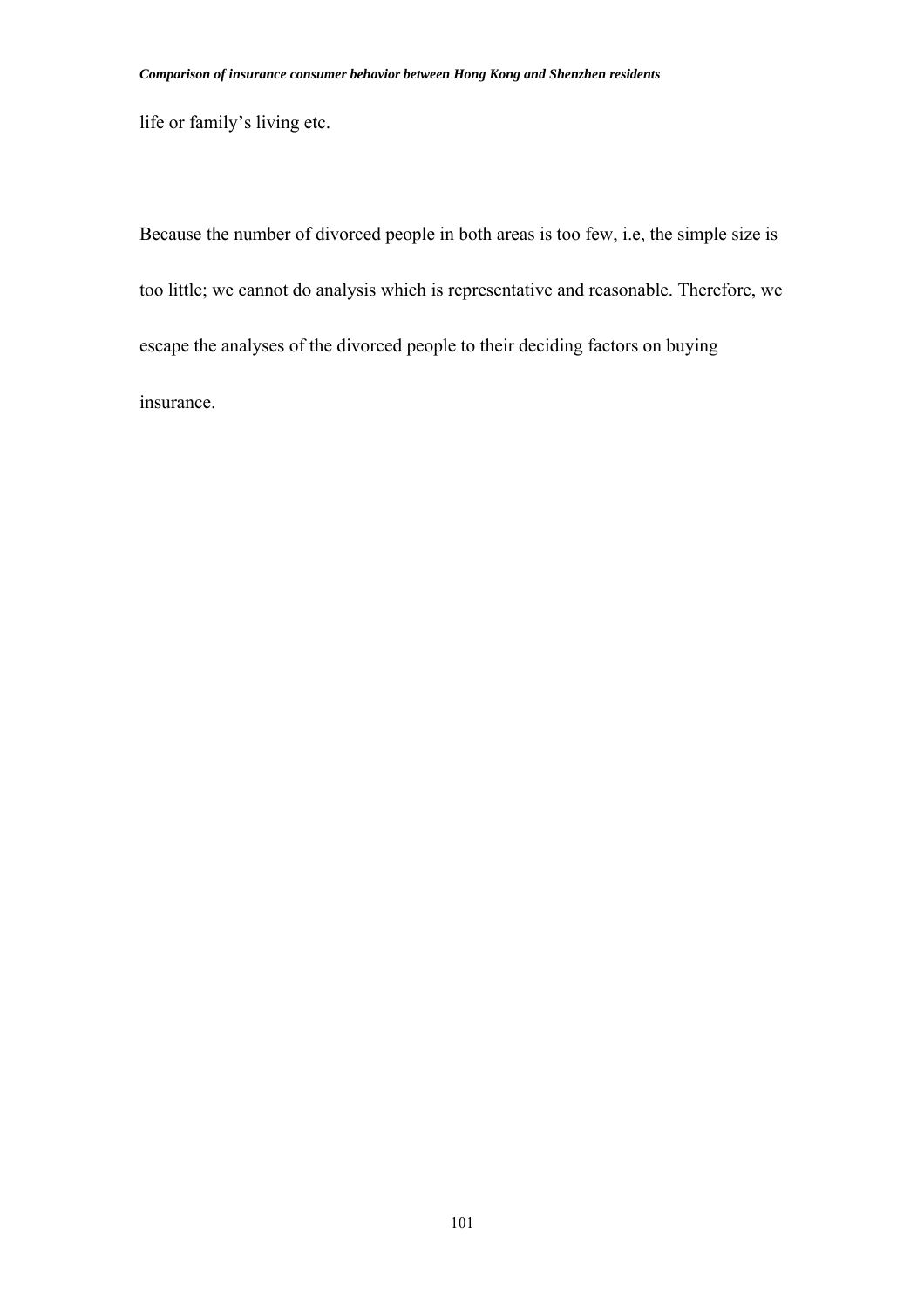life or family's living etc.

Because the number of divorced people in both areas is too few, i.e, the simple size is too little; we cannot do analysis which is representative and reasonable. Therefore, we escape the analyses of the divorced people to their deciding factors on buying insurance.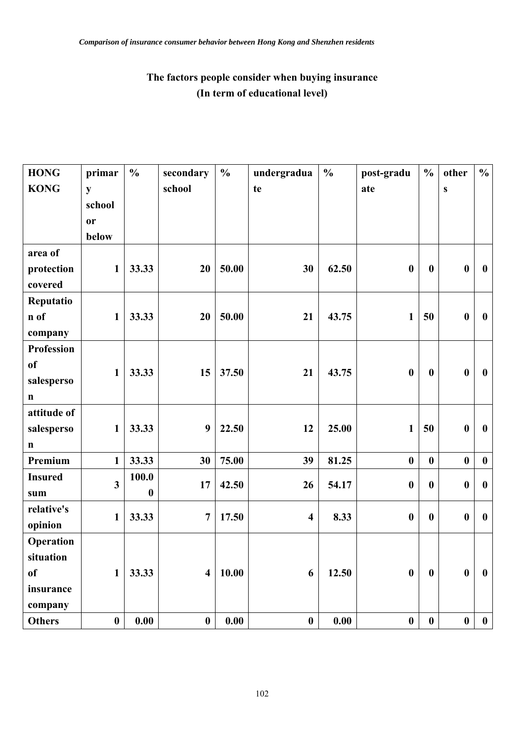## The factors people consider when buying insurance
## (In term of educational level)

| HONG KONG | primary school or below | % | secondary school | % | undergraduate | % | post-graduate | % | others | % |
|---|---|---|---|---|---|---|---|---|---|---|
| area of protection covered | 1 | 33.33 | 20 | 50.00 | 30 | 62.50 | 0 | 0 | 0 | 0 |
| Reputation of company | 1 | 33.33 | 20 | 50.00 | 21 | 43.75 | 1 | 50 | 0 | 0 |
| Profession of salesperson | 1 | 33.33 | 15 | 37.50 | 21 | 43.75 | 0 | 0 | 0 | 0 |
| attitude of salesperson | 1 | 33.33 | 9 | 22.50 | 12 | 25.00 | 1 | 50 | 0 | 0 |
| Premium | 1 | 33.33 | 30 | 75.00 | 39 | 81.25 | 0 | 0 | 0 | 0 |
| Insured sum | 3 | 100.00 | 17 | 42.50 | 26 | 54.17 | 0 | 0 | 0 | 0 |
| relative's opinion | 1 | 33.33 | 7 | 17.50 | 4 | 8.33 | 0 | 0 | 0 | 0 |
| Operation situation of insurance company | 1 | 33.33 | 4 | 10.00 | 6 | 12.50 | 0 | 0 | 0 | 0 |
| Others | 0 | 0.00 | 0 | 0.00 | 0 | 0.00 | 0 | 0 | 0 | 0 |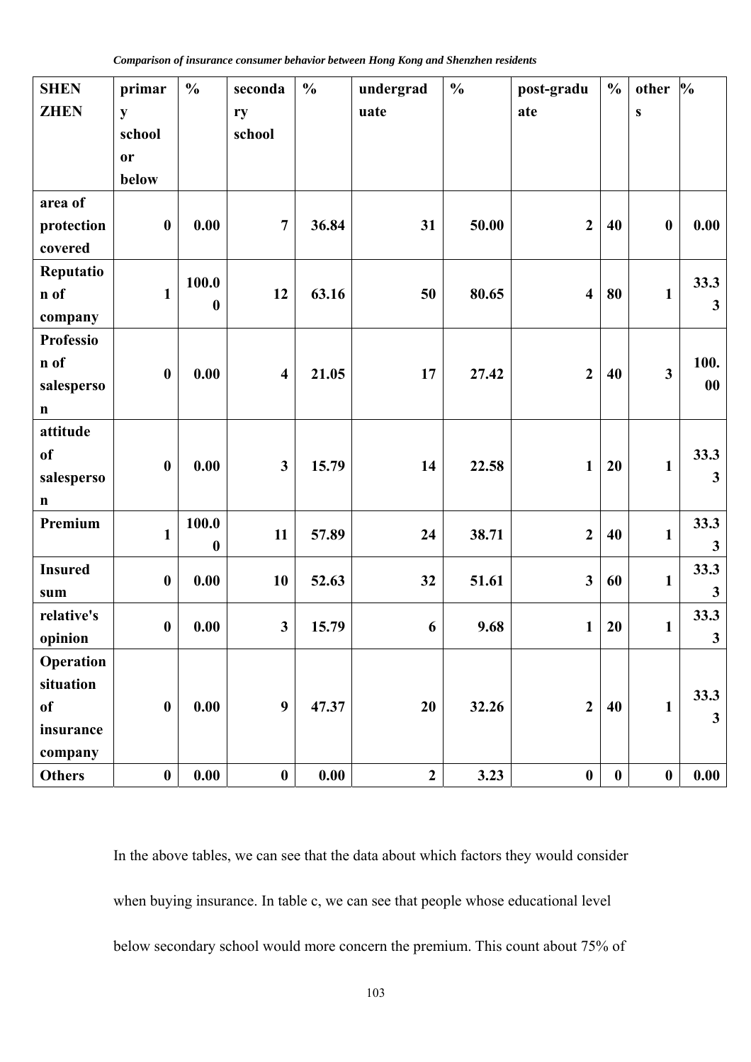| SHEN ZHEN | primary school or below | % | secondary school | % | undergraduate | % | post-graduate | % | others | % |
|---|---|---|---|---|---|---|---|---|---|---|
| area of protection covered | 0 | 0.00 | 7 | 36.84 | 31 | 50.00 | 2 | 40 | 0 | 0.00 |
| Reputation of company | 1 | 100.00 | 12 | 63.16 | 50 | 80.65 | 4 | 80 | 1 | 33.33 |
| Profession of salesperson | 0 | 0.00 | 4 | 21.05 | 17 | 27.42 | 2 | 40 | 3 | 100.00 |
| attitude of salesperson | 0 | 0.00 | 3 | 15.79 | 14 | 22.58 | 1 | 20 | 1 | 33.33 |
| Premium | 1 | 100.00 | 11 | 57.89 | 24 | 38.71 | 2 | 40 | 1 | 33.33 |
| Insured sum | 0 | 0.00 | 10 | 52.63 | 32 | 51.61 | 3 | 60 | 1 | 33.33 |
| relative's opinion | 0 | 0.00 | 3 | 15.79 | 6 | 9.68 | 1 | 20 | 1 | 33.33 |
| Operation situation of insurance company | 0 | 0.00 | 9 | 47.37 | 20 | 32.26 | 2 | 40 | 1 | 33.33 |
| Others | 0 | 0.00 | 0 | 0.00 | 2 | 3.23 | 0 | 0 | 0 | 0.00 |

In the above tables, we can see that the data about which factors they would consider when buying insurance. In table c, we can see that people whose educational level below secondary school would more concern the premium. This count about 75% of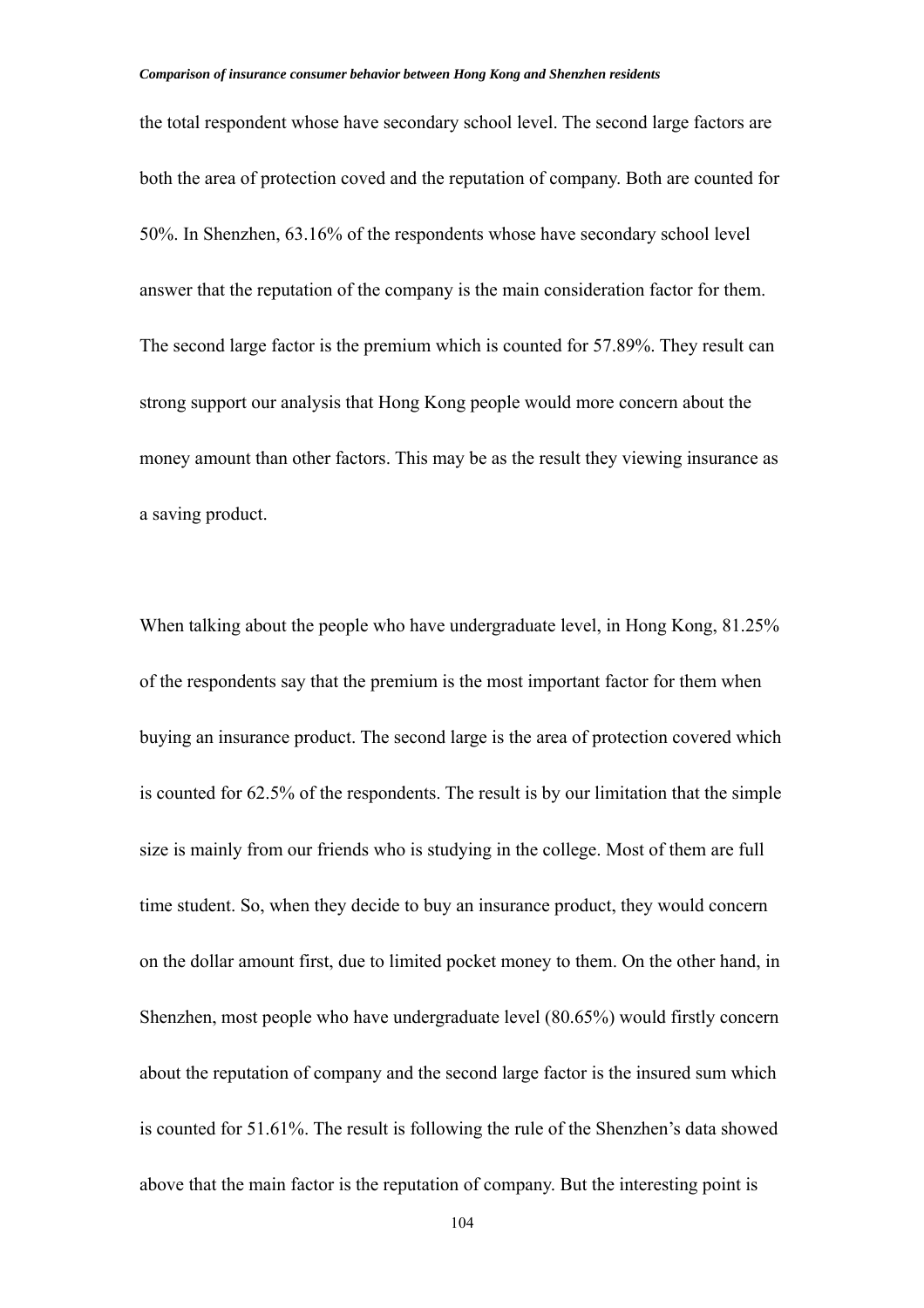the total respondent whose have secondary school level. The second large factors are both the area of protection coved and the reputation of company. Both are counted for 50%. In Shenzhen, 63.16% of the respondents whose have secondary school level answer that the reputation of the company is the main consideration factor for them. The second large factor is the premium which is counted for 57.89%. They result can strong support our analysis that Hong Kong people would more concern about the money amount than other factors. This may be as the result they viewing insurance as a saving product.

When talking about the people who have undergraduate level, in Hong Kong, 81.25% of the respondents say that the premium is the most important factor for them when buying an insurance product. The second large is the area of protection covered which is counted for 62.5% of the respondents. The result is by our limitation that the simple size is mainly from our friends who is studying in the college. Most of them are full time student. So, when they decide to buy an insurance product, they would concern on the dollar amount first, due to limited pocket money to them. On the other hand, in Shenzhen, most people who have undergraduate level (80.65%) would firstly concern about the reputation of company and the second large factor is the insured sum which is counted for 51.61%. The result is following the rule of the Shenzhen's data showed above that the main factor is the reputation of company. But the interesting point is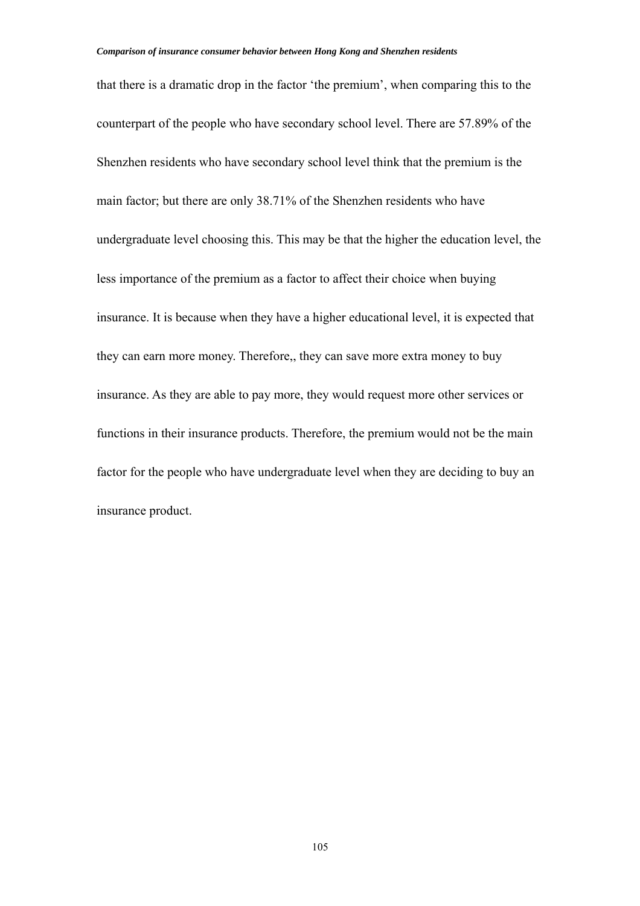that there is a dramatic drop in the factor ‘the premium’, when comparing this to the counterpart of the people who have secondary school level. There are 57.89% of the Shenzhen residents who have secondary school level think that the premium is the main factor; but there are only 38.71% of the Shenzhen residents who have undergraduate level choosing this. This may be that the higher the education level, the less importance of the premium as a factor to affect their choice when buying insurance. It is because when they have a higher educational level, it is expected that they can earn more money. Therefore,, they can save more extra money to buy insurance. As they are able to pay more, they would request more other services or functions in their insurance products. Therefore, the premium would not be the main factor for the people who have undergraduate level when they are deciding to buy an insurance product.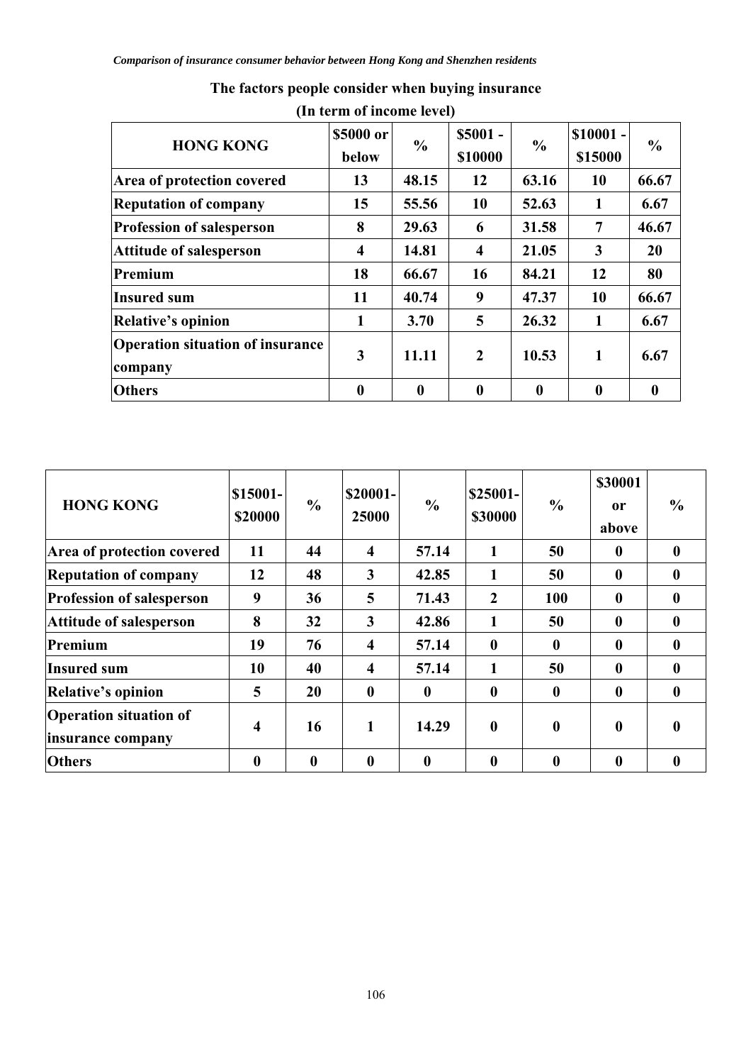## The factors people consider when buying insurance

### (In term of income level)

| HONG KONG | $5000 or below | % | $5001 - $10000 | % | $10001 - $15000 | % |
|---|---|---|---|---|---|---|
| Area of protection covered | 13 | 48.15 | 12 | 63.16 | 10 | 66.67 |
| Reputation of company | 15 | 55.56 | 10 | 52.63 | 1 | 6.67 |
| Profession of salesperson | 8 | 29.63 | 6 | 31.58 | 7 | 46.67 |
| Attitude of salesperson | 4 | 14.81 | 4 | 21.05 | 3 | 20 |
| Premium | 18 | 66.67 | 16 | 84.21 | 12 | 80 |
| Insured sum | 11 | 40.74 | 9 | 47.37 | 10 | 66.67 |
| Relative's opinion | 1 | 3.70 | 5 | 26.32 | 1 | 6.67 |
| Operation situation of insurance company | 3 | 11.11 | 2 | 10.53 | 1 | 6.67 |
| Others | 0 | 0 | 0 | 0 | 0 | 0 |

| HONG KONG | $15001-$20000 | % | $20001-25000 | % | $25001-$30000 | % | $30001 or above | % |
|---|---|---|---|---|---|---|---|---|
| Area of protection covered | 11 | 44 | 4 | 57.14 | 1 | 50 | 0 | 0 |
| Reputation of company | 12 | 48 | 3 | 42.85 | 1 | 50 | 0 | 0 |
| Profession of salesperson | 9 | 36 | 5 | 71.43 | 2 | 100 | 0 | 0 |
| Attitude of salesperson | 8 | 32 | 3 | 42.86 | 1 | 50 | 0 | 0 |
| Premium | 19 | 76 | 4 | 57.14 | 0 | 0 | 0 | 0 |
| Insured sum | 10 | 40 | 4 | 57.14 | 1 | 50 | 0 | 0 |
| Relative's opinion | 5 | 20 | 0 | 0 | 0 | 0 | 0 | 0 |
| Operation situation of insurance company | 4 | 16 | 1 | 14.29 | 0 | 0 | 0 | 0 |
| Others | 0 | 0 | 0 | 0 | 0 | 0 | 0 | 0 |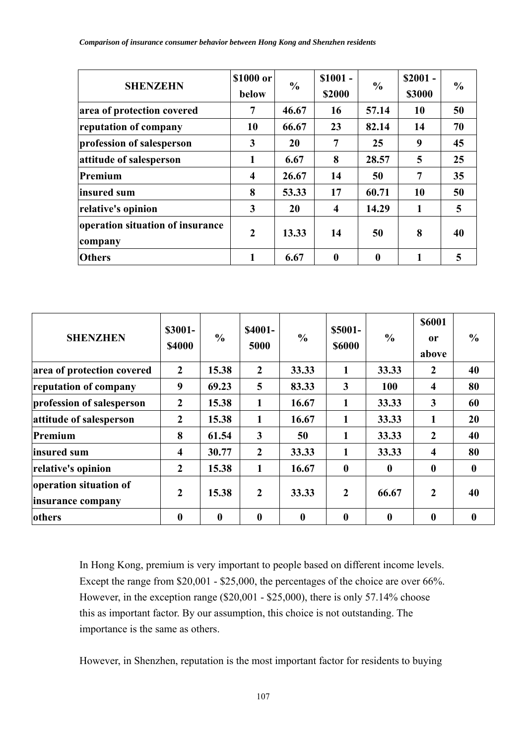| SHENZEHN | $1000 or below | % | $1001 - $2000 | % | $2001 - $3000 | % |
|---|---|---|---|---|---|---|
| area of protection covered | 7 | 46.67 | 16 | 57.14 | 10 | 50 |
| reputation of company | 10 | 66.67 | 23 | 82.14 | 14 | 70 |
| profession of salesperson | 3 | 20 | 7 | 25 | 9 | 45 |
| attitude of salesperson | 1 | 6.67 | 8 | 28.57 | 5 | 25 |
| Premium | 4 | 26.67 | 14 | 50 | 7 | 35 |
| insured sum | 8 | 53.33 | 17 | 60.71 | 10 | 50 |
| relative's opinion | 3 | 20 | 4 | 14.29 | 1 | 5 |
| operation situation of insurance company | 2 | 13.33 | 14 | 50 | 8 | 40 |
| Others | 1 | 6.67 | 0 | 0 | 1 | 5 |

| SHENZHEN | $3001-$4000 | % | $4001-5000 | % | $5001-$6000 | % | $6001 or above | % |
|---|---|---|---|---|---|---|---|---|
| area of protection covered | 2 | 15.38 | 2 | 33.33 | 1 | 33.33 | 2 | 40 |
| reputation of company | 9 | 69.23 | 5 | 83.33 | 3 | 100 | 4 | 80 |
| profession of salesperson | 2 | 15.38 | 1 | 16.67 | 1 | 33.33 | 3 | 60 |
| attitude of salesperson | 2 | 15.38 | 1 | 16.67 | 1 | 33.33 | 1 | 20 |
| Premium | 8 | 61.54 | 3 | 50 | 1 | 33.33 | 2 | 40 |
| insured sum | 4 | 30.77 | 2 | 33.33 | 1 | 33.33 | 4 | 80 |
| relative's opinion | 2 | 15.38 | 1 | 16.67 | 0 | 0 | 0 | 0 |
| operation situation of insurance company | 2 | 15.38 | 2 | 33.33 | 2 | 66.67 | 2 | 40 |
| others | 0 | 0 | 0 | 0 | 0 | 0 | 0 | 0 |

In Hong Kong, premium is very important to people based on different income levels. Except the range from $20,001 - $25,000, the percentages of the choice are over 66%. However, in the exception range ($20,001 - $25,000), there is only 57.14% choose this as important factor. By our assumption, this choice is not outstanding. The importance is the same as others.

However, in Shenzhen, reputation is the most important factor for residents to buying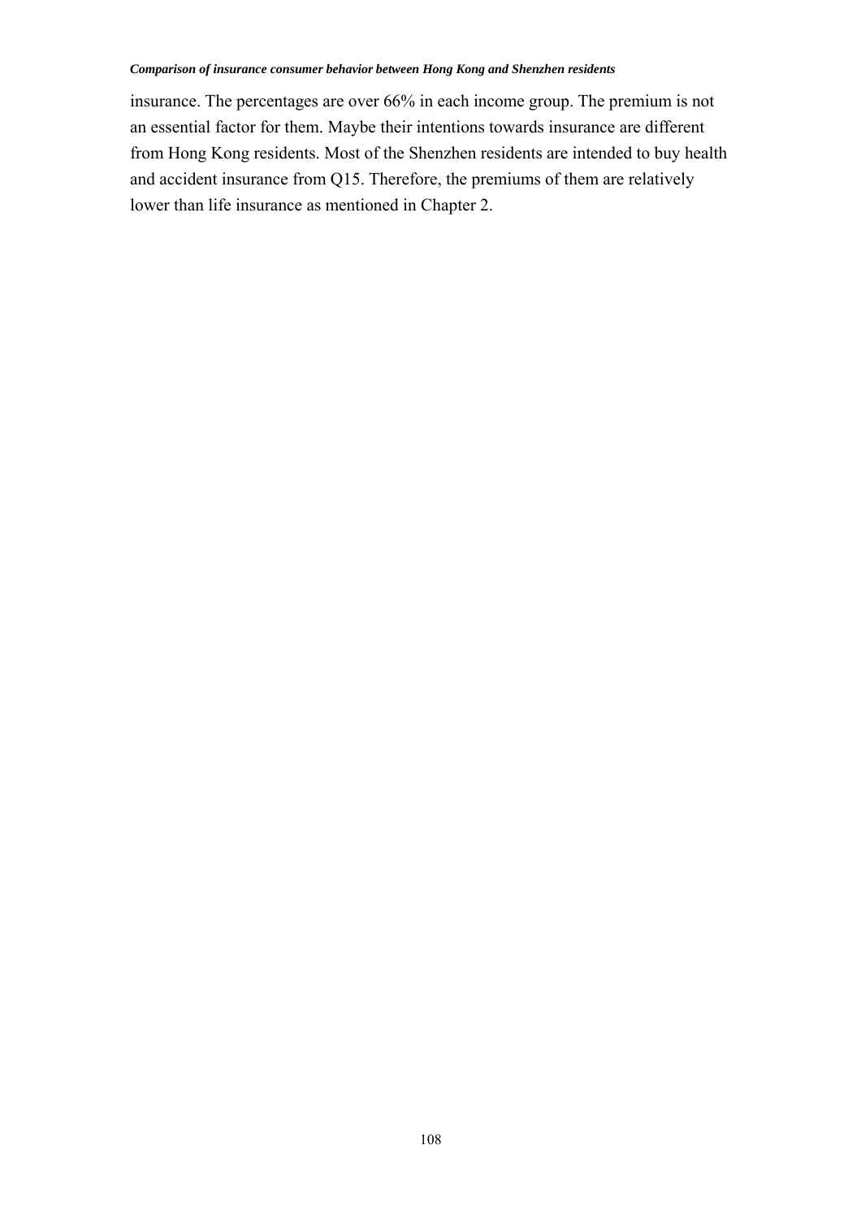insurance. The percentages are over 66% in each income group. The premium is not an essential factor for them. Maybe their intentions towards insurance are different from Hong Kong residents. Most of the Shenzhen residents are intended to buy health and accident insurance from Q15. Therefore, the premiums of them are relatively lower than life insurance as mentioned in Chapter 2.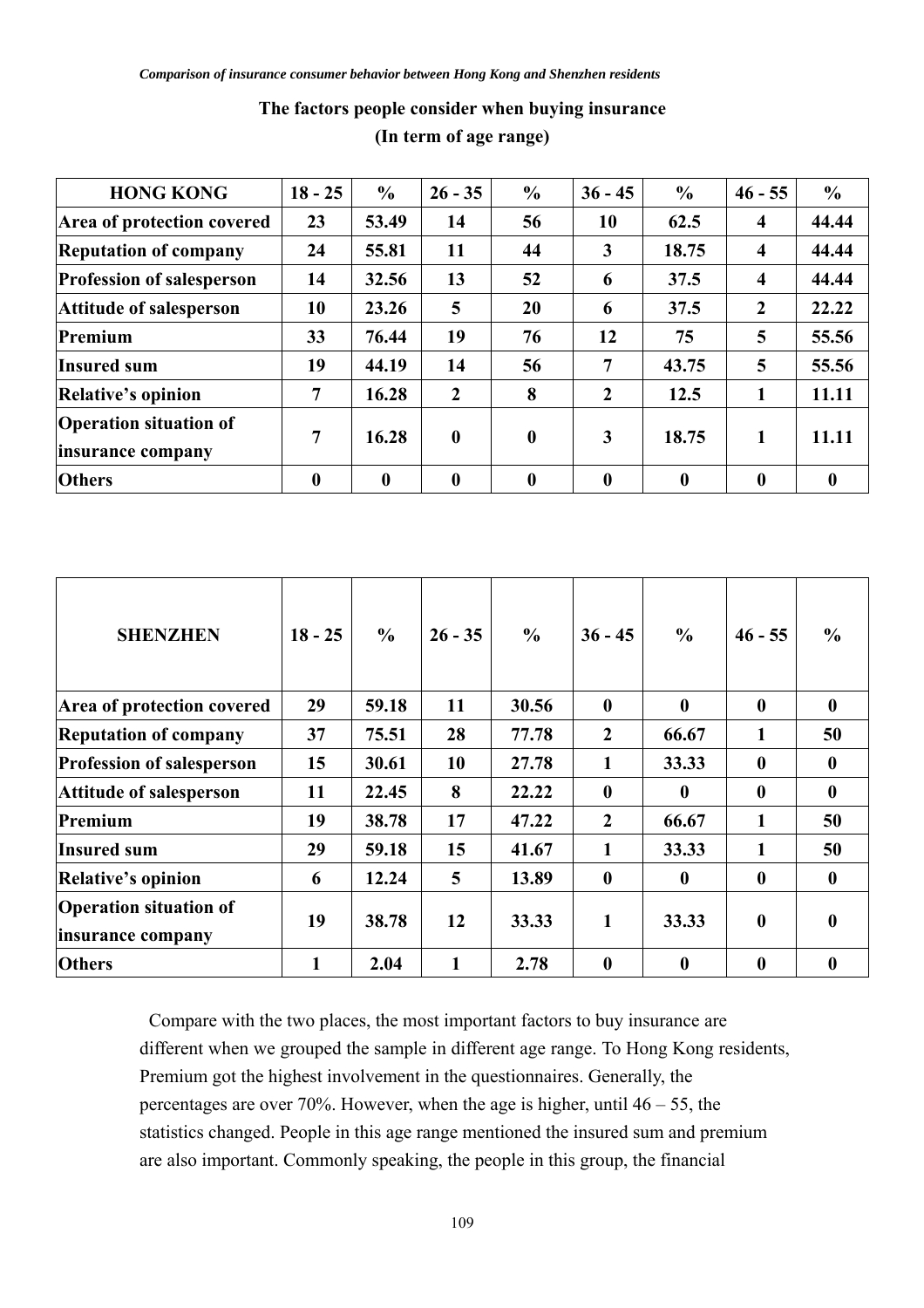**The factors people consider when buying insurance**

**(In term of age range)**

| HONG KONG | 18 - 25 | % | 26 - 35 | % | 36 - 45 | % | 46 - 55 | % |
|---|---|---|---|---|---|---|---|---|
| Area of protection covered | 23 | 53.49 | 14 | 56 | 10 | 62.5 | 4 | 44.44 |
| Reputation of company | 24 | 55.81 | 11 | 44 | 3 | 18.75 | 4 | 44.44 |
| Profession of salesperson | 14 | 32.56 | 13 | 52 | 6 | 37.5 | 4 | 44.44 |
| Attitude of salesperson | 10 | 23.26 | 5 | 20 | 6 | 37.5 | 2 | 22.22 |
| Premium | 33 | 76.44 | 19 | 76 | 12 | 75 | 5 | 55.56 |
| Insured sum | 19 | 44.19 | 14 | 56 | 7 | 43.75 | 5 | 55.56 |
| Relative's opinion | 7 | 16.28 | 2 | 8 | 2 | 12.5 | 1 | 11.11 |
| Operation situation of insurance company | 7 | 16.28 | 0 | 0 | 3 | 18.75 | 1 | 11.11 |
| Others | 0 | 0 | 0 | 0 | 0 | 0 | 0 | 0 |

| SHENZHEN | 18 - 25 | % | 26 - 35 | % | 36 - 45 | % | 46 - 55 | % |
|---|---|---|---|---|---|---|---|---|
| Area of protection covered | 29 | 59.18 | 11 | 30.56 | 0 | 0 | 0 | 0 |
| Reputation of company | 37 | 75.51 | 28 | 77.78 | 2 | 66.67 | 1 | 50 |
| Profession of salesperson | 15 | 30.61 | 10 | 27.78 | 1 | 33.33 | 0 | 0 |
| Attitude of salesperson | 11 | 22.45 | 8 | 22.22 | 0 | 0 | 0 | 0 |
| Premium | 19 | 38.78 | 17 | 47.22 | 2 | 66.67 | 1 | 50 |
| Insured sum | 29 | 59.18 | 15 | 41.67 | 1 | 33.33 | 1 | 50 |
| Relative's opinion | 6 | 12.24 | 5 | 13.89 | 0 | 0 | 0 | 0 |
| Operation situation of insurance company | 19 | 38.78 | 12 | 33.33 | 1 | 33.33 | 0 | 0 |
| Others | 1 | 2.04 | 1 | 2.78 | 0 | 0 | 0 | 0 |

Compare with the two places, the most important factors to buy insurance are different when we grouped the sample in different age range. To Hong Kong residents, Premium got the highest involvement in the questionnaires. Generally, the percentages are over 70%. However, when the age is higher, until 46 – 55, the statistics changed. People in this age range mentioned the insured sum and premium are also important. Commonly speaking, the people in this group, the financial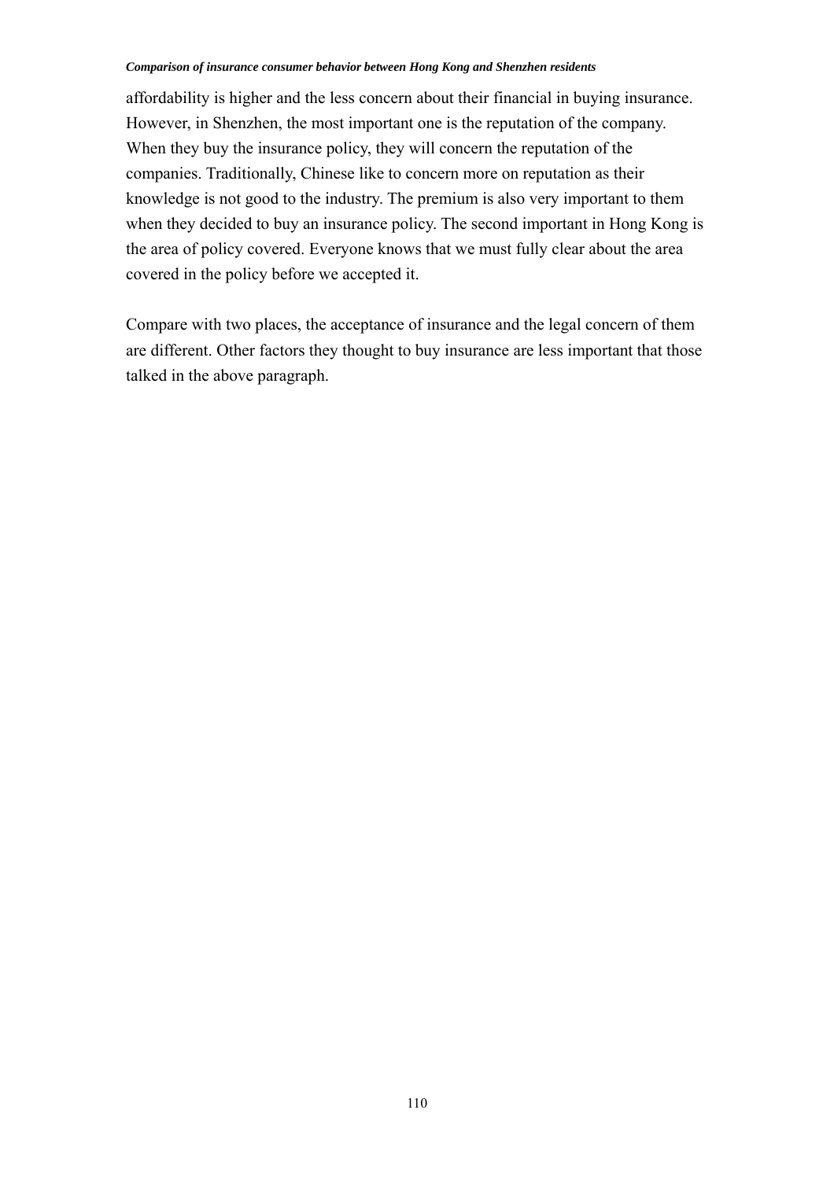affordability is higher and the less concern about their financial in buying insurance. However, in Shenzhen, the most important one is the reputation of the company. When they buy the insurance policy, they will concern the reputation of the companies. Traditionally, Chinese like to concern more on reputation as their knowledge is not good to the industry. The premium is also very important to them when they decided to buy an insurance policy. The second important in Hong Kong is the area of policy covered. Everyone knows that we must fully clear about the area covered in the policy before we accepted it.

Compare with two places, the acceptance of insurance and the legal concern of them are different. Other factors they thought to buy insurance are less important that those talked in the above paragraph.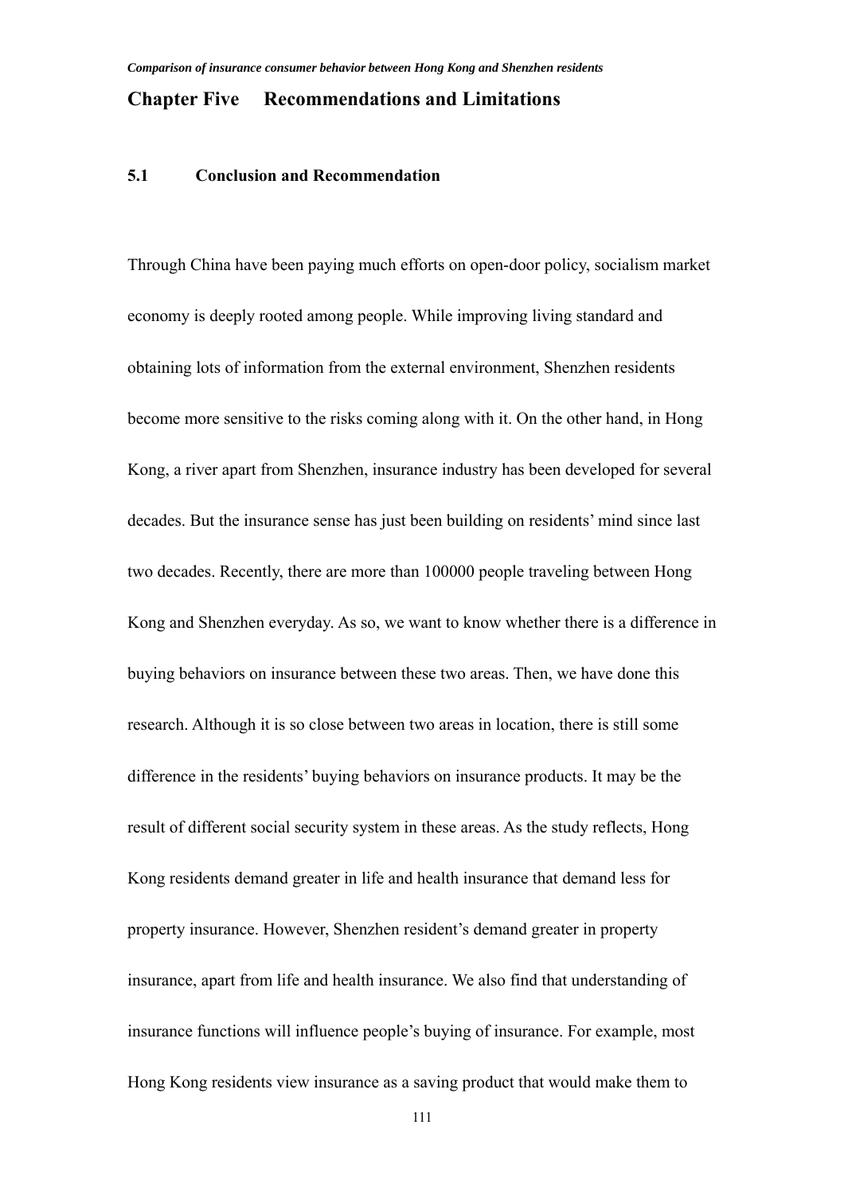## Chapter Five Recommendations and Limitations

### 5.1 Conclusion and Recommendation

Through China have been paying much efforts on open-door policy, socialism market economy is deeply rooted among people. While improving living standard and obtaining lots of information from the external environment, Shenzhen residents become more sensitive to the risks coming along with it. On the other hand, in Hong Kong, a river apart from Shenzhen, insurance industry has been developed for several decades. But the insurance sense has just been building on residents' mind since last two decades. Recently, there are more than 100000 people traveling between Hong Kong and Shenzhen everyday. As so, we want to know whether there is a difference in buying behaviors on insurance between these two areas. Then, we have done this research. Although it is so close between two areas in location, there is still some difference in the residents' buying behaviors on insurance products. It may be the result of different social security system in these areas. As the study reflects, Hong Kong residents demand greater in life and health insurance that demand less for property insurance. However, Shenzhen resident's demand greater in property insurance, apart from life and health insurance. We also find that understanding of insurance functions will influence people's buying of insurance. For example, most Hong Kong residents view insurance as a saving product that would make them to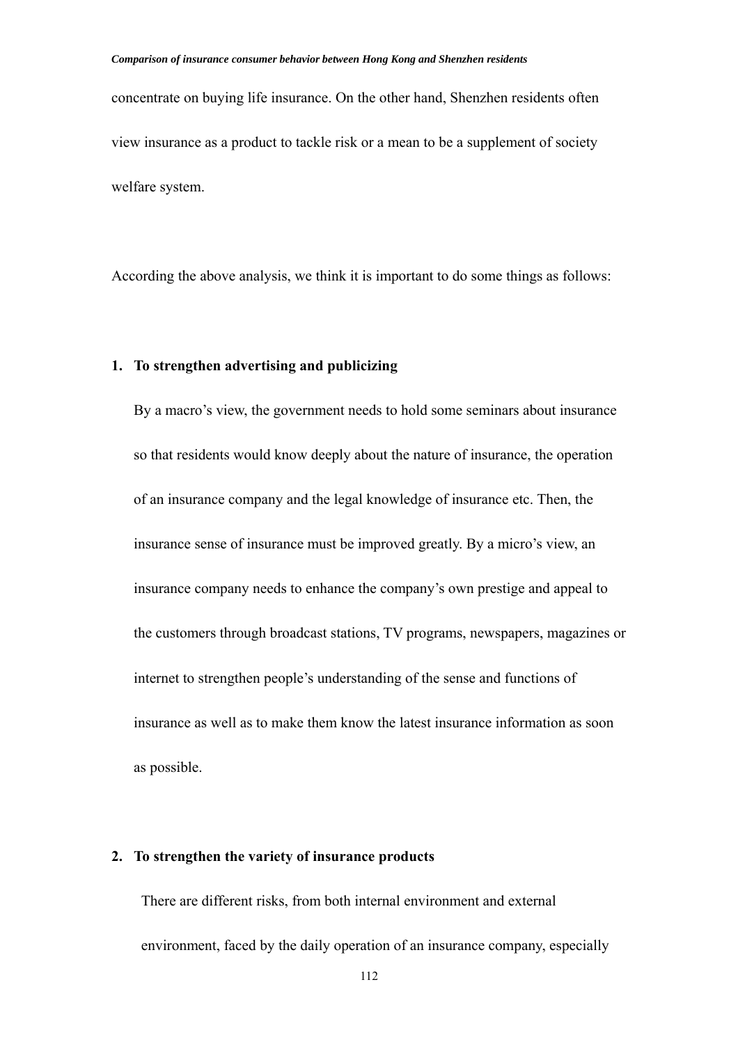concentrate on buying life insurance. On the other hand, Shenzhen residents often view insurance as a product to tackle risk or a mean to be a supplement of society welfare system.

According the above analysis, we think it is important to do some things as follows:

1. **To strengthen advertising and publicizing**

   By a macro's view, the government needs to hold some seminars about insurance so that residents would know deeply about the nature of insurance, the operation of an insurance company and the legal knowledge of insurance etc. Then, the insurance sense of insurance must be improved greatly. By a micro's view, an insurance company needs to enhance the company's own prestige and appeal to the customers through broadcast stations, TV programs, newspapers, magazines or internet to strengthen people's understanding of the sense and functions of insurance as well as to make them know the latest insurance information as soon as possible.

2. **To strengthen the variety of insurance products**

   There are different risks, from both internal environment and external environment, faced by the daily operation of an insurance company, especially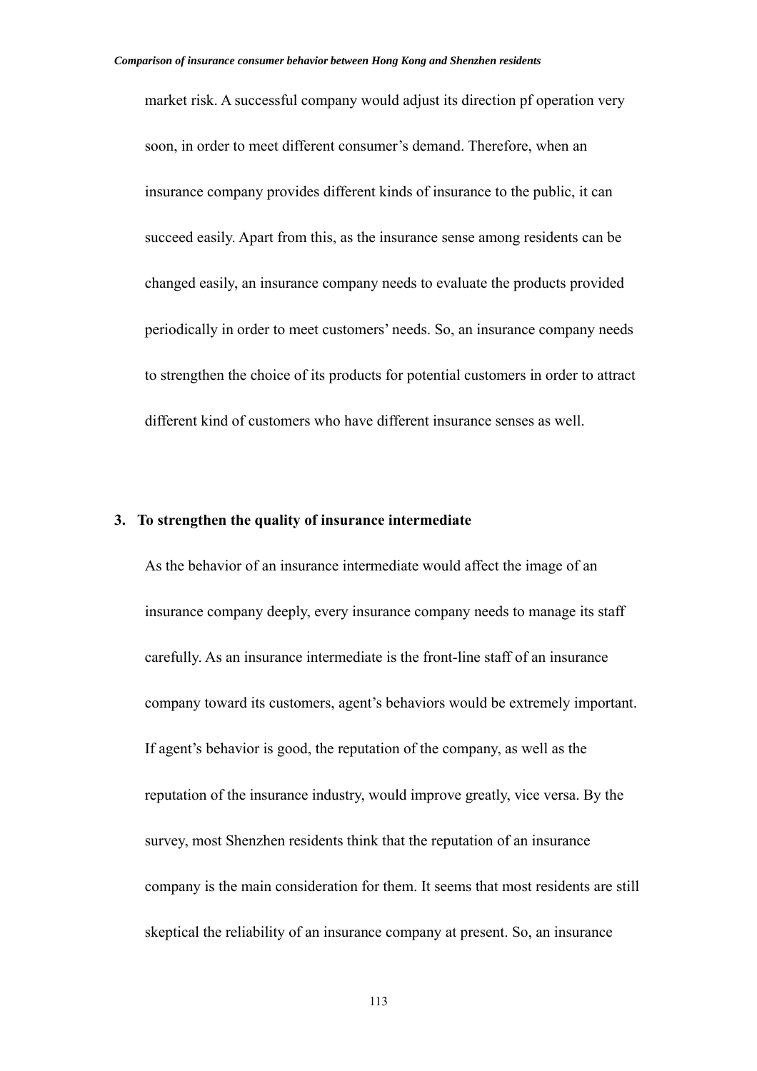market risk. A successful company would adjust its direction pf operation very soon, in order to meet different consumer's demand. Therefore, when an insurance company provides different kinds of insurance to the public, it can succeed easily. Apart from this, as the insurance sense among residents can be changed easily, an insurance company needs to evaluate the products provided periodically in order to meet customers' needs. So, an insurance company needs to strengthen the choice of its products for potential customers in order to attract different kind of customers who have different insurance senses as well.

**3. To strengthen the quality of insurance intermediate**

As the behavior of an insurance intermediate would affect the image of an insurance company deeply, every insurance company needs to manage its staff carefully. As an insurance intermediate is the front-line staff of an insurance company toward its customers, agent's behaviors would be extremely important. If agent's behavior is good, the reputation of the company, as well as the reputation of the insurance industry, would improve greatly, vice versa. By the survey, most Shenzhen residents think that the reputation of an insurance company is the main consideration for them. It seems that most residents are still skeptical the reliability of an insurance company at present. So, an insurance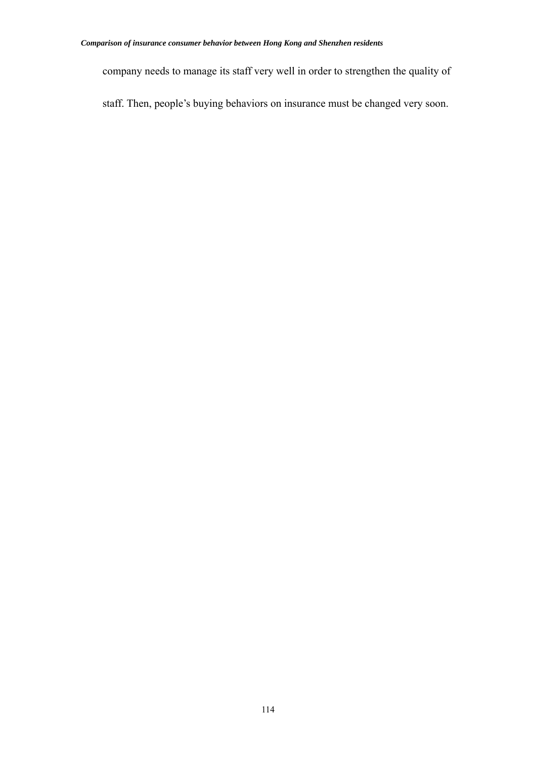company needs to manage its staff very well in order to strengthen the quality of staff. Then, people's buying behaviors on insurance must be changed very soon.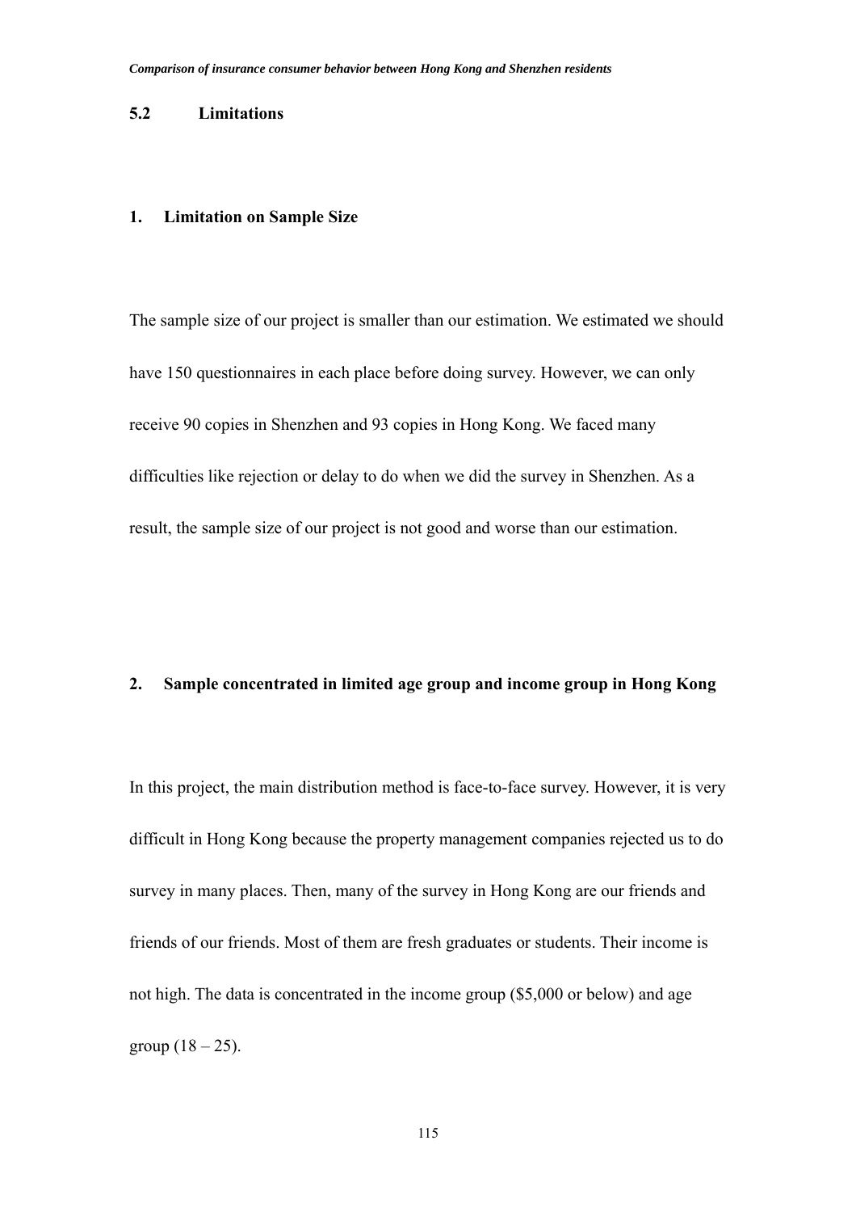## 5.2 Limitations

### 1. Limitation on Sample Size

The sample size of our project is smaller than our estimation. We estimated we should have 150 questionnaires in each place before doing survey. However, we can only receive 90 copies in Shenzhen and 93 copies in Hong Kong. We faced many difficulties like rejection or delay to do when we did the survey in Shenzhen. As a result, the sample size of our project is not good and worse than our estimation.

### 2. Sample concentrated in limited age group and income group in Hong Kong

In this project, the main distribution method is face-to-face survey. However, it is very difficult in Hong Kong because the property management companies rejected us to do survey in many places. Then, many of the survey in Hong Kong are our friends and friends of our friends. Most of them are fresh graduates or students. Their income is not high. The data is concentrated in the income group ($5,000 or below) and age group (18 – 25).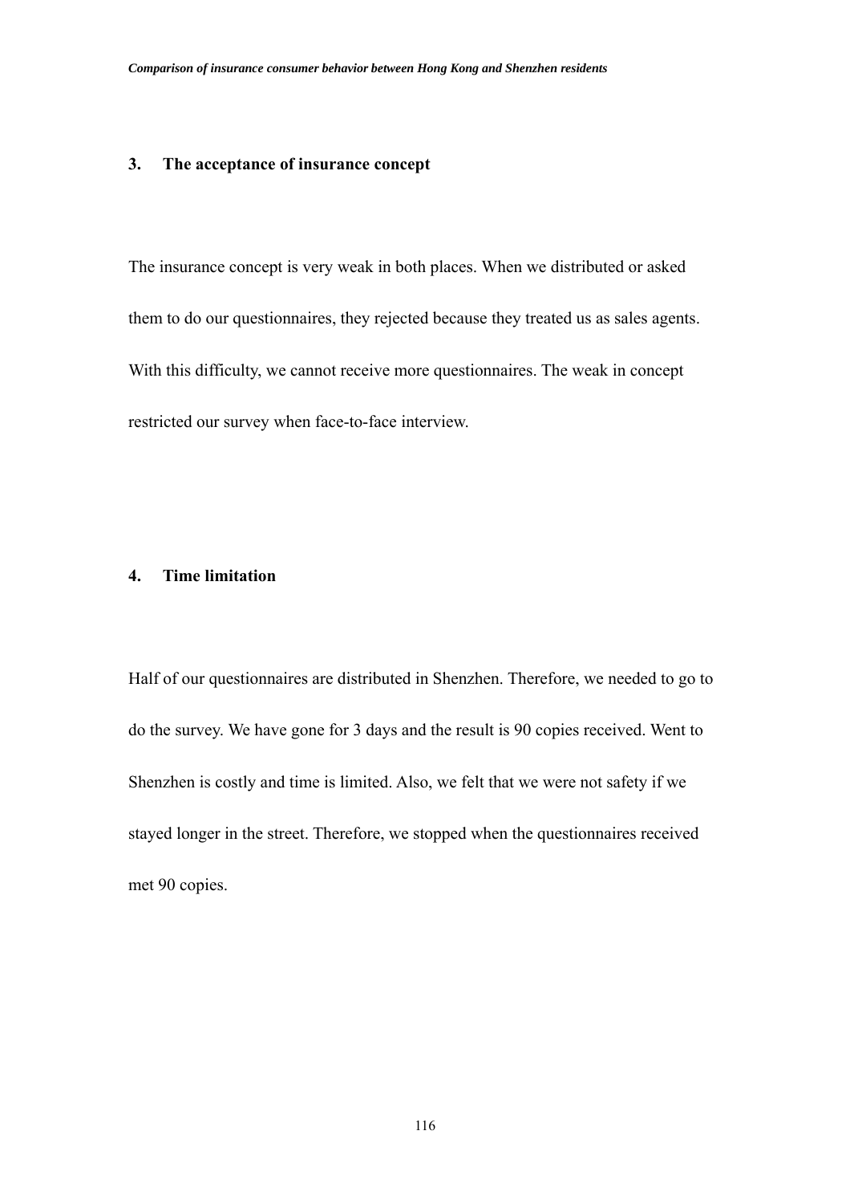### 3. The acceptance of insurance concept

The insurance concept is very weak in both places. When we distributed or asked them to do our questionnaires, they rejected because they treated us as sales agents. With this difficulty, we cannot receive more questionnaires. The weak in concept restricted our survey when face-to-face interview.

### 4. Time limitation

Half of our questionnaires are distributed in Shenzhen. Therefore, we needed to go to do the survey. We have gone for 3 days and the result is 90 copies received. Went to Shenzhen is costly and time is limited. Also, we felt that we were not safety if we stayed longer in the street. Therefore, we stopped when the questionnaires received met 90 copies.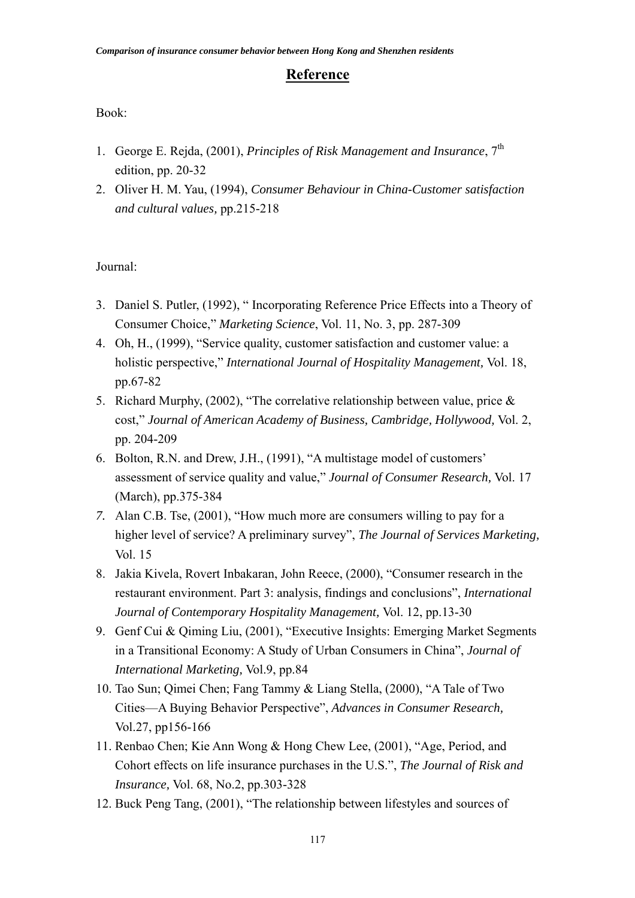# Reference

Book:

1. George E. Rejda, (2001), *Principles of Risk Management and Insurance*, 7th edition, pp. 20-32
2. Oliver H. M. Yau, (1994), *Consumer Behaviour in China-Customer satisfaction and cultural values,* pp.215-218

Journal:

3. Daniel S. Putler, (1992), " Incorporating Reference Price Effects into a Theory of Consumer Choice," *Marketing Science*, Vol. 11, No. 3, pp. 287-309
4. Oh, H., (1999), "Service quality, customer satisfaction and customer value: a holistic perspective," *International Journal of Hospitality Management,* Vol. 18, pp.67-82
5. Richard Murphy, (2002), "The correlative relationship between value, price & cost," *Journal of American Academy of Business, Cambridge, Hollywood,* Vol. 2, pp. 204-209
6. Bolton, R.N. and Drew, J.H., (1991), "A multistage model of customers' assessment of service quality and value," *Journal of Consumer Research,* Vol. 17 (March), pp.375-384
7. Alan C.B. Tse, (2001), "How much more are consumers willing to pay for a higher level of service? A preliminary survey", *The Journal of Services Marketing,* Vol. 15
8. Jakia Kivela, Rovert Inbakaran, John Reece, (2000), "Consumer research in the restaurant environment. Part 3: analysis, findings and conclusions", *International Journal of Contemporary Hospitality Management,* Vol. 12, pp.13-30
9. Genf Cui & Qiming Liu, (2001), "Executive Insights: Emerging Market Segments in a Transitional Economy: A Study of Urban Consumers in China", *Journal of International Marketing,* Vol.9, pp.84
10. Tao Sun; Qimei Chen; Fang Tammy & Liang Stella, (2000), "A Tale of Two Cities—A Buying Behavior Perspective", *Advances in Consumer Research,* Vol.27, pp156-166
11. Renbao Chen; Kie Ann Wong & Hong Chew Lee, (2001), "Age, Period, and Cohort effects on life insurance purchases in the U.S.", *The Journal of Risk and Insurance,* Vol. 68, No.2, pp.303-328
12. Buck Peng Tang, (2001), "The relationship between lifestyles and sources of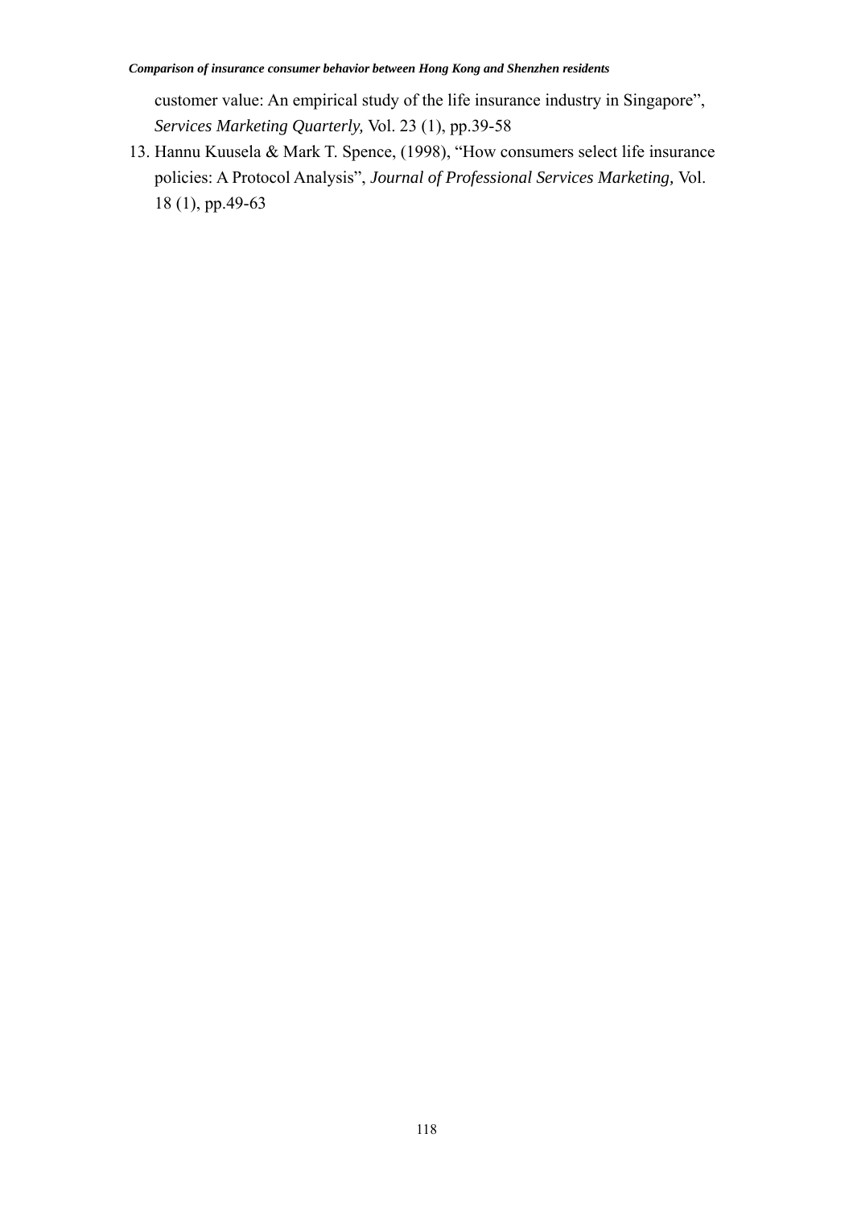customer value: An empirical study of the life insurance industry in Singapore", *Services Marketing Quarterly,* Vol. 23 (1), pp.39-58

13. Hannu Kuusela & Mark T. Spence, (1998), "How consumers select life insurance policies: A Protocol Analysis", *Journal of Professional Services Marketing,* Vol. 18 (1), pp.49-63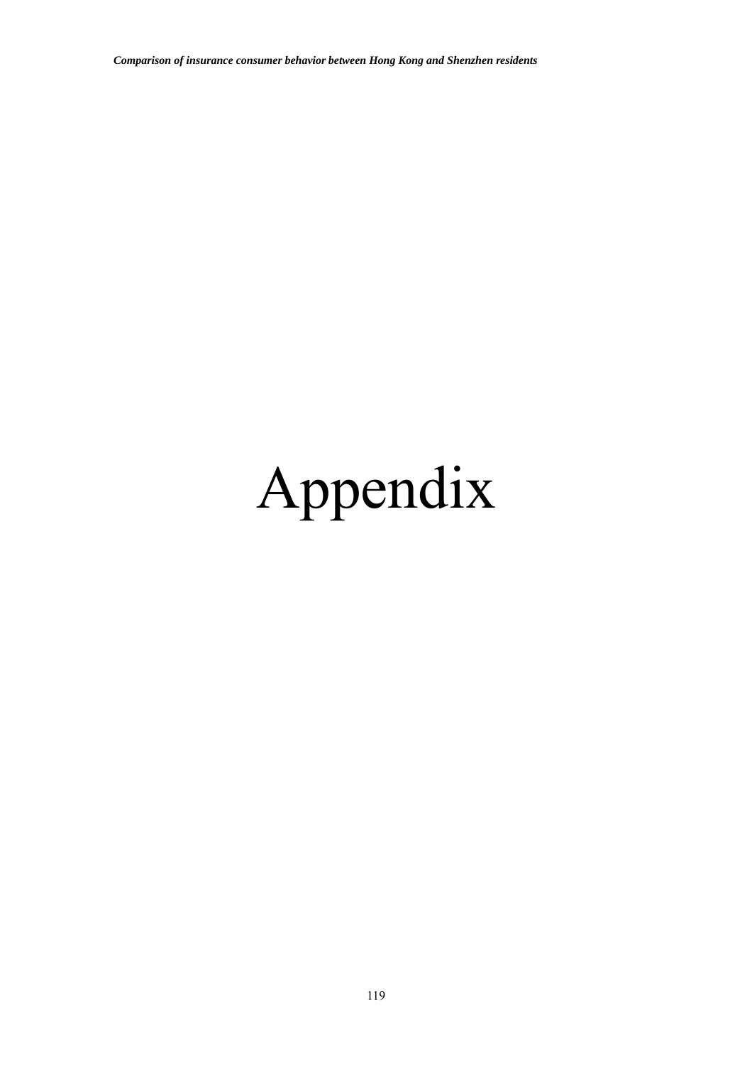# Appendix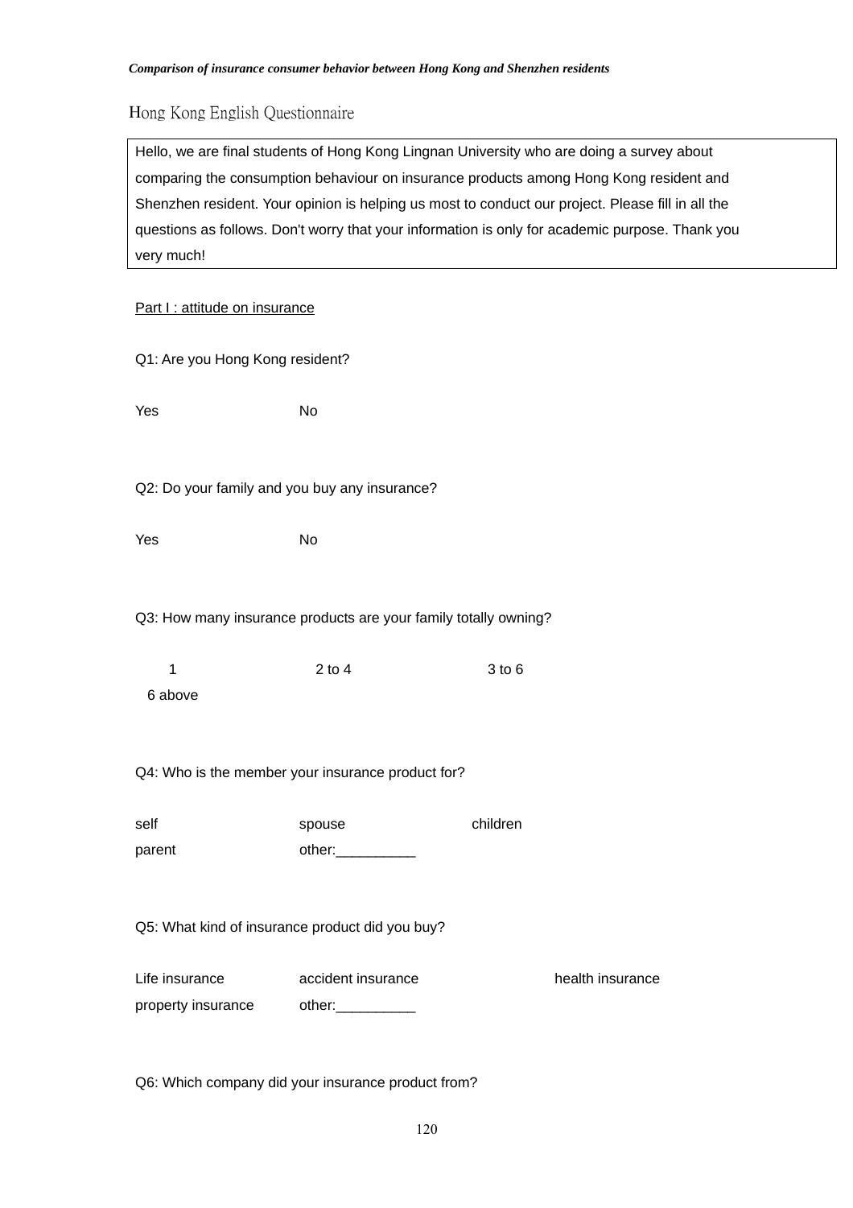Hong Kong English Questionnaire

| Hello, we are final students of Hong Kong Lingnan University who are doing a survey about comparing the consumption behaviour on insurance products among Hong Kong resident and Shenzhen resident. Your opinion is helping us most to conduct our project. Please fill in all the questions as follows. Don't worry that your information is only for academic purpose. Thank you very much! |
|---|

Part I : attitude on insurance

Q1: Are you Hong Kong resident?

Yes　　　　　　No

Q2: Do your family and you buy any insurance?

Yes　　　　　　No

Q3: How many insurance products are your family totally owning?

1　　　　　　2 to 4　　　　　　3 to 6　　　　　　6 above

Q4: Who is the member your insurance product for?

self　　　　　　spouse　　　　　　children
parent　　　　　　other:__________

Q5: What kind of insurance product did you buy?

Life insurance　　　　accident insurance　　　　health insurance
property insurance　　　　other:__________

Q6: Which company did your insurance product from?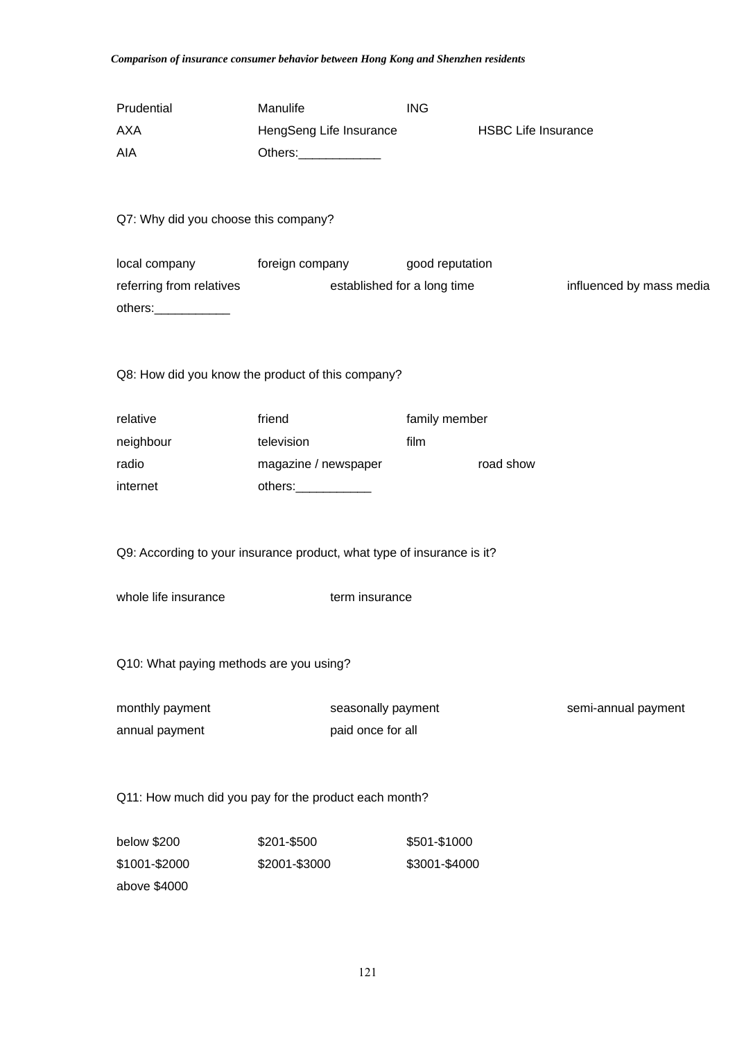Prudential Manulife ING

AXA HengSeng Life Insurance HSBC Life Insurance

AIA Others:____________

Q7: Why did you choose this company?

local company foreign company good reputation

referring from relatives established for a long time influenced by mass media

others:___________

Q8: How did you know the product of this company?

relative friend family member

neighbour television film

radio magazine / newspaper road show

internet others:___________

Q9: According to your insurance product, what type of insurance is it?

whole life insurance term insurance

Q10: What paying methods are you using?

monthly payment seasonally payment semi-annual payment

annual payment paid once for all

Q11: How much did you pay for the product each month?

below $200 $201-$500 $501-$1000

$1001-$2000 $2001-$3000 $3001-$4000

above $4000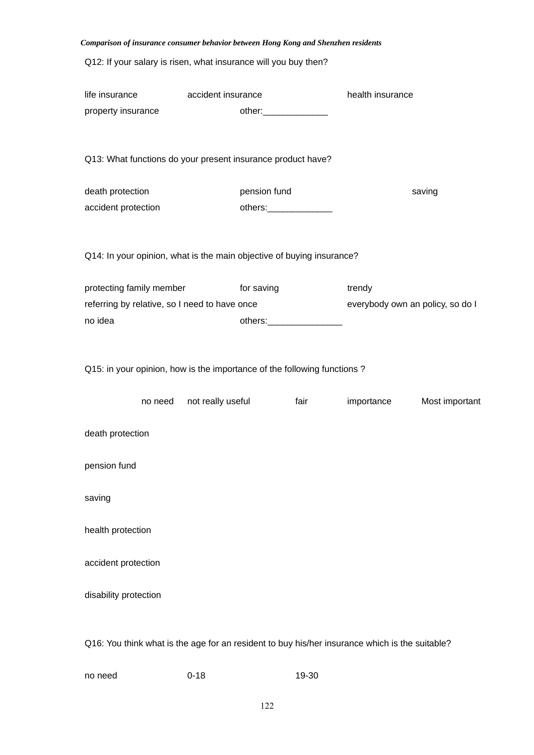Q12: If your salary is risen, what insurance will you buy then?

life insurance accident insurance health insurance
property insurance other:_____________

Q13: What functions do your present insurance product have?

death protection pension fund saving
accident protection others:_____________

Q14: In your opinion, what is the main objective of buying insurance?

protecting family member for saving trendy
referring by relative, so I need to have once everybody own an policy, so do I
no idea others:_______________

Q15: in your opinion, how is the importance of the following functions ?

| | no need | not really useful | fair | importance | Most important |
|---|---|---|---|---|---|
| death protection | | | | | |
| pension fund | | | | | |
| saving | | | | | |
| health protection | | | | | |
| accident protection | | | | | |
| disability protection | | | | | |

Q16: You think what is the age for an resident to buy his/her insurance which is the suitable?

no need 0-18 19-30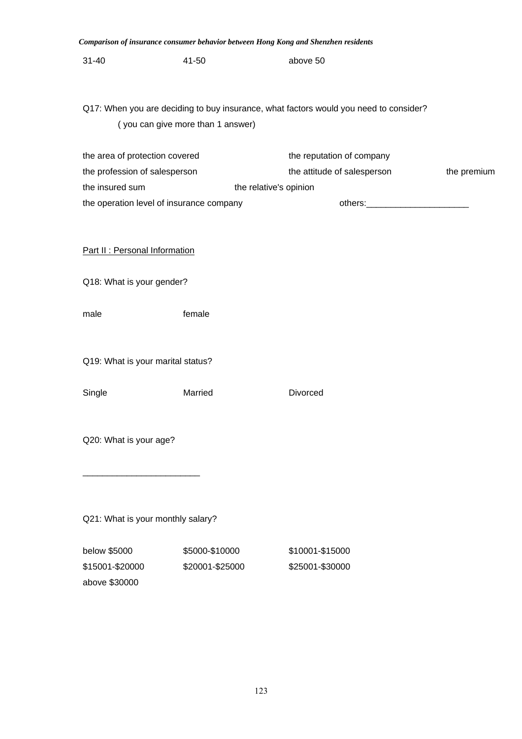31-40 41-50 above 50

Q17: When you are deciding to buy insurance, what factors would you need to consider?
( you can give more than 1 answer)

the area of protection covered the reputation of company
the profession of salesperson the attitude of salesperson the premium
the insured sum the relative's opinion
the operation level of insurance company others:_____________________

Part II : Personal Information

Q18: What is your gender?

male female

Q19: What is your marital status?

Single Married Divorced

Q20: What is your age?

________________________

Q21: What is your monthly salary?

below $5000 $5000-$10000 $10001-$15000
$15001-$20000 $20001-$25000 $25001-$30000
above $30000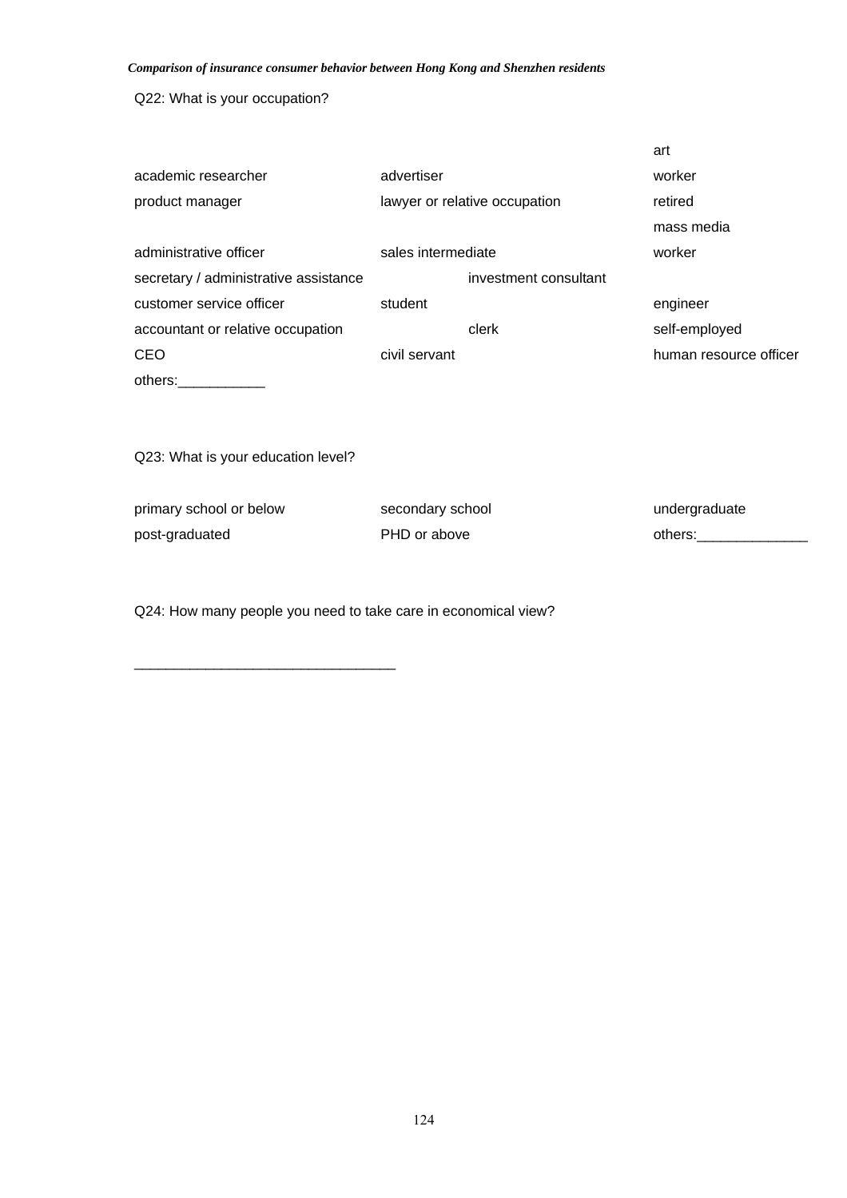Q22: What is your occupation?

| | | |
|---|---|---|
| academic researcher | advertiser | art worker |
| product manager | lawyer or relative occupation | retired |
| administrative officer | sales intermediate | mass media worker |
| secretary / administrative assistance | investment consultant | |
| customer service officer | student | engineer |
| accountant or relative occupation | clerk | self-employed |
| CEO | civil servant | human resource officer |
| others:___________ | | |

Q23: What is your education level?

| | | |
|---|---|---|
| primary school or below | secondary school | undergraduate |
| post-graduated | PHD or above | others:______________ |

Q24: How many people you need to take care in economical view?

_________________________________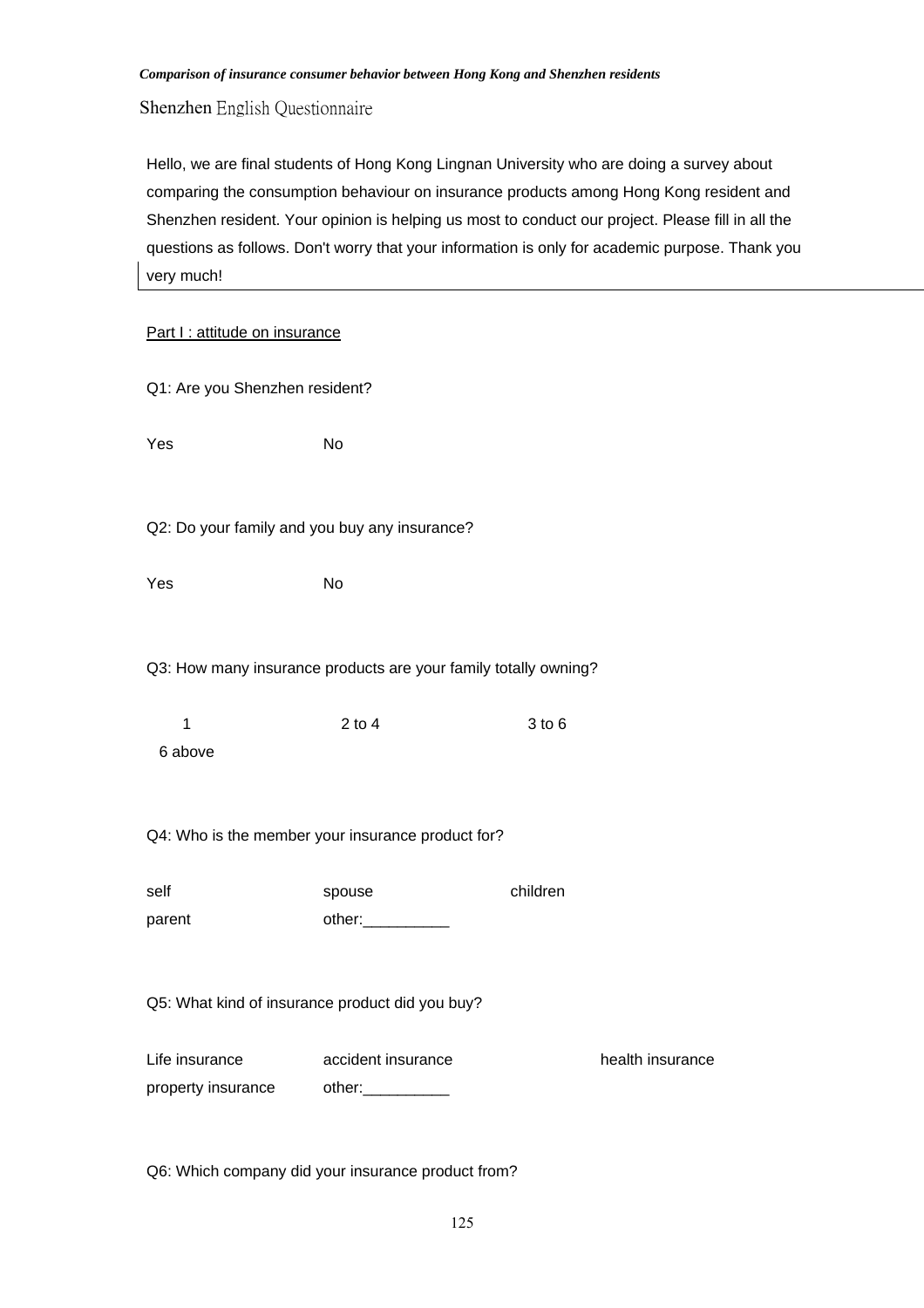*Comparison of insurance consumer behavior between Hong Kong and Shenzhen residents*

Shenzhen English Questionnaire

Hello, we are final students of Hong Kong Lingnan University who are doing a survey about comparing the consumption behaviour on insurance products among Hong Kong resident and Shenzhen resident. Your opinion is helping us most to conduct our project. Please fill in all the questions as follows. Don't worry that your information is only for academic purpose. Thank you very much!

Part I : attitude on insurance

Q1: Are you Shenzhen resident?

Yes　　　　No

Q2: Do your family and you buy any insurance?

Yes　　　　No

Q3: How many insurance products are your family totally owning?

1　　　　2 to 4　　　　3 to 6
6 above

Q4: Who is the member your insurance product for?

self　　　　spouse　　　　children
parent　　　　other:__________

Q5: What kind of insurance product did you buy?

Life insurance　　　　accident insurance　　　　health insurance
property insurance　　　　other:__________

Q6: Which company did your insurance product from?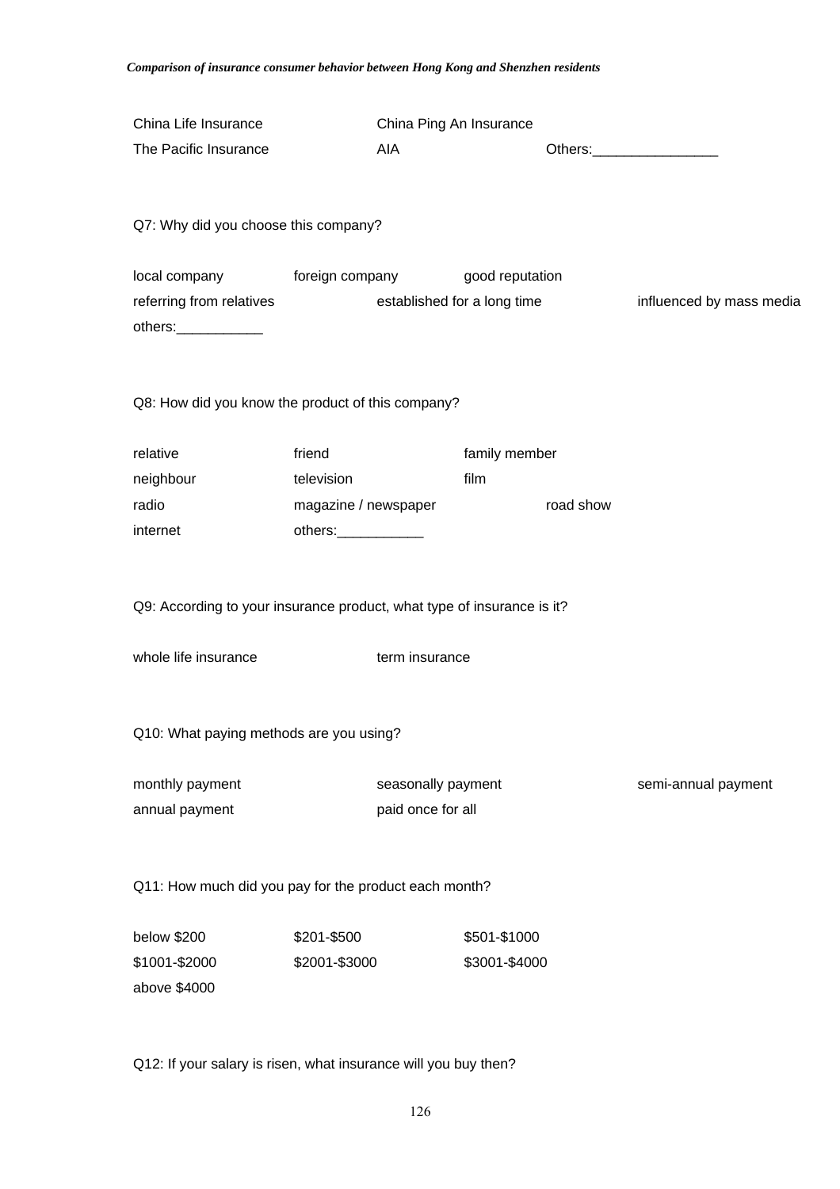China Life Insurance  China Ping An Insurance
The Pacific Insurance  AIA  Others:________________

Q7: Why did you choose this company?

local company  foreign company  good reputation
referring from relatives  established for a long time  influenced by mass media
others:___________

Q8: How did you know the product of this company?

relative  friend  family member
neighbour  television  film
radio  magazine / newspaper  road show
internet  others:___________

Q9: According to your insurance product, what type of insurance is it?

whole life insurance  term insurance

Q10: What paying methods are you using?

monthly payment  seasonally payment  semi-annual payment
annual payment  paid once for all

Q11: How much did you pay for the product each month?

below $200  $201-$500  $501-$1000
$1001-$2000  $2001-$3000  $3001-$4000
above $4000

Q12: If your salary is risen, what insurance will you buy then?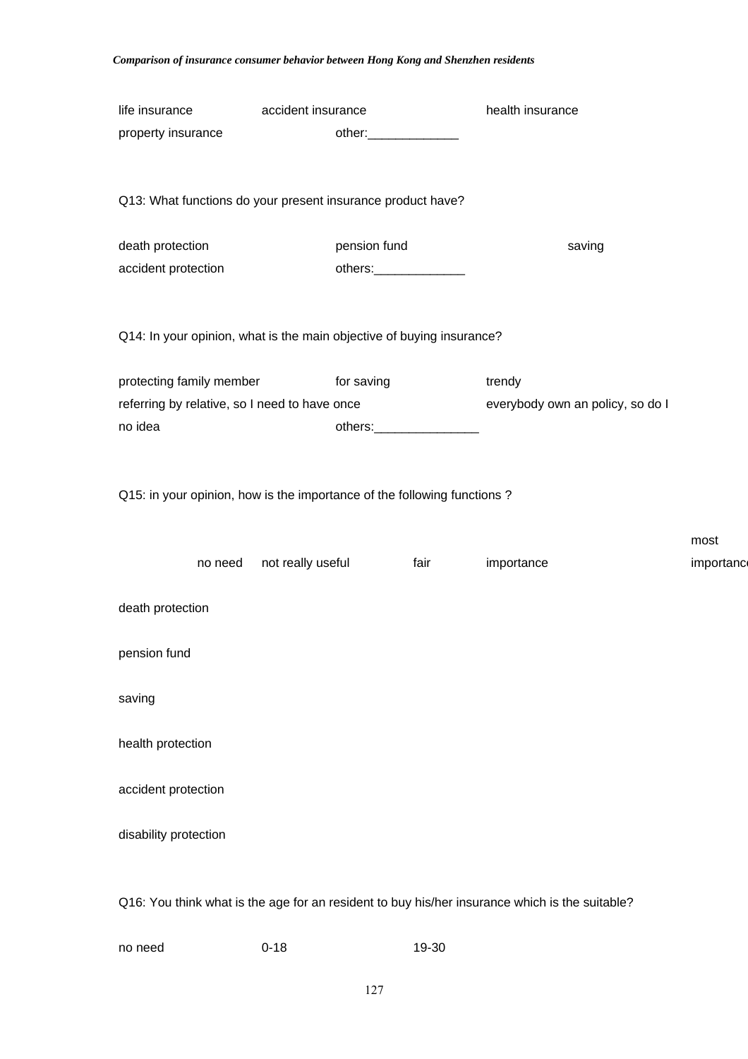life insurance accident insurance health insurance
property insurance other:_____________

Q13: What functions do your present insurance product have?

death protection pension fund saving
accident protection others:_____________

Q14: In your opinion, what is the main objective of buying insurance?

protecting family member for saving trendy
referring by relative, so I need to have once everybody own an policy, so do I
no idea others:_______________

Q15: in your opinion, how is the importance of the following functions ?

| | no need | not really useful | fair | importance | most importance |
|---|---|---|---|---|---|
| death protection | | | | | |
| pension fund | | | | | |
| saving | | | | | |
| health protection | | | | | |
| accident protection | | | | | |
| disability protection | | | | | |

Q16: You think what is the age for an resident to buy his/her insurance which is the suitable?

no need 0-18 19-30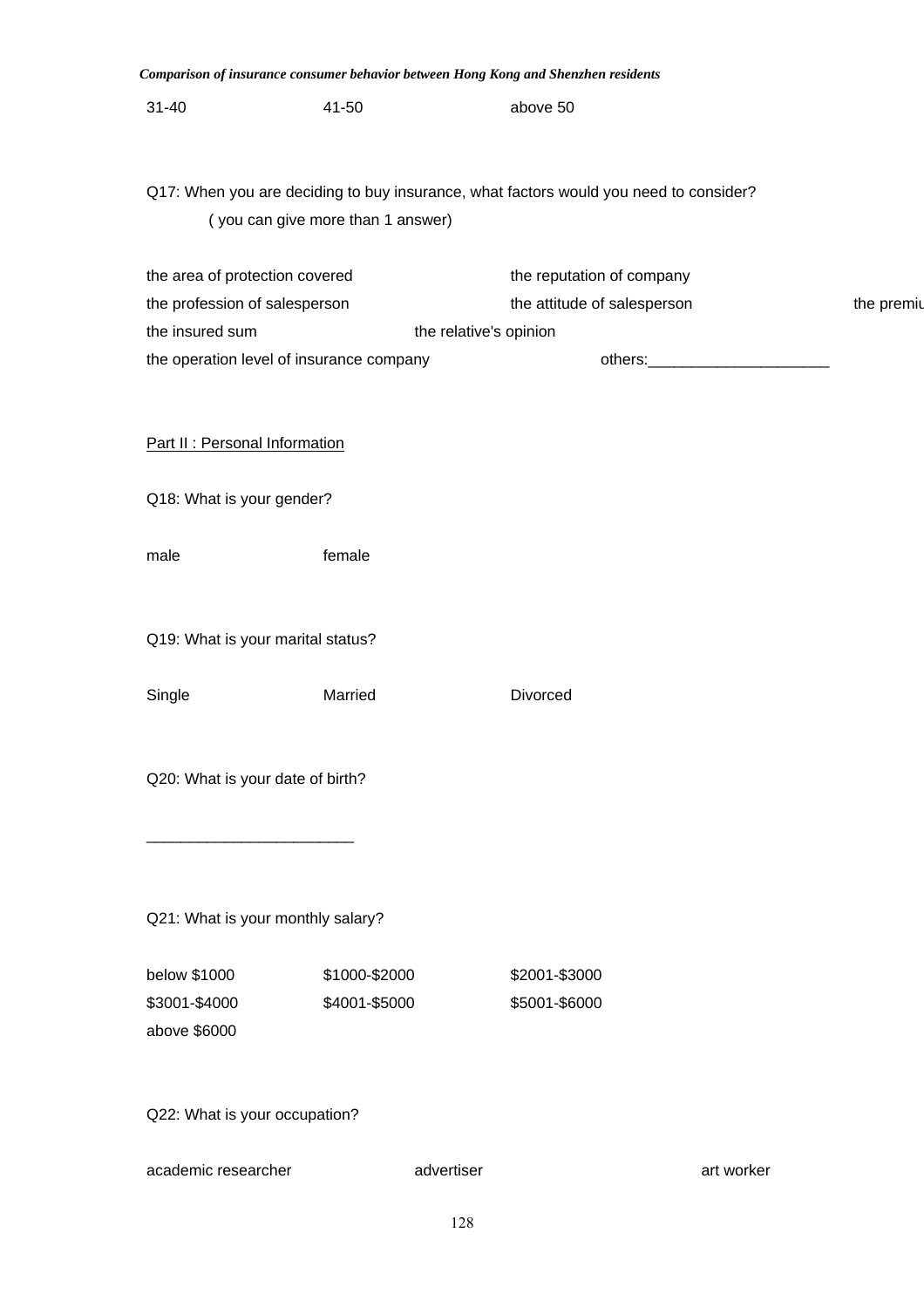31-40 41-50 above 50

Q17: When you are deciding to buy insurance, what factors would you need to consider?
( you can give more than 1 answer)

the area of protection covered the reputation of company
the profession of salesperson the attitude of salesperson the premiu
the insured sum the relative's opinion
the operation level of insurance company others:_____________________

Part II : Personal Information

Q18: What is your gender?

male female

Q19: What is your marital status?

Single Married Divorced

Q20: What is your date of birth?

________________________

Q21: What is your monthly salary?

below $1000 $1000-$2000 $2001-$3000
$3001-$4000 $4001-$5000 $5001-$6000
above $6000

Q22: What is your occupation?

academic researcher advertiser art worker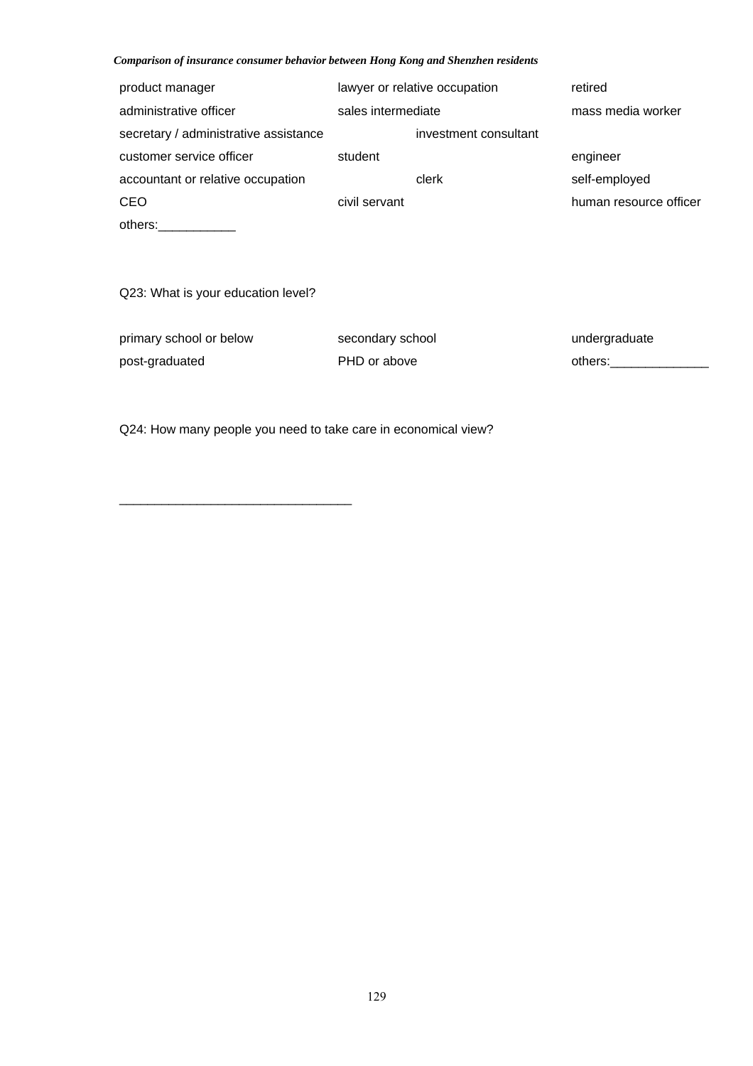| product manager | lawyer or relative occupation | retired |
|---|---|---|
| administrative officer | sales intermediate | mass media worker |
| secretary / administrative assistance | investment consultant | |
| customer service officer | student | engineer |
| accountant or relative occupation | clerk | self-employed |
| CEO | civil servant | human resource officer |
| others:___________ | | |

Q23: What is your education level?

| primary school or below | secondary school | undergraduate |
|---|---|---|
| post-graduated | PHD or above | others:______________ |

Q24: How many people you need to take care in economical view?

_________________________________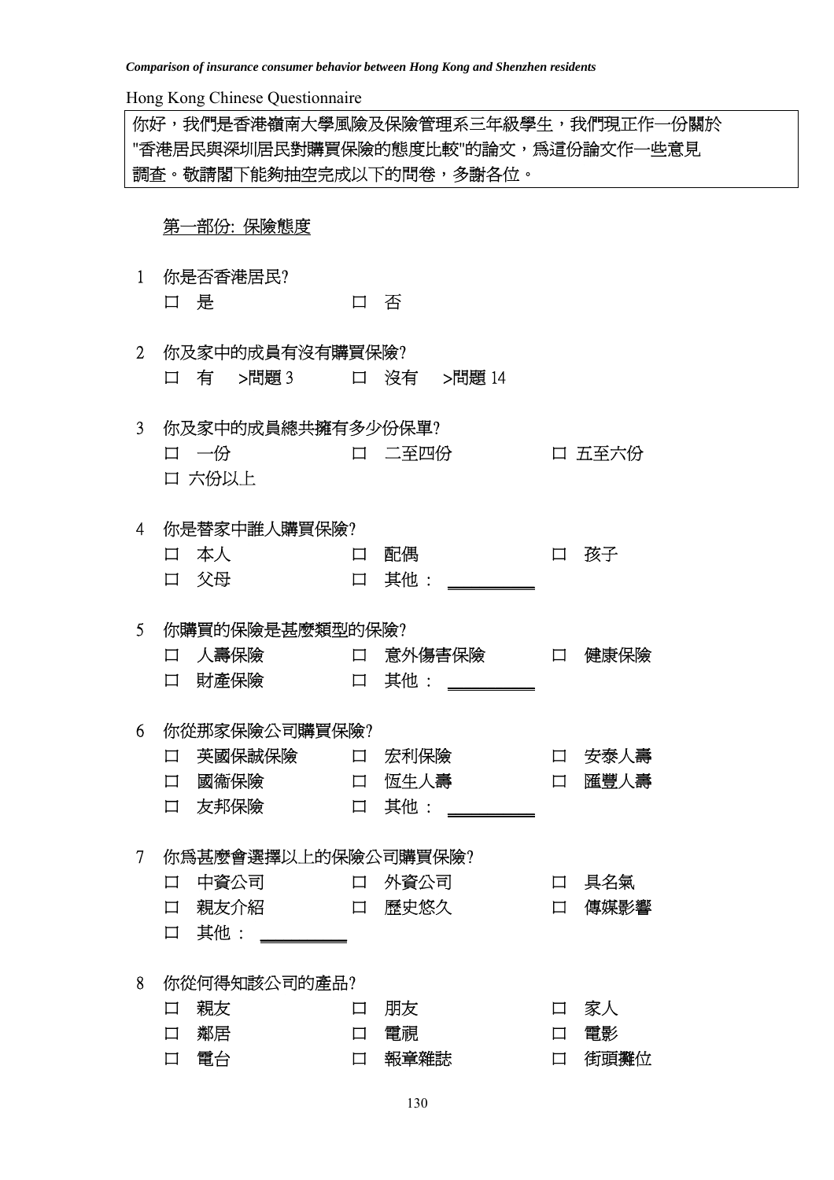Hong Kong Chinese Questionnaire

你好，我們是香港嶺南大學風險及保險管理系三年級學生，我們現正作一份關於"香港居民與深圳居民對購買保險的態度比較"的論文，為這份論文作一些意見調查。敬請閣下能夠抽空完成以下的問卷，多謝各位。

第一部份: 保險態度

1 你是否香港居民?
 口 是  口 否

2 你及家中的成員有沒有購買保險?
 口 有 >問題 3  口 沒有 >問題 14

3 你及家中的成員總共擁有多少份保單?
 口 一份  口 二至四份  口 五至六份
 口 六份以上

4 你是替家中誰人購買保險?
 口 本人  口 配偶  口 孩子
 口 父母  口 其他： __________

5 你購買的保險是甚麼類型的保險?
 口 人壽保險  口 意外傷害保險  口 健康保險
 口 財產保險  口 其他： __________

6 你從那家保險公司購買保險?
 口 英國保誠保險  口 宏利保險  口 安泰人壽
 口 國衞保險  口 恆生人壽  口 滙豐人壽
 口 友邦保險  口 其他： __________

7 你為甚麼會選擇以上的保險公司購買保險?
 口 中資公司  口 外資公司  口 具名氣
 口 親友介紹  口 歷史悠久  口 傳媒影響
 口 其他： __________

8 你從何得知該公司的產品?
 口 親友  口 朋友  口 家人
 口 鄰居  口 電視  口 電影
 口 電台  口 報章雜誌  口 街頭攤位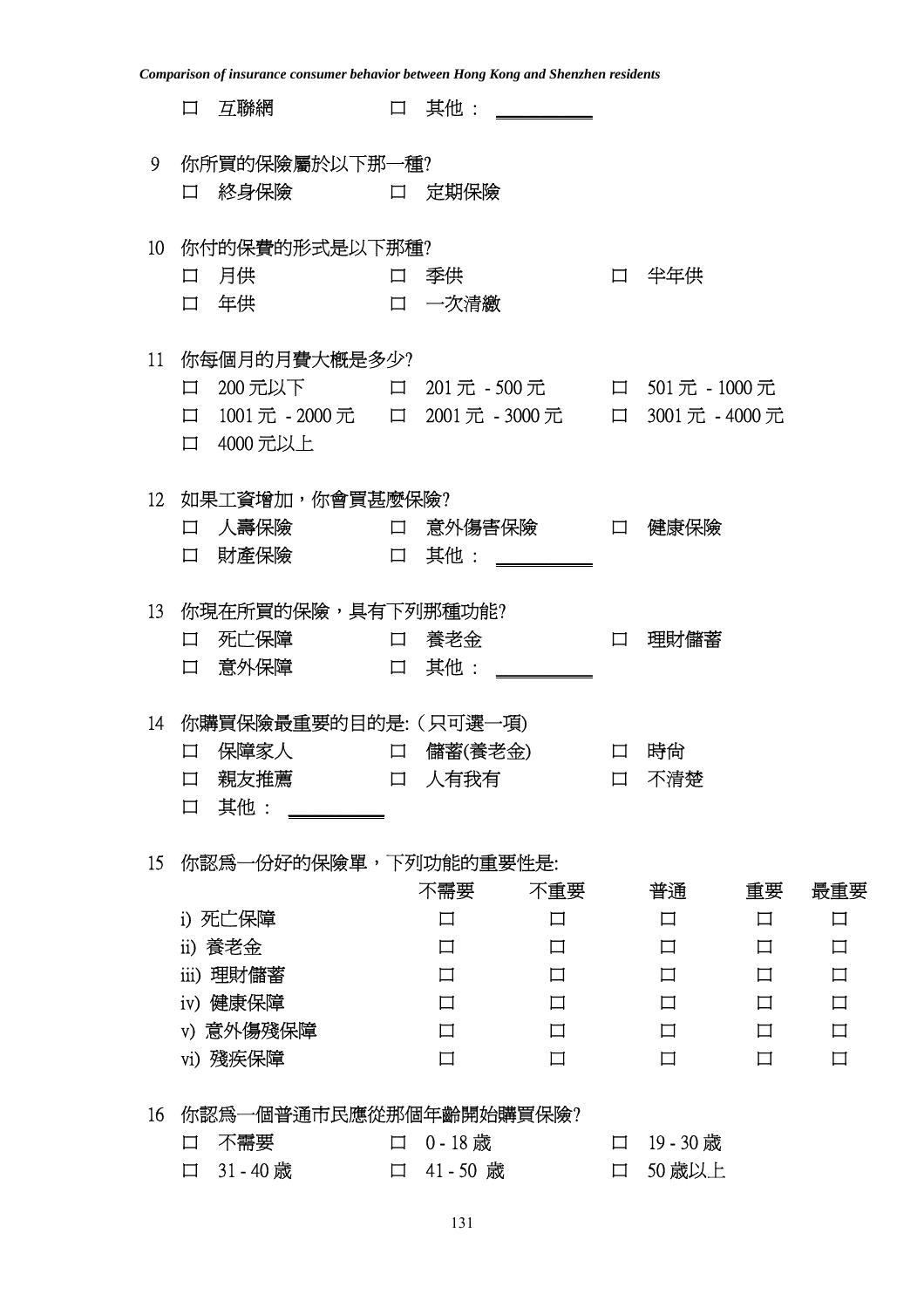- ☐ 互聯網 ☐ 其他：__________

9 你所買的保險屬於以下那一種?

- ☐ 終身保險 ☐ 定期保險

10 你付的保費的形式是以下那種?

- ☐ 月供 ☐ 季供 ☐ 半年供
- ☐ 年供 ☐ 一次清繳

11 你每個月的月費大概是多少?

- ☐ 200 元以下 ☐ 201 元 - 500 元 ☐ 501 元 - 1000 元
- ☐ 1001 元 - 2000 元 ☐ 2001 元 - 3000 元 ☐ 3001 元 - 4000 元
- ☐ 4000 元以上

12 如果工資增加，你會買甚麼保險?

- ☐ 人壽保險 ☐ 意外傷害保險 ☐ 健康保險
- ☐ 財產保險 ☐ 其他：__________

13 你現在所買的保險，具有下列那種功能?

- ☐ 死亡保障 ☐ 養老金 ☐ 理財儲蓄
- ☐ 意外保障 ☐ 其他：__________

14 你購買保險最重要的目的是:（只可選一項)

- ☐ 保障家人 ☐ 儲蓄(養老金) ☐ 時尚
- ☐ 親友推薦 ☐ 人有我有 ☐ 不清楚
- ☐ 其他：__________

15 你認爲一份好的保險單，下列功能的重要性是:

| | 不需要 | 不重要 | 普通 | 重要 | 最重要 |
|---|---|---|---|---|---|
| i) 死亡保障 | ☐ | ☐ | ☐ | ☐ | ☐ |
| ii) 養老金 | ☐ | ☐ | ☐ | ☐ | ☐ |
| iii) 理財儲蓄 | ☐ | ☐ | ☐ | ☐ | ☐ |
| iv) 健康保障 | ☐ | ☐ | ☐ | ☐ | ☐ |
| v) 意外傷殘保障 | ☐ | ☐ | ☐ | ☐ | ☐ |
| vi) 殘疾保障 | ☐ | ☐ | ☐ | ☐ | ☐ |

16 你認爲一個普通市民應從那個年齡開始購買保險?

- ☐ 不需要 ☐ 0 - 18 歲 ☐ 19 - 30 歲
- ☐ 31 - 40 歲 ☐ 41 - 50 歲 ☐ 50 歲以上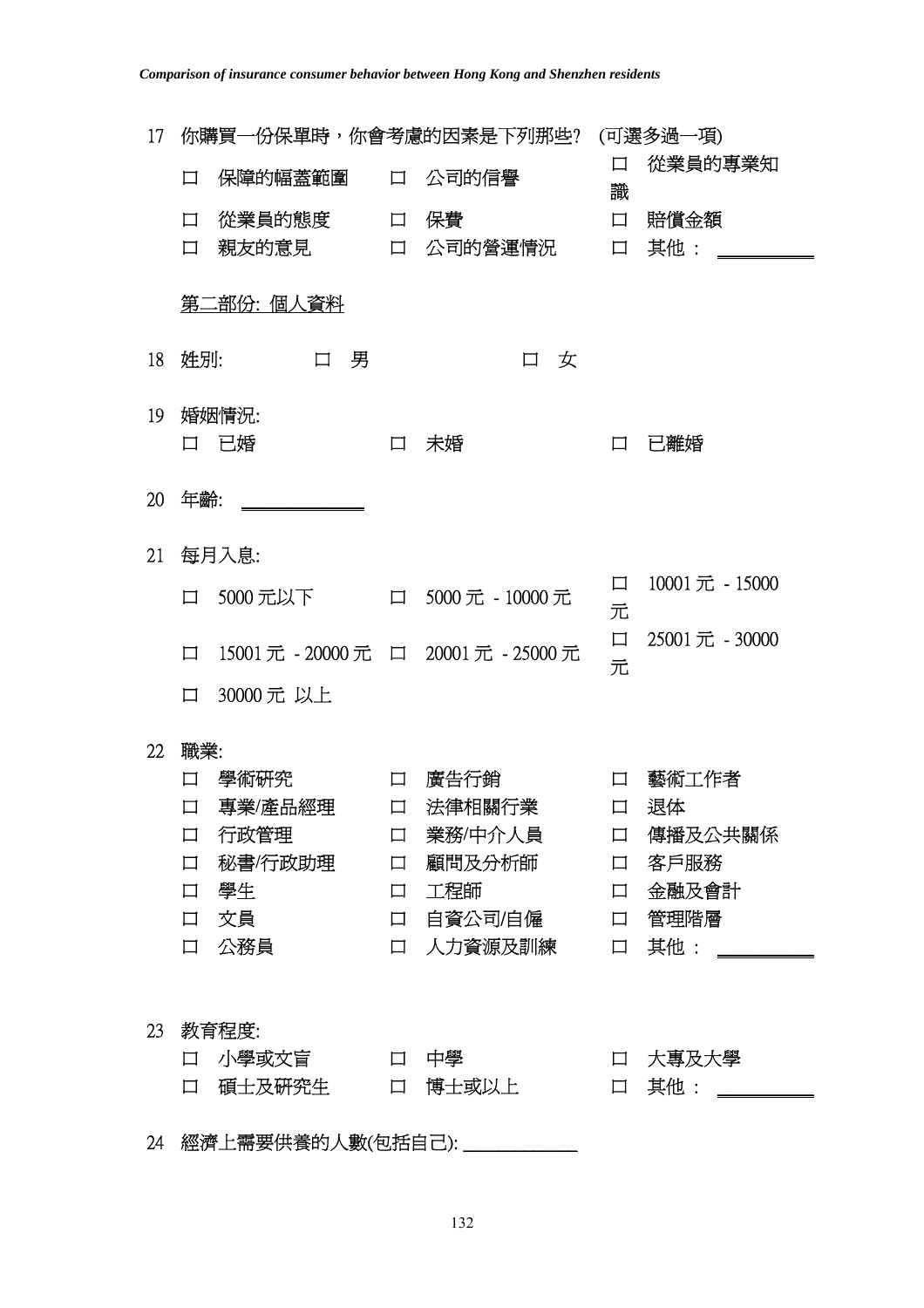17 你購買一份保單時，你會考慮的因素是下列那些? (可選多過一項)

- ☐ 保障的幅蓋範圍 ☐ 公司的信譽 ☐ 從業員的專業知識
- ☐ 從業員的態度 ☐ 保費 ☐ 賠償金額
- ☐ 親友的意見 ☐ 公司的營運情況 ☐ 其他： ________

<u>第二部份: 個人資料</u>

18 姓別: ☐ 男 ☐ 女

19 婚姻情況:

- ☐ 已婚 ☐ 未婚 ☐ 已離婚

20 年齡: ________

21 每月入息:

- ☐ 5000 元以下 ☐ 5000 元 - 10000 元 ☐ 10001 元 - 15000 元
- ☐ 15001 元 - 20000 元 ☐ 20001 元 - 25000 元 ☐ 25001 元 - 30000 元
- ☐ 30000 元 以上

22 職業:

- ☐ 學術研究 ☐ 廣告行銷 ☐ 藝術工作者
- ☐ 專業/產品經理 ☐ 法律相關行業 ☐ 退休
- ☐ 行政管理 ☐ 業務/中介人員 ☐ 傳播及公共關係
- ☐ 秘書/行政助理 ☐ 顧問及分析師 ☐ 客戶服務
- ☐ 學生 ☐ 工程師 ☐ 金融及會計
- ☐ 文員 ☐ 自資公司/自僱 ☐ 管理階層
- ☐ 公務員 ☐ 人力資源及訓練 ☐ 其他： ________

23 教育程度:

- ☐ 小學或文盲 ☐ 中學 ☐ 大專及大學
- ☐ 碩士及研究生 ☐ 博士或以上 ☐ 其他： ________

24 經濟上需要供養的人數(包括自己): ________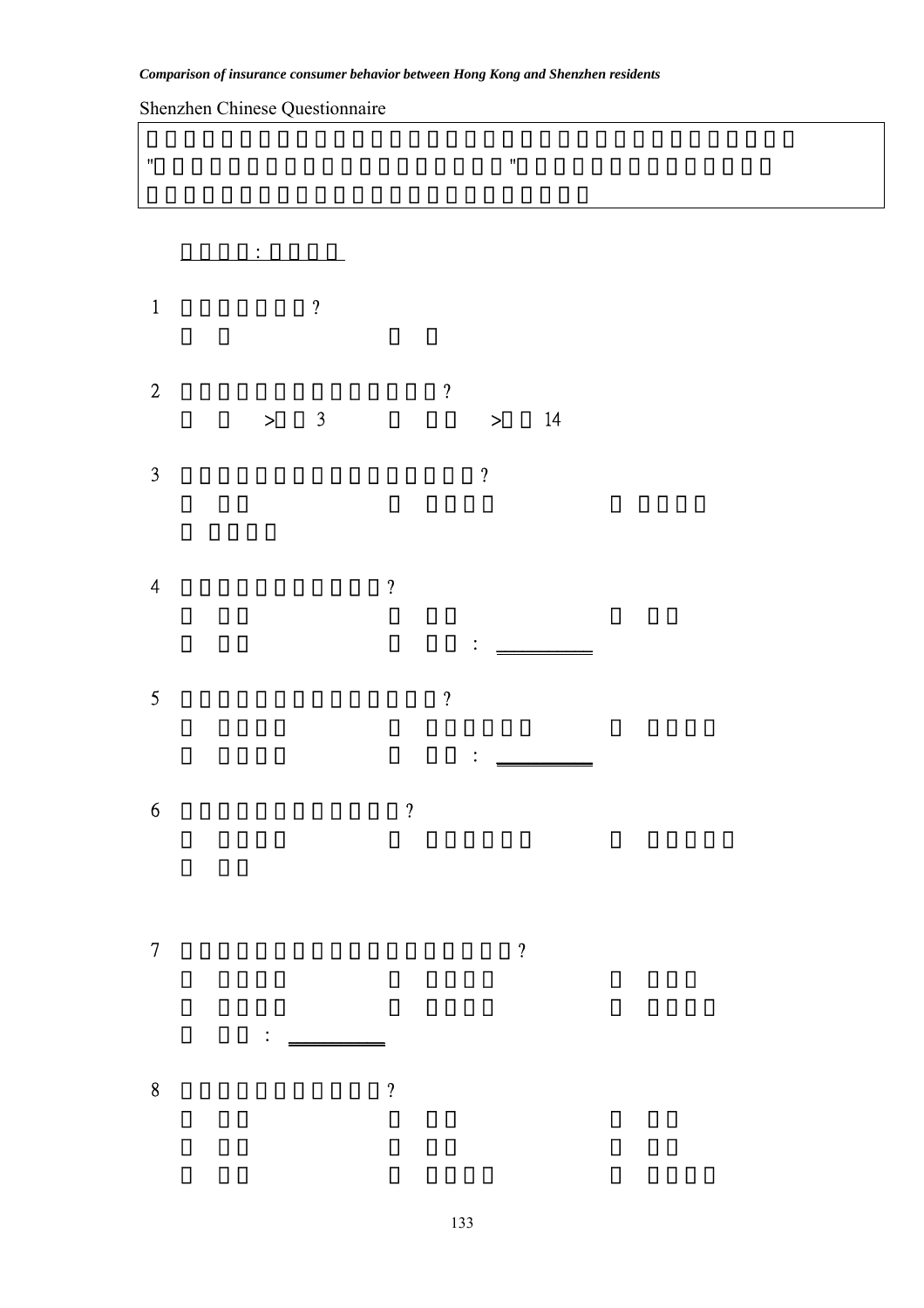Shenzhen Chinese Questionnaire

" "

: 

1 ?

2 ?

> 3 > 14

3 ?

4 ?

: ________

5 ?

: ________

6 ?

7 ?

: ________

8 ?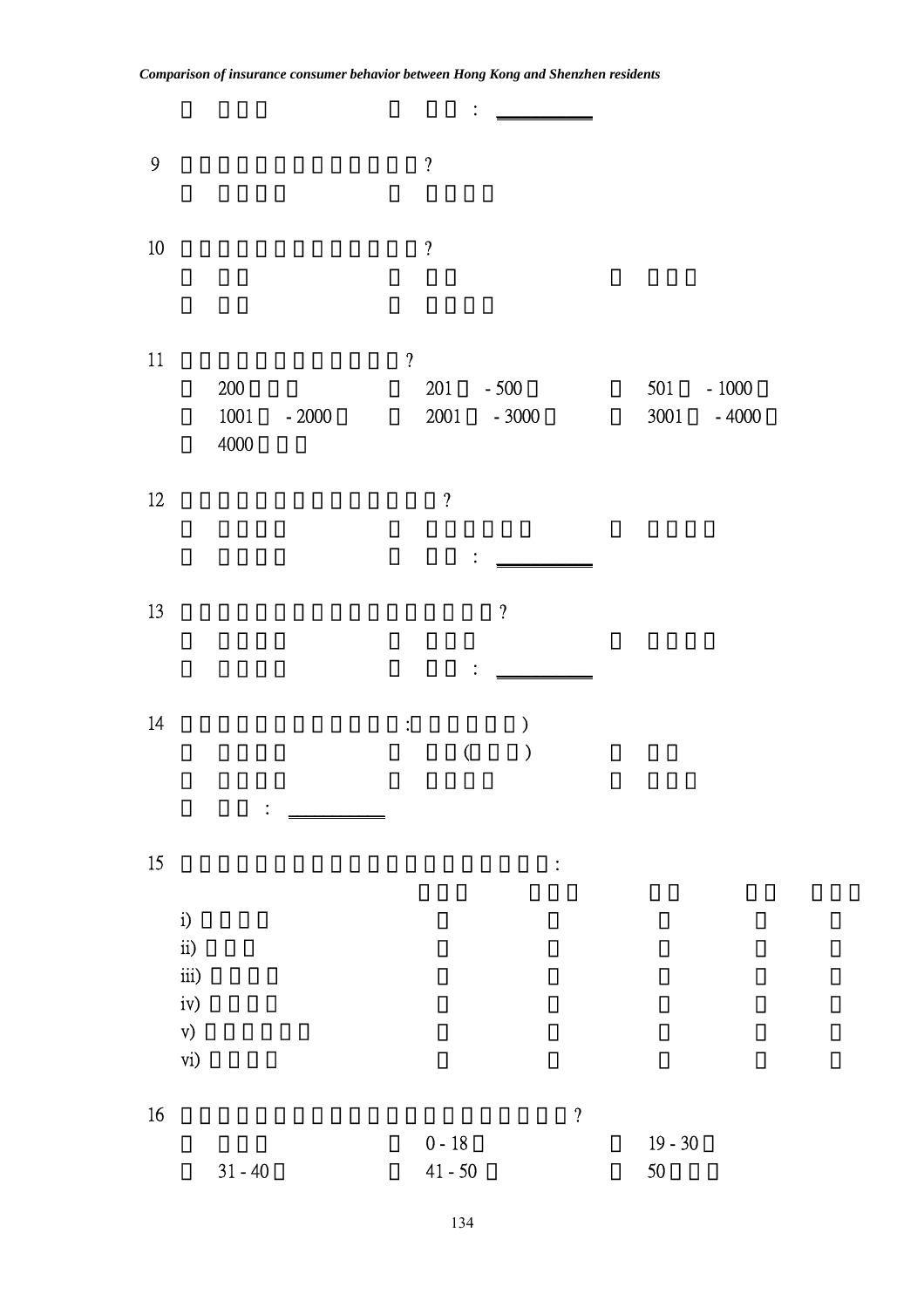: \_\_\_\_\_\_\_\_\_\_

9 ?

10 ?

11 ?

200 　 201 - 500 　 501 - 1000

1001 - 2000 　 2001 - 3000 　 3001 - 4000

4000

12 ?

: \_\_\_\_\_\_\_\_\_\_

13 ?

: \_\_\_\_\_\_\_\_\_\_

14 : )

( )

: \_\_\_\_\_\_\_\_\_\_

15 :

| | | | | | |
|---|---|---|---|---|---|
| i) | | | | | |
| ii) | | | | | |
| iii) | | | | | |
| iv) | | | | | |
| v) | | | | | |
| vi) | | | | | |

16 ?

0 - 18 　 19 - 30

31 - 40 　 41 - 50 　 50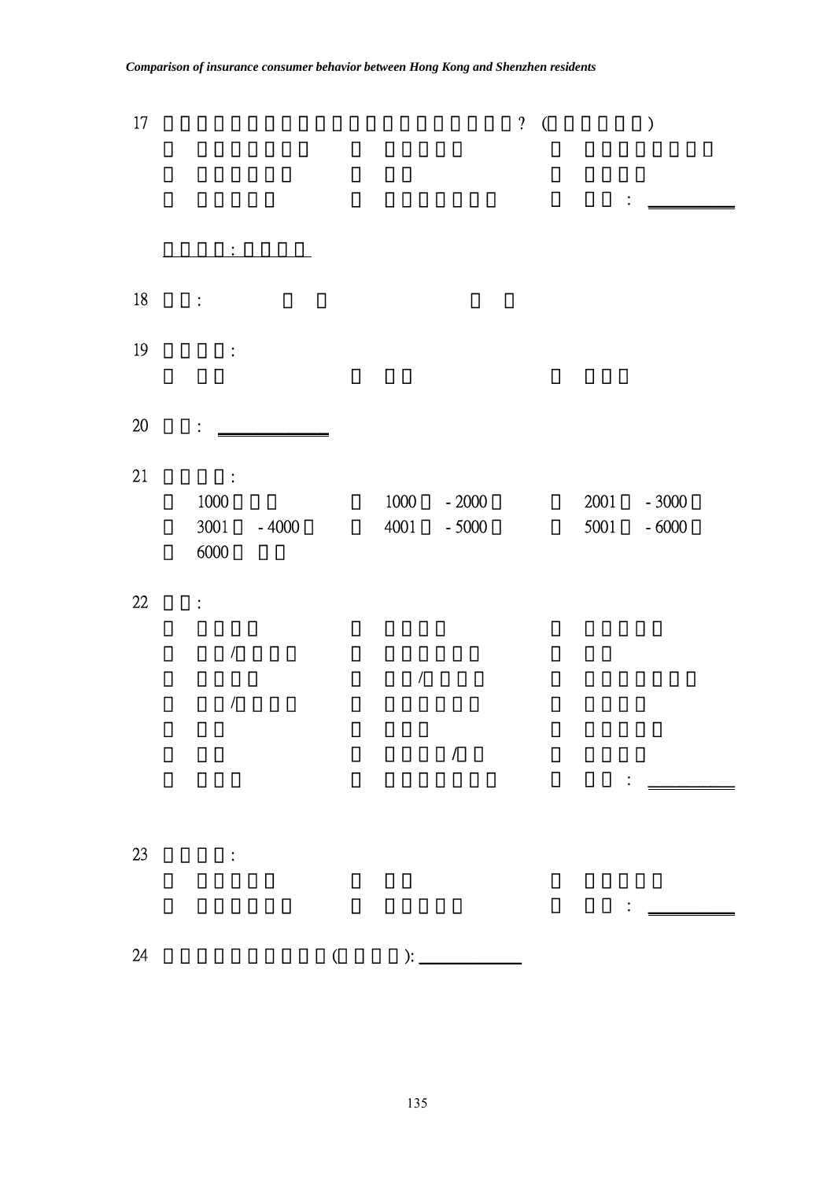17 ? ( )

: ________

:

18 :

19 :

20 : ____________

21 :

1000 | 1000 - 2000 | 2001 - 3000
3001 - 4000 | 4001 - 5000 | 5001 - 6000
6000

22 :

/
/
/
/
: ________

23 :

: ________

24 ( ): ____________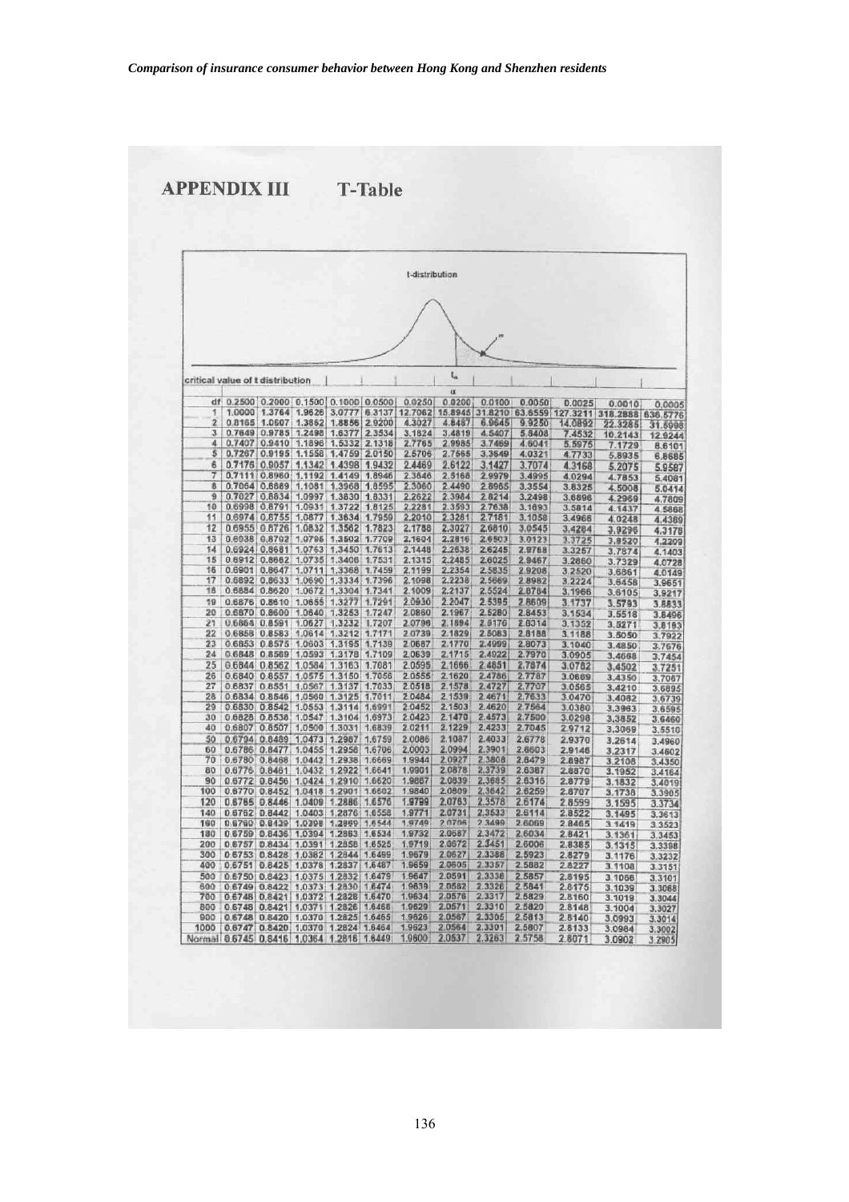# APPENDIX III T-Table

t-distribution

$t_\alpha$

critical value of t distribution

| df | 0.2500 | 0.2000 | 0.1500 | 0.1000 | 0.0500 | 0.0250 | 0.0200 | 0.0100 | 0.0050 | 0.0025 | 0.0010 | 0.0005 |
|---|---|---|---|---|---|---|---|---|---|---|---|---|
| 1 | 1.0000 | 1.3764 | 1.9626 | 3.0777 | 6.3137 | 12.7062 | 15.8946 | 31.8210 | 63.6559 | 127.3211 | 318.2888 | 636.5776 |
| 2 | 0.8165 | 1.0607 | 1.3862 | 1.8856 | 2.9200 | 4.3027 | 4.8487 | 6.9645 | 9.9250 | 14.0892 | 22.3285 | 31.5998 |
| 3 | 0.7649 | 0.9785 | 1.2498 | 1.6377 | 2.3534 | 3.1824 | 3.4819 | 4.5407 | 5.8408 | 7.4532 | 10.2143 | 12.9244 |
| 4 | 0.7407 | 0.9410 | 1.1896 | 1.5332 | 2.1318 | 2.7765 | 2.9985 | 3.7469 | 4.6041 | 5.5975 | 7.1729 | 8.6101 |
| 5 | 0.7267 | 0.9195 | 1.1558 | 1.4759 | 2.0150 | 2.5706 | 2.7565 | 3.3649 | 4.0321 | 4.7733 | 5.8935 | 6.8685 |
| 6 | 0.7176 | 0.9057 | 1.1342 | 1.4398 | 1.9432 | 2.4469 | 2.6122 | 3.1427 | 3.7074 | 4.3168 | 5.2075 | 5.9587 |
| 7 | 0.7111 | 0.8960 | 1.1192 | 1.4149 | 1.8946 | 2.3646 | 2.5168 | 2.9979 | 3.4995 | 4.0294 | 4.7853 | 5.4081 |
| 8 | 0.7064 | 0.8889 | 1.1081 | 1.3968 | 1.8595 | 2.3060 | 2.4490 | 2.8965 | 3.3554 | 3.8325 | 4.5008 | 5.0414 |
| 9 | 0.7027 | 0.8834 | 1.0997 | 1.3830 | 1.8331 | 2.2622 | 2.3984 | 2.8214 | 3.2498 | 3.6896 | 4.2969 | 4.7809 |
| 10 | 0.6998 | 0.8791 | 1.0931 | 1.3722 | 1.8125 | 2.2281 | 2.3593 | 2.7638 | 3.1693 | 3.5814 | 4.1437 | 4.5868 |
| 11 | 0.6974 | 0.8755 | 1.0877 | 1.3634 | 1.7959 | 2.2010 | 2.3281 | 2.7181 | 3.1058 | 3.4966 | 4.0248 | 4.4369 |
| 12 | 0.6955 | 0.8726 | 1.0832 | 1.3562 | 1.7823 | 2.1788 | 2.3027 | 2.6810 | 3.0545 | 3.4284 | 3.9296 | 4.3178 |
| 13 | 0.6938 | 0.8702 | 1.0795 | 1.3502 | 1.7709 | 2.1604 | 2.2816 | 2.6503 | 3.0123 | 3.3725 | 3.8520 | 4.2209 |
| 14 | 0.6924 | 0.8681 | 1.0763 | 1.3450 | 1.7613 | 2.1448 | 2.2638 | 2.6245 | 2.9768 | 3.3257 | 3.7874 | 4.1403 |
| 15 | 0.6912 | 0.8662 | 1.0735 | 1.3406 | 1.7531 | 2.1315 | 2.2485 | 2.6025 | 2.9467 | 3.2860 | 3.7329 | 4.0728 |
| 16 | 0.6901 | 0.8647 | 1.0711 | 1.3368 | 1.7459 | 2.1199 | 2.2354 | 2.5835 | 2.9208 | 3.2520 | 3.6861 | 4.0149 |
| 17 | 0.6892 | 0.8633 | 1.0690 | 1.3334 | 1.7396 | 2.1098 | 2.2238 | 2.5669 | 2.8982 | 3.2224 | 3.6458 | 3.9651 |
| 18 | 0.6884 | 0.8620 | 1.0672 | 1.3304 | 1.7341 | 2.1009 | 2.2137 | 2.5524 | 2.8784 | 3.1966 | 3.6105 | 3.9217 |
| 19 | 0.6876 | 0.8610 | 1.0655 | 1.3277 | 1.7291 | 2.0930 | 2.2047 | 2.5395 | 2.8609 | 3.1737 | 3.5793 | 3.8833 |
| 20 | 0.6870 | 0.8600 | 1.0640 | 1.3253 | 1.7247 | 2.0860 | 2.1967 | 2.5280 | 2.8453 | 3.1534 | 3.5518 | 3.8496 |
| 21 | 0.6864 | 0.8591 | 1.0627 | 1.3232 | 1.7207 | 2.0796 | 2.1894 | 2.5176 | 2.8314 | 3.1352 | 3.5271 | 3.8193 |
| 22 | 0.6858 | 0.8583 | 1.0614 | 1.3212 | 1.7171 | 2.0739 | 2.1829 | 2.5083 | 2.8188 | 3.1188 | 3.5050 | 3.7922 |
| 23 | 0.6853 | 0.8575 | 1.0603 | 1.3195 | 1.7139 | 2.0687 | 2.1770 | 2.4999 | 2.8073 | 3.1040 | 3.4850 | 3.7676 |
| 24 | 0.6848 | 0.8569 | 1.0593 | 1.3178 | 1.7109 | 2.0639 | 2.1715 | 2.4922 | 2.7970 | 3.0905 | 3.4668 | 3.7454 |
| 25 | 0.6844 | 0.8562 | 1.0584 | 1.3163 | 1.7081 | 2.0595 | 2.1666 | 2.4851 | 2.7874 | 3.0782 | 3.4502 | 3.7251 |
| 26 | 0.6840 | 0.8557 | 1.0575 | 1.3150 | 1.7056 | 2.0555 | 2.1620 | 2.4786 | 2.7787 | 3.0669 | 3.4350 | 3.7067 |
| 27 | 0.6837 | 0.8551 | 1.0567 | 1.3137 | 1.7033 | 2.0518 | 2.1578 | 2.4727 | 2.7707 | 3.0565 | 3.4210 | 3.6895 |
| 28 | 0.6834 | 0.8546 | 1.0560 | 1.3125 | 1.7011 | 2.0484 | 2.1539 | 2.4671 | 2.7633 | 3.0470 | 3.4082 | 3.6739 |
| 29 | 0.6830 | 0.8542 | 1.0553 | 1.3114 | 1.6991 | 2.0452 | 2.1503 | 2.4620 | 2.7564 | 3.0380 | 3.3963 | 3.6595 |
| 30 | 0.6828 | 0.8538 | 1.0547 | 1.3104 | 1.6973 | 2.0423 | 2.1470 | 2.4573 | 2.7500 | 3.0298 | 3.3852 | 3.6460 |
| 40 | 0.6807 | 0.8507 | 1.0500 | 1.3031 | 1.6839 | 2.0211 | 2.1229 | 2.4233 | 2.7045 | 2.9712 | 3.3069 | 3.5510 |
| 50 | 0.6794 | 0.8489 | 1.0473 | 1.2987 | 1.6759 | 2.0086 | 2.1087 | 2.4033 | 2.6778 | 2.9370 | 3.2614 | 3.4960 |
| 60 | 0.6786 | 0.8477 | 1.0455 | 1.2958 | 1.6706 | 2.0003 | 2.0994 | 2.3901 | 2.6603 | 2.9146 | 3.2317 | 3.4602 |
| 70 | 0.6780 | 0.8468 | 1.0442 | 1.2938 | 1.6669 | 1.9944 | 2.0927 | 2.3808 | 2.6479 | 2.8987 | 3.2108 | 3.4350 |
| 80 | 0.6776 | 0.8461 | 1.0432 | 1.2922 | 1.6641 | 1.9901 | 2.0878 | 2.3739 | 2.6387 | 2.8870 | 3.1952 | 3.4164 |
| 90 | 0.6772 | 0.8456 | 1.0424 | 1.2910 | 1.6620 | 1.9867 | 2.0839 | 2.3685 | 2.6316 | 2.8779 | 3.1832 | 3.4019 |
| 100 | 0.6770 | 0.8452 | 1.0418 | 1.2901 | 1.6602 | 1.9840 | 2.0809 | 2.3642 | 2.6259 | 2.8707 | 3.1738 | 3.3905 |
| 120 | 0.6765 | 0.8446 | 1.0409 | 1.2886 | 1.6576 | 1.9799 | 2.0763 | 2.3578 | 2.6174 | 2.8599 | 3.1595 | 3.3734 |
| 140 | 0.6762 | 0.8442 | 1.0403 | 1.2876 | 1.6558 | 1.9771 | 2.0731 | 2.3533 | 2.6114 | 2.8522 | 3.1495 | 3.3613 |
| 160 | 0.6760 | 0.8439 | 1.0398 | 1.2869 | 1.6544 | 1.9749 | 2.0706 | 2.3499 | 2.6069 | 2.8465 | 3.1419 | 3.3523 |
| 180 | 0.6759 | 0.8436 | 1.0394 | 1.2863 | 1.6534 | 1.9732 | 2.0687 | 2.3472 | 2.6034 | 2.8421 | 3.1361 | 3.3453 |
| 200 | 0.6757 | 0.8434 | 1.0391 | 1.2858 | 1.6525 | 1.9719 | 2.0672 | 2.3451 | 2.6006 | 2.8385 | 3.1315 | 3.3398 |
| 300 | 0.6753 | 0.8428 | 1.0382 | 1.2844 | 1.6499 | 1.9679 | 2.0627 | 2.3388 | 2.5923 | 2.8279 | 3.1176 | 3.3232 |
| 400 | 0.6751 | 0.8425 | 1.0378 | 1.2837 | 1.6487 | 1.9659 | 2.0605 | 2.3357 | 2.5882 | 2.8227 | 3.1108 | 3.3151 |
| 500 | 0.6750 | 0.8423 | 1.0375 | 1.2832 | 1.6479 | 1.9647 | 2.0591 | 2.3338 | 2.5857 | 2.8195 | 3.1066 | 3.3101 |
| 600 | 0.6749 | 0.8422 | 1.0373 | 1.2830 | 1.6474 | 1.9639 | 2.0582 | 2.3326 | 2.5841 | 2.8175 | 3.1039 | 3.3068 |
| 700 | 0.6748 | 0.8421 | 1.0372 | 1.2828 | 1.6470 | 1.9634 | 2.0576 | 2.3317 | 2.5829 | 2.8160 | 3.1019 | 3.3044 |
| 800 | 0.6748 | 0.8421 | 1.0371 | 1.2826 | 1.6468 | 1.9629 | 2.0571 | 2.3310 | 2.5820 | 2.8148 | 3.1004 | 3.3027 |
| 900 | 0.6748 | 0.8420 | 1.0370 | 1.2825 | 1.6465 | 1.9626 | 2.0567 | 2.3305 | 2.5813 | 2.8140 | 3.0993 | 3.3014 |
| 1000 | 0.6747 | 0.8420 | 1.0370 | 1.2824 | 1.6464 | 1.9623 | 2.0564 | 2.3301 | 2.5807 | 2.8133 | 3.0984 | 3.3002 |
| Normal | 0.6745 | 0.8416 | 1.0364 | 1.2816 | 1.6449 | 1.9600 | 2.0537 | 2.3263 | 2.5758 | 2.8071 | 3.0902 | 3.2905 |